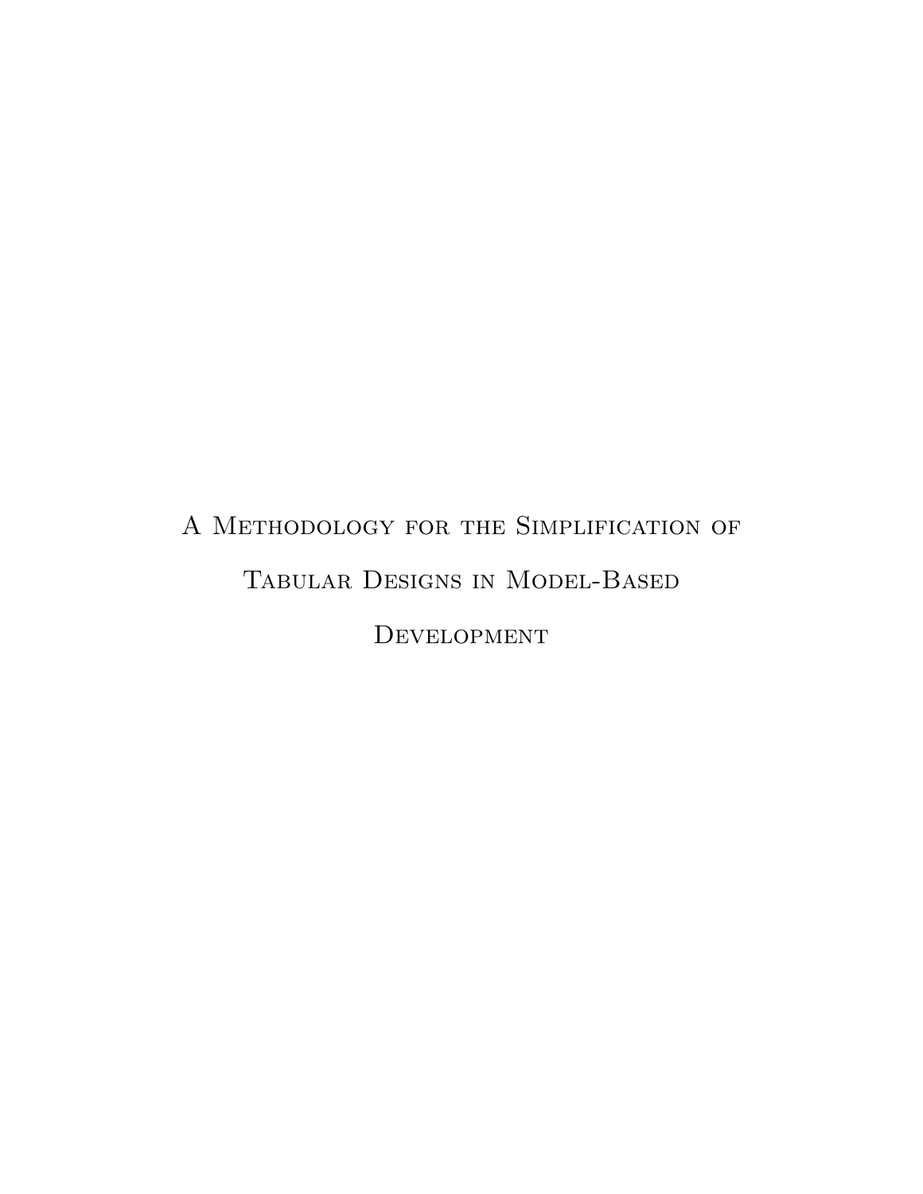# A Methodology for the Simplification of Tabular Designs in Model-Based Development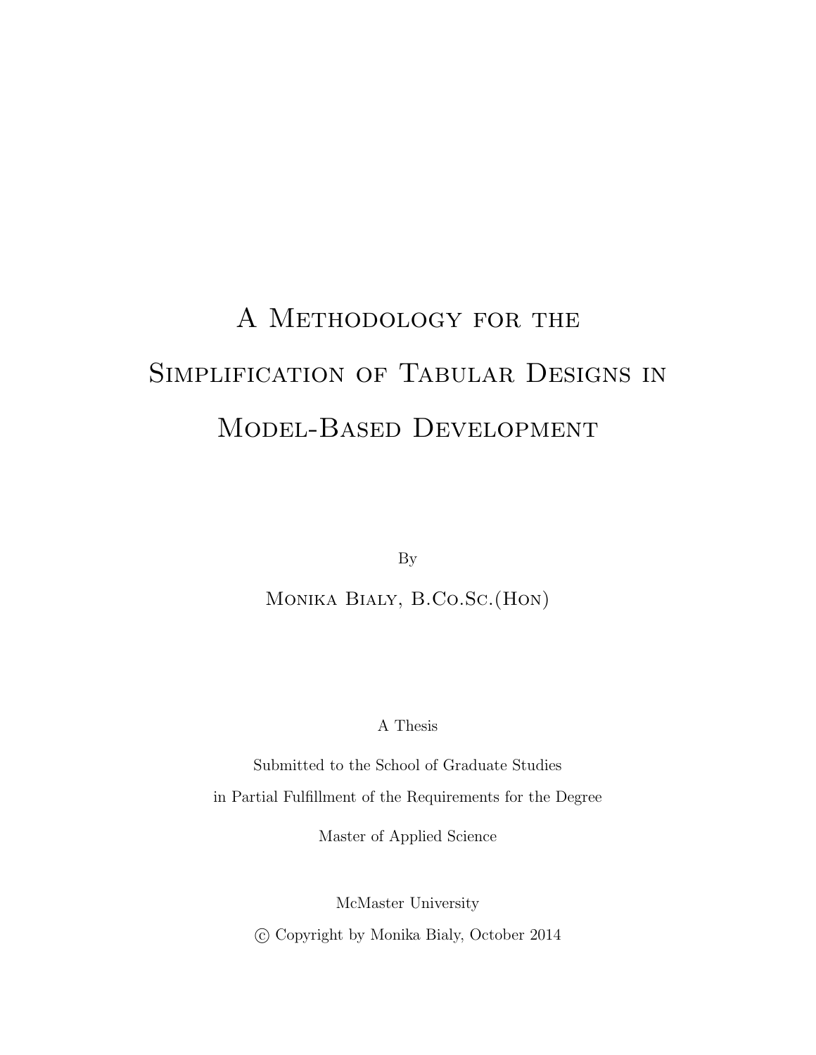# A Methodology for the Simplification of Tabular Designs in Model-Based Development

By

Monika Bialy, B.Co.Sc.(Hon)

A Thesis

Submitted to the School of Graduate Studies

in Partial Fulfillment of the Requirements for the Degree

Master of Applied Science

McMaster University

© Copyright by Monika Bialy, October 2014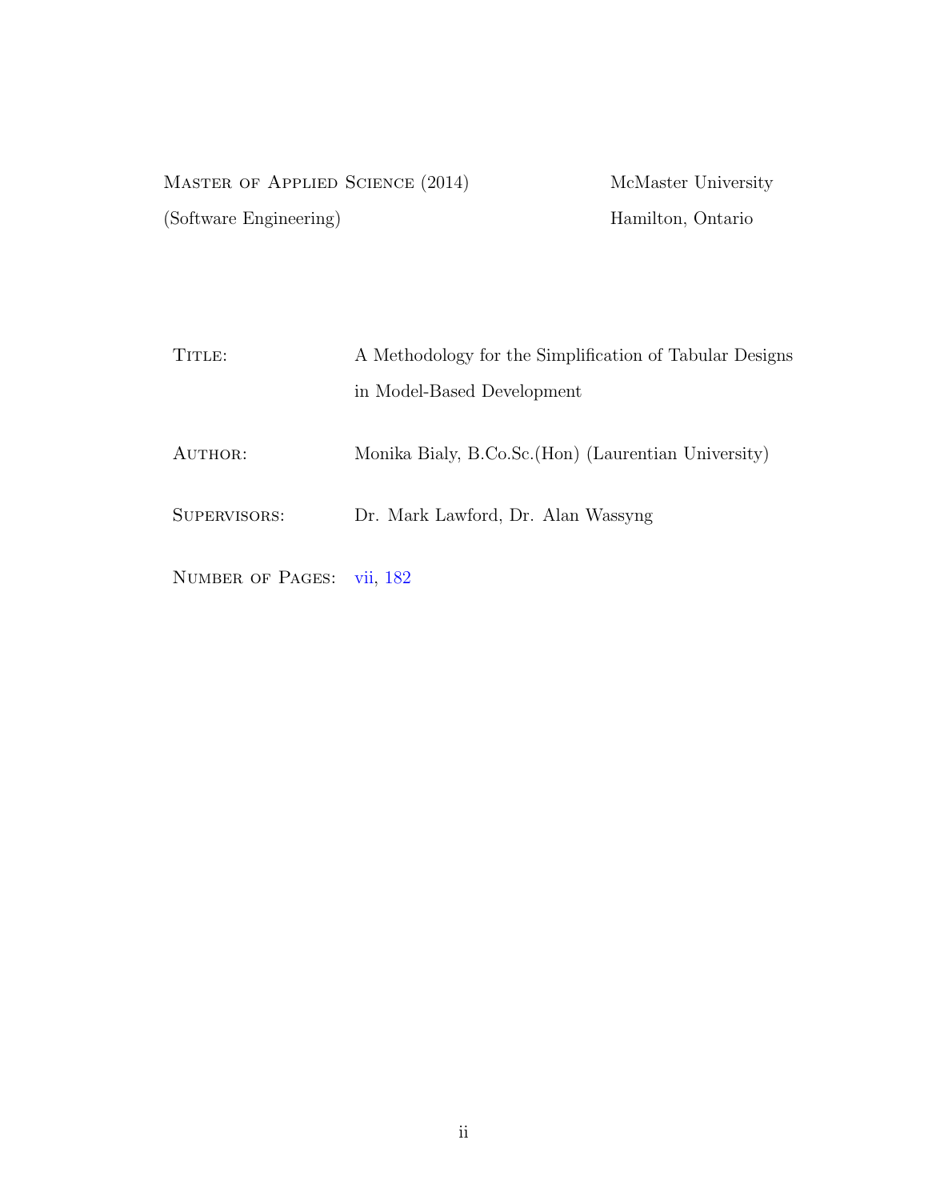Master of Applied Science (2014) McMaster University
(Software Engineering) Hamilton, Ontario

Title: A Methodology for the Simplification of Tabular Designs in Model-Based Development

Author: Monika Bialy, B.Co.Sc.(Hon) (Laurentian University)

Supervisors: Dr. Mark Lawford, Dr. Alan Wassyng

Number of Pages: vii, 182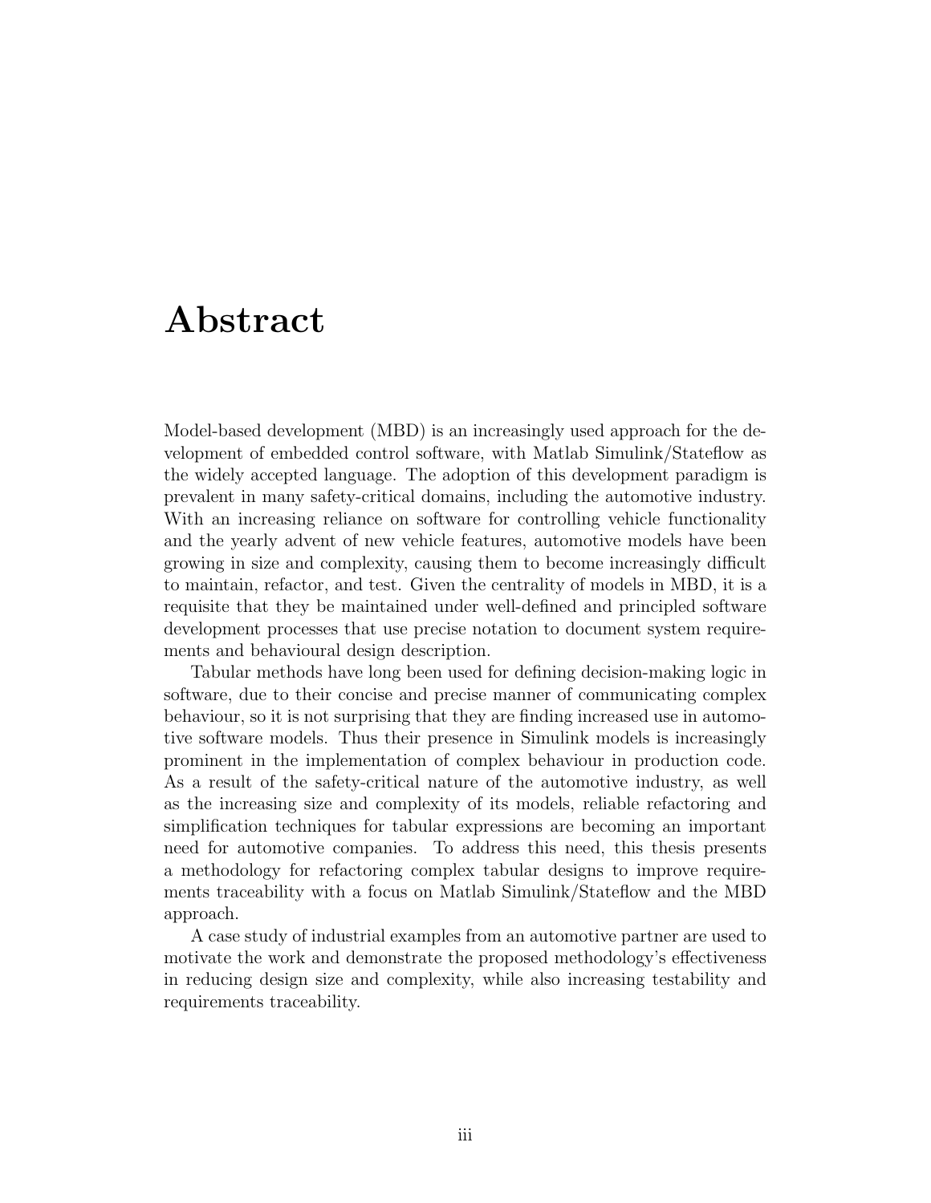# Abstract

Model-based development (MBD) is an increasingly used approach for the development of embedded control software, with Matlab Simulink/Stateflow as the widely accepted language. The adoption of this development paradigm is prevalent in many safety-critical domains, including the automotive industry. With an increasing reliance on software for controlling vehicle functionality and the yearly advent of new vehicle features, automotive models have been growing in size and complexity, causing them to become increasingly difficult to maintain, refactor, and test. Given the centrality of models in MBD, it is a requisite that they be maintained under well-defined and principled software development processes that use precise notation to document system requirements and behavioural design description.

Tabular methods have long been used for defining decision-making logic in software, due to their concise and precise manner of communicating complex behaviour, so it is not surprising that they are finding increased use in automotive software models. Thus their presence in Simulink models is increasingly prominent in the implementation of complex behaviour in production code. As a result of the safety-critical nature of the automotive industry, as well as the increasing size and complexity of its models, reliable refactoring and simplification techniques for tabular expressions are becoming an important need for automotive companies. To address this need, this thesis presents a methodology for refactoring complex tabular designs to improve requirements traceability with a focus on Matlab Simulink/Stateflow and the MBD approach.

A case study of industrial examples from an automotive partner are used to motivate the work and demonstrate the proposed methodology's effectiveness in reducing design size and complexity, while also increasing testability and requirements traceability.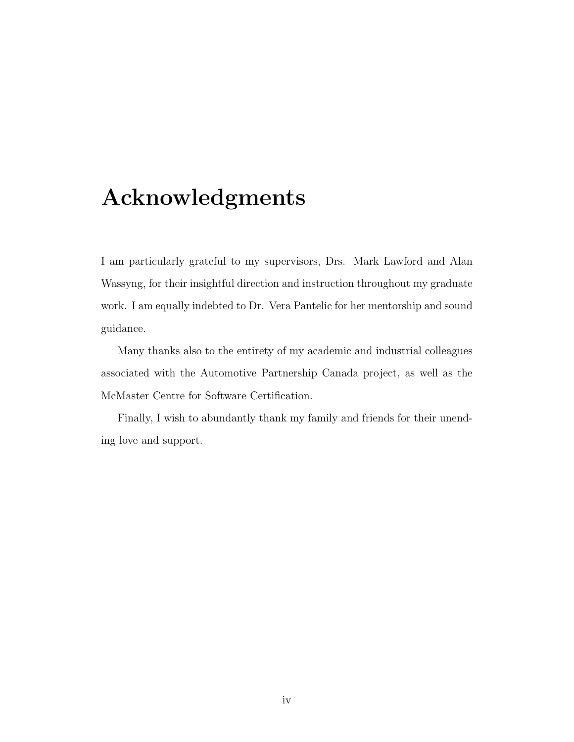# Acknowledgments

I am particularly grateful to my supervisors, Drs. Mark Lawford and Alan Wassyng, for their insightful direction and instruction throughout my graduate work. I am equally indebted to Dr. Vera Pantelic for her mentorship and sound guidance.

Many thanks also to the entirety of my academic and industrial colleagues associated with the Automotive Partnership Canada project, as well as the McMaster Centre for Software Certification.

Finally, I wish to abundantly thank my family and friends for their unending love and support.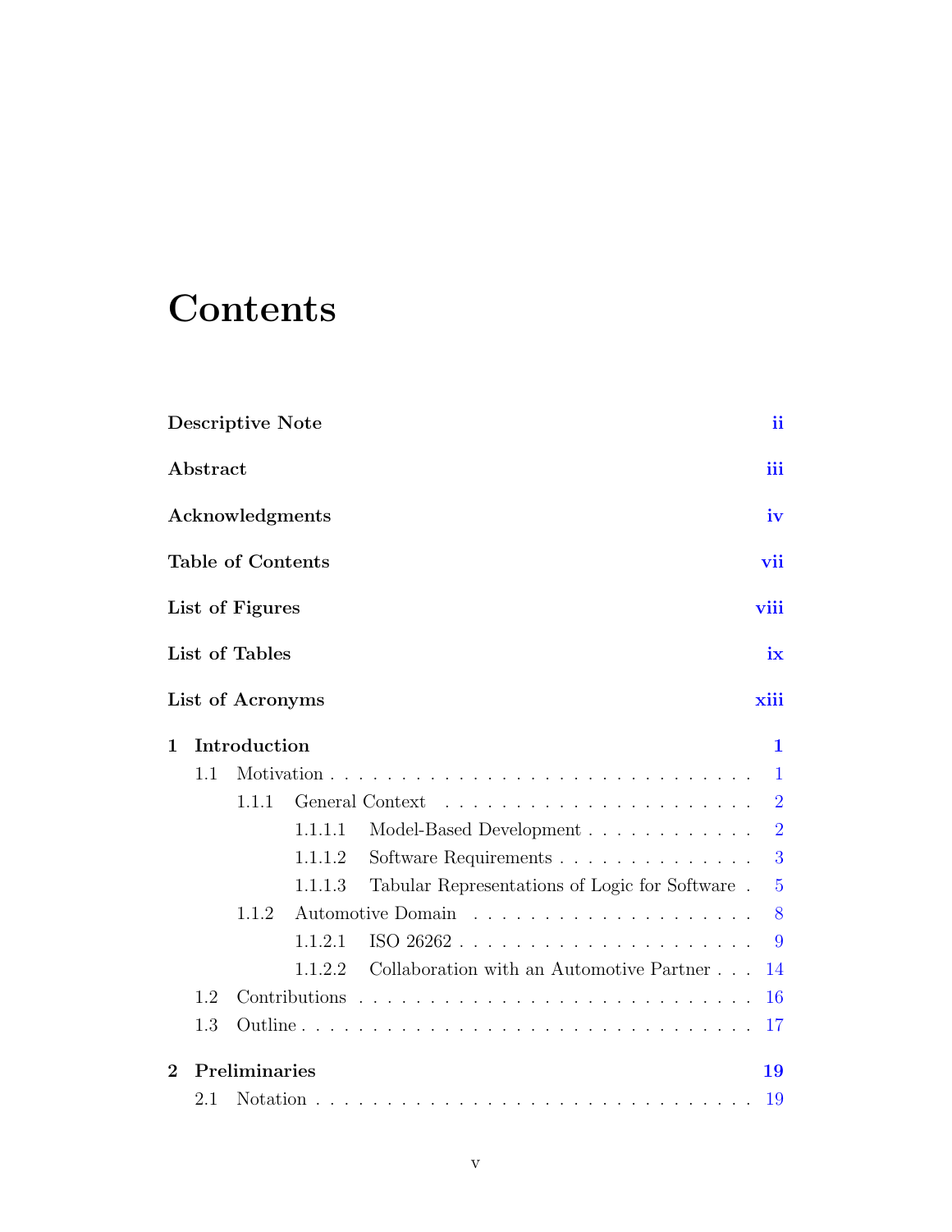# Contents

**Descriptive Note** **ii**

**Abstract** **iii**

**Acknowledgments** **iv**

**Table of Contents** **vii**

**List of Figures** **viii**

**List of Tables** **ix**

**List of Acronyms** **xiii**

**1 Introduction** **1**

- 1.1 Motivation . . . . . . . . . . . . . . . . . . . . . . . . . . . . . 1
  - 1.1.1 General Context . . . . . . . . . . . . . . . . . . . . . . 2
    - 1.1.1.1 Model-Based Development . . . . . . . . . . . . 2
    - 1.1.1.2 Software Requirements . . . . . . . . . . . . . . . 3
    - 1.1.1.3 Tabular Representations of Logic for Software . 5
  - 1.1.2 Automotive Domain . . . . . . . . . . . . . . . . . . . . 8
    - 1.1.2.1 ISO 26262 . . . . . . . . . . . . . . . . . . . . . . 9
    - 1.1.2.2 Collaboration with an Automotive Partner . . . 14
- 1.2 Contributions . . . . . . . . . . . . . . . . . . . . . . . . . . . 16
- 1.3 Outline . . . . . . . . . . . . . . . . . . . . . . . . . . . . . . . 17

**2 Preliminaries** **19**

- 2.1 Notation . . . . . . . . . . . . . . . . . . . . . . . . . . . . . . . 19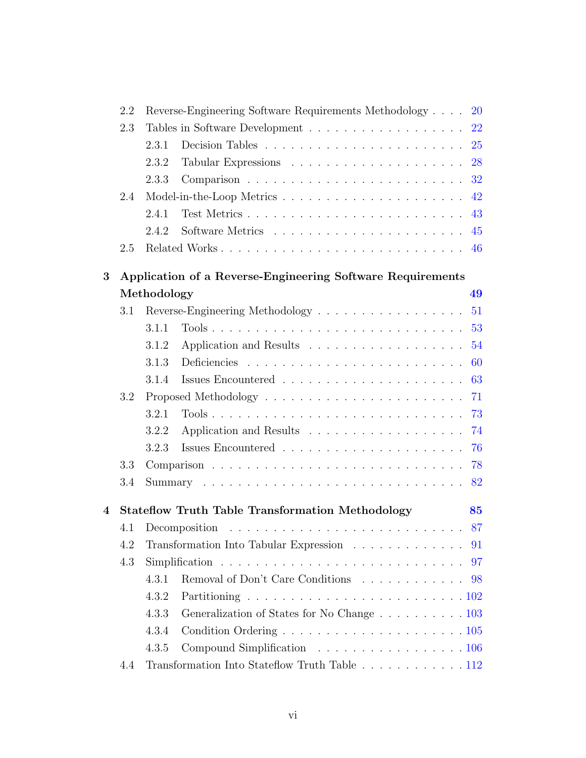- 2.2 Reverse-Engineering Software Requirements Methodology . . . . 20
- 2.3 Tables in Software Development . . . . . . . . . . . . . . . . . . 22
  - 2.3.1 Decision Tables . . . . . . . . . . . . . . . . . . . . . . . 25
  - 2.3.2 Tabular Expressions . . . . . . . . . . . . . . . . . . . . 28
  - 2.3.3 Comparison . . . . . . . . . . . . . . . . . . . . . . . . 32
- 2.4 Model-in-the-Loop Metrics . . . . . . . . . . . . . . . . . . . . 42
  - 2.4.1 Test Metrics . . . . . . . . . . . . . . . . . . . . . . . . 43
  - 2.4.2 Software Metrics . . . . . . . . . . . . . . . . . . . . . . 45
- 2.5 Related Works . . . . . . . . . . . . . . . . . . . . . . . . . . 46

**3 Application of a Reverse-Engineering Software Requirements Methodology 49**

- 3.1 Reverse-Engineering Methodology . . . . . . . . . . . . . . . . 51
  - 3.1.1 Tools . . . . . . . . . . . . . . . . . . . . . . . . . . . . 53
  - 3.1.2 Application and Results . . . . . . . . . . . . . . . . . . 54
  - 3.1.3 Deficiencies . . . . . . . . . . . . . . . . . . . . . . . . 60
  - 3.1.4 Issues Encountered . . . . . . . . . . . . . . . . . . . . 63
- 3.2 Proposed Methodology . . . . . . . . . . . . . . . . . . . . . . 71
  - 3.2.1 Tools . . . . . . . . . . . . . . . . . . . . . . . . . . . . 73
  - 3.2.2 Application and Results . . . . . . . . . . . . . . . . . . 74
  - 3.2.3 Issues Encountered . . . . . . . . . . . . . . . . . . . . 76
- 3.3 Comparison . . . . . . . . . . . . . . . . . . . . . . . . . . . . 78
- 3.4 Summary . . . . . . . . . . . . . . . . . . . . . . . . . . . . . 82

**4 Stateflow Truth Table Transformation Methodology 85**

- 4.1 Decomposition . . . . . . . . . . . . . . . . . . . . . . . . . . 87
- 4.2 Transformation Into Tabular Expression . . . . . . . . . . . . . 91
- 4.3 Simplification . . . . . . . . . . . . . . . . . . . . . . . . . . . 97
  - 4.3.1 Removal of Don't Care Conditions . . . . . . . . . . . . . 98
  - 4.3.2 Partitioning . . . . . . . . . . . . . . . . . . . . . . . . . 102
  - 4.3.3 Generalization of States for No Change . . . . . . . . . . 103
  - 4.3.4 Condition Ordering . . . . . . . . . . . . . . . . . . . . . 105
  - 4.3.5 Compound Simplification . . . . . . . . . . . . . . . . . 106
- 4.4 Transformation Into Stateflow Truth Table . . . . . . . . . . . . 112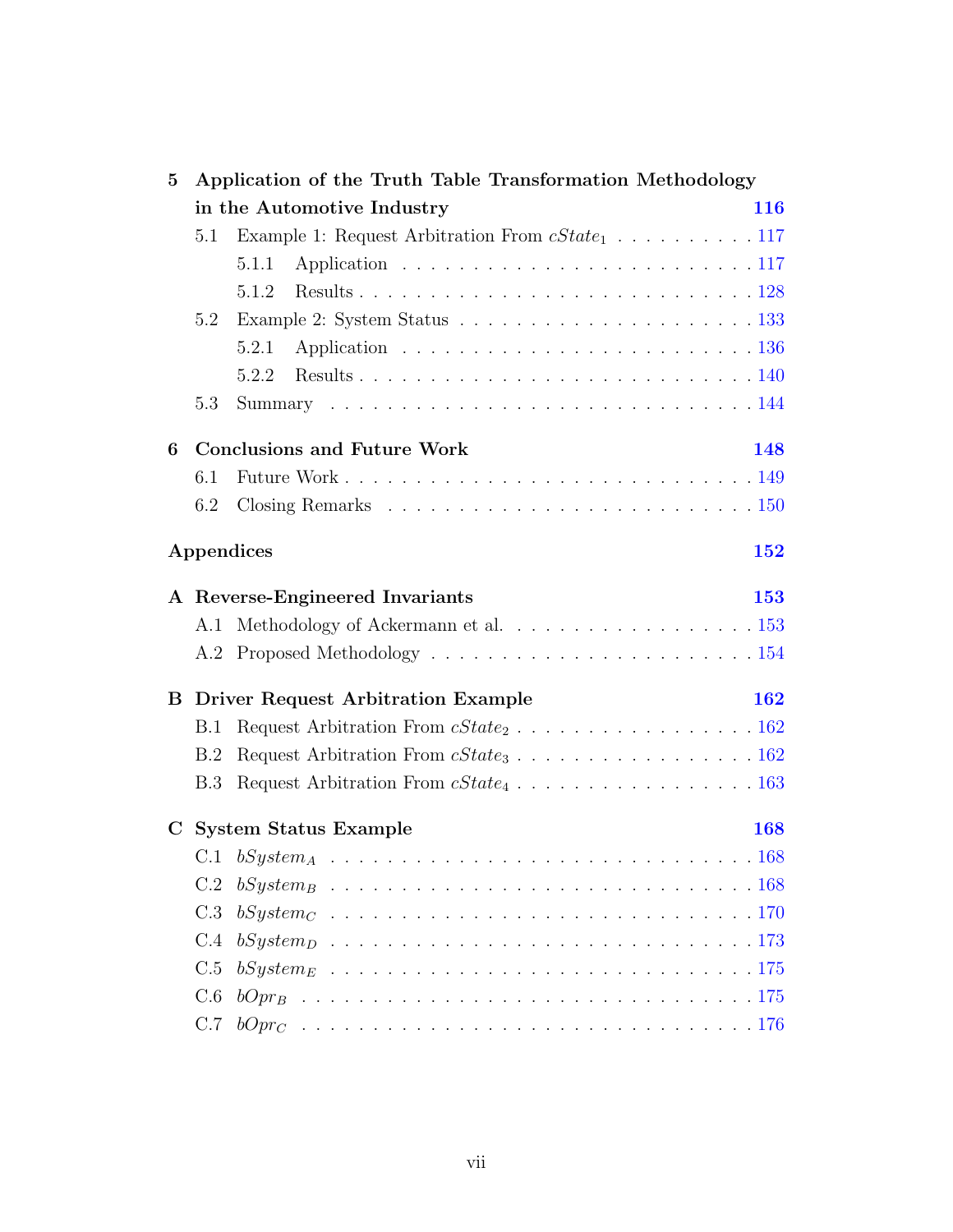**5 Application of the Truth Table Transformation Methodology in the Automotive Industry** **116**

- 5.1 Example 1: Request Arbitration From $cState_1$ . . . . . . . . . . . 117
  - 5.1.1 Application . . . . . . . . . . . . . . . . . . . . . . . . . 117
  - 5.1.2 Results . . . . . . . . . . . . . . . . . . . . . . . . . . . 128
- 5.2 Example 2: System Status . . . . . . . . . . . . . . . . . . . . . 133
  - 5.2.1 Application . . . . . . . . . . . . . . . . . . . . . . . . . 136
  - 5.2.2 Results . . . . . . . . . . . . . . . . . . . . . . . . . . . 140
- 5.3 Summary . . . . . . . . . . . . . . . . . . . . . . . . . . . . . 144

**6 Conclusions and Future Work** **148**

- 6.1 Future Work . . . . . . . . . . . . . . . . . . . . . . . . . . . . 149
- 6.2 Closing Remarks . . . . . . . . . . . . . . . . . . . . . . . . . . 150

**Appendices** **152**

**A Reverse-Engineered Invariants** **153**

- A.1 Methodology of Ackermann et al. . . . . . . . . . . . . . . . . . . 153
- A.2 Proposed Methodology . . . . . . . . . . . . . . . . . . . . . . . 154

**B Driver Request Arbitration Example** **162**

- B.1 Request Arbitration From $cState_2$ . . . . . . . . . . . . . . . . . 162
- B.2 Request Arbitration From $cState_3$ . . . . . . . . . . . . . . . . . 162
- B.3 Request Arbitration From $cState_4$ . . . . . . . . . . . . . . . . . 163

**C System Status Example** **168**

- C.1 $bSystem_A$ . . . . . . . . . . . . . . . . . . . . . . . . . . . . . 168
- C.2 $bSystem_B$ . . . . . . . . . . . . . . . . . . . . . . . . . . . . . 168
- C.3 $bSystem_C$ . . . . . . . . . . . . . . . . . . . . . . . . . . . . . 170
- C.4 $bSystem_D$ . . . . . . . . . . . . . . . . . . . . . . . . . . . . . 173
- C.5 $bSystem_E$ . . . . . . . . . . . . . . . . . . . . . . . . . . . . . 175
- C.6 $bOpr_B$ . . . . . . . . . . . . . . . . . . . . . . . . . . . . . . 175
- C.7 $bOpr_C$ . . . . . . . . . . . . . . . . . . . . . . . . . . . . . . 176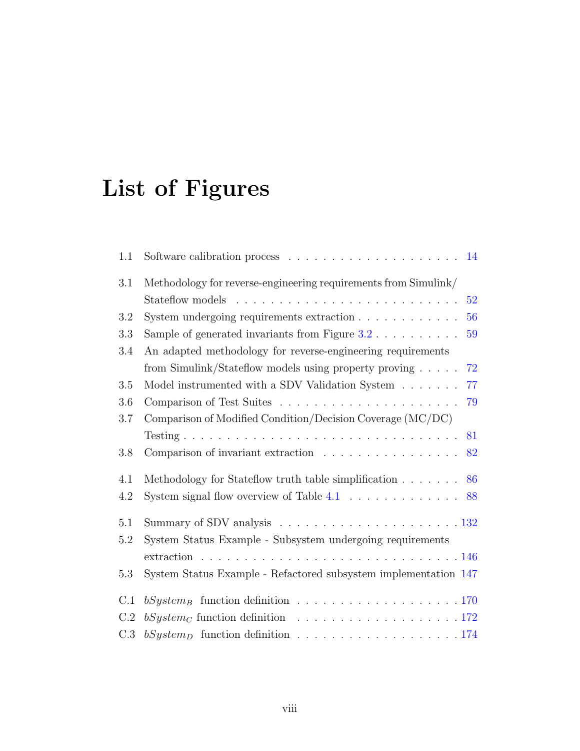# List of Figures

1.1 Software calibration process . . . . . . . . . . . . . . . . . . . . . 14

3.1 Methodology for reverse-engineering requirements from Simulink/Stateflow models . . . . . . . . . . . . . . . . . . . . . . . . . . 52
3.2 System undergoing requirements extraction . . . . . . . . . . . . 56
3.3 Sample of generated invariants from Figure 3.2 . . . . . . . . . . 59
3.4 An adapted methodology for reverse-engineering requirements from Simulink/Stateflow models using property proving . . . . . 72
3.5 Model instrumented with a SDV Validation System . . . . . . . 77
3.6 Comparison of Test Suites . . . . . . . . . . . . . . . . . . . . . 79
3.7 Comparison of Modified Condition/Decision Coverage (MC/DC) Testing . . . . . . . . . . . . . . . . . . . . . . . . . . . . . . . 81
3.8 Comparison of invariant extraction . . . . . . . . . . . . . . . . . 82

4.1 Methodology for Stateflow truth table simplification . . . . . . . 86
4.2 System signal flow overview of Table 4.1 . . . . . . . . . . . . . 88

5.1 Summary of SDV analysis . . . . . . . . . . . . . . . . . . . . . 132
5.2 System Status Example - Subsystem undergoing requirements extraction . . . . . . . . . . . . . . . . . . . . . . . . . . . . . . 146
5.3 System Status Example - Refactored subsystem implementation 147

C.1 $bSystem_B$ function definition . . . . . . . . . . . . . . . . . . . 170
C.2 $bSystem_C$ function definition . . . . . . . . . . . . . . . . . . . 172
C.3 $bSystem_D$ function definition . . . . . . . . . . . . . . . . . . . 174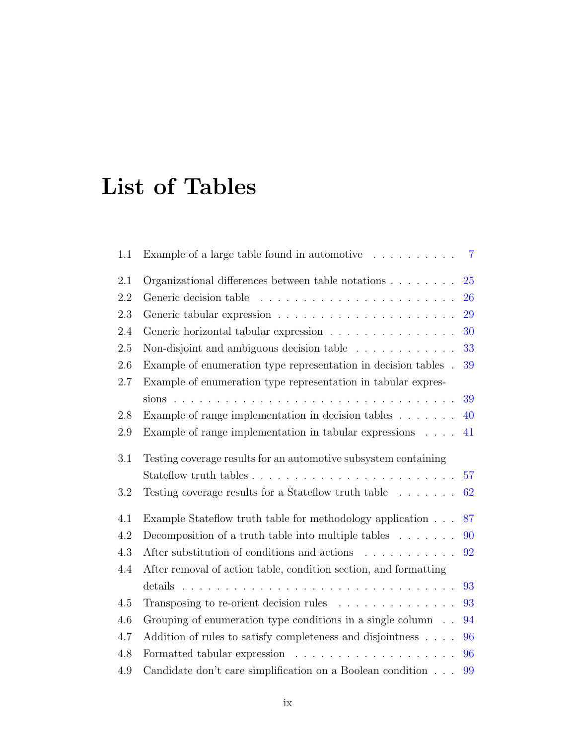# List of Tables

1.1 Example of a large table found in automotive . . . . . . . . . . 7

2.1 Organizational differences between table notations . . . . . . . . 25
2.2 Generic decision table . . . . . . . . . . . . . . . . . . . . . . . . 26
2.3 Generic tabular expression . . . . . . . . . . . . . . . . . . . . . 29
2.4 Generic horizontal tabular expression . . . . . . . . . . . . . . . 30
2.5 Non-disjoint and ambiguous decision table . . . . . . . . . . . . 33
2.6 Example of enumeration type representation in decision tables . 39
2.7 Example of enumeration type representation in tabular expressions . . . . . . . . . . . . . . . . . . . . . . . . . . . . . . . . . 39
2.8 Example of range implementation in decision tables . . . . . . . 40
2.9 Example of range implementation in tabular expressions . . . . 41

3.1 Testing coverage results for an automotive subsystem containing Stateflow truth tables . . . . . . . . . . . . . . . . . . . . . . . . 57
3.2 Testing coverage results for a Stateflow truth table . . . . . . . . 62

4.1 Example Stateflow truth table for methodology application . . . 87
4.2 Decomposition of a truth table into multiple tables . . . . . . . 90
4.3 After substitution of conditions and actions . . . . . . . . . . . 92
4.4 After removal of action table, condition section, and formatting details . . . . . . . . . . . . . . . . . . . . . . . . . . . . . . . . 93
4.5 Transposing to re-orient decision rules . . . . . . . . . . . . . . 93
4.6 Grouping of enumeration type conditions in a single column . . 94
4.7 Addition of rules to satisfy completeness and disjointness . . . . 96
4.8 Formatted tabular expression . . . . . . . . . . . . . . . . . . . 96
4.9 Candidate don't care simplification on a Boolean condition . . . 99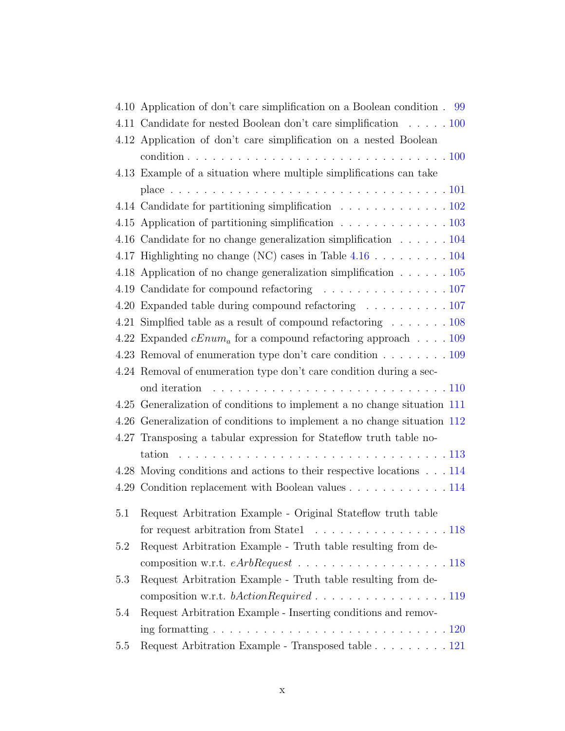4.10 Application of don't care simplification on a Boolean condition . 99
4.11 Candidate for nested Boolean don't care simplification . . . . . 100
4.12 Application of don't care simplification on a nested Boolean condition . . . . . . . . . . . . . . . . . . . . . . . . . . . . . . 100
4.13 Example of a situation where multiple simplifications can take place . . . . . . . . . . . . . . . . . . . . . . . . . . . . . . . . 101
4.14 Candidate for partitioning simplification . . . . . . . . . . . . . 102
4.15 Application of partitioning simplification . . . . . . . . . . . . . 103
4.16 Candidate for no change generalization simplification . . . . . . 104
4.17 Highlighting no change (NC) cases in Table 4.16 . . . . . . . . . 104
4.18 Application of no change generalization simplification . . . . . . 105
4.19 Candidate for compound refactoring . . . . . . . . . . . . . . . 107
4.20 Expanded table during compound refactoring . . . . . . . . . . 107
4.21 Simplfied table as a result of compound refactoring . . . . . . . 108
4.22 Expanded $cEnum_a$ for a compound refactoring approach . . . . 109
4.23 Removal of enumeration type don't care condition . . . . . . . . 109
4.24 Removal of enumeration type don't care condition during a second iteration . . . . . . . . . . . . . . . . . . . . . . . . . . . . 110
4.25 Generalization of conditions to implement a no change situation 111
4.26 Generalization of conditions to implement a no change situation 112
4.27 Transposing a tabular expression for Stateflow truth table notation . . . . . . . . . . . . . . . . . . . . . . . . . . . . . . . . 113
4.28 Moving conditions and actions to their respective locations . . . 114
4.29 Condition replacement with Boolean values . . . . . . . . . . . . 114

5.1 Request Arbitration Example - Original Stateflow truth table for request arbitration from State1 . . . . . . . . . . . . . . . . 118
5.2 Request Arbitration Example - Truth table resulting from decomposition w.r.t. *eArbRequest* . . . . . . . . . . . . . . . . . . 118
5.3 Request Arbitration Example - Truth table resulting from decomposition w.r.t. *bActionRequired* . . . . . . . . . . . . . . . . 119
5.4 Request Arbitration Example - Inserting conditions and removing formatting . . . . . . . . . . . . . . . . . . . . . . . . . . . . 120
5.5 Request Arbitration Example - Transposed table . . . . . . . . . 121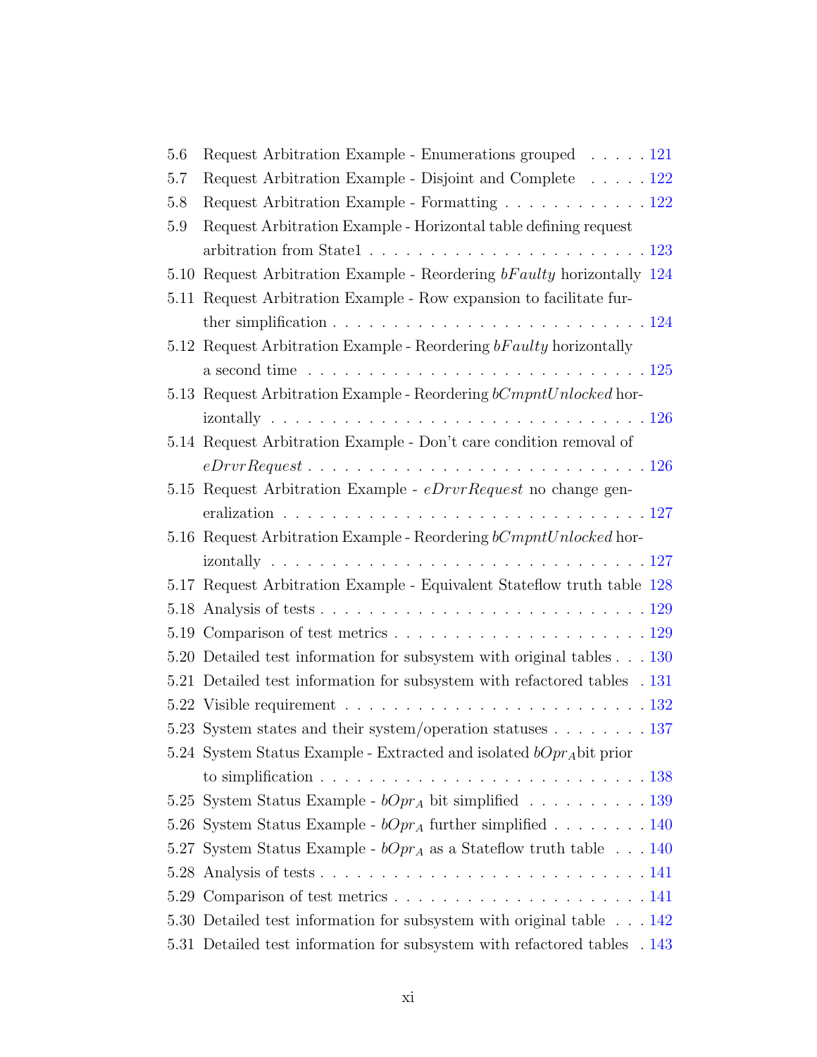5.6 Request Arbitration Example - Enumerations grouped . . . . . 121
5.7 Request Arbitration Example - Disjoint and Complete . . . . . 122
5.8 Request Arbitration Example - Formatting . . . . . . . . . . . . 122
5.9 Request Arbitration Example - Horizontal table defining request arbitration from State1 . . . . . . . . . . . . . . . . . . . . . . . 123
5.10 Request Arbitration Example - Reordering $bFaulty$ horizontally 124
5.11 Request Arbitration Example - Row expansion to facilitate further simplification . . . . . . . . . . . . . . . . . . . . . . . . . 124
5.12 Request Arbitration Example - Reordering $bFaulty$ horizontally a second time . . . . . . . . . . . . . . . . . . . . . . . . . . . 125
5.13 Request Arbitration Example - Reordering $bCmpntUnlocked$ horizontally . . . . . . . . . . . . . . . . . . . . . . . . . . . . . . 126
5.14 Request Arbitration Example - Don't care condition removal of $eDrvrRequest$ . . . . . . . . . . . . . . . . . . . . . . . . . . . 126
5.15 Request Arbitration Example - $eDrvrRequest$ no change generalization . . . . . . . . . . . . . . . . . . . . . . . . . . . . . . 127
5.16 Request Arbitration Example - Reordering $bCmpntUnlocked$ horizontally . . . . . . . . . . . . . . . . . . . . . . . . . . . . . . 127
5.17 Request Arbitration Example - Equivalent Stateflow truth table 128
5.18 Analysis of tests . . . . . . . . . . . . . . . . . . . . . . . . . . 129
5.19 Comparison of test metrics . . . . . . . . . . . . . . . . . . . . . 129
5.20 Detailed test information for subsystem with original tables . . . 130
5.21 Detailed test information for subsystem with refactored tables . 131
5.22 Visible requirement . . . . . . . . . . . . . . . . . . . . . . . . . 132
5.23 System states and their system/operation statuses . . . . . . . . 137
5.24 System Status Example - Extracted and isolated $bOpr_A$bit prior to simplification . . . . . . . . . . . . . . . . . . . . . . . . . . 138
5.25 System Status Example - $bOpr_A$ bit simplified . . . . . . . . . . 139
5.26 System Status Example - $bOpr_A$ further simplified . . . . . . . . 140
5.27 System Status Example - $bOpr_A$ as a Stateflow truth table . . . 140
5.28 Analysis of tests . . . . . . . . . . . . . . . . . . . . . . . . . . 141
5.29 Comparison of test metrics . . . . . . . . . . . . . . . . . . . . . 141
5.30 Detailed test information for subsystem with original table . . . 142
5.31 Detailed test information for subsystem with refactored tables . 143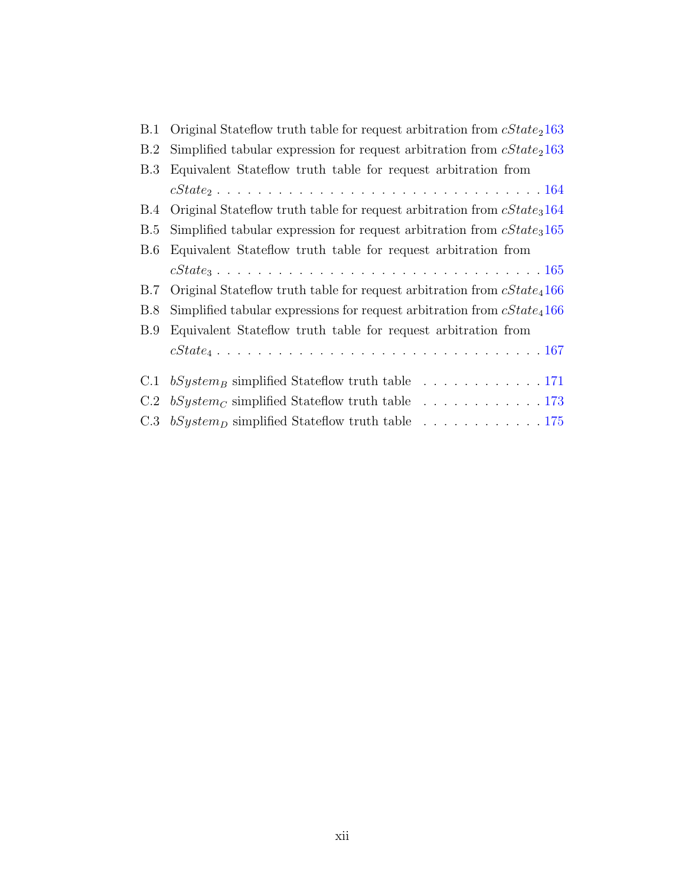B.1 Original Stateflow truth table for request arbitration from $cState_2$ 163
B.2 Simplified tabular expression for request arbitration from $cState_2$ 163
B.3 Equivalent Stateflow truth table for request arbitration from $cState_2$ . . . . . . . . . . . . . . . . . . . . . . . . . . . . . . . . 164
B.4 Original Stateflow truth table for request arbitration from $cState_3$ 164
B.5 Simplified tabular expression for request arbitration from $cState_3$ 165
B.6 Equivalent Stateflow truth table for request arbitration from $cState_3$ . . . . . . . . . . . . . . . . . . . . . . . . . . . . . . . . 165
B.7 Original Stateflow truth table for request arbitration from $cState_4$ 166
B.8 Simplified tabular expressions for request arbitration from $cState_4$ 166
B.9 Equivalent Stateflow truth table for request arbitration from $cState_4$ . . . . . . . . . . . . . . . . . . . . . . . . . . . . . . . . 167

C.1 $bSystem_B$ simplified Stateflow truth table . . . . . . . . . . . . 171
C.2 $bSystem_C$ simplified Stateflow truth table . . . . . . . . . . . . 173
C.3 $bSystem_D$ simplified Stateflow truth table . . . . . . . . . . . . 175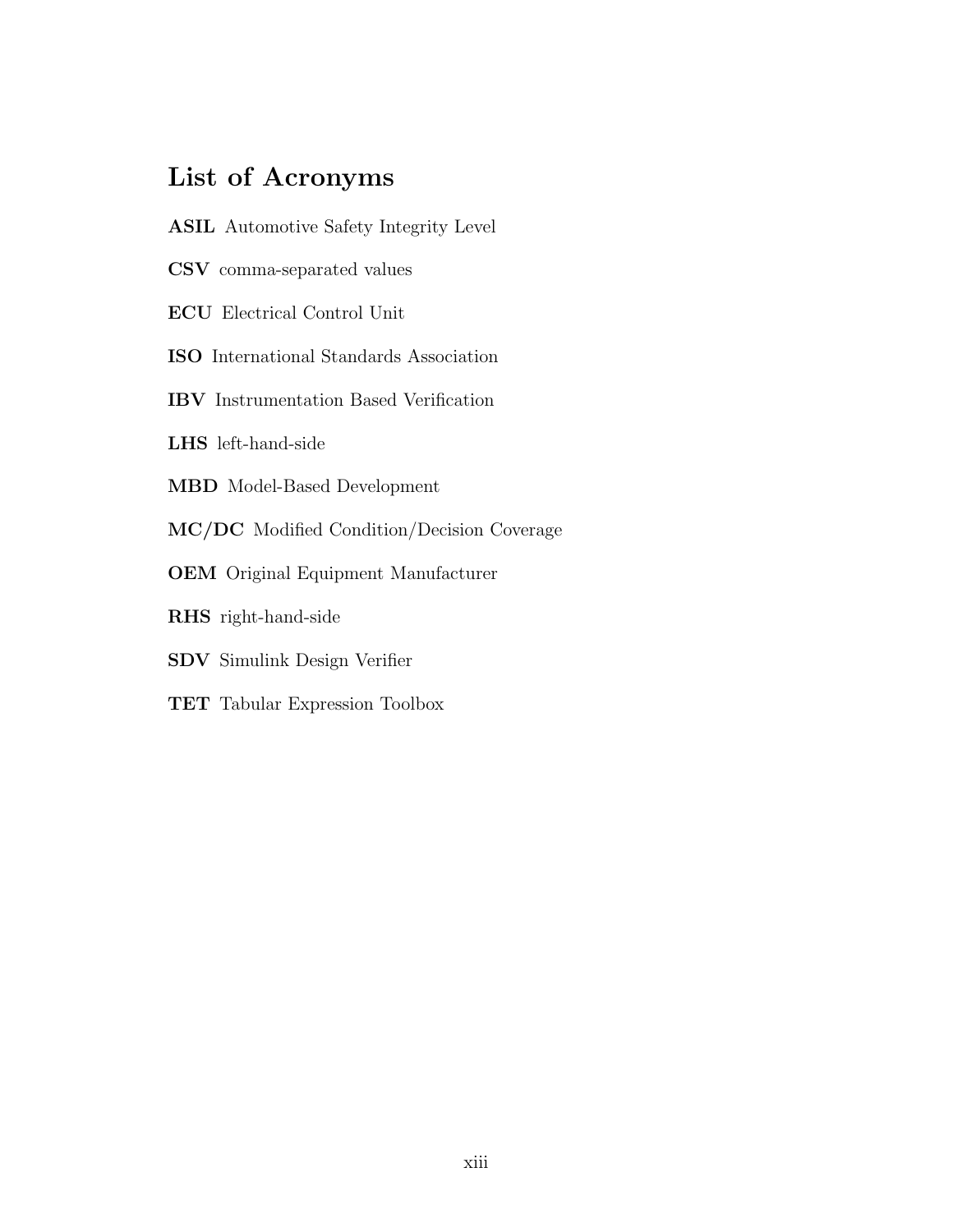# List of Acronyms

**ASIL** Automotive Safety Integrity Level

**CSV** comma-separated values

**ECU** Electrical Control Unit

**ISO** International Standards Association

**IBV** Instrumentation Based Verification

**LHS** left-hand-side

**MBD** Model-Based Development

**MC/DC** Modified Condition/Decision Coverage

**OEM** Original Equipment Manufacturer

**RHS** right-hand-side

**SDV** Simulink Design Verifier

**TET** Tabular Expression Toolbox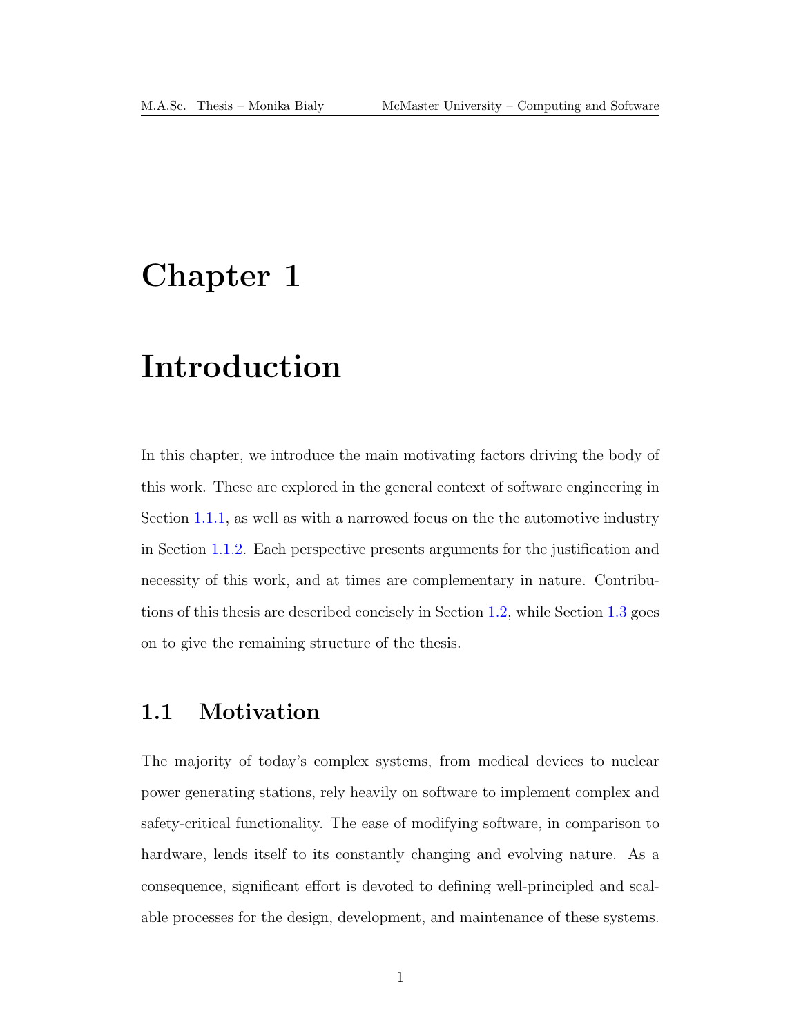# Chapter 1

# Introduction

In this chapter, we introduce the main motivating factors driving the body of this work. These are explored in the general context of software engineering in Section 1.1.1, as well as with a narrowed focus on the the automotive industry in Section 1.1.2. Each perspective presents arguments for the justification and necessity of this work, and at times are complementary in nature. Contributions of this thesis are described concisely in Section 1.2, while Section 1.3 goes on to give the remaining structure of the thesis.

## 1.1 Motivation

The majority of today's complex systems, from medical devices to nuclear power generating stations, rely heavily on software to implement complex and safety-critical functionality. The ease of modifying software, in comparison to hardware, lends itself to its constantly changing and evolving nature. As a consequence, significant effort is devoted to defining well-principled and scalable processes for the design, development, and maintenance of these systems.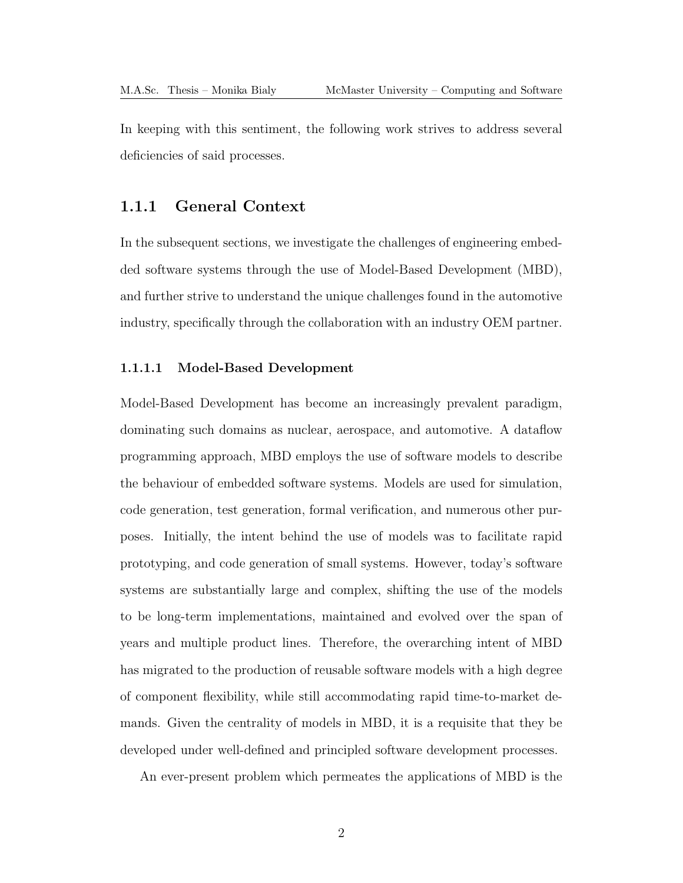In keeping with this sentiment, the following work strives to address several deficiencies of said processes.

### 1.1.1 General Context

In the subsequent sections, we investigate the challenges of engineering embedded software systems through the use of Model-Based Development (MBD), and further strive to understand the unique challenges found in the automotive industry, specifically through the collaboration with an industry OEM partner.

#### 1.1.1.1 Model-Based Development

Model-Based Development has become an increasingly prevalent paradigm, dominating such domains as nuclear, aerospace, and automotive. A dataflow programming approach, MBD employs the use of software models to describe the behaviour of embedded software systems. Models are used for simulation, code generation, test generation, formal verification, and numerous other purposes. Initially, the intent behind the use of models was to facilitate rapid prototyping, and code generation of small systems. However, today's software systems are substantially large and complex, shifting the use of the models to be long-term implementations, maintained and evolved over the span of years and multiple product lines. Therefore, the overarching intent of MBD has migrated to the production of reusable software models with a high degree of component flexibility, while still accommodating rapid time-to-market demands. Given the centrality of models in MBD, it is a requisite that they be developed under well-defined and principled software development processes.

An ever-present problem which permeates the applications of MBD is the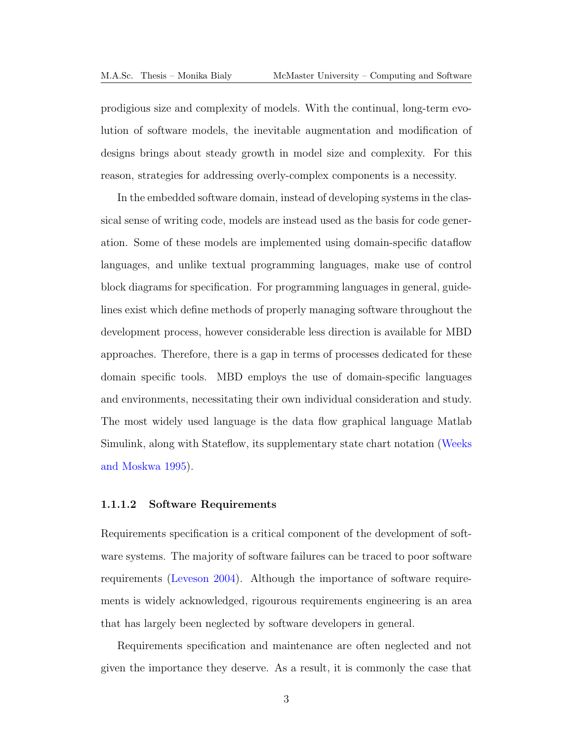prodigious size and complexity of models. With the continual, long-term evolution of software models, the inevitable augmentation and modification of designs brings about steady growth in model size and complexity. For this reason, strategies for addressing overly-complex components is a necessity.

In the embedded software domain, instead of developing systems in the classical sense of writing code, models are instead used as the basis for code generation. Some of these models are implemented using domain-specific dataflow languages, and unlike textual programming languages, make use of control block diagrams for specification. For programming languages in general, guidelines exist which define methods of properly managing software throughout the development process, however considerable less direction is available for MBD approaches. Therefore, there is a gap in terms of processes dedicated for these domain specific tools. MBD employs the use of domain-specific languages and environments, necessitating their own individual consideration and study. The most widely used language is the data flow graphical language Matlab Simulink, along with Stateflow, its supplementary state chart notation (Weeks and Moskwa 1995).

#### 1.1.1.2 Software Requirements

Requirements specification is a critical component of the development of software systems. The majority of software failures can be traced to poor software requirements (Leveson 2004). Although the importance of software requirements is widely acknowledged, rigourous requirements engineering is an area that has largely been neglected by software developers in general.

Requirements specification and maintenance are often neglected and not given the importance they deserve. As a result, it is commonly the case that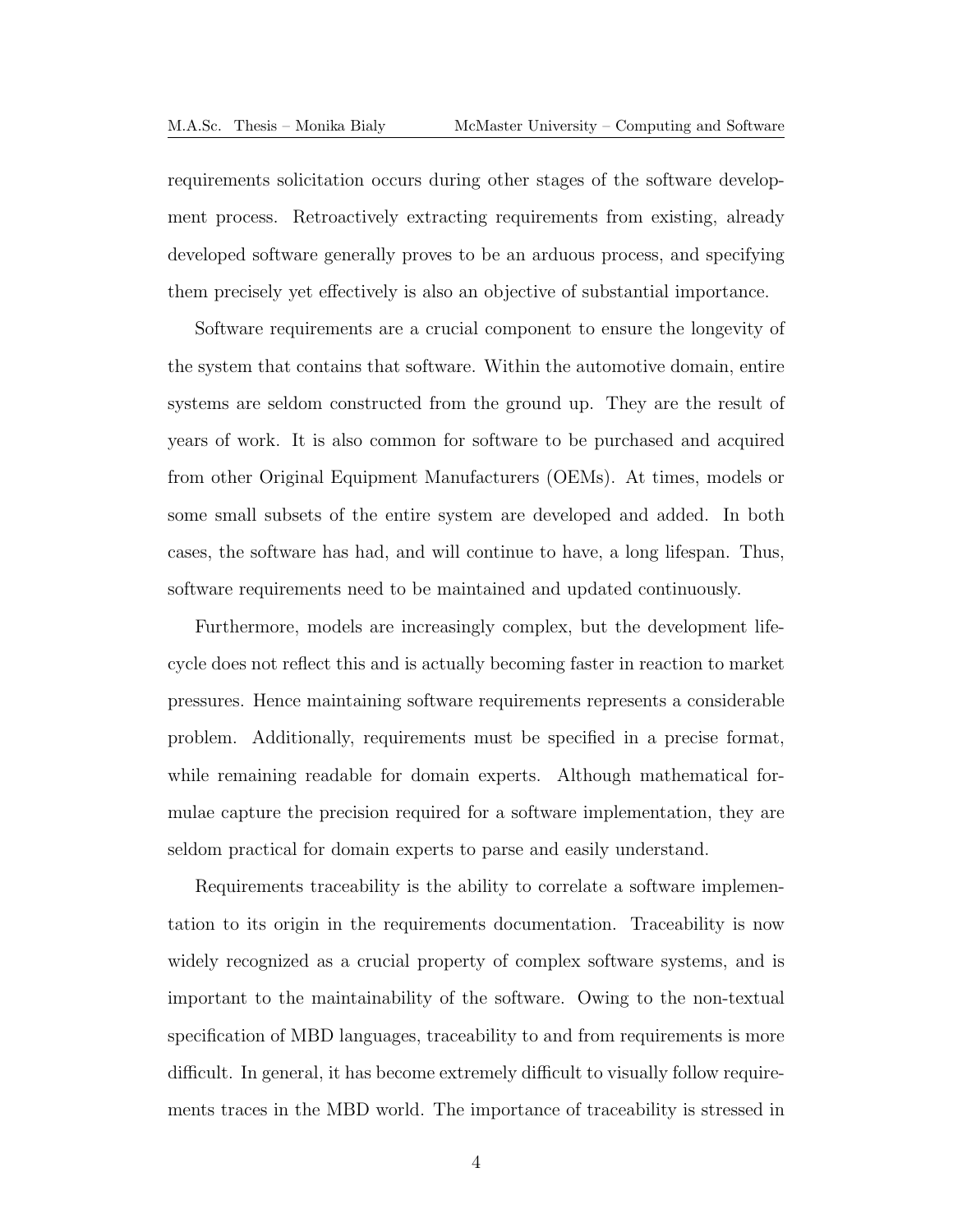requirements solicitation occurs during other stages of the software development process. Retroactively extracting requirements from existing, already developed software generally proves to be an arduous process, and specifying them precisely yet effectively is also an objective of substantial importance.

Software requirements are a crucial component to ensure the longevity of the system that contains that software. Within the automotive domain, entire systems are seldom constructed from the ground up. They are the result of years of work. It is also common for software to be purchased and acquired from other Original Equipment Manufacturers (OEMs). At times, models or some small subsets of the entire system are developed and added. In both cases, the software has had, and will continue to have, a long lifespan. Thus, software requirements need to be maintained and updated continuously.

Furthermore, models are increasingly complex, but the development lifecycle does not reflect this and is actually becoming faster in reaction to market pressures. Hence maintaining software requirements represents a considerable problem. Additionally, requirements must be specified in a precise format, while remaining readable for domain experts. Although mathematical formulae capture the precision required for a software implementation, they are seldom practical for domain experts to parse and easily understand.

Requirements traceability is the ability to correlate a software implementation to its origin in the requirements documentation. Traceability is now widely recognized as a crucial property of complex software systems, and is important to the maintainability of the software. Owing to the non-textual specification of MBD languages, traceability to and from requirements is more difficult. In general, it has become extremely difficult to visually follow requirements traces in the MBD world. The importance of traceability is stressed in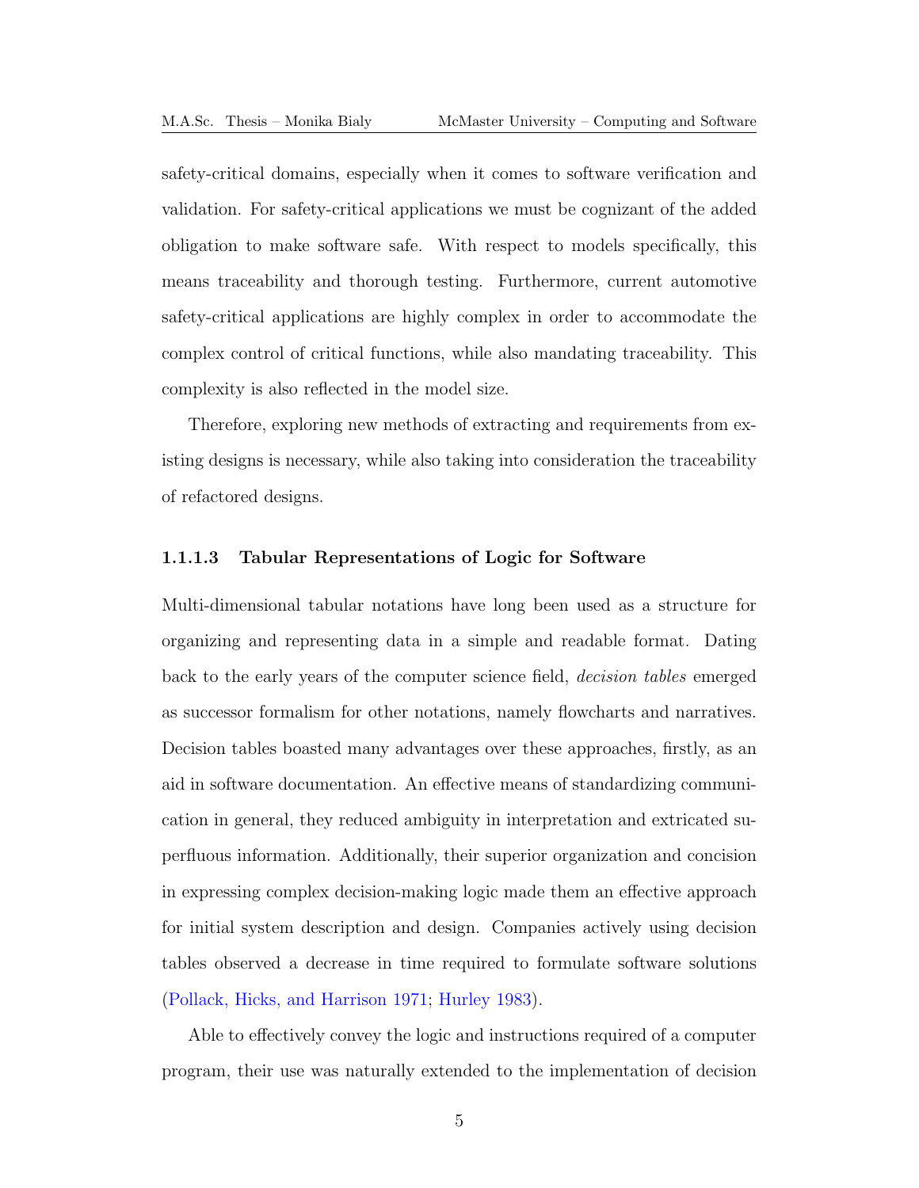safety-critical domains, especially when it comes to software verification and validation. For safety-critical applications we must be cognizant of the added obligation to make software safe. With respect to models specifically, this means traceability and thorough testing. Furthermore, current automotive safety-critical applications are highly complex in order to accommodate the complex control of critical functions, while also mandating traceability. This complexity is also reflected in the model size.

Therefore, exploring new methods of extracting and requirements from existing designs is necessary, while also taking into consideration the traceability of refactored designs.

#### 1.1.1.3 Tabular Representations of Logic for Software

Multi-dimensional tabular notations have long been used as a structure for organizing and representing data in a simple and readable format. Dating back to the early years of the computer science field, *decision tables* emerged as successor formalism for other notations, namely flowcharts and narratives. Decision tables boasted many advantages over these approaches, firstly, as an aid in software documentation. An effective means of standardizing communication in general, they reduced ambiguity in interpretation and extricated superfluous information. Additionally, their superior organization and concision in expressing complex decision-making logic made them an effective approach for initial system description and design. Companies actively using decision tables observed a decrease in time required to formulate software solutions (Pollack, Hicks, and Harrison 1971; Hurley 1983).

Able to effectively convey the logic and instructions required of a computer program, their use was naturally extended to the implementation of decision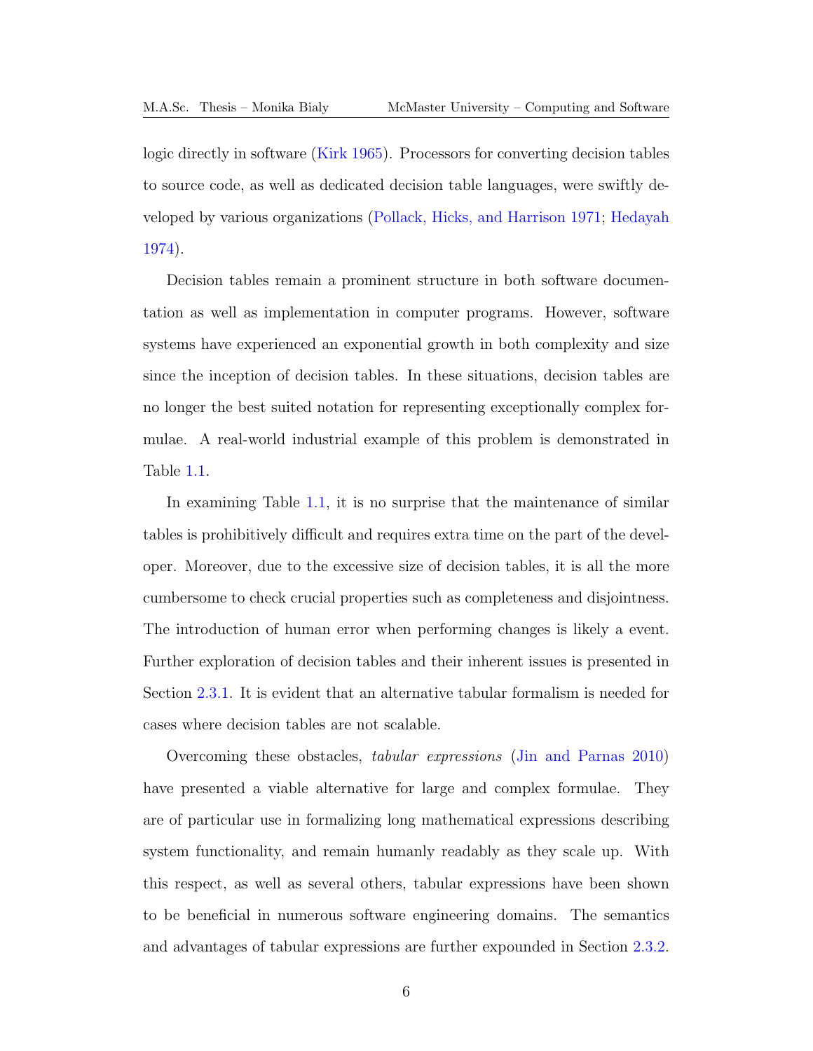logic directly in software (Kirk 1965). Processors for converting decision tables to source code, as well as dedicated decision table languages, were swiftly developed by various organizations (Pollack, Hicks, and Harrison 1971; Hedayah 1974).

Decision tables remain a prominent structure in both software documentation as well as implementation in computer programs. However, software systems have experienced an exponential growth in both complexity and size since the inception of decision tables. In these situations, decision tables are no longer the best suited notation for representing exceptionally complex formulae. A real-world industrial example of this problem is demonstrated in Table 1.1.

In examining Table 1.1, it is no surprise that the maintenance of similar tables is prohibitively difficult and requires extra time on the part of the developer. Moreover, due to the excessive size of decision tables, it is all the more cumbersome to check crucial properties such as completeness and disjointness. The introduction of human error when performing changes is likely a event. Further exploration of decision tables and their inherent issues is presented in Section 2.3.1. It is evident that an alternative tabular formalism is needed for cases where decision tables are not scalable.

Overcoming these obstacles, *tabular expressions* (Jin and Parnas 2010) have presented a viable alternative for large and complex formulae. They are of particular use in formalizing long mathematical expressions describing system functionality, and remain humanly readably as they scale up. With this respect, as well as several others, tabular expressions have been shown to be beneficial in numerous software engineering domains. The semantics and advantages of tabular expressions are further expounded in Section 2.3.2.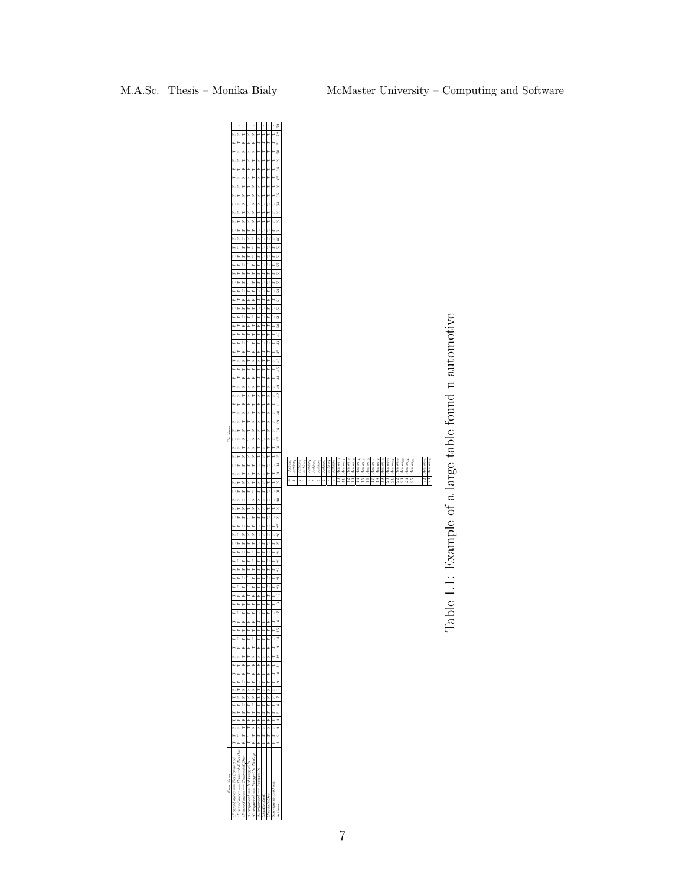Table 1.1: Example of a large table found n automotive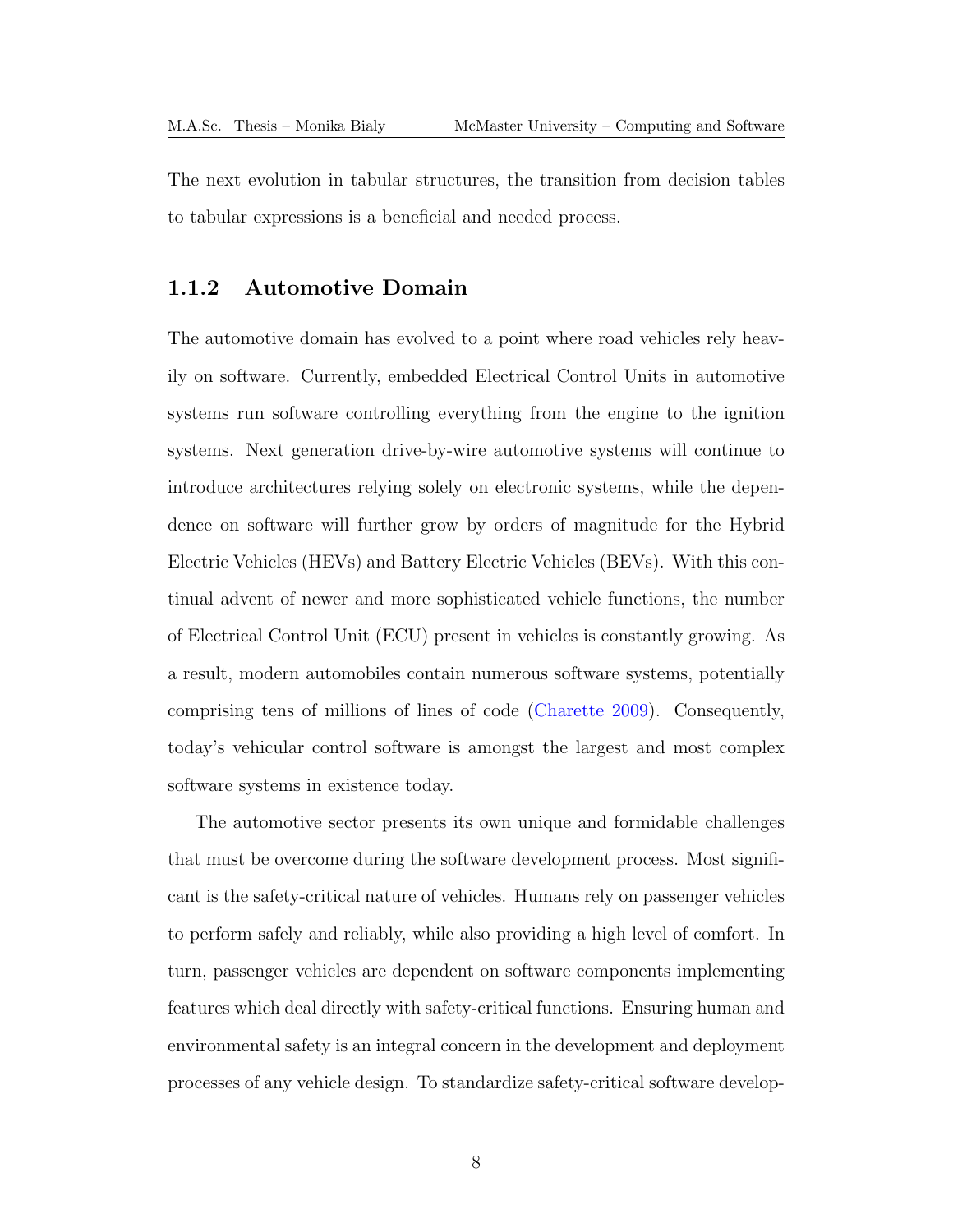The next evolution in tabular structures, the transition from decision tables to tabular expressions is a beneficial and needed process.

### 1.1.2 Automotive Domain

The automotive domain has evolved to a point where road vehicles rely heavily on software. Currently, embedded Electrical Control Units in automotive systems run software controlling everything from the engine to the ignition systems. Next generation drive-by-wire automotive systems will continue to introduce architectures relying solely on electronic systems, while the dependence on software will further grow by orders of magnitude for the Hybrid Electric Vehicles (HEVs) and Battery Electric Vehicles (BEVs). With this continual advent of newer and more sophisticated vehicle functions, the number of Electrical Control Unit (ECU) present in vehicles is constantly growing. As a result, modern automobiles contain numerous software systems, potentially comprising tens of millions of lines of code (Charette 2009). Consequently, today's vehicular control software is amongst the largest and most complex software systems in existence today.

The automotive sector presents its own unique and formidable challenges that must be overcome during the software development process. Most significant is the safety-critical nature of vehicles. Humans rely on passenger vehicles to perform safely and reliably, while also providing a high level of comfort. In turn, passenger vehicles are dependent on software components implementing features which deal directly with safety-critical functions. Ensuring human and environmental safety is an integral concern in the development and deployment processes of any vehicle design. To standardize safety-critical software develop-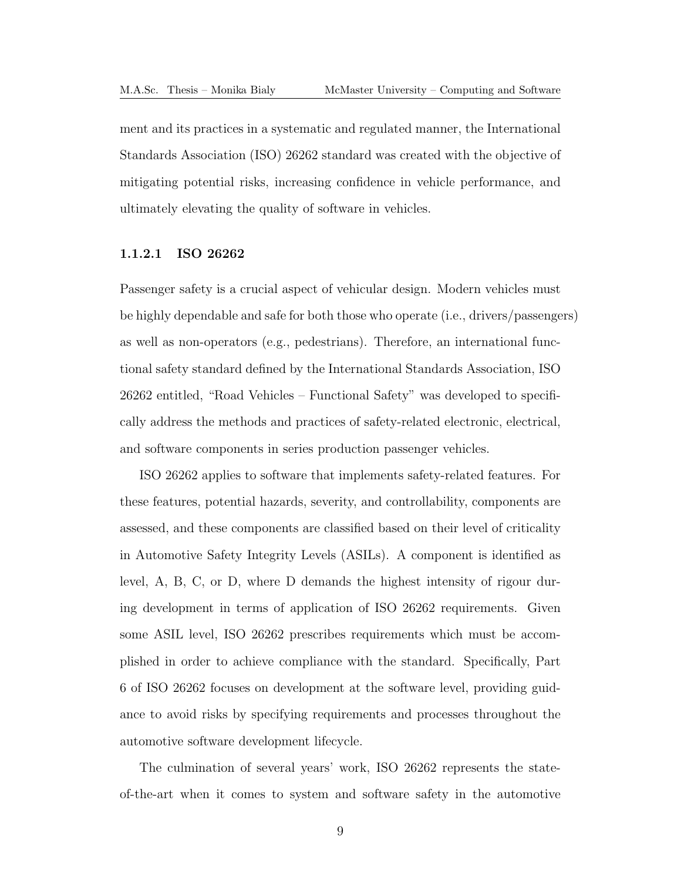ment and its practices in a systematic and regulated manner, the International Standards Association (ISO) 26262 standard was created with the objective of mitigating potential risks, increasing confidence in vehicle performance, and ultimately elevating the quality of software in vehicles.

#### 1.1.2.1 ISO 26262

Passenger safety is a crucial aspect of vehicular design. Modern vehicles must be highly dependable and safe for both those who operate (i.e., drivers/passengers) as well as non-operators (e.g., pedestrians). Therefore, an international functional safety standard defined by the International Standards Association, ISO 26262 entitled, "Road Vehicles – Functional Safety" was developed to specifically address the methods and practices of safety-related electronic, electrical, and software components in series production passenger vehicles.

ISO 26262 applies to software that implements safety-related features. For these features, potential hazards, severity, and controllability, components are assessed, and these components are classified based on their level of criticality in Automotive Safety Integrity Levels (ASILs). A component is identified as level, A, B, C, or D, where D demands the highest intensity of rigour during development in terms of application of ISO 26262 requirements. Given some ASIL level, ISO 26262 prescribes requirements which must be accomplished in order to achieve compliance with the standard. Specifically, Part 6 of ISO 26262 focuses on development at the software level, providing guidance to avoid risks by specifying requirements and processes throughout the automotive software development lifecycle.

The culmination of several years' work, ISO 26262 represents the state-of-the-art when it comes to system and software safety in the automotive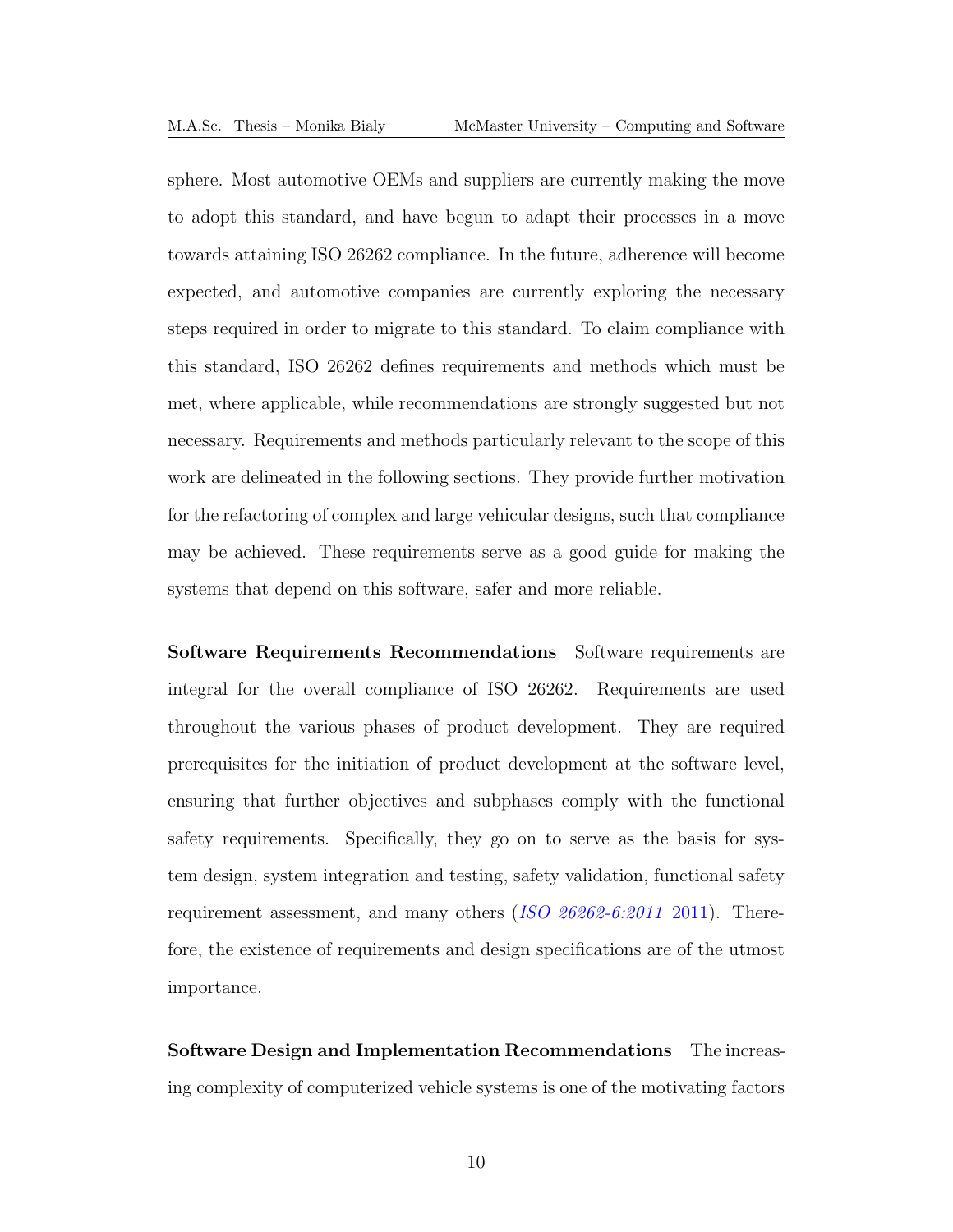sphere. Most automotive OEMs and suppliers are currently making the move to adopt this standard, and have begun to adapt their processes in a move towards attaining ISO 26262 compliance. In the future, adherence will become expected, and automotive companies are currently exploring the necessary steps required in order to migrate to this standard. To claim compliance with this standard, ISO 26262 defines requirements and methods which must be met, where applicable, while recommendations are strongly suggested but not necessary. Requirements and methods particularly relevant to the scope of this work are delineated in the following sections. They provide further motivation for the refactoring of complex and large vehicular designs, such that compliance may be achieved. These requirements serve as a good guide for making the systems that depend on this software, safer and more reliable.

**Software Requirements Recommendations** Software requirements are integral for the overall compliance of ISO 26262. Requirements are used throughout the various phases of product development. They are required prerequisites for the initiation of product development at the software level, ensuring that further objectives and subphases comply with the functional safety requirements. Specifically, they go on to serve as the basis for system design, system integration and testing, safety validation, functional safety requirement assessment, and many others (*ISO 26262-6:2011* 2011). Therefore, the existence of requirements and design specifications are of the utmost importance.

**Software Design and Implementation Recommendations** The increasing complexity of computerized vehicle systems is one of the motivating factors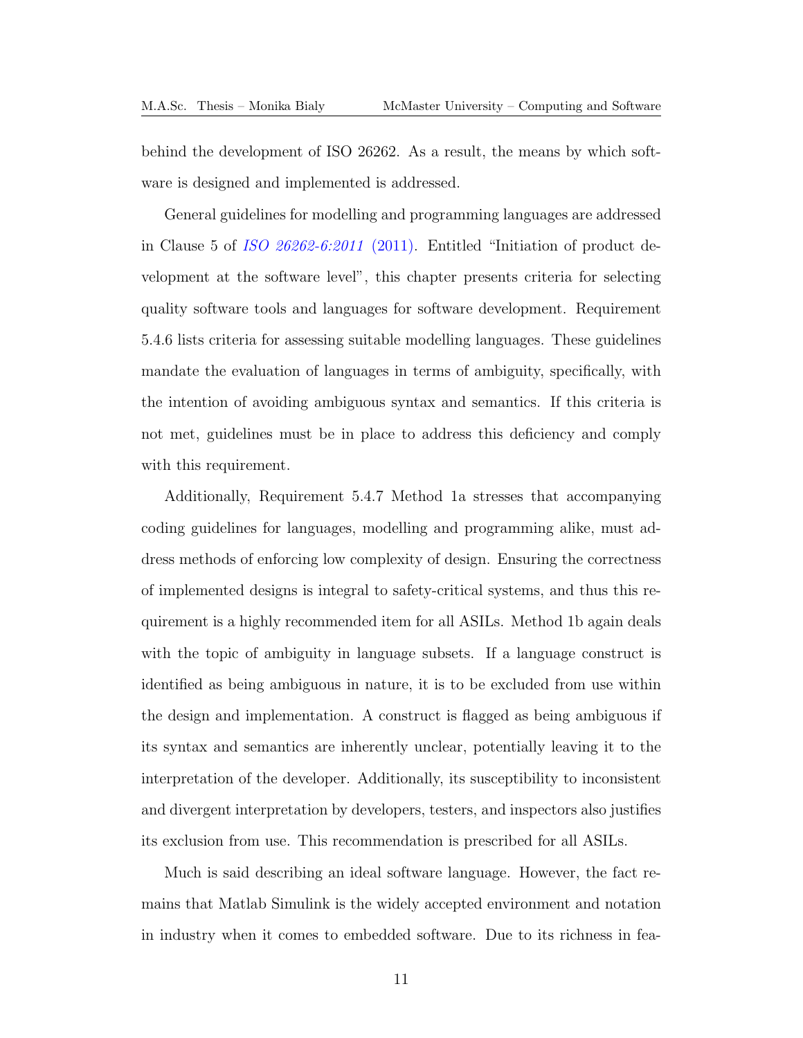behind the development of ISO 26262. As a result, the means by which software is designed and implemented is addressed.

General guidelines for modelling and programming languages are addressed in Clause 5 of *ISO 26262-6:2011* (2011). Entitled "Initiation of product development at the software level", this chapter presents criteria for selecting quality software tools and languages for software development. Requirement 5.4.6 lists criteria for assessing suitable modelling languages. These guidelines mandate the evaluation of languages in terms of ambiguity, specifically, with the intention of avoiding ambiguous syntax and semantics. If this criteria is not met, guidelines must be in place to address this deficiency and comply with this requirement.

Additionally, Requirement 5.4.7 Method 1a stresses that accompanying coding guidelines for languages, modelling and programming alike, must address methods of enforcing low complexity of design. Ensuring the correctness of implemented designs is integral to safety-critical systems, and thus this requirement is a highly recommended item for all ASILs. Method 1b again deals with the topic of ambiguity in language subsets. If a language construct is identified as being ambiguous in nature, it is to be excluded from use within the design and implementation. A construct is flagged as being ambiguous if its syntax and semantics are inherently unclear, potentially leaving it to the interpretation of the developer. Additionally, its susceptibility to inconsistent and divergent interpretation by developers, testers, and inspectors also justifies its exclusion from use. This recommendation is prescribed for all ASILs.

Much is said describing an ideal software language. However, the fact remains that Matlab Simulink is the widely accepted environment and notation in industry when it comes to embedded software. Due to its richness in fea-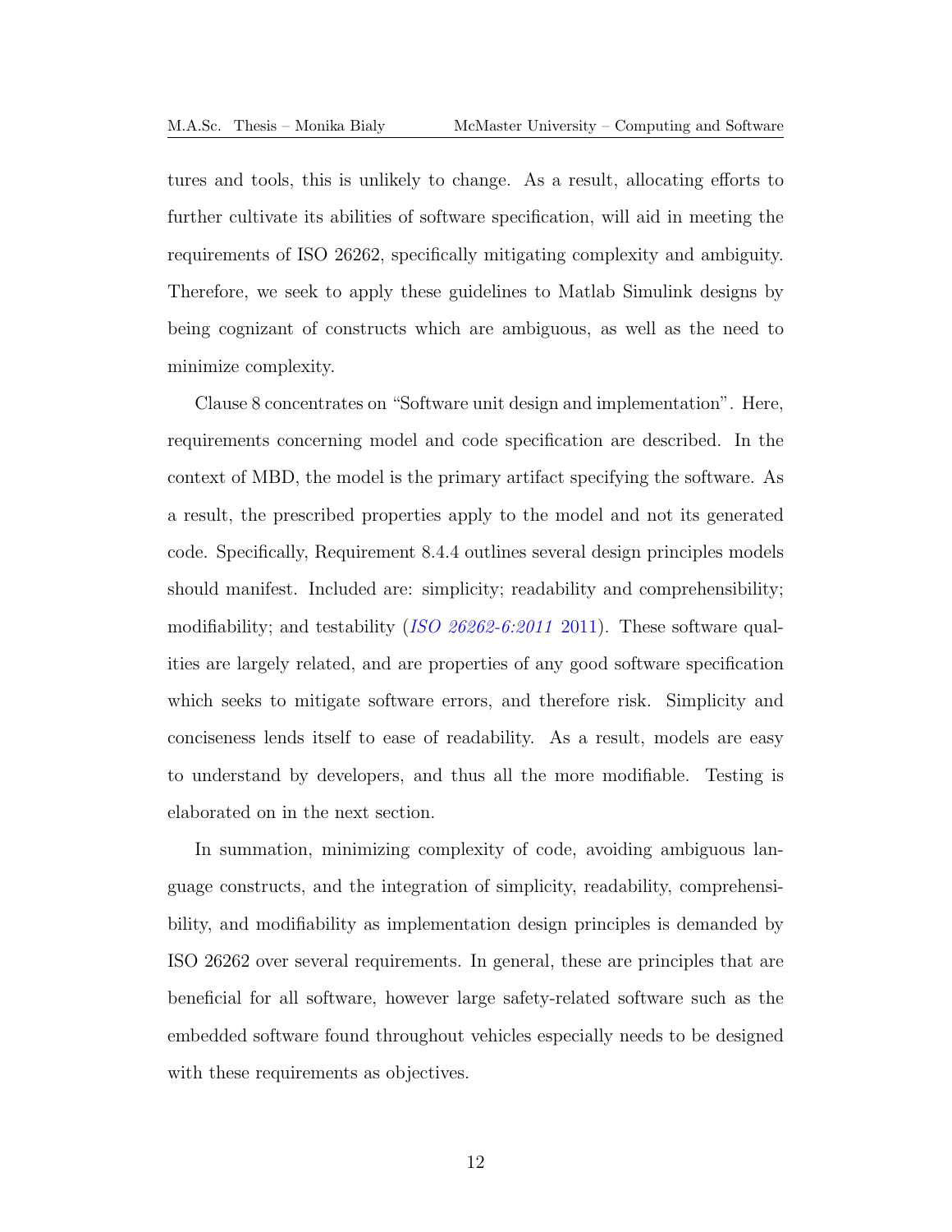tures and tools, this is unlikely to change. As a result, allocating efforts to further cultivate its abilities of software specification, will aid in meeting the requirements of ISO 26262, specifically mitigating complexity and ambiguity. Therefore, we seek to apply these guidelines to Matlab Simulink designs by being cognizant of constructs which are ambiguous, as well as the need to minimize complexity.

Clause 8 concentrates on "Software unit design and implementation". Here, requirements concerning model and code specification are described. In the context of MBD, the model is the primary artifact specifying the software. As a result, the prescribed properties apply to the model and not its generated code. Specifically, Requirement 8.4.4 outlines several design principles models should manifest. Included are: simplicity; readability and comprehensibility; modifiability; and testability (*ISO 26262-6:2011* 2011). These software qualities are largely related, and are properties of any good software specification which seeks to mitigate software errors, and therefore risk. Simplicity and conciseness lends itself to ease of readability. As a result, models are easy to understand by developers, and thus all the more modifiable. Testing is elaborated on in the next section.

In summation, minimizing complexity of code, avoiding ambiguous language constructs, and the integration of simplicity, readability, comprehensibility, and modifiability as implementation design principles is demanded by ISO 26262 over several requirements. In general, these are principles that are beneficial for all software, however large safety-related software such as the embedded software found throughout vehicles especially needs to be designed with these requirements as objectives.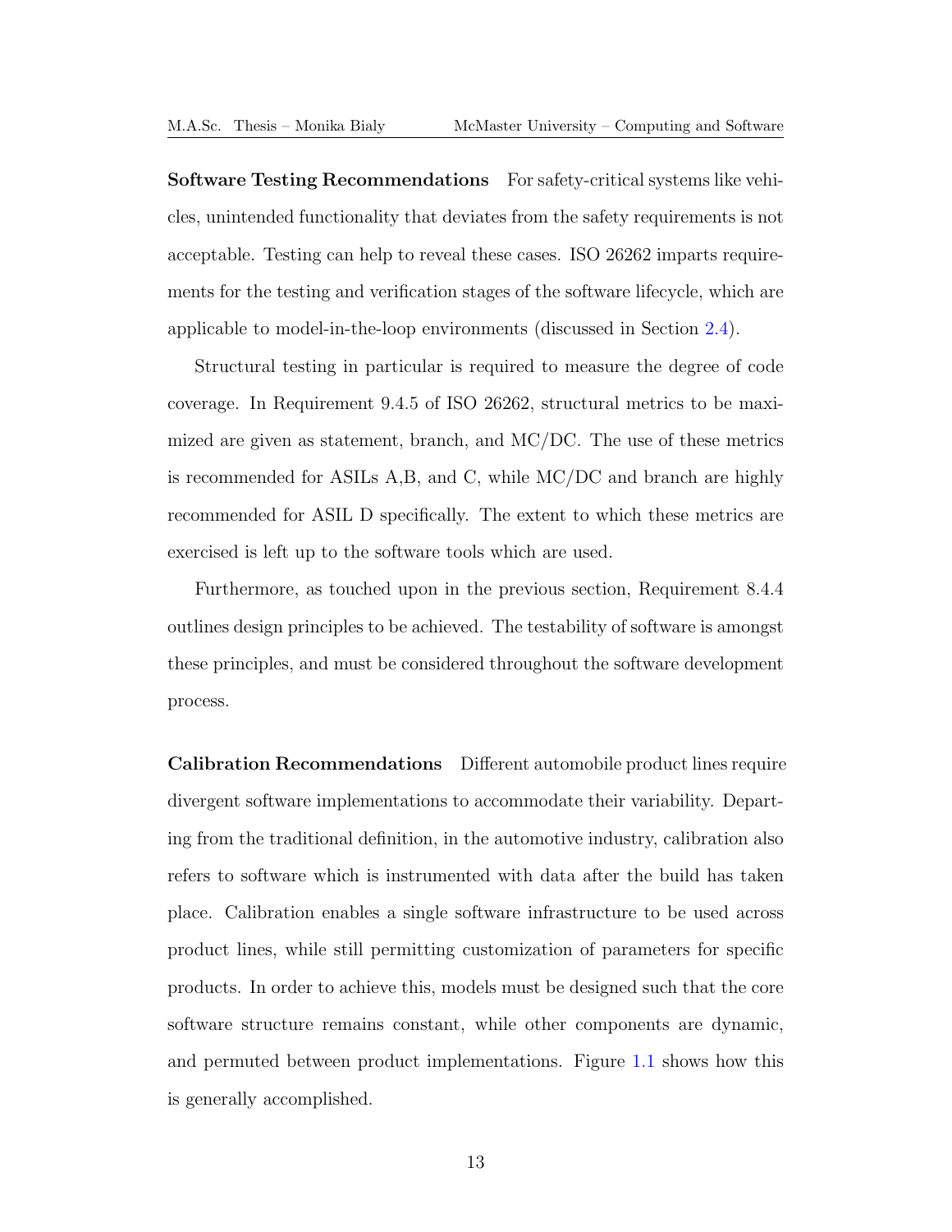**Software Testing Recommendations** For safety-critical systems like vehicles, unintended functionality that deviates from the safety requirements is not acceptable. Testing can help to reveal these cases. ISO 26262 imparts requirements for the testing and verification stages of the software lifecycle, which are applicable to model-in-the-loop environments (discussed in Section 2.4).

Structural testing in particular is required to measure the degree of code coverage. In Requirement 9.4.5 of ISO 26262, structural metrics to be maximized are given as statement, branch, and MC/DC. The use of these metrics is recommended for ASILs A,B, and C, while MC/DC and branch are highly recommended for ASIL D specifically. The extent to which these metrics are exercised is left up to the software tools which are used.

Furthermore, as touched upon in the previous section, Requirement 8.4.4 outlines design principles to be achieved. The testability of software is amongst these principles, and must be considered throughout the software development process.

**Calibration Recommendations** Different automobile product lines require divergent software implementations to accommodate their variability. Departing from the traditional definition, in the automotive industry, calibration also refers to software which is instrumented with data after the build has taken place. Calibration enables a single software infrastructure to be used across product lines, while still permitting customization of parameters for specific products. In order to achieve this, models must be designed such that the core software structure remains constant, while other components are dynamic, and permuted between product implementations. Figure 1.1 shows how this is generally accomplished.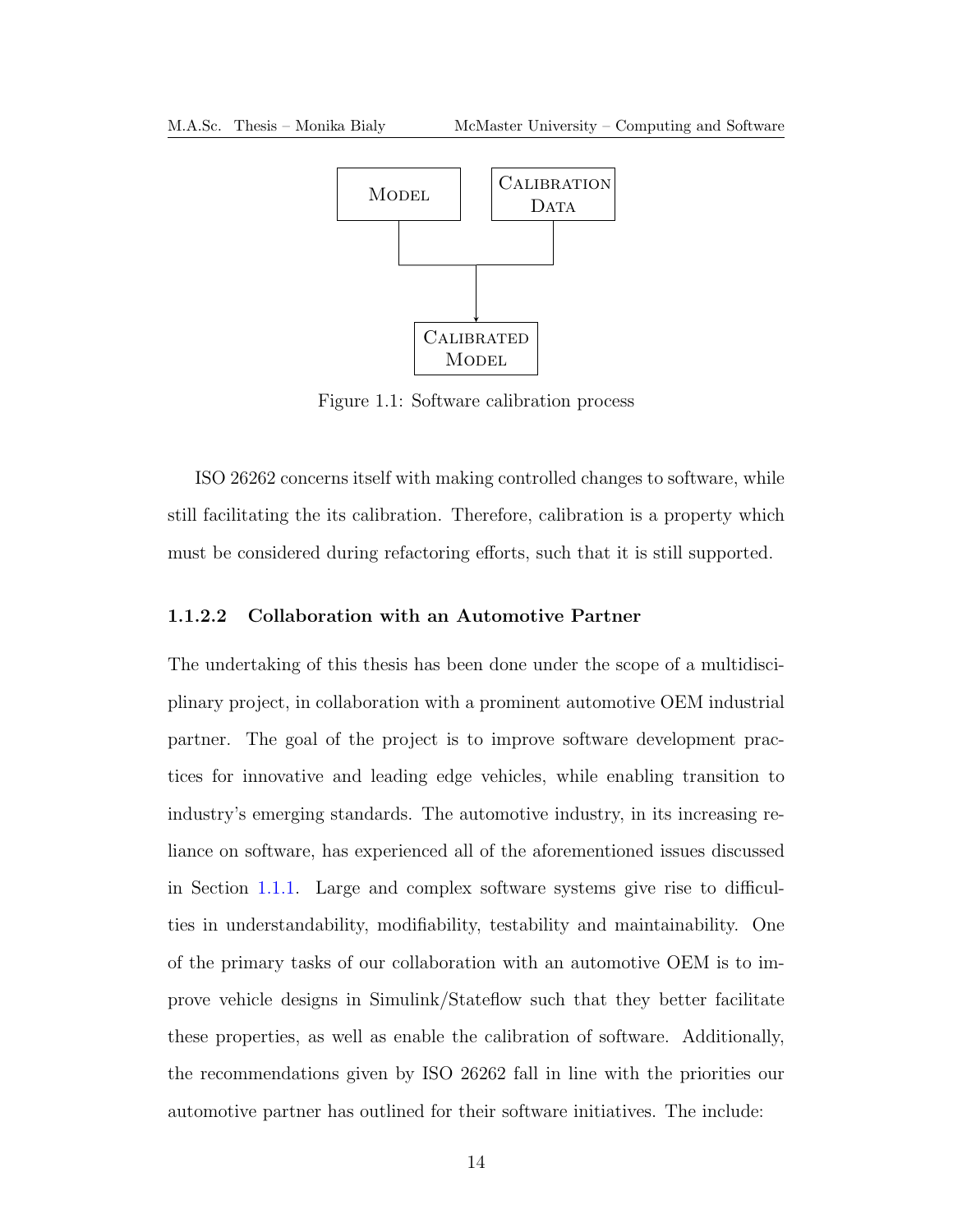Figure 1.1: Software calibration process

ISO 26262 concerns itself with making controlled changes to software, while still facilitating the its calibration. Therefore, calibration is a property which must be considered during refactoring efforts, such that it is still supported.

#### 1.1.2.2 Collaboration with an Automotive Partner

The undertaking of this thesis has been done under the scope of a multidisciplinary project, in collaboration with a prominent automotive OEM industrial partner. The goal of the project is to improve software development practices for innovative and leading edge vehicles, while enabling transition to industry's emerging standards. The automotive industry, in its increasing reliance on software, has experienced all of the aforementioned issues discussed in Section 1.1.1. Large and complex software systems give rise to difficulties in understandability, modifiability, testability and maintainability. One of the primary tasks of our collaboration with an automotive OEM is to improve vehicle designs in Simulink/Stateflow such that they better facilitate these properties, as well as enable the calibration of software. Additionally, the recommendations given by ISO 26262 fall in line with the priorities our automotive partner has outlined for their software initiatives. The include: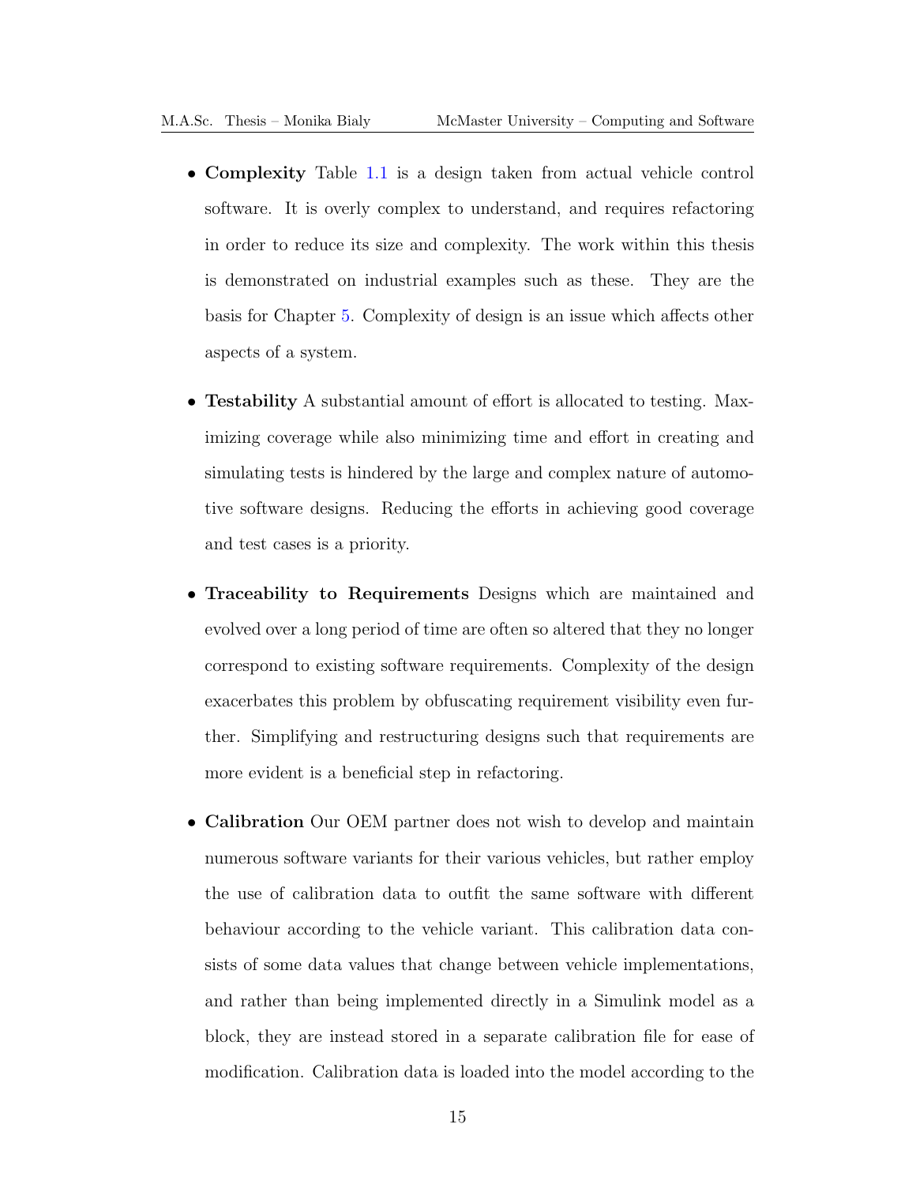- **Complexity** Table 1.1 is a design taken from actual vehicle control software. It is overly complex to understand, and requires refactoring in order to reduce its size and complexity. The work within this thesis is demonstrated on industrial examples such as these. They are the basis for Chapter 5. Complexity of design is an issue which affects other aspects of a system.

- **Testability** A substantial amount of effort is allocated to testing. Maximizing coverage while also minimizing time and effort in creating and simulating tests is hindered by the large and complex nature of automotive software designs. Reducing the efforts in achieving good coverage and test cases is a priority.

- **Traceability to Requirements** Designs which are maintained and evolved over a long period of time are often so altered that they no longer correspond to existing software requirements. Complexity of the design exacerbates this problem by obfuscating requirement visibility even further. Simplifying and restructuring designs such that requirements are more evident is a beneficial step in refactoring.

- **Calibration** Our OEM partner does not wish to develop and maintain numerous software variants for their various vehicles, but rather employ the use of calibration data to outfit the same software with different behaviour according to the vehicle variant. This calibration data consists of some data values that change between vehicle implementations, and rather than being implemented directly in a Simulink model as a block, they are instead stored in a separate calibration file for ease of modification. Calibration data is loaded into the model according to the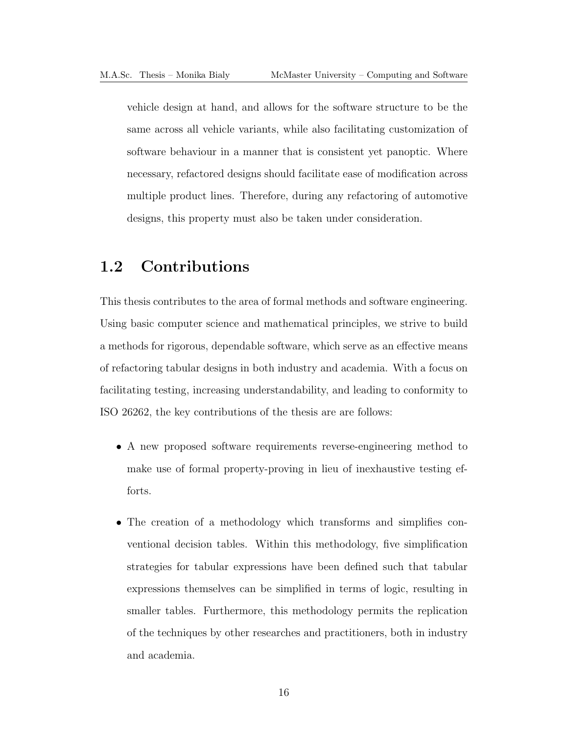vehicle design at hand, and allows for the software structure to be the same across all vehicle variants, while also facilitating customization of software behaviour in a manner that is consistent yet panoptic. Where necessary, refactored designs should facilitate ease of modification across multiple product lines. Therefore, during any refactoring of automotive designs, this property must also be taken under consideration.

## 1.2 Contributions

This thesis contributes to the area of formal methods and software engineering. Using basic computer science and mathematical principles, we strive to build a methods for rigorous, dependable software, which serve as an effective means of refactoring tabular designs in both industry and academia. With a focus on facilitating testing, increasing understandability, and leading to conformity to ISO 26262, the key contributions of the thesis are are follows:

- A new proposed software requirements reverse-engineering method to make use of formal property-proving in lieu of inexhaustive testing efforts.
- The creation of a methodology which transforms and simplifies conventional decision tables. Within this methodology, five simplification strategies for tabular expressions have been defined such that tabular expressions themselves can be simplified in terms of logic, resulting in smaller tables. Furthermore, this methodology permits the replication of the techniques by other researches and practitioners, both in industry and academia.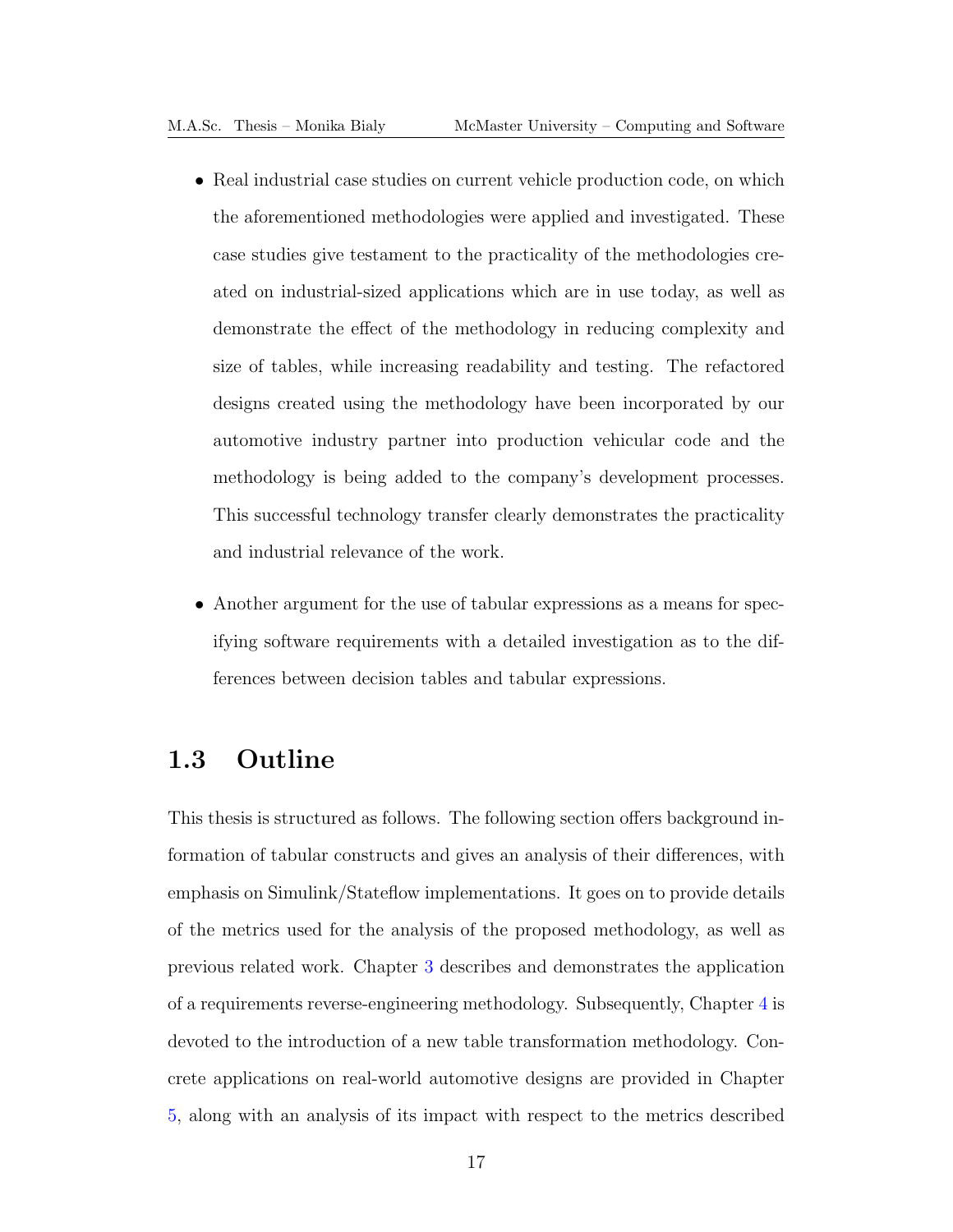- Real industrial case studies on current vehicle production code, on which the aforementioned methodologies were applied and investigated. These case studies give testament to the practicality of the methodologies created on industrial-sized applications which are in use today, as well as demonstrate the effect of the methodology in reducing complexity and size of tables, while increasing readability and testing. The refactored designs created using the methodology have been incorporated by our automotive industry partner into production vehicular code and the methodology is being added to the company's development processes. This successful technology transfer clearly demonstrates the practicality and industrial relevance of the work.

- Another argument for the use of tabular expressions as a means for specifying software requirements with a detailed investigation as to the differences between decision tables and tabular expressions.

## 1.3 Outline

This thesis is structured as follows. The following section offers background information of tabular constructs and gives an analysis of their differences, with emphasis on Simulink/Stateflow implementations. It goes on to provide details of the metrics used for the analysis of the proposed methodology, as well as previous related work. Chapter 3 describes and demonstrates the application of a requirements reverse-engineering methodology. Subsequently, Chapter 4 is devoted to the introduction of a new table transformation methodology. Concrete applications on real-world automotive designs are provided in Chapter 5, along with an analysis of its impact with respect to the metrics described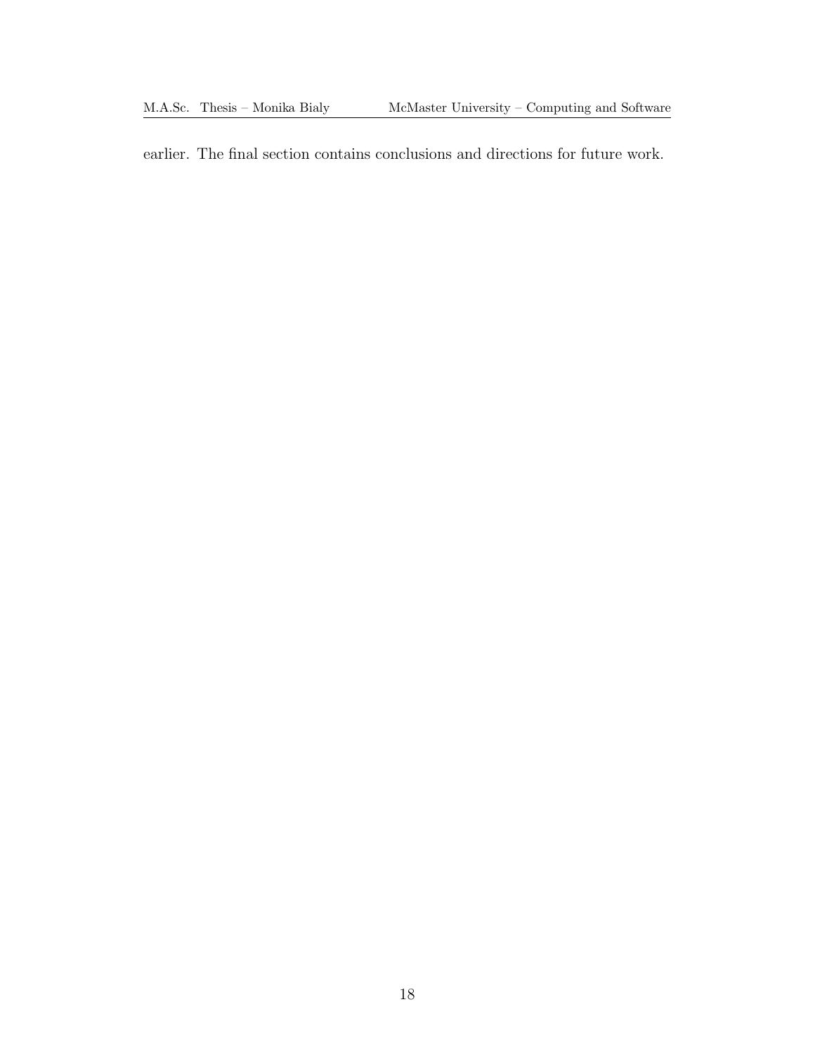earlier. The final section contains conclusions and directions for future work.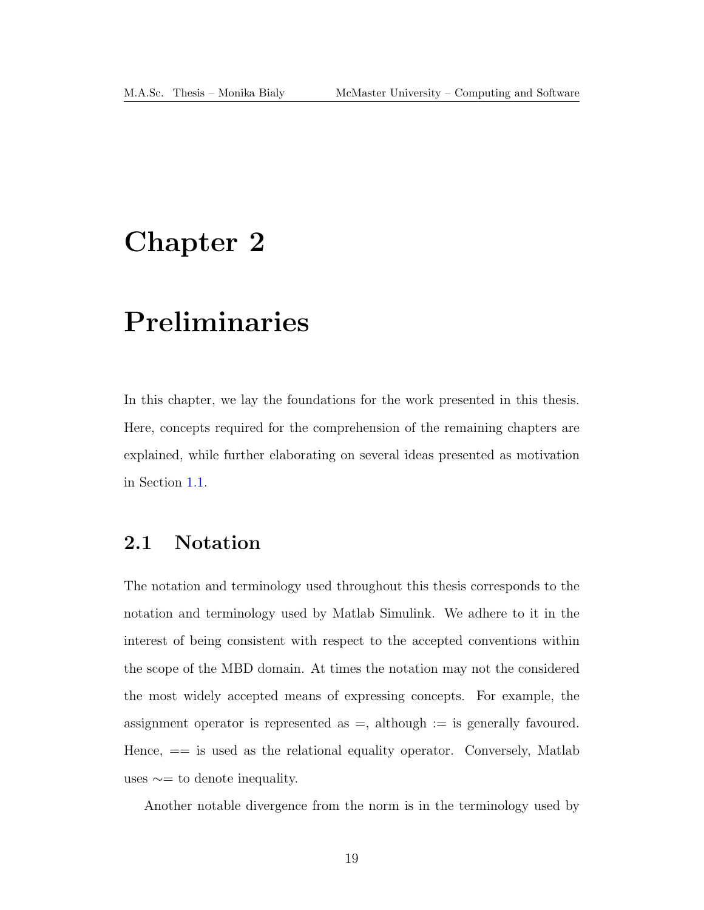# Chapter 2

# Preliminaries

In this chapter, we lay the foundations for the work presented in this thesis. Here, concepts required for the comprehension of the remaining chapters are explained, while further elaborating on several ideas presented as motivation in Section 1.1.

## 2.1 Notation

The notation and terminology used throughout this thesis corresponds to the notation and terminology used by Matlab Simulink. We adhere to it in the interest of being consistent with respect to the accepted conventions within the scope of the MBD domain. At times the notation may not the considered the most widely accepted means of expressing concepts. For example, the assignment operator is represented as =, although := is generally favoured. Hence, == is used as the relational equality operator. Conversely, Matlab uses ∼= to denote inequality.

Another notable divergence from the norm is in the terminology used by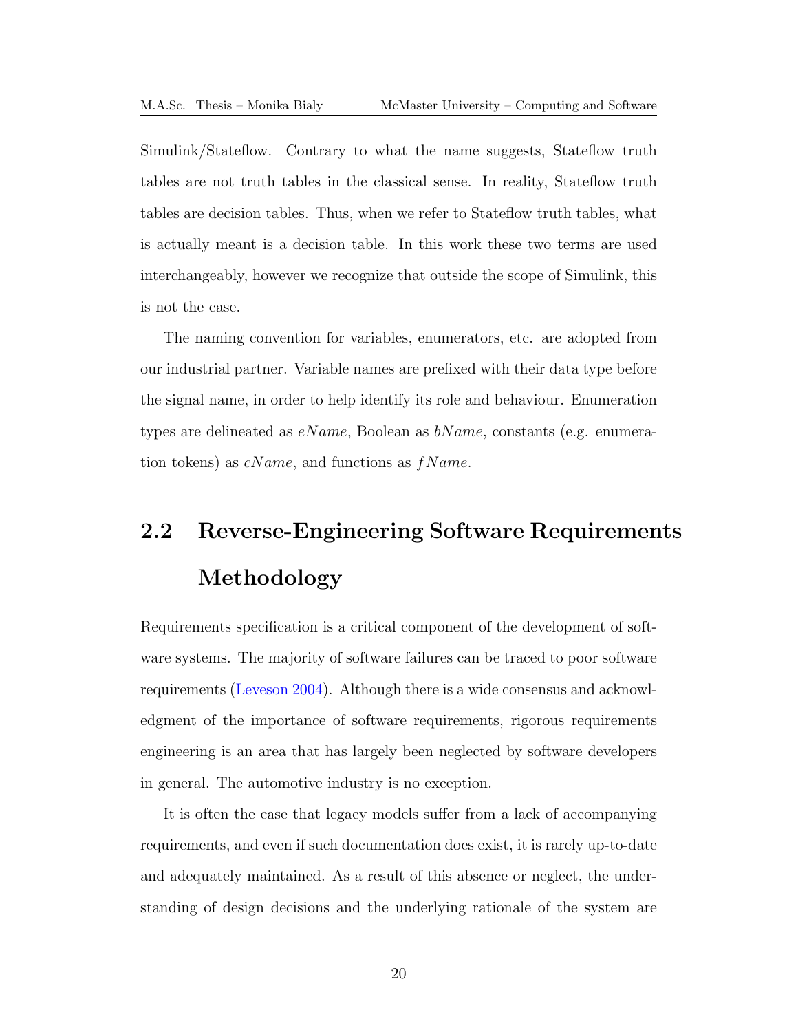Simulink/Stateflow. Contrary to what the name suggests, Stateflow truth tables are not truth tables in the classical sense. In reality, Stateflow truth tables are decision tables. Thus, when we refer to Stateflow truth tables, what is actually meant is a decision table. In this work these two terms are used interchangeably, however we recognize that outside the scope of Simulink, this is not the case.

The naming convention for variables, enumerators, etc. are adopted from our industrial partner. Variable names are prefixed with their data type before the signal name, in order to help identify its role and behaviour. Enumeration types are delineated as $eName$, Boolean as $bName$, constants (e.g. enumeration tokens) as $cName$, and functions as $fName$.

## 2.2 Reverse-Engineering Software Requirements Methodology

Requirements specification is a critical component of the development of software systems. The majority of software failures can be traced to poor software requirements (Leveson 2004). Although there is a wide consensus and acknowledgment of the importance of software requirements, rigorous requirements engineering is an area that has largely been neglected by software developers in general. The automotive industry is no exception.

It is often the case that legacy models suffer from a lack of accompanying requirements, and even if such documentation does exist, it is rarely up-to-date and adequately maintained. As a result of this absence or neglect, the understanding of design decisions and the underlying rationale of the system are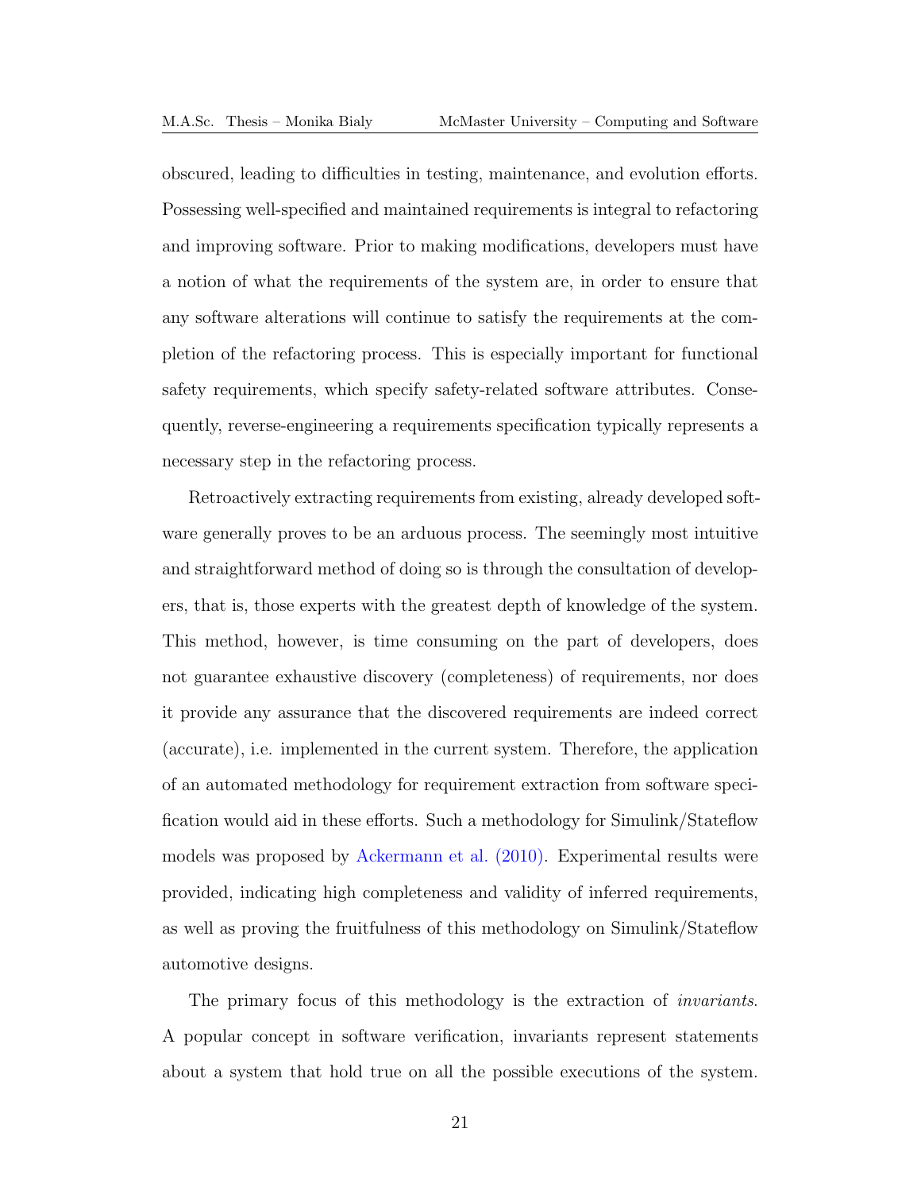obscured, leading to difficulties in testing, maintenance, and evolution efforts. Possessing well-specified and maintained requirements is integral to refactoring and improving software. Prior to making modifications, developers must have a notion of what the requirements of the system are, in order to ensure that any software alterations will continue to satisfy the requirements at the completion of the refactoring process. This is especially important for functional safety requirements, which specify safety-related software attributes. Consequently, reverse-engineering a requirements specification typically represents a necessary step in the refactoring process.

Retroactively extracting requirements from existing, already developed software generally proves to be an arduous process. The seemingly most intuitive and straightforward method of doing so is through the consultation of developers, that is, those experts with the greatest depth of knowledge of the system. This method, however, is time consuming on the part of developers, does not guarantee exhaustive discovery (completeness) of requirements, nor does it provide any assurance that the discovered requirements are indeed correct (accurate), i.e. implemented in the current system. Therefore, the application of an automated methodology for requirement extraction from software specification would aid in these efforts. Such a methodology for Simulink/Stateflow models was proposed by Ackermann et al. (2010). Experimental results were provided, indicating high completeness and validity of inferred requirements, as well as proving the fruitfulness of this methodology on Simulink/Stateflow automotive designs.

The primary focus of this methodology is the extraction of *invariants*. A popular concept in software verification, invariants represent statements about a system that hold true on all the possible executions of the system.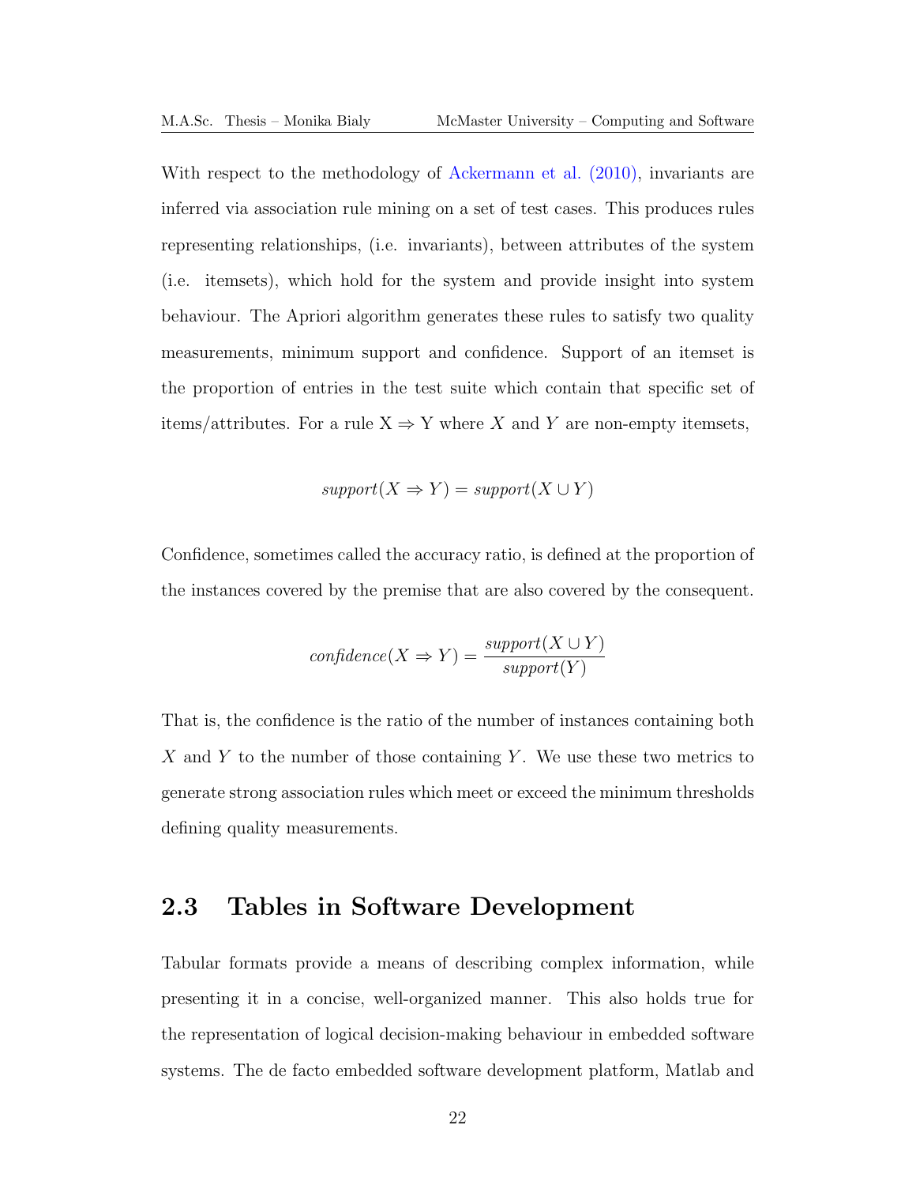With respect to the methodology of Ackermann et al. (2010), invariants are inferred via association rule mining on a set of test cases. This produces rules representing relationships, (i.e. invariants), between attributes of the system (i.e. itemsets), which hold for the system and provide insight into system behaviour. The Apriori algorithm generates these rules to satisfy two quality measurements, minimum support and confidence. Support of an itemset is the proportion of entries in the test suite which contain that specific set of items/attributes. For a rule X ⇒ Y where $X$ and $Y$ are non-empty itemsets,

$$support(X \Rightarrow Y) = support(X \cup Y)$$

Confidence, sometimes called the accuracy ratio, is defined at the proportion of the instances covered by the premise that are also covered by the consequent.

$$confidence(X \Rightarrow Y) = \frac{support(X \cup Y)}{support(Y)}$$

That is, the confidence is the ratio of the number of instances containing both $X$ and $Y$ to the number of those containing $Y$. We use these two metrics to generate strong association rules which meet or exceed the minimum thresholds defining quality measurements.

## 2.3 Tables in Software Development

Tabular formats provide a means of describing complex information, while presenting it in a concise, well-organized manner. This also holds true for the representation of logical decision-making behaviour in embedded software systems. The de facto embedded software development platform, Matlab and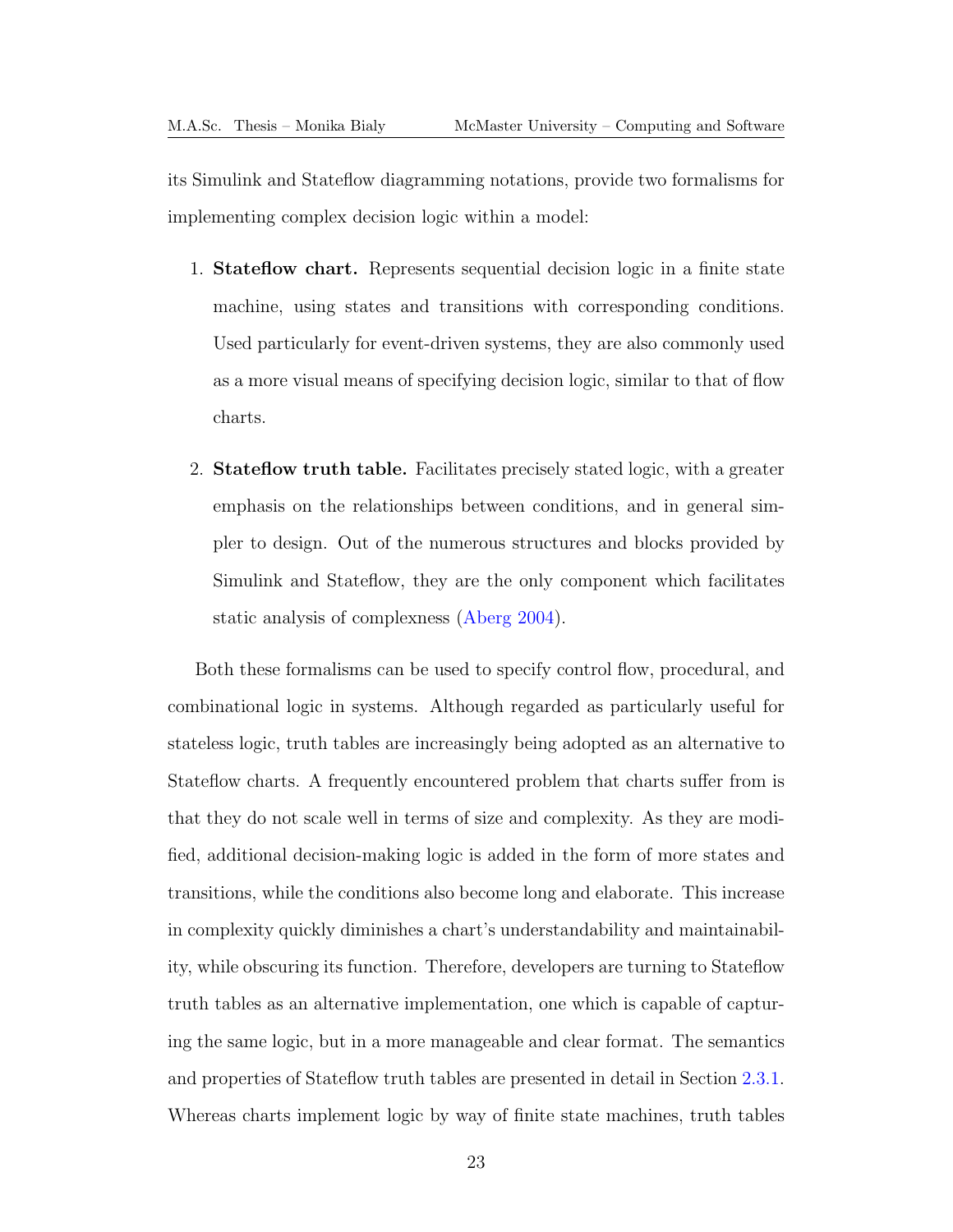its Simulink and Stateflow diagramming notations, provide two formalisms for implementing complex decision logic within a model:

1. **Stateflow chart.** Represents sequential decision logic in a finite state machine, using states and transitions with corresponding conditions. Used particularly for event-driven systems, they are also commonly used as a more visual means of specifying decision logic, similar to that of flow charts.

2. **Stateflow truth table.** Facilitates precisely stated logic, with a greater emphasis on the relationships between conditions, and in general simpler to design. Out of the numerous structures and blocks provided by Simulink and Stateflow, they are the only component which facilitates static analysis of complexness (Aberg 2004).

Both these formalisms can be used to specify control flow, procedural, and combinational logic in systems. Although regarded as particularly useful for stateless logic, truth tables are increasingly being adopted as an alternative to Stateflow charts. A frequently encountered problem that charts suffer from is that they do not scale well in terms of size and complexity. As they are modified, additional decision-making logic is added in the form of more states and transitions, while the conditions also become long and elaborate. This increase in complexity quickly diminishes a chart's understandability and maintainability, while obscuring its function. Therefore, developers are turning to Stateflow truth tables as an alternative implementation, one which is capable of capturing the same logic, but in a more manageable and clear format. The semantics and properties of Stateflow truth tables are presented in detail in Section 2.3.1. Whereas charts implement logic by way of finite state machines, truth tables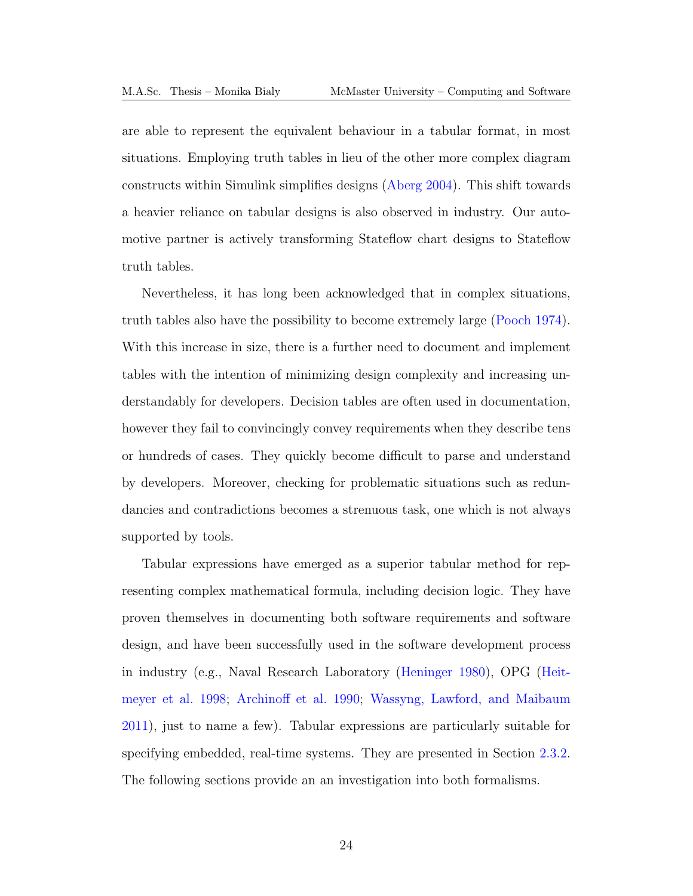are able to represent the equivalent behaviour in a tabular format, in most situations. Employing truth tables in lieu of the other more complex diagram constructs within Simulink simplifies designs (Aberg 2004). This shift towards a heavier reliance on tabular designs is also observed in industry. Our automotive partner is actively transforming Stateflow chart designs to Stateflow truth tables.

Nevertheless, it has long been acknowledged that in complex situations, truth tables also have the possibility to become extremely large (Pooch 1974). With this increase in size, there is a further need to document and implement tables with the intention of minimizing design complexity and increasing understandably for developers. Decision tables are often used in documentation, however they fail to convincingly convey requirements when they describe tens or hundreds of cases. They quickly become difficult to parse and understand by developers. Moreover, checking for problematic situations such as redundancies and contradictions becomes a strenuous task, one which is not always supported by tools.

Tabular expressions have emerged as a superior tabular method for representing complex mathematical formula, including decision logic. They have proven themselves in documenting both software requirements and software design, and have been successfully used in the software development process in industry (e.g., Naval Research Laboratory (Heninger 1980), OPG (Heitmeyer et al. 1998; Archinoff et al. 1990; Wassyng, Lawford, and Maibaum 2011), just to name a few). Tabular expressions are particularly suitable for specifying embedded, real-time systems. They are presented in Section 2.3.2. The following sections provide an an investigation into both formalisms.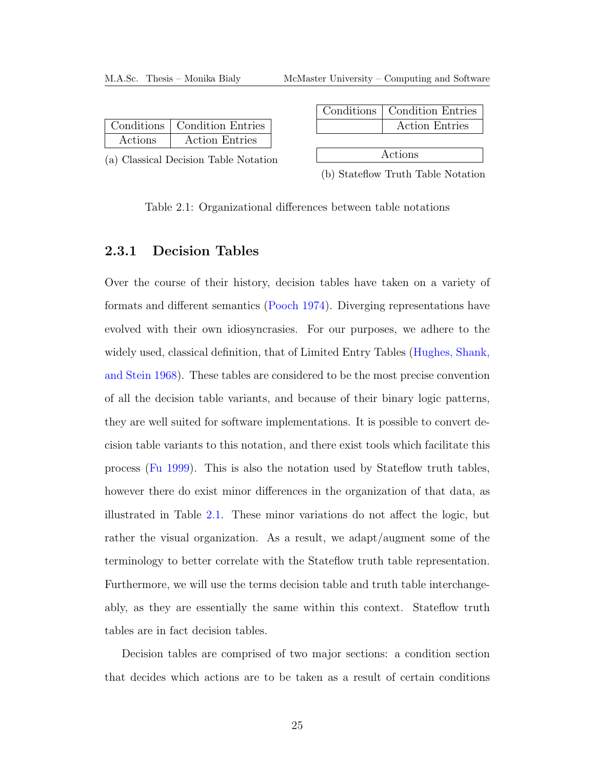| Conditions | Condition Entries |
|---|---|
| Actions | Action Entries |

(a) Classical Decision Table Notation

| Conditions | Condition Entries |
|---|---|
| | Action Entries |

| Actions |
|---|

(b) Stateflow Truth Table Notation

Table 2.1: Organizational differences between table notations

### 2.3.1 Decision Tables

Over the course of their history, decision tables have taken on a variety of formats and different semantics (Pooch 1974). Diverging representations have evolved with their own idiosyncrasies. For our purposes, we adhere to the widely used, classical definition, that of Limited Entry Tables (Hughes, Shank, and Stein 1968). These tables are considered to be the most precise convention of all the decision table variants, and because of their binary logic patterns, they are well suited for software implementations. It is possible to convert decision table variants to this notation, and there exist tools which facilitate this process (Fu 1999). This is also the notation used by Stateflow truth tables, however there do exist minor differences in the organization of that data, as illustrated in Table 2.1. These minor variations do not affect the logic, but rather the visual organization. As a result, we adapt/augment some of the terminology to better correlate with the Stateflow truth table representation. Furthermore, we will use the terms decision table and truth table interchangeably, as they are essentially the same within this context. Stateflow truth tables are in fact decision tables.

Decision tables are comprised of two major sections: a condition section that decides which actions are to be taken as a result of certain conditions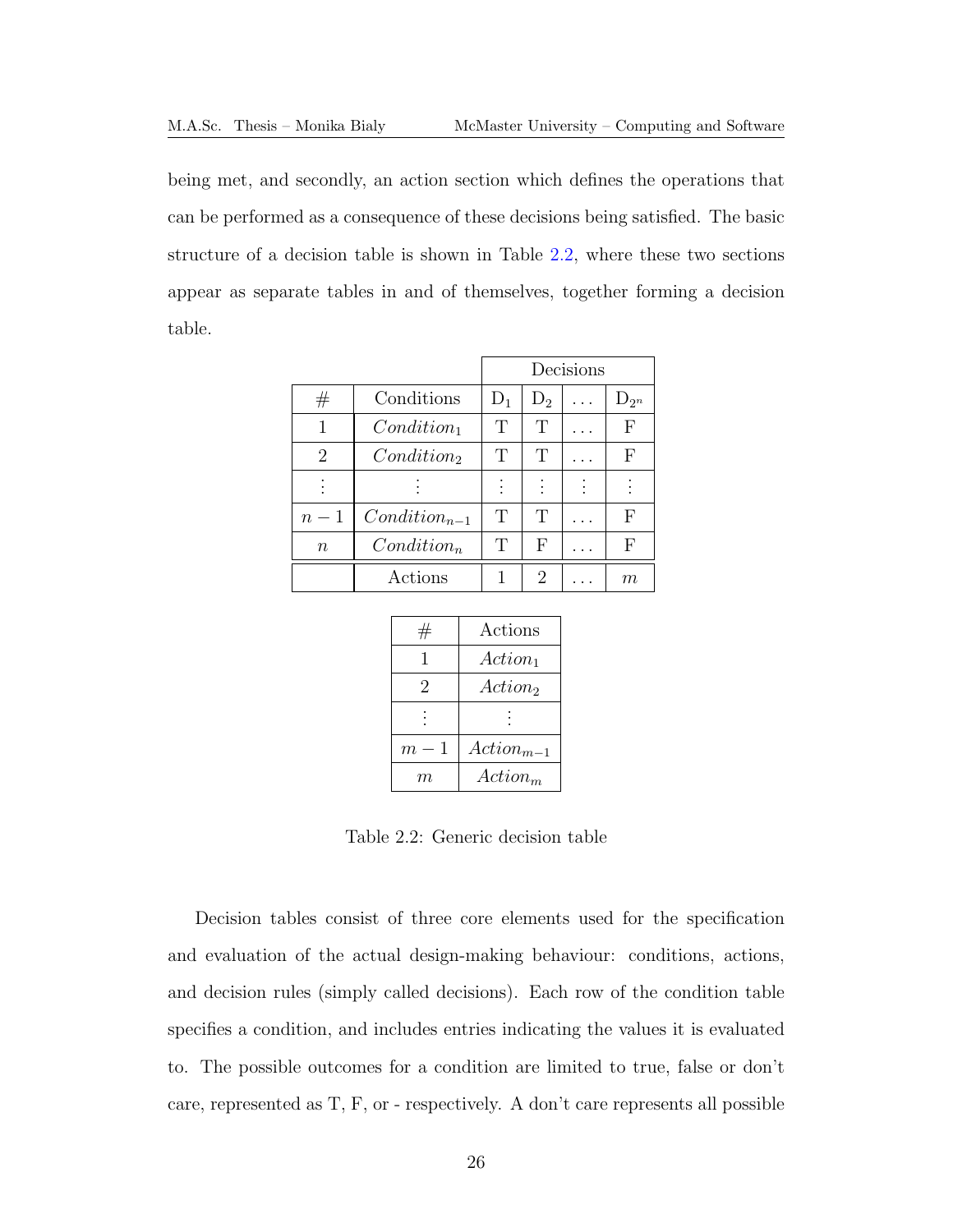being met, and secondly, an action section which defines the operations that can be performed as a consequence of these decisions being satisfied. The basic structure of a decision table is shown in Table 2.2, where these two sections appear as separate tables in and of themselves, together forming a decision table.

| | | Decisions | | | |
|---|---|---|---|---|---|
| # | Conditions | $D_1$ | $D_2$ | ... | $D_{2^n}$ |
| 1 | $Condition_1$ | T | T | ... | F |
| 2 | $Condition_2$ | T | T | ... | F |
| ⋮ | ⋮ | ⋮ | ⋮ | ⋮ | ⋮ |
| $n-1$ | $Condition_{n-1}$ | T | T | ... | F |
| $n$ | $Condition_n$ | T | F | ... | F |
| | Actions | 1 | 2 | ... | $m$ |

| # | Actions |
|---|---|
| 1 | $Action_1$ |
| 2 | $Action_2$ |
| ⋮ | ⋮ |
| $m-1$ | $Action_{m-1}$ |
| $m$ | $Action_m$ |

Table 2.2: Generic decision table

Decision tables consist of three core elements used for the specification and evaluation of the actual design-making behaviour: conditions, actions, and decision rules (simply called decisions). Each row of the condition table specifies a condition, and includes entries indicating the values it is evaluated to. The possible outcomes for a condition are limited to true, false or don't care, represented as T, F, or - respectively. A don't care represents all possible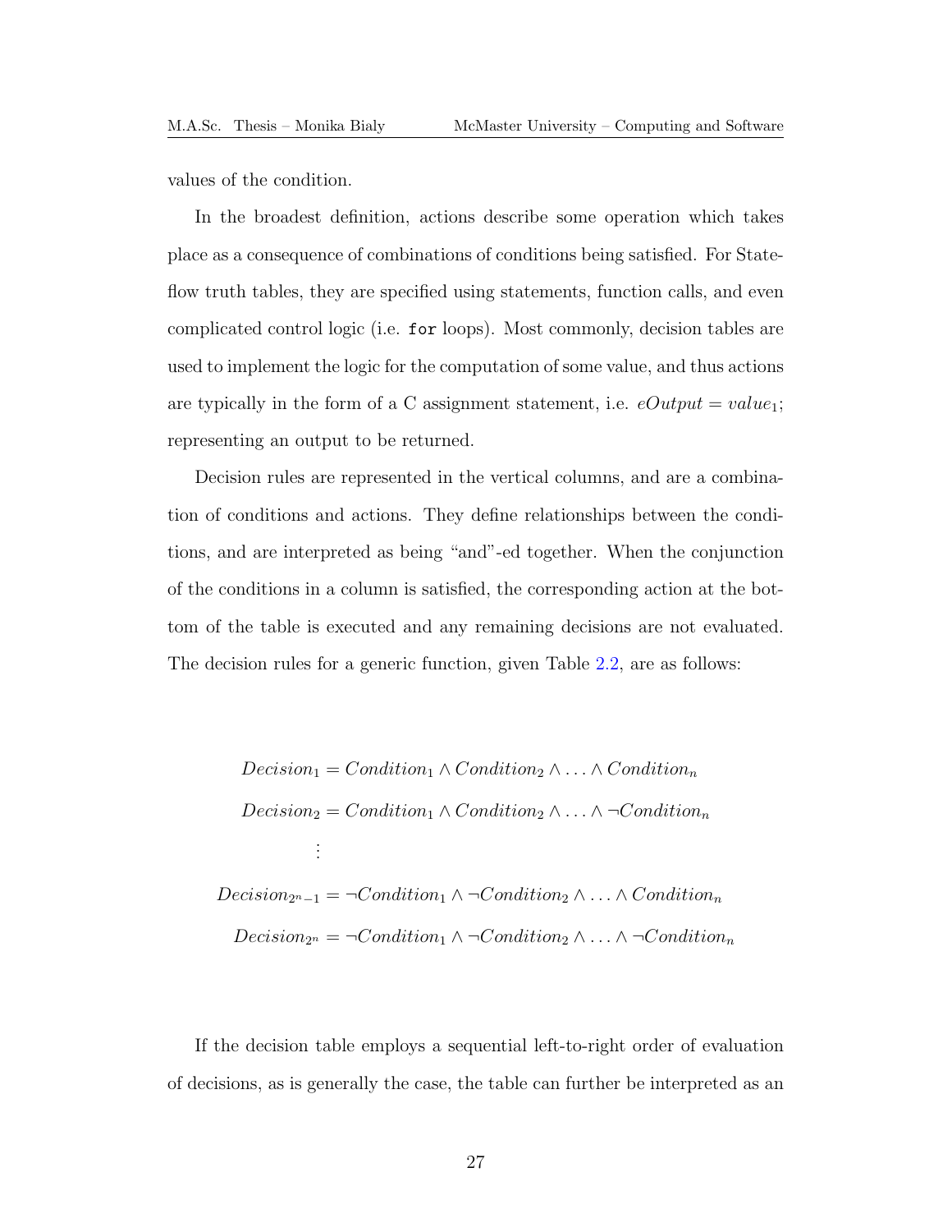values of the condition.

In the broadest definition, actions describe some operation which takes place as a consequence of combinations of conditions being satisfied. For Stateflow truth tables, they are specified using statements, function calls, and even complicated control logic (i.e. `for` loops). Most commonly, decision tables are used to implement the logic for the computation of some value, and thus actions are typically in the form of a C assignment statement, i.e. $eOutput = value_1$; representing an output to be returned.

Decision rules are represented in the vertical columns, and are a combination of conditions and actions. They define relationships between the conditions, and are interpreted as being "and"-ed together. When the conjunction of the conditions in a column is satisfied, the corresponding action at the bottom of the table is executed and any remaining decisions are not evaluated. The decision rules for a generic function, given Table 2.2, are as follows:

$$
\begin{aligned}
Decision_1 &= Condition_1 \wedge Condition_2 \wedge \ldots \wedge Condition_n \\
Decision_2 &= Condition_1 \wedge Condition_2 \wedge \ldots \wedge \neg Condition_n \\
&\vdots \\
Decision_{2^n-1} &= \neg Condition_1 \wedge \neg Condition_2 \wedge \ldots \wedge Condition_n \\
Decision_{2^n} &= \neg Condition_1 \wedge \neg Condition_2 \wedge \ldots \wedge \neg Condition_n
\end{aligned}
$$

If the decision table employs a sequential left-to-right order of evaluation of decisions, as is generally the case, the table can further be interpreted as an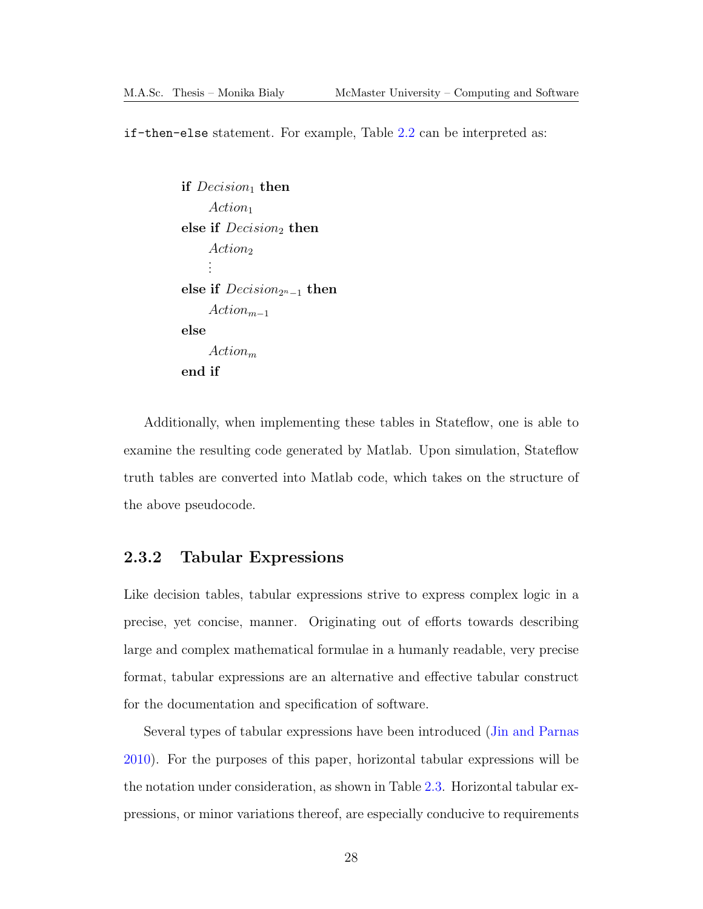`if-then-else` statement. For example, Table 2.2 can be interpreted as:

> **if** $Decision_1$ **then**
> &nbsp;&nbsp;&nbsp;&nbsp;$Action_1$
> **else if** $Decision_2$ **then**
> &nbsp;&nbsp;&nbsp;&nbsp;$Action_2$
> &nbsp;&nbsp;&nbsp;&nbsp;$\vdots$
> **else if** $Decision_{2^n-1}$ **then**
> &nbsp;&nbsp;&nbsp;&nbsp;$Action_{m-1}$
> **else**
> &nbsp;&nbsp;&nbsp;&nbsp;$Action_m$
> **end if**

Additionally, when implementing these tables in Stateflow, one is able to examine the resulting code generated by Matlab. Upon simulation, Stateflow truth tables are converted into Matlab code, which takes on the structure of the above pseudocode.

### 2.3.2 Tabular Expressions

Like decision tables, tabular expressions strive to express complex logic in a precise, yet concise, manner. Originating out of efforts towards describing large and complex mathematical formulae in a humanly readable, very precise format, tabular expressions are an alternative and effective tabular construct for the documentation and specification of software.

Several types of tabular expressions have been introduced (Jin and Parnas 2010). For the purposes of this paper, horizontal tabular expressions will be the notation under consideration, as shown in Table 2.3. Horizontal tabular expressions, or minor variations thereof, are especially conducive to requirements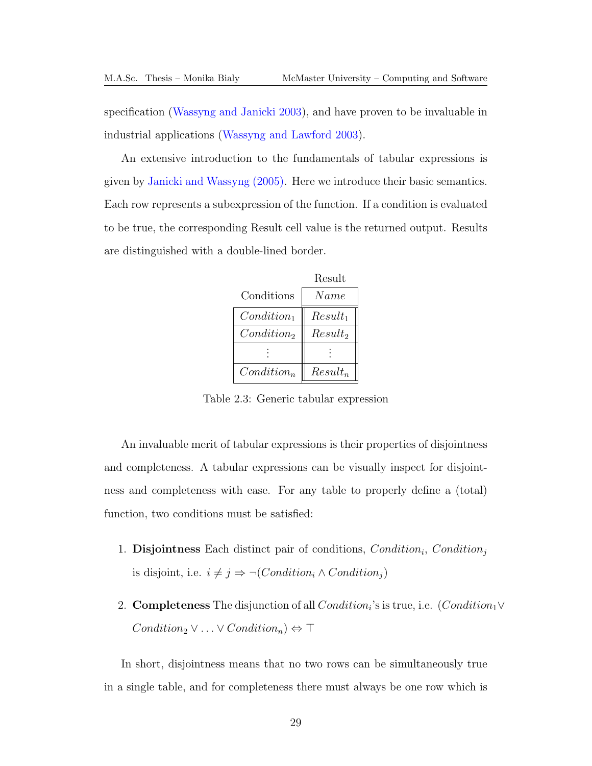specification (Wassyng and Janicki 2003), and have proven to be invaluable in industrial applications (Wassyng and Lawford 2003).

An extensive introduction to the fundamentals of tabular expressions is given by Janicki and Wassyng (2005). Here we introduce their basic semantics. Each row represents a subexpression of the function. If a condition is evaluated to be true, the corresponding Result cell value is the returned output. Results are distinguished with a double-lined border.

| | Result |
|---|---|
| Conditions | $Name$ |
| $Condition_1$ | $Result_1$ |
| $Condition_2$ | $Result_2$ |
| $\vdots$ | $\vdots$ |
| $Condition_n$ | $Result_n$ |

Table 2.3: Generic tabular expression

An invaluable merit of tabular expressions is their properties of disjointness and completeness. A tabular expressions can be visually inspect for disjointness and completeness with ease. For any table to properly define a (total) function, two conditions must be satisfied:

1. **Disjointness** Each distinct pair of conditions, $Condition_i$, $Condition_j$ is disjoint, i.e. $i \neq j \Rightarrow \neg(Condition_i \wedge Condition_j)$
2. **Completeness** The disjunction of all $Condition_i$'s is true, i.e. $(Condition_1 \vee Condition_2 \vee \ldots \vee Condition_n) \Leftrightarrow \top$

In short, disjointness means that no two rows can be simultaneously true in a single table, and for completeness there must always be one row which is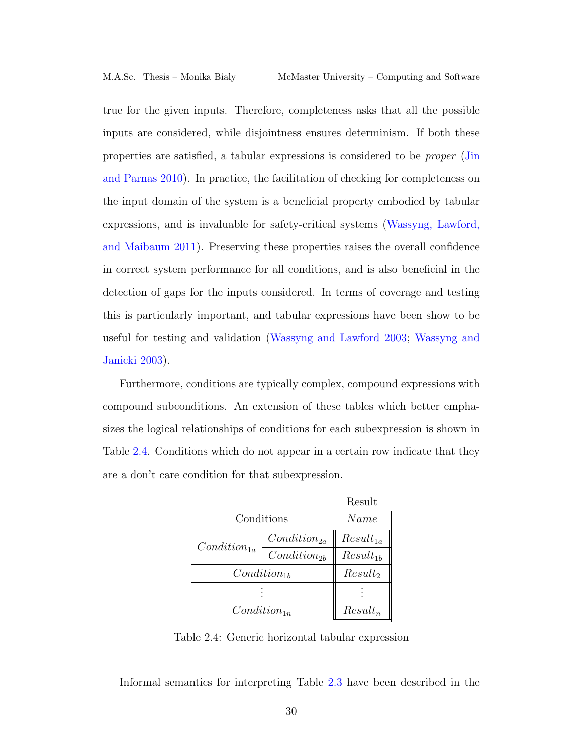true for the given inputs. Therefore, completeness asks that all the possible inputs are considered, while disjointness ensures determinism. If both these properties are satisfied, a tabular expressions is considered to be *proper* (Jin and Parnas 2010). In practice, the facilitation of checking for completeness on the input domain of the system is a beneficial property embodied by tabular expressions, and is invaluable for safety-critical systems (Wassyng, Lawford, and Maibaum 2011). Preserving these properties raises the overall confidence in correct system performance for all conditions, and is also beneficial in the detection of gaps for the inputs considered. In terms of coverage and testing this is particularly important, and tabular expressions have been show to be useful for testing and validation (Wassyng and Lawford 2003; Wassyng and Janicki 2003).

Furthermore, conditions are typically complex, compound expressions with compound subconditions. An extension of these tables which better emphasizes the logical relationships of conditions for each subexpression is shown in Table 2.4. Conditions which do not appear in a certain row indicate that they are a don't care condition for that subexpression.

| Conditions | | Result |
|---|---|---|
| | | $Name$ |
| $Condition_{1a}$ | $Condition_{2a}$ | $Result_{1a}$ |
| | $Condition_{2b}$ | $Result_{1b}$ |
| $Condition_{1b}$ | | $Result_2$ |
| ⋮ | | ⋮ |
| $Condition_{1n}$ | | $Result_n$ |

Table 2.4: Generic horizontal tabular expression

Informal semantics for interpreting Table 2.3 have been described in the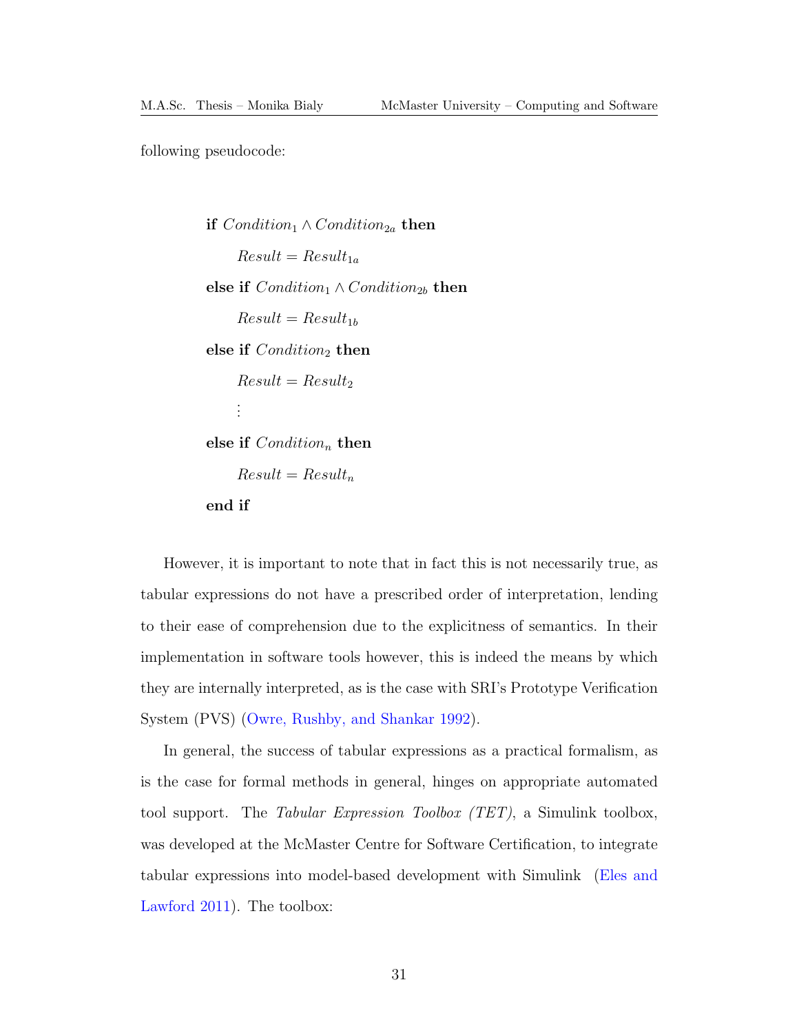following pseudocode:

**if** $Condition_1 \land Condition_{2a}$ **then**

  $Result = Result_{1a}$

**else if** $Condition_1 \land Condition_{2b}$ **then**

  $Result = Result_{1b}$

**else if** $Condition_2$ **then**

  $Result = Result_2$

  $\vdots$

**else if** $Condition_n$ **then**

  $Result = Result_n$

**end if**

However, it is important to note that in fact this is not necessarily true, as tabular expressions do not have a prescribed order of interpretation, lending to their ease of comprehension due to the explicitness of semantics. In their implementation in software tools however, this is indeed the means by which they are internally interpreted, as is the case with SRI's Prototype Verification System (PVS) (Owre, Rushby, and Shankar 1992).

In general, the success of tabular expressions as a practical formalism, as is the case for formal methods in general, hinges on appropriate automated tool support. The *Tabular Expression Toolbox (TET)*, a Simulink toolbox, was developed at the McMaster Centre for Software Certification, to integrate tabular expressions into model-based development with Simulink (Eles and Lawford 2011). The toolbox: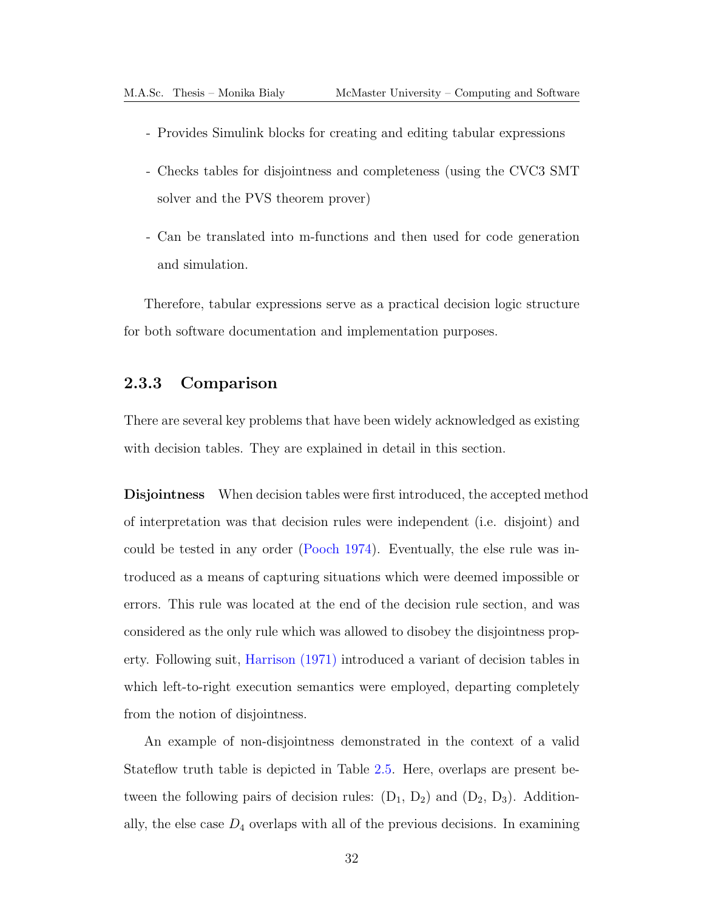- Provides Simulink blocks for creating and editing tabular expressions

- Checks tables for disjointness and completeness (using the CVC3 SMT solver and the PVS theorem prover)

- Can be translated into m-functions and then used for code generation and simulation.

Therefore, tabular expressions serve as a practical decision logic structure for both software documentation and implementation purposes.

### 2.3.3 Comparison

There are several key problems that have been widely acknowledged as existing with decision tables. They are explained in detail in this section.

**Disjointness** When decision tables were first introduced, the accepted method of interpretation was that decision rules were independent (i.e. disjoint) and could be tested in any order (Pooch 1974). Eventually, the else rule was introduced as a means of capturing situations which were deemed impossible or errors. This rule was located at the end of the decision rule section, and was considered as the only rule which was allowed to disobey the disjointness property. Following suit, Harrison (1971) introduced a variant of decision tables in which left-to-right execution semantics were employed, departing completely from the notion of disjointness.

An example of non-disjointness demonstrated in the context of a valid Stateflow truth table is depicted in Table 2.5. Here, overlaps are present between the following pairs of decision rules: ($D_1$, $D_2$) and ($D_2$, $D_3$). Additionally, the else case $D_4$ overlaps with all of the previous decisions. In examining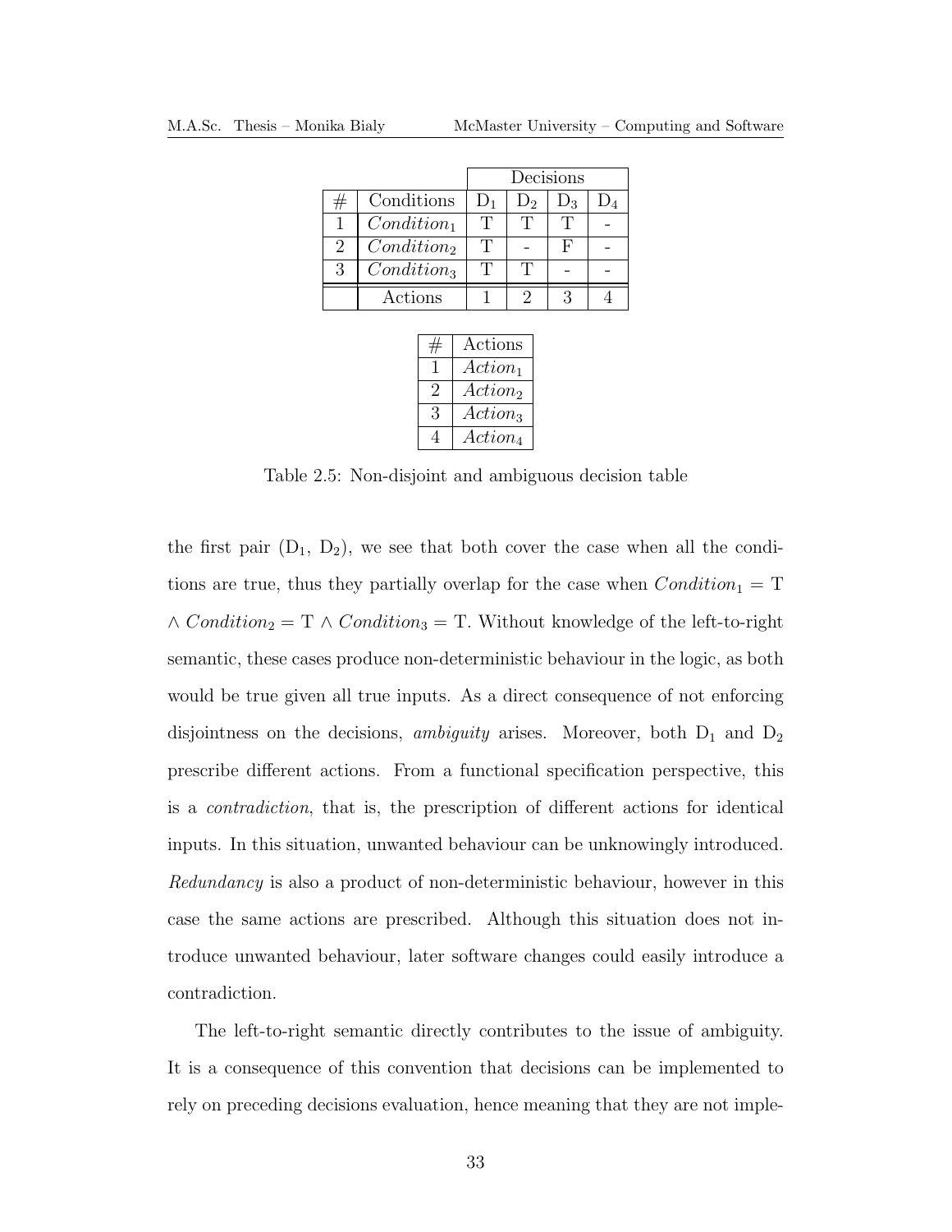| # | Conditions | Decisions | | | |
|---|---|---|---|---|---|
| | | $D_1$ | $D_2$ | $D_3$ | $D_4$ |
| 1 | $Condition_1$ | T | T | T | - |
| 2 | $Condition_2$ | T | - | F | - |
| 3 | $Condition_3$ | T | T | - | - |
| | Actions | 1 | 2 | 3 | 4 |

| # | Actions |
|---|---|
| 1 | $Action_1$ |
| 2 | $Action_2$ |
| 3 | $Action_3$ |
| 4 | $Action_4$ |

Table 2.5: Non-disjoint and ambiguous decision table

the first pair ($D_1$, $D_2$), we see that both cover the case when all the conditions are true, thus they partially overlap for the case when $Condition_1 = \text{T} \wedge Condition_2 = \text{T} \wedge Condition_3 = \text{T}$. Without knowledge of the left-to-right semantic, these cases produce non-deterministic behaviour in the logic, as both would be true given all true inputs. As a direct consequence of not enforcing disjointness on the decisions, *ambiguity* arises. Moreover, both $D_1$ and $D_2$ prescribe different actions. From a functional specification perspective, this is a *contradiction*, that is, the prescription of different actions for identical inputs. In this situation, unwanted behaviour can be unknowingly introduced. *Redundancy* is also a product of non-deterministic behaviour, however in this case the same actions are prescribed. Although this situation does not introduce unwanted behaviour, later software changes could easily introduce a contradiction.

The left-to-right semantic directly contributes to the issue of ambiguity. It is a consequence of this convention that decisions can be implemented to rely on preceding decisions evaluation, hence meaning that they are not imple-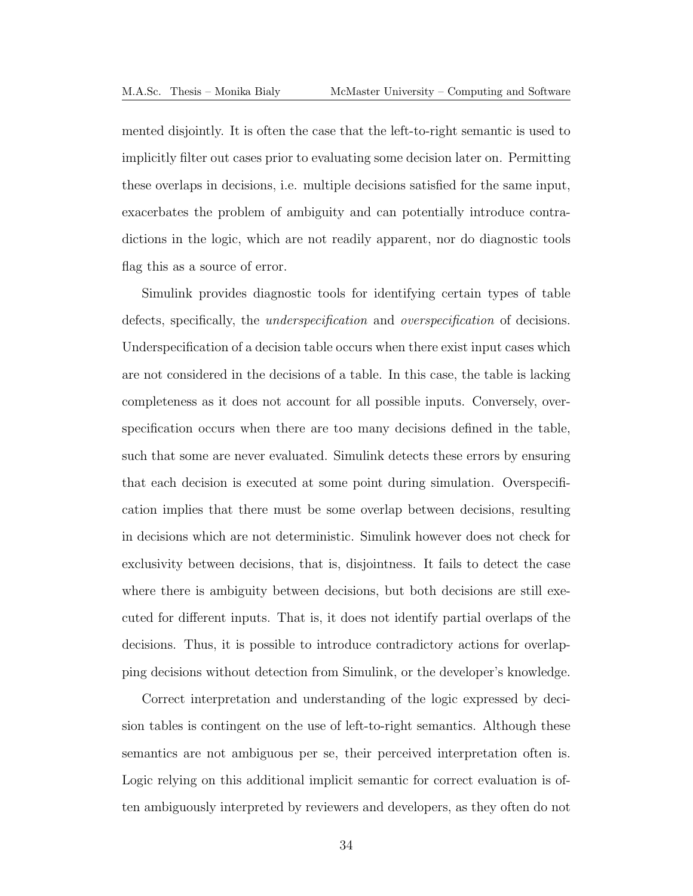mented disjointly. It is often the case that the left-to-right semantic is used to implicitly filter out cases prior to evaluating some decision later on. Permitting these overlaps in decisions, i.e. multiple decisions satisfied for the same input, exacerbates the problem of ambiguity and can potentially introduce contradictions in the logic, which are not readily apparent, nor do diagnostic tools flag this as a source of error.

Simulink provides diagnostic tools for identifying certain types of table defects, specifically, the *underspecification* and *overspecification* of decisions. Underspecification of a decision table occurs when there exist input cases which are not considered in the decisions of a table. In this case, the table is lacking completeness as it does not account for all possible inputs. Conversely, overspecification occurs when there are too many decisions defined in the table, such that some are never evaluated. Simulink detects these errors by ensuring that each decision is executed at some point during simulation. Overspecification implies that there must be some overlap between decisions, resulting in decisions which are not deterministic. Simulink however does not check for exclusivity between decisions, that is, disjointness. It fails to detect the case where there is ambiguity between decisions, but both decisions are still executed for different inputs. That is, it does not identify partial overlaps of the decisions. Thus, it is possible to introduce contradictory actions for overlapping decisions without detection from Simulink, or the developer's knowledge.

Correct interpretation and understanding of the logic expressed by decision tables is contingent on the use of left-to-right semantics. Although these semantics are not ambiguous per se, their perceived interpretation often is. Logic relying on this additional implicit semantic for correct evaluation is often ambiguously interpreted by reviewers and developers, as they often do not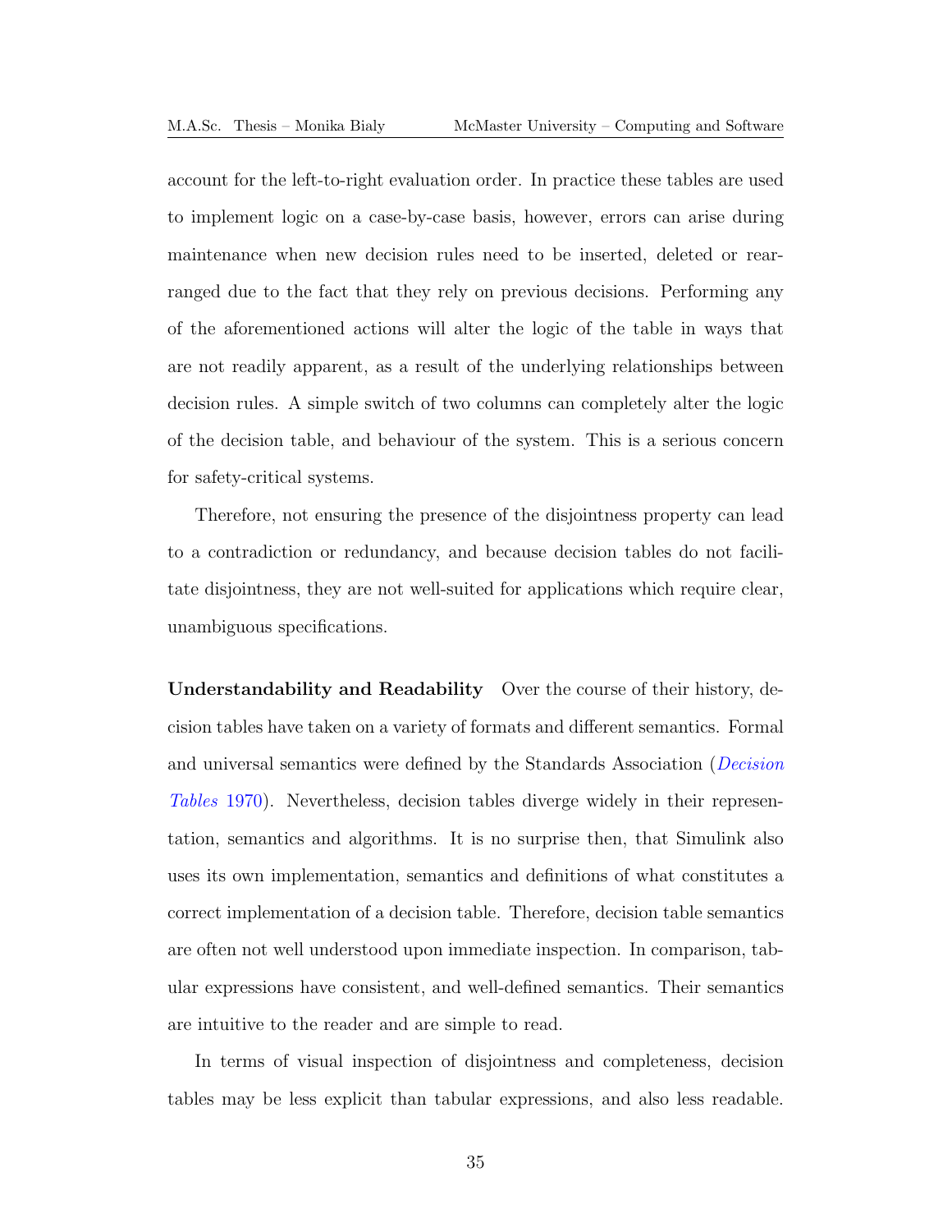account for the left-to-right evaluation order. In practice these tables are used to implement logic on a case-by-case basis, however, errors can arise during maintenance when new decision rules need to be inserted, deleted or rearranged due to the fact that they rely on previous decisions. Performing any of the aforementioned actions will alter the logic of the table in ways that are not readily apparent, as a result of the underlying relationships between decision rules. A simple switch of two columns can completely alter the logic of the decision table, and behaviour of the system. This is a serious concern for safety-critical systems.

Therefore, not ensuring the presence of the disjointness property can lead to a contradiction or redundancy, and because decision tables do not facilitate disjointness, they are not well-suited for applications which require clear, unambiguous specifications.

**Understandability and Readability** Over the course of their history, decision tables have taken on a variety of formats and different semantics. Formal and universal semantics were defined by the Standards Association (*Decision Tables* 1970). Nevertheless, decision tables diverge widely in their representation, semantics and algorithms. It is no surprise then, that Simulink also uses its own implementation, semantics and definitions of what constitutes a correct implementation of a decision table. Therefore, decision table semantics are often not well understood upon immediate inspection. In comparison, tabular expressions have consistent, and well-defined semantics. Their semantics are intuitive to the reader and are simple to read.

In terms of visual inspection of disjointness and completeness, decision tables may be less explicit than tabular expressions, and also less readable.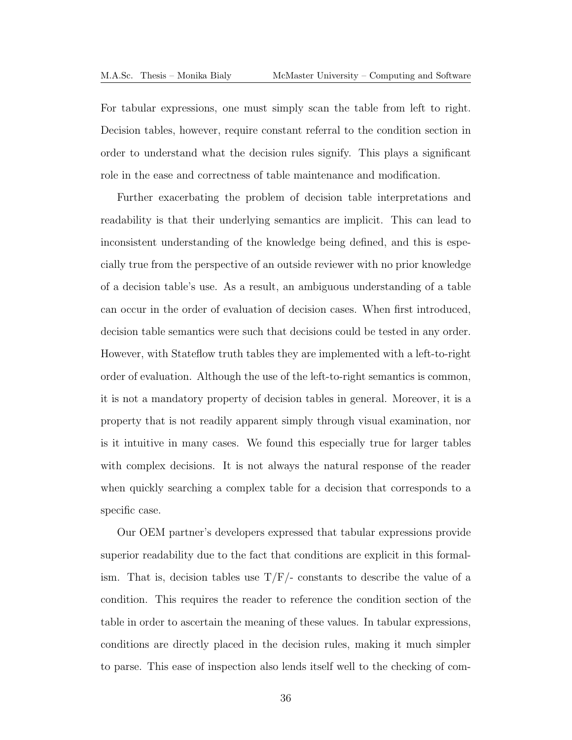For tabular expressions, one must simply scan the table from left to right. Decision tables, however, require constant referral to the condition section in order to understand what the decision rules signify. This plays a significant role in the ease and correctness of table maintenance and modification.

Further exacerbating the problem of decision table interpretations and readability is that their underlying semantics are implicit. This can lead to inconsistent understanding of the knowledge being defined, and this is especially true from the perspective of an outside reviewer with no prior knowledge of a decision table's use. As a result, an ambiguous understanding of a table can occur in the order of evaluation of decision cases. When first introduced, decision table semantics were such that decisions could be tested in any order. However, with Stateflow truth tables they are implemented with a left-to-right order of evaluation. Although the use of the left-to-right semantics is common, it is not a mandatory property of decision tables in general. Moreover, it is a property that is not readily apparent simply through visual examination, nor is it intuitive in many cases. We found this especially true for larger tables with complex decisions. It is not always the natural response of the reader when quickly searching a complex table for a decision that corresponds to a specific case.

Our OEM partner's developers expressed that tabular expressions provide superior readability due to the fact that conditions are explicit in this formalism. That is, decision tables use T/F/- constants to describe the value of a condition. This requires the reader to reference the condition section of the table in order to ascertain the meaning of these values. In tabular expressions, conditions are directly placed in the decision rules, making it much simpler to parse. This ease of inspection also lends itself well to the checking of com-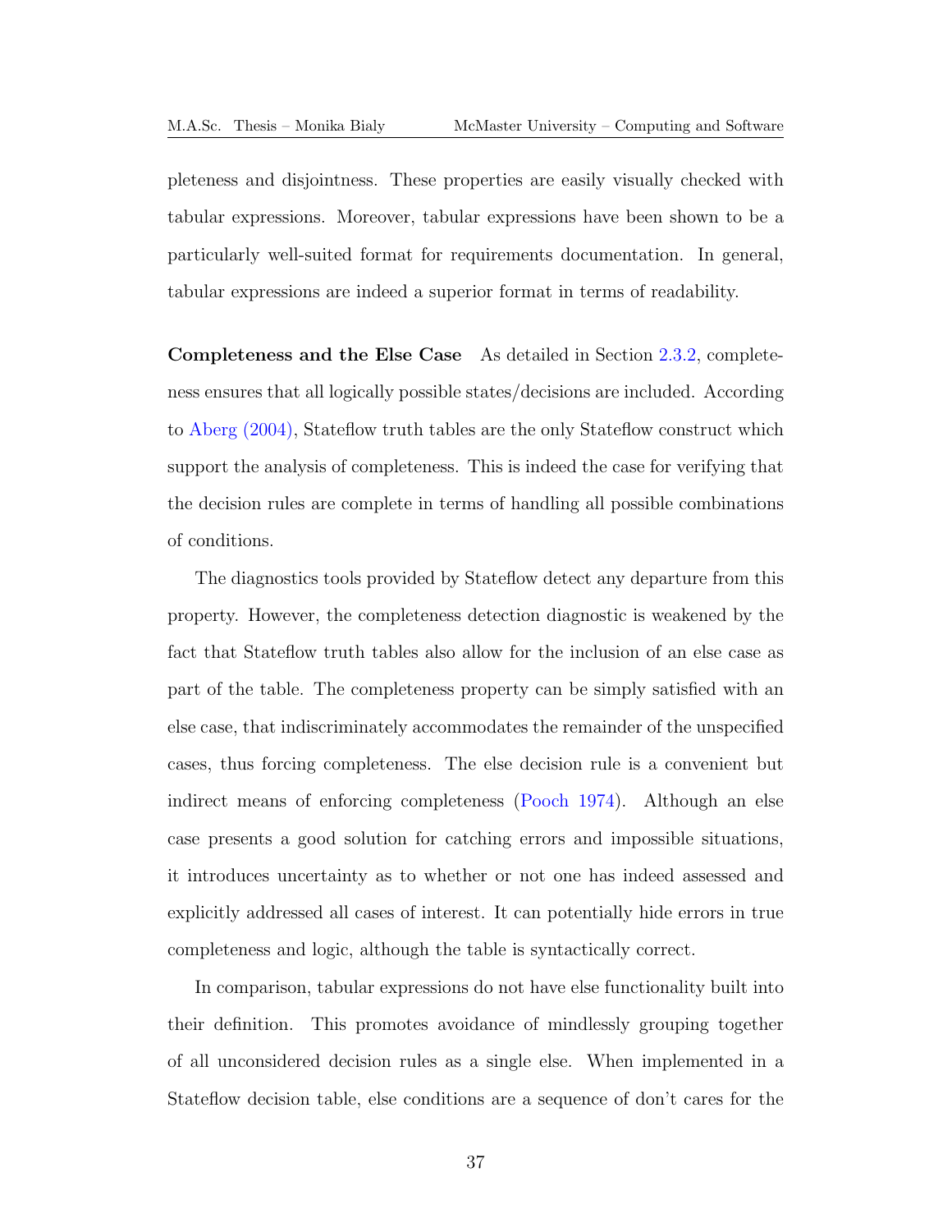pleteness and disjointness. These properties are easily visually checked with tabular expressions. Moreover, tabular expressions have been shown to be a particularly well-suited format for requirements documentation. In general, tabular expressions are indeed a superior format in terms of readability.

**Completeness and the Else Case** As detailed in Section 2.3.2, completeness ensures that all logically possible states/decisions are included. According to Aberg (2004), Stateflow truth tables are the only Stateflow construct which support the analysis of completeness. This is indeed the case for verifying that the decision rules are complete in terms of handling all possible combinations of conditions.

The diagnostics tools provided by Stateflow detect any departure from this property. However, the completeness detection diagnostic is weakened by the fact that Stateflow truth tables also allow for the inclusion of an else case as part of the table. The completeness property can be simply satisfied with an else case, that indiscriminately accommodates the remainder of the unspecified cases, thus forcing completeness. The else decision rule is a convenient but indirect means of enforcing completeness (Pooch 1974). Although an else case presents a good solution for catching errors and impossible situations, it introduces uncertainty as to whether or not one has indeed assessed and explicitly addressed all cases of interest. It can potentially hide errors in true completeness and logic, although the table is syntactically correct.

In comparison, tabular expressions do not have else functionality built into their definition. This promotes avoidance of mindlessly grouping together of all unconsidered decision rules as a single else. When implemented in a Stateflow decision table, else conditions are a sequence of don't cares for the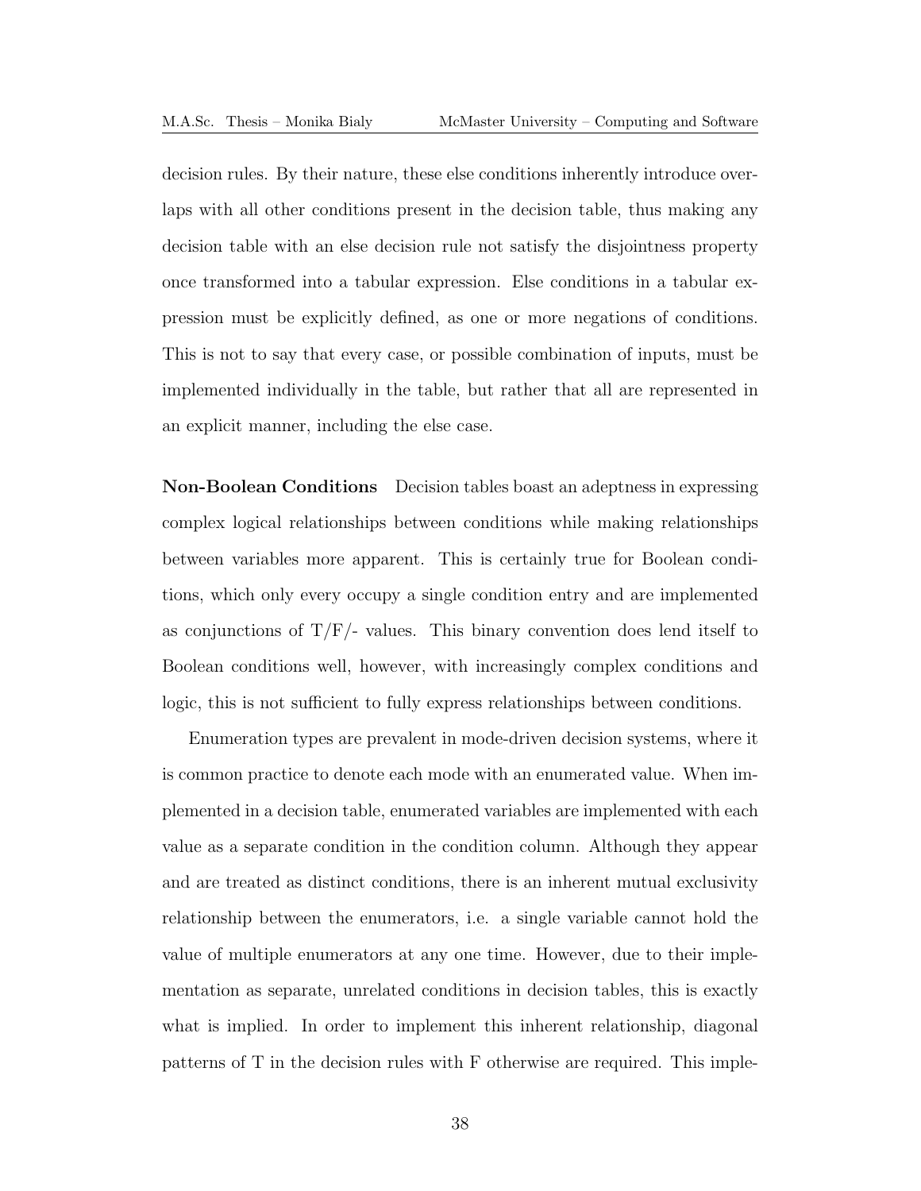decision rules. By their nature, these else conditions inherently introduce overlaps with all other conditions present in the decision table, thus making any decision table with an else decision rule not satisfy the disjointness property once transformed into a tabular expression. Else conditions in a tabular expression must be explicitly defined, as one or more negations of conditions. This is not to say that every case, or possible combination of inputs, must be implemented individually in the table, but rather that all are represented in an explicit manner, including the else case.

**Non-Boolean Conditions** Decision tables boast an adeptness in expressing complex logical relationships between conditions while making relationships between variables more apparent. This is certainly true for Boolean conditions, which only every occupy a single condition entry and are implemented as conjunctions of T/F/- values. This binary convention does lend itself to Boolean conditions well, however, with increasingly complex conditions and logic, this is not sufficient to fully express relationships between conditions.

Enumeration types are prevalent in mode-driven decision systems, where it is common practice to denote each mode with an enumerated value. When implemented in a decision table, enumerated variables are implemented with each value as a separate condition in the condition column. Although they appear and are treated as distinct conditions, there is an inherent mutual exclusivity relationship between the enumerators, i.e. a single variable cannot hold the value of multiple enumerators at any one time. However, due to their implementation as separate, unrelated conditions in decision tables, this is exactly what is implied. In order to implement this inherent relationship, diagonal patterns of T in the decision rules with F otherwise are required. This imple-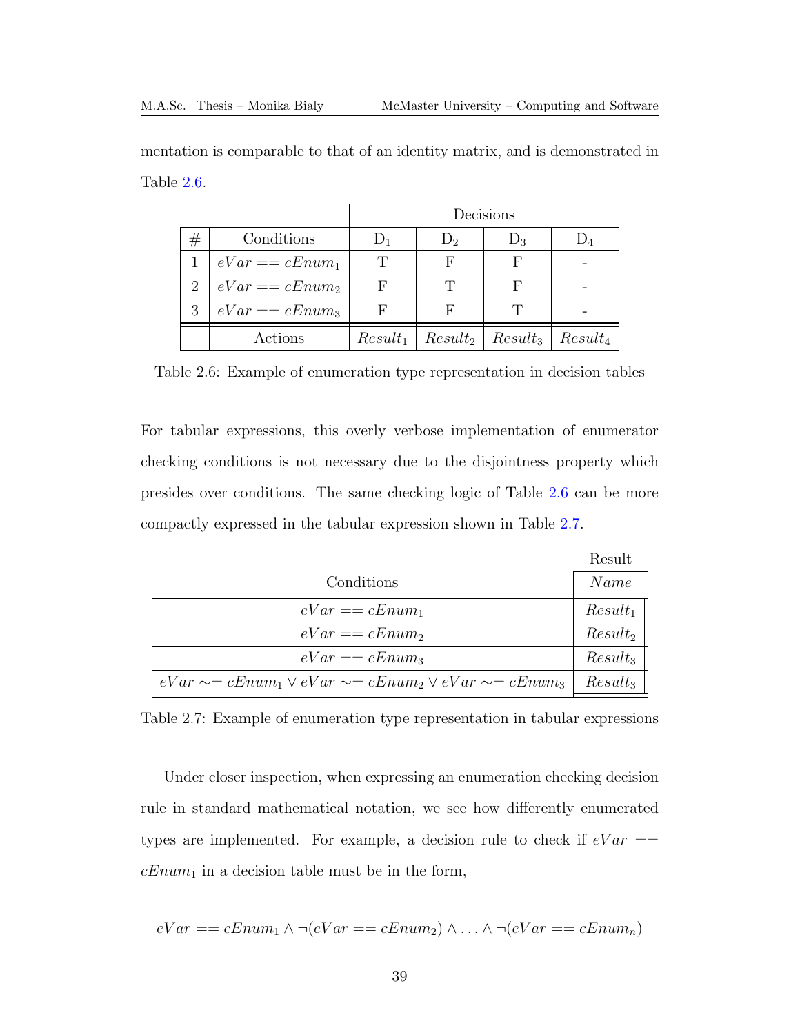mentation is comparable to that of an identity matrix, and is demonstrated in Table 2.6.

| | | Decisions | | | |
|---|---|---|---|---|---|
| # | Conditions | $D_1$ | $D_2$ | $D_3$ | $D_4$ |
| 1 | $eVar == cEnum_1$ | T | F | F | - |
| 2 | $eVar == cEnum_2$ | F | T | F | - |
| 3 | $eVar == cEnum_3$ | F | F | T | - |
| | Actions | $Result_1$ | $Result_2$ | $Result_3$ | $Result_4$ |

Table 2.6: Example of enumeration type representation in decision tables

For tabular expressions, this overly verbose implementation of enumerator checking conditions is not necessary due to the disjointness property which presides over conditions. The same checking logic of Table 2.6 can be more compactly expressed in the tabular expression shown in Table 2.7.

| Conditions | Result: $Name$ |
|---|---|
| $eVar == cEnum_1$ | $Result_1$ |
| $eVar == cEnum_2$ | $Result_2$ |
| $eVar == cEnum_3$ | $Result_3$ |
| $eVar \sim= cEnum_1 \vee eVar \sim= cEnum_2 \vee eVar \sim= cEnum_3$ | $Result_3$ |

Table 2.7: Example of enumeration type representation in tabular expressions

Under closer inspection, when expressing an enumeration checking decision rule in standard mathematical notation, we see how differently enumerated types are implemented. For example, a decision rule to check if $eVar == cEnum_1$ in a decision table must be in the form,

$$eVar == cEnum_1 \wedge \neg(eVar == cEnum_2) \wedge \ldots \wedge \neg(eVar == cEnum_n)$$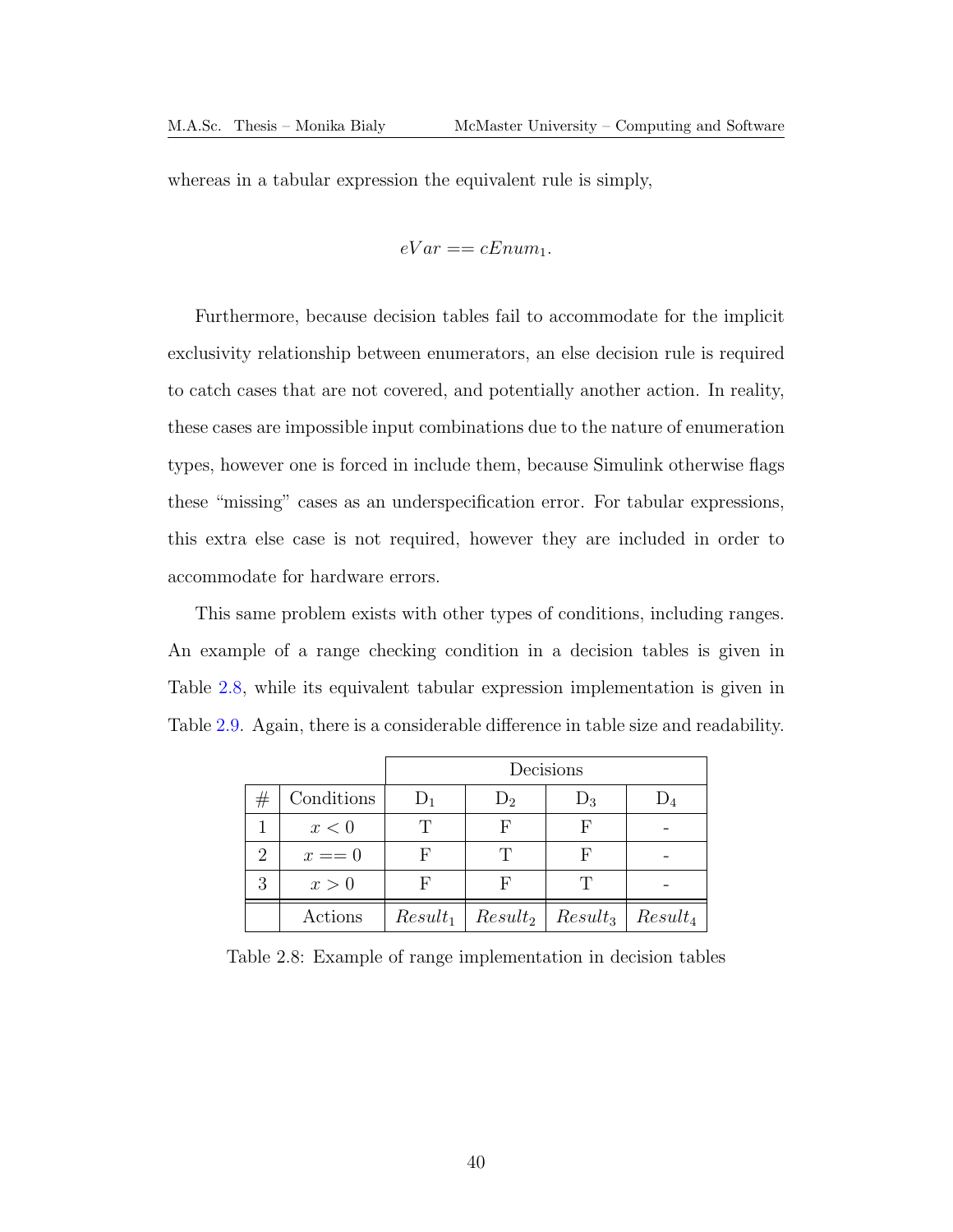whereas in a tabular expression the equivalent rule is simply,

$$eVar == cEnum_1.$$

Furthermore, because decision tables fail to accommodate for the implicit exclusivity relationship between enumerators, an else decision rule is required to catch cases that are not covered, and potentially another action. In reality, these cases are impossible input combinations due to the nature of enumeration types, however one is forced in include them, because Simulink otherwise flags these "missing" cases as an underspecification error. For tabular expressions, this extra else case is not required, however they are included in order to accommodate for hardware errors.

This same problem exists with other types of conditions, including ranges. An example of a range checking condition in a decision tables is given in Table 2.8, while its equivalent tabular expression implementation is given in Table 2.9. Again, there is a considerable difference in table size and readability.

| | | Decisions | | | |
|---|---|---|---|---|---|
| # | Conditions | $D_1$ | $D_2$ | $D_3$ | $D_4$ |
| 1 | $x < 0$ | T | F | F | - |
| 2 | $x == 0$ | F | T | F | - |
| 3 | $x > 0$ | F | F | T | - |
| | Actions | $Result_1$ | $Result_2$ | $Result_3$ | $Result_4$ |

Table 2.8: Example of range implementation in decision tables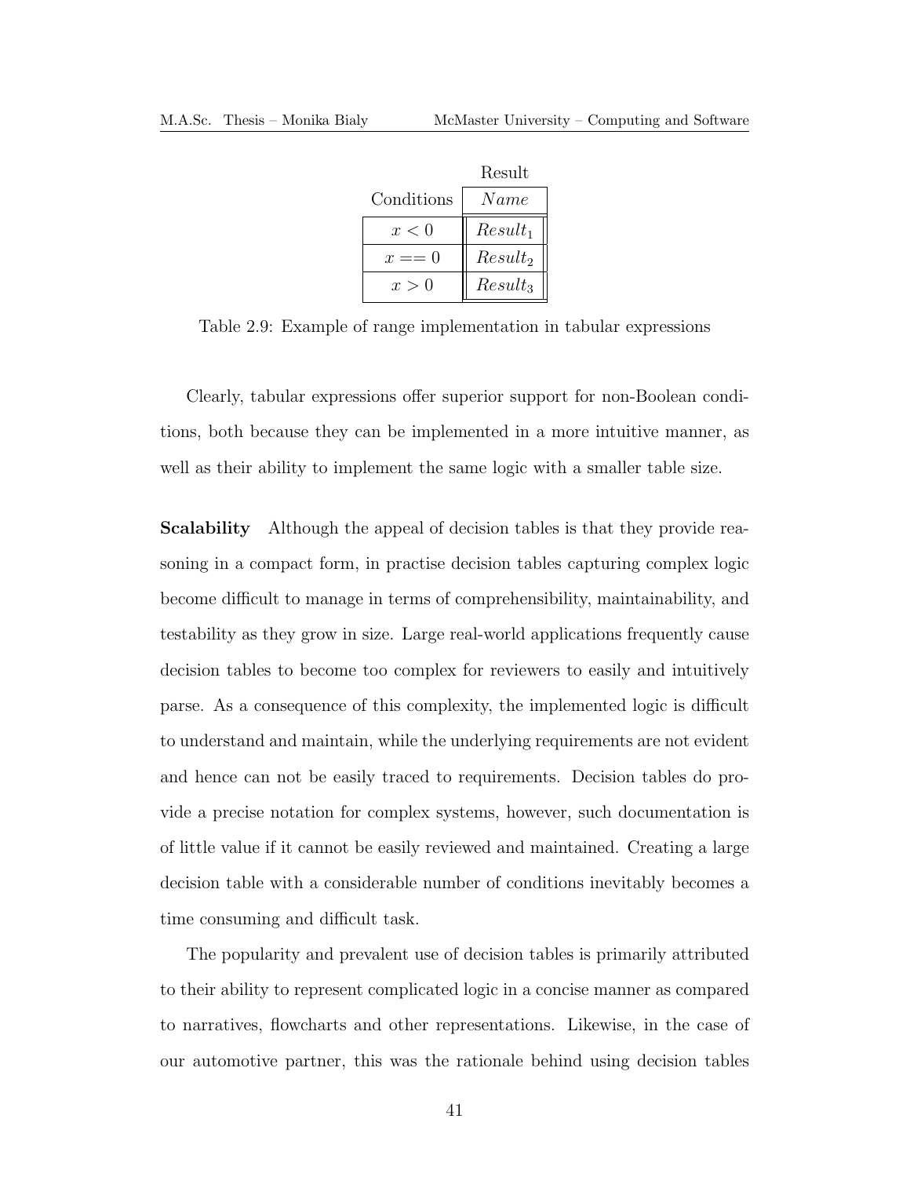| Conditions | Result |
| --- | --- |
| | *Name* |
| $x < 0$ | $Result_1$ |
| $x == 0$ | $Result_2$ |
| $x > 0$ | $Result_3$ |

Table 2.9: Example of range implementation in tabular expressions

Clearly, tabular expressions offer superior support for non-Boolean conditions, both because they can be implemented in a more intuitive manner, as well as their ability to implement the same logic with a smaller table size.

**Scalability** Although the appeal of decision tables is that they provide reasoning in a compact form, in practise decision tables capturing complex logic become difficult to manage in terms of comprehensibility, maintainability, and testability as they grow in size. Large real-world applications frequently cause decision tables to become too complex for reviewers to easily and intuitively parse. As a consequence of this complexity, the implemented logic is difficult to understand and maintain, while the underlying requirements are not evident and hence can not be easily traced to requirements. Decision tables do provide a precise notation for complex systems, however, such documentation is of little value if it cannot be easily reviewed and maintained. Creating a large decision table with a considerable number of conditions inevitably becomes a time consuming and difficult task.

The popularity and prevalent use of decision tables is primarily attributed to their ability to represent complicated logic in a concise manner as compared to narratives, flowcharts and other representations. Likewise, in the case of our automotive partner, this was the rationale behind using decision tables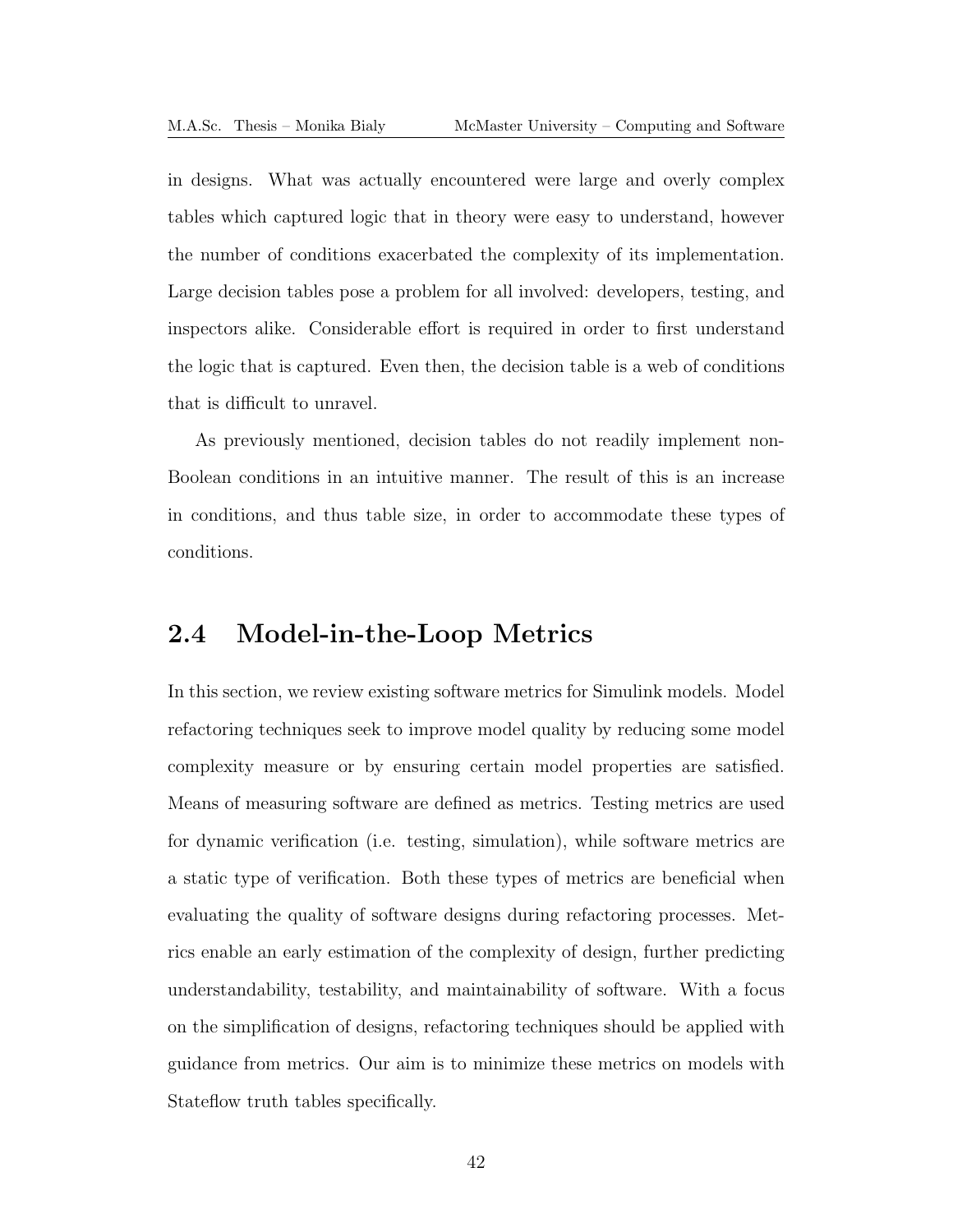in designs. What was actually encountered were large and overly complex tables which captured logic that in theory were easy to understand, however the number of conditions exacerbated the complexity of its implementation. Large decision tables pose a problem for all involved: developers, testing, and inspectors alike. Considerable effort is required in order to first understand the logic that is captured. Even then, the decision table is a web of conditions that is difficult to unravel.

As previously mentioned, decision tables do not readily implement non-Boolean conditions in an intuitive manner. The result of this is an increase in conditions, and thus table size, in order to accommodate these types of conditions.

## 2.4 Model-in-the-Loop Metrics

In this section, we review existing software metrics for Simulink models. Model refactoring techniques seek to improve model quality by reducing some model complexity measure or by ensuring certain model properties are satisfied. Means of measuring software are defined as metrics. Testing metrics are used for dynamic verification (i.e. testing, simulation), while software metrics are a static type of verification. Both these types of metrics are beneficial when evaluating the quality of software designs during refactoring processes. Metrics enable an early estimation of the complexity of design, further predicting understandability, testability, and maintainability of software. With a focus on the simplification of designs, refactoring techniques should be applied with guidance from metrics. Our aim is to minimize these metrics on models with Stateflow truth tables specifically.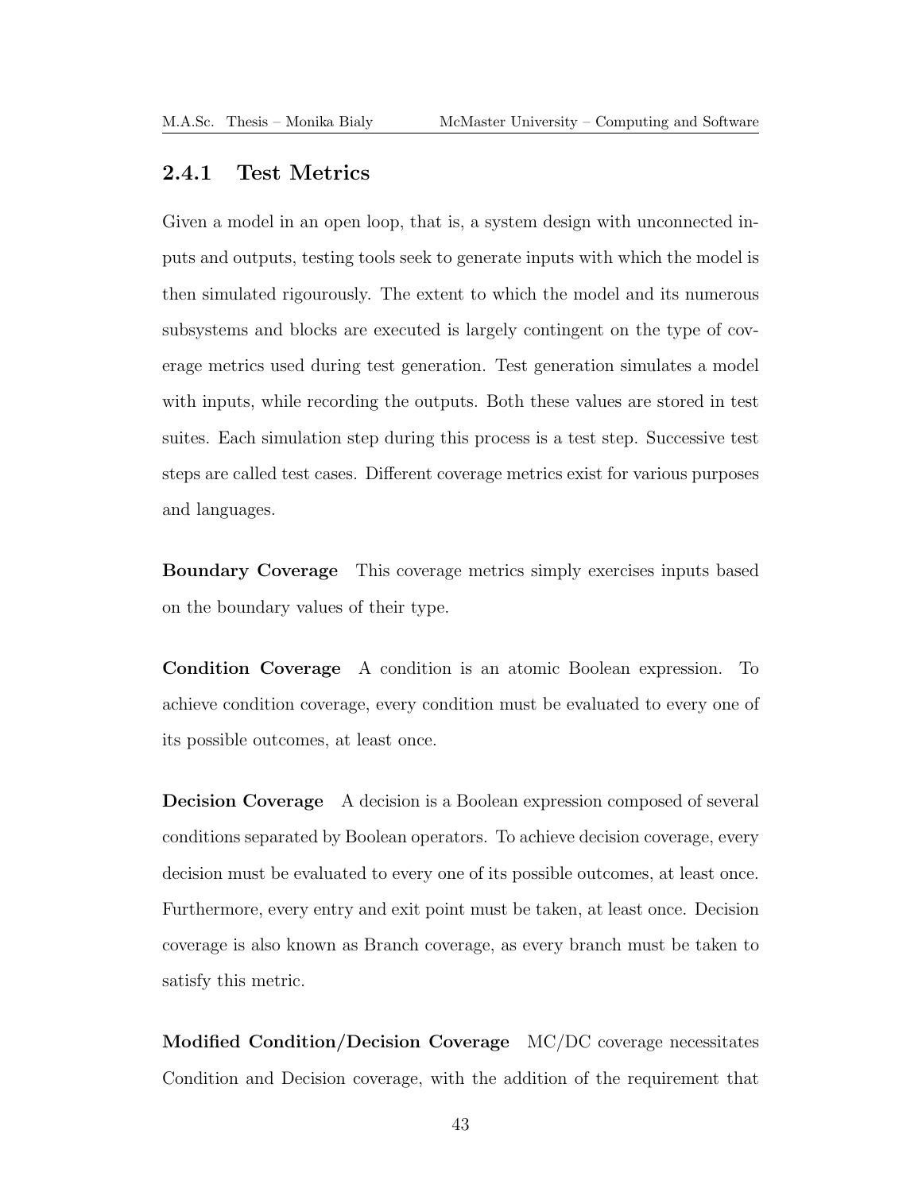### 2.4.1 Test Metrics

Given a model in an open loop, that is, a system design with unconnected inputs and outputs, testing tools seek to generate inputs with which the model is then simulated rigourously. The extent to which the model and its numerous subsystems and blocks are executed is largely contingent on the type of coverage metrics used during test generation. Test generation simulates a model with inputs, while recording the outputs. Both these values are stored in test suites. Each simulation step during this process is a test step. Successive test steps are called test cases. Different coverage metrics exist for various purposes and languages.

**Boundary Coverage** This coverage metrics simply exercises inputs based on the boundary values of their type.

**Condition Coverage** A condition is an atomic Boolean expression. To achieve condition coverage, every condition must be evaluated to every one of its possible outcomes, at least once.

**Decision Coverage** A decision is a Boolean expression composed of several conditions separated by Boolean operators. To achieve decision coverage, every decision must be evaluated to every one of its possible outcomes, at least once. Furthermore, every entry and exit point must be taken, at least once. Decision coverage is also known as Branch coverage, as every branch must be taken to satisfy this metric.

**Modified Condition/Decision Coverage** MC/DC coverage necessitates Condition and Decision coverage, with the addition of the requirement that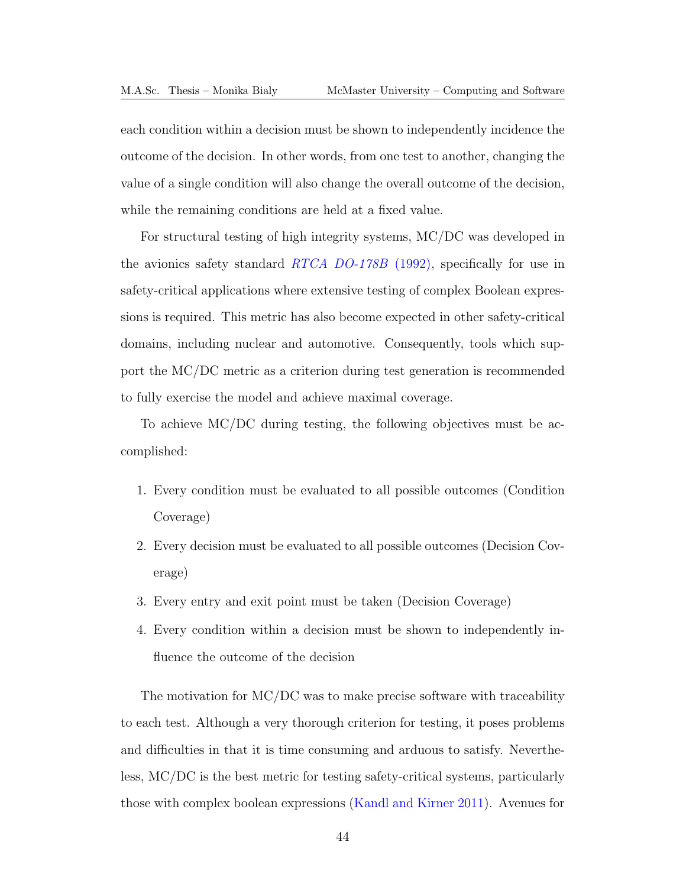each condition within a decision must be shown to independently incidence the outcome of the decision. In other words, from one test to another, changing the value of a single condition will also change the overall outcome of the decision, while the remaining conditions are held at a fixed value.

For structural testing of high integrity systems, MC/DC was developed in the avionics safety standard *RTCA DO-178B* (1992), specifically for use in safety-critical applications where extensive testing of complex Boolean expressions is required. This metric has also become expected in other safety-critical domains, including nuclear and automotive. Consequently, tools which support the MC/DC metric as a criterion during test generation is recommended to fully exercise the model and achieve maximal coverage.

To achieve MC/DC during testing, the following objectives must be accomplished:

1. Every condition must be evaluated to all possible outcomes (Condition Coverage)
2. Every decision must be evaluated to all possible outcomes (Decision Coverage)
3. Every entry and exit point must be taken (Decision Coverage)
4. Every condition within a decision must be shown to independently influence the outcome of the decision

The motivation for MC/DC was to make precise software with traceability to each test. Although a very thorough criterion for testing, it poses problems and difficulties in that it is time consuming and arduous to satisfy. Nevertheless, MC/DC is the best metric for testing safety-critical systems, particularly those with complex boolean expressions (Kandl and Kirner 2011). Avenues for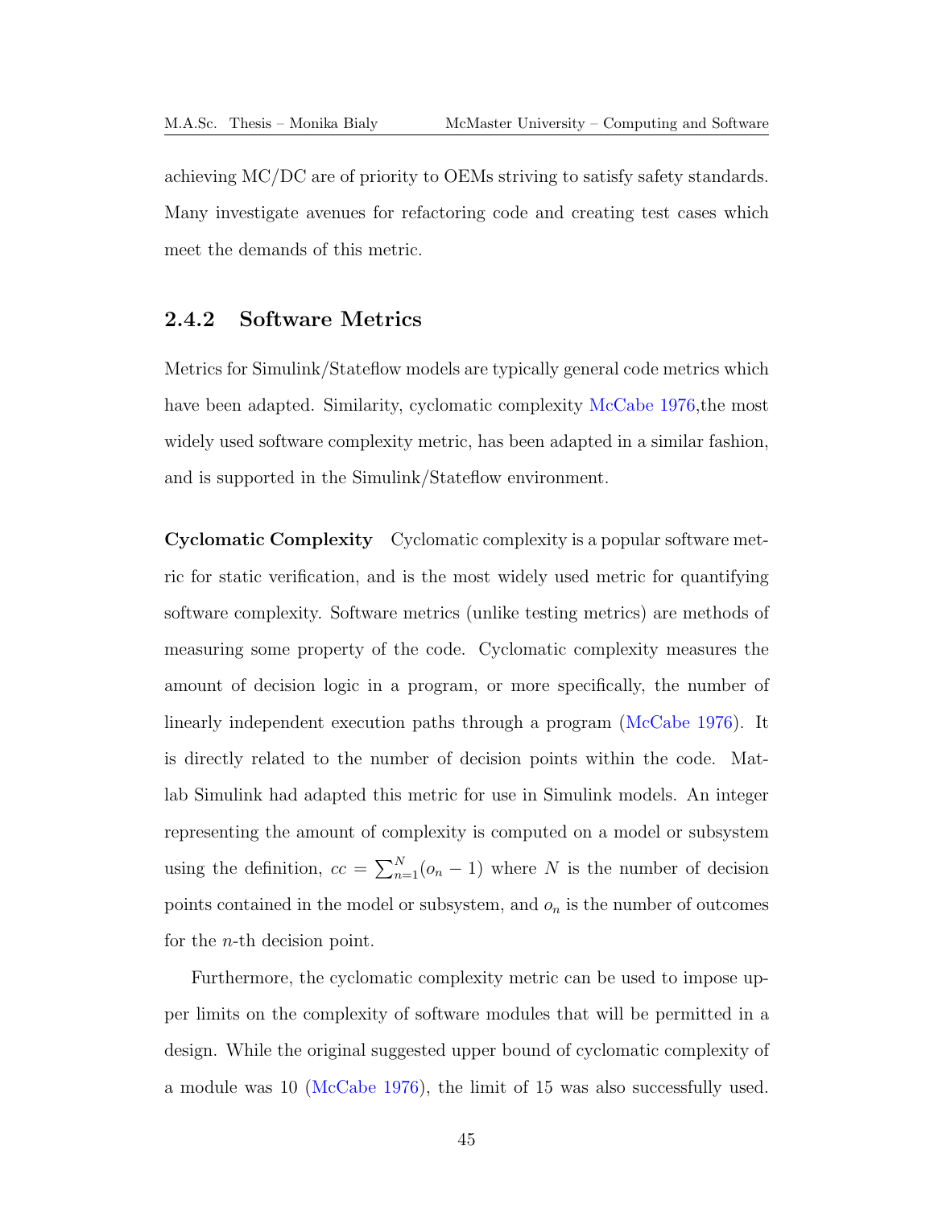achieving MC/DC are of priority to OEMs striving to satisfy safety standards. Many investigate avenues for refactoring code and creating test cases which meet the demands of this metric.

### 2.4.2 Software Metrics

Metrics for Simulink/Stateflow models are typically general code metrics which have been adapted. Similarity, cyclomatic complexity McCabe 1976,the most widely used software complexity metric, has been adapted in a similar fashion, and is supported in the Simulink/Stateflow environment.

**Cyclomatic Complexity** Cyclomatic complexity is a popular software metric for static verification, and is the most widely used metric for quantifying software complexity. Software metrics (unlike testing metrics) are methods of measuring some property of the code. Cyclomatic complexity measures the amount of decision logic in a program, or more specifically, the number of linearly independent execution paths through a program (McCabe 1976). It is directly related to the number of decision points within the code. Matlab Simulink had adapted this metric for use in Simulink models. An integer representing the amount of complexity is computed on a model or subsystem using the definition, $cc = \sum_{n=1}^{N}(o_n - 1)$ where $N$ is the number of decision points contained in the model or subsystem, and $o_n$ is the number of outcomes for the $n$-th decision point.

Furthermore, the cyclomatic complexity metric can be used to impose upper limits on the complexity of software modules that will be permitted in a design. While the original suggested upper bound of cyclomatic complexity of a module was 10 (McCabe 1976), the limit of 15 was also successfully used.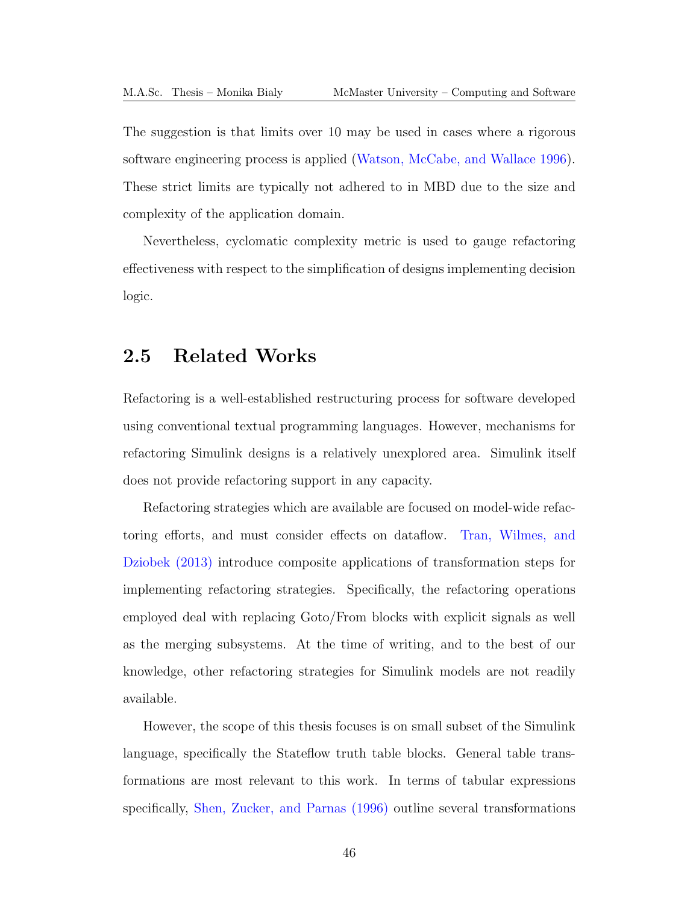The suggestion is that limits over 10 may be used in cases where a rigorous software engineering process is applied (Watson, McCabe, and Wallace 1996). These strict limits are typically not adhered to in MBD due to the size and complexity of the application domain.

Nevertheless, cyclomatic complexity metric is used to gauge refactoring effectiveness with respect to the simplification of designs implementing decision logic.

## 2.5 Related Works

Refactoring is a well-established restructuring process for software developed using conventional textual programming languages. However, mechanisms for refactoring Simulink designs is a relatively unexplored area. Simulink itself does not provide refactoring support in any capacity.

Refactoring strategies which are available are focused on model-wide refactoring efforts, and must consider effects on dataflow. Tran, Wilmes, and Dziobek (2013) introduce composite applications of transformation steps for implementing refactoring strategies. Specifically, the refactoring operations employed deal with replacing Goto/From blocks with explicit signals as well as the merging subsystems. At the time of writing, and to the best of our knowledge, other refactoring strategies for Simulink models are not readily available.

However, the scope of this thesis focuses is on small subset of the Simulink language, specifically the Stateflow truth table blocks. General table transformations are most relevant to this work. In terms of tabular expressions specifically, Shen, Zucker, and Parnas (1996) outline several transformations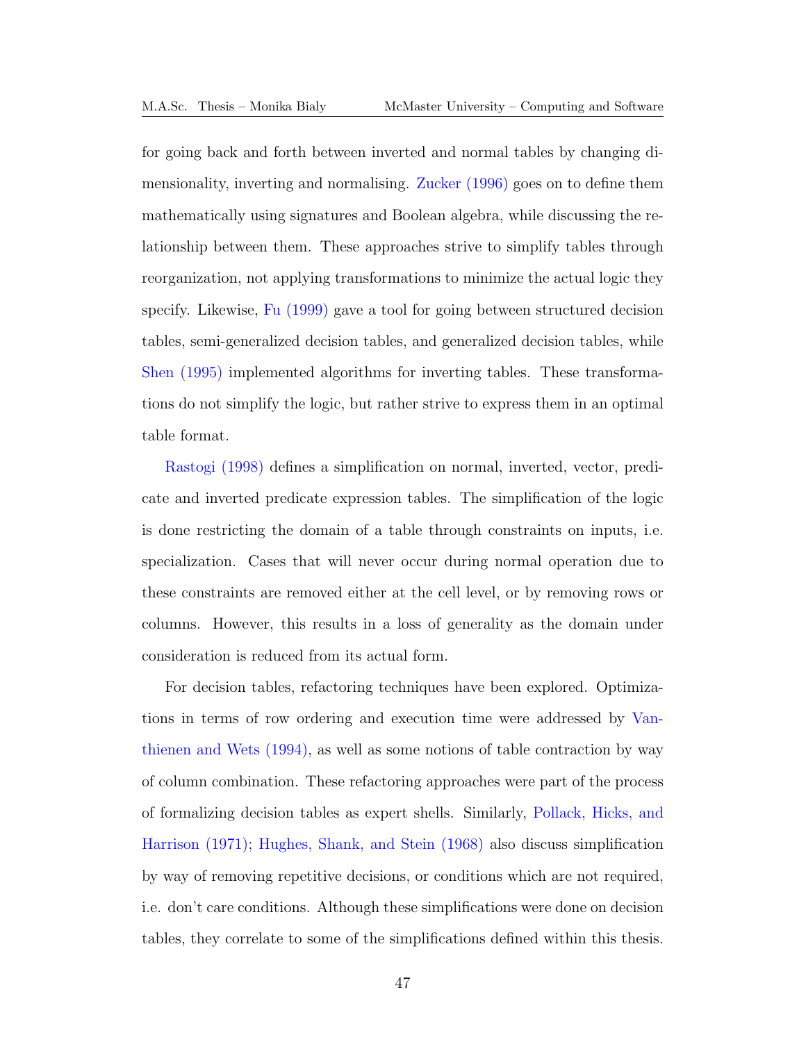for going back and forth between inverted and normal tables by changing dimensionality, inverting and normalising. Zucker (1996) goes on to define them mathematically using signatures and Boolean algebra, while discussing the relationship between them. These approaches strive to simplify tables through reorganization, not applying transformations to minimize the actual logic they specify. Likewise, Fu (1999) gave a tool for going between structured decision tables, semi-generalized decision tables, and generalized decision tables, while Shen (1995) implemented algorithms for inverting tables. These transformations do not simplify the logic, but rather strive to express them in an optimal table format.

Rastogi (1998) defines a simplification on normal, inverted, vector, predicate and inverted predicate expression tables. The simplification of the logic is done restricting the domain of a table through constraints on inputs, i.e. specialization. Cases that will never occur during normal operation due to these constraints are removed either at the cell level, or by removing rows or columns. However, this results in a loss of generality as the domain under consideration is reduced from its actual form.

For decision tables, refactoring techniques have been explored. Optimizations in terms of row ordering and execution time were addressed by Vanthienen and Wets (1994), as well as some notions of table contraction by way of column combination. These refactoring approaches were part of the process of formalizing decision tables as expert shells. Similarly, Pollack, Hicks, and Harrison (1971); Hughes, Shank, and Stein (1968) also discuss simplification by way of removing repetitive decisions, or conditions which are not required, i.e. don't care conditions. Although these simplifications were done on decision tables, they correlate to some of the simplifications defined within this thesis.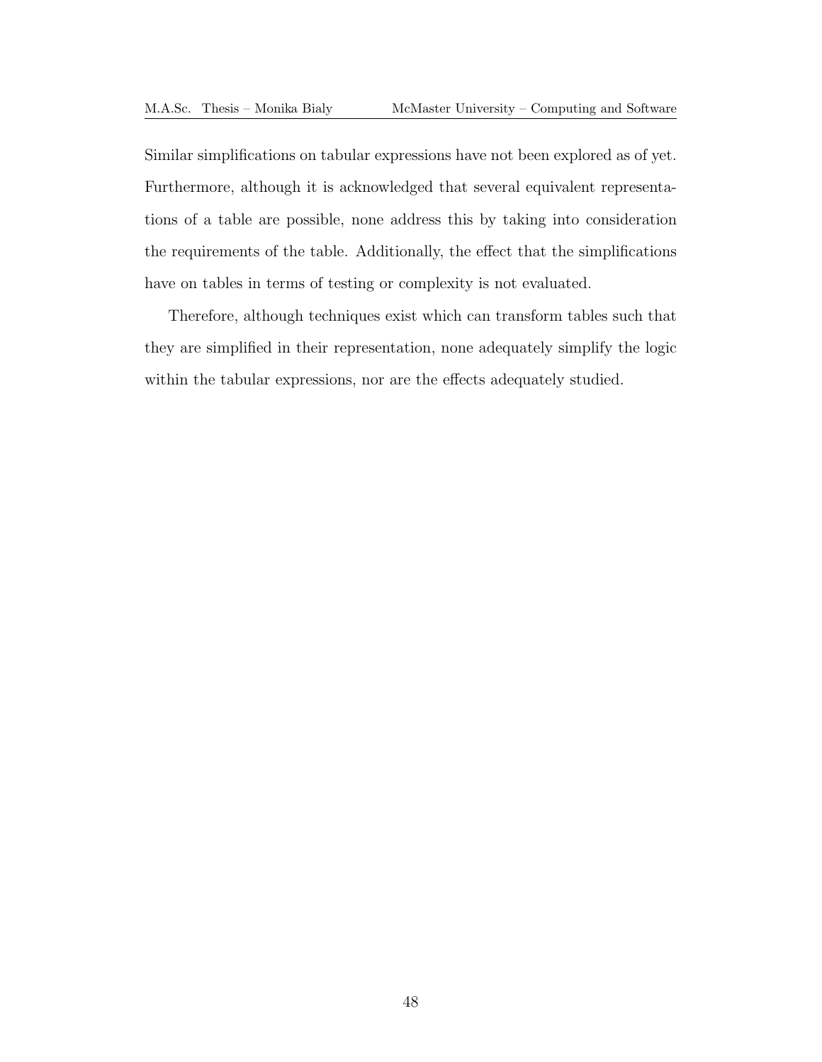Similar simplifications on tabular expressions have not been explored as of yet. Furthermore, although it is acknowledged that several equivalent representations of a table are possible, none address this by taking into consideration the requirements of the table. Additionally, the effect that the simplifications have on tables in terms of testing or complexity is not evaluated.

Therefore, although techniques exist which can transform tables such that they are simplified in their representation, none adequately simplify the logic within the tabular expressions, nor are the effects adequately studied.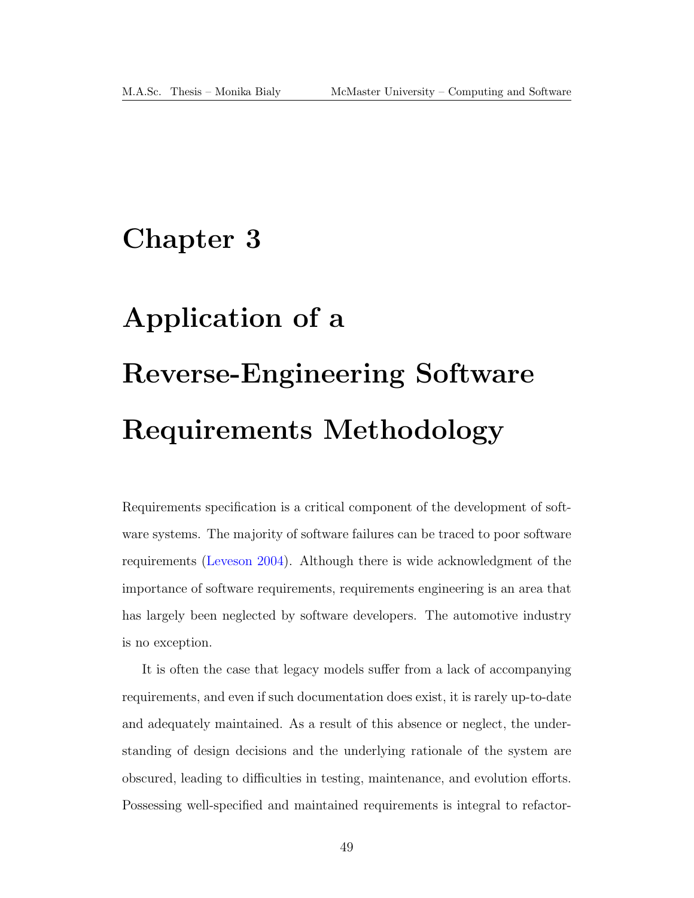# Chapter 3

# Application of a Reverse-Engineering Software Requirements Methodology

Requirements specification is a critical component of the development of software systems. The majority of software failures can be traced to poor software requirements (Leveson 2004). Although there is wide acknowledgment of the importance of software requirements, requirements engineering is an area that has largely been neglected by software developers. The automotive industry is no exception.

It is often the case that legacy models suffer from a lack of accompanying requirements, and even if such documentation does exist, it is rarely up-to-date and adequately maintained. As a result of this absence or neglect, the understanding of design decisions and the underlying rationale of the system are obscured, leading to difficulties in testing, maintenance, and evolution efforts. Possessing well-specified and maintained requirements is integral to refactor-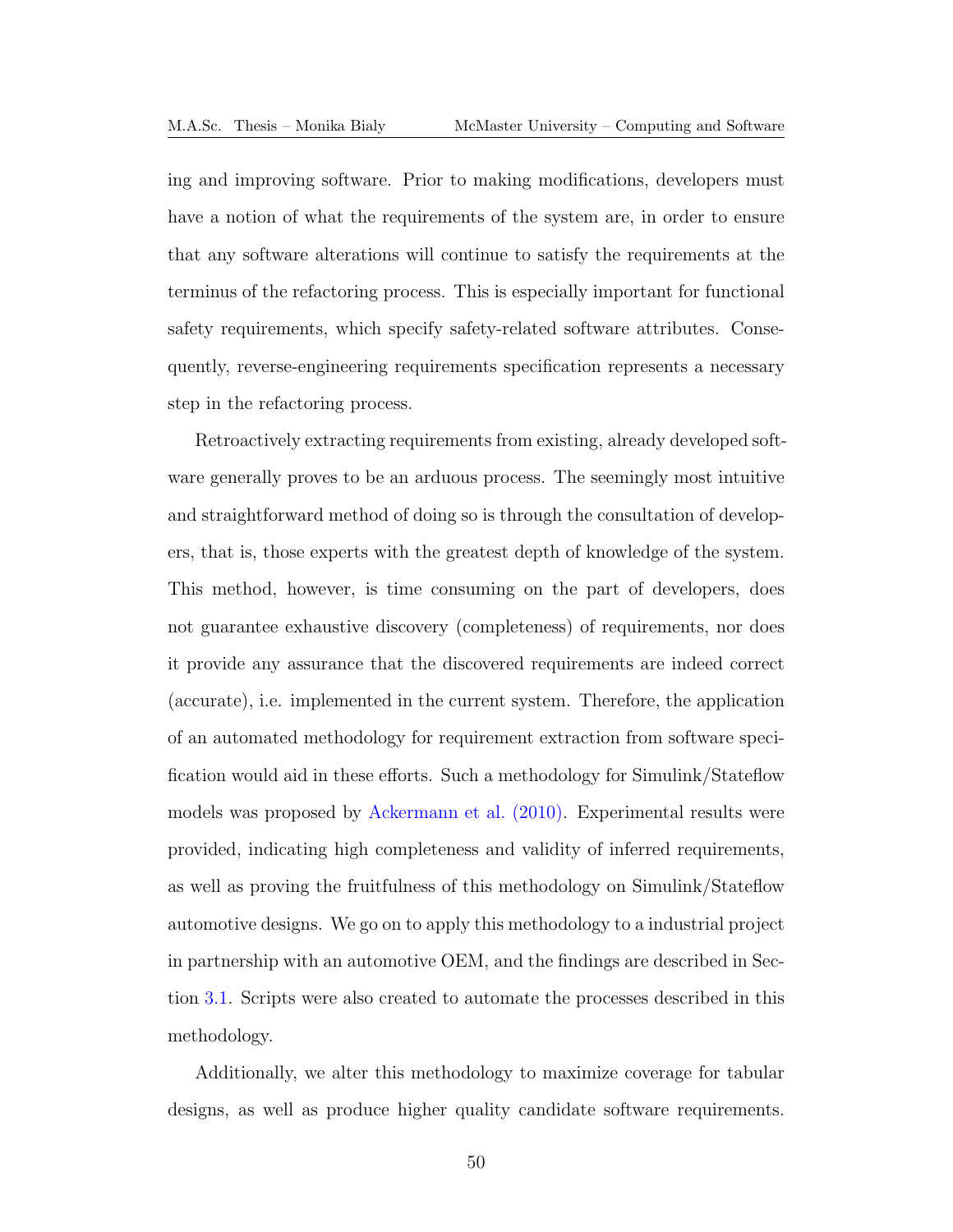ing and improving software. Prior to making modifications, developers must have a notion of what the requirements of the system are, in order to ensure that any software alterations will continue to satisfy the requirements at the terminus of the refactoring process. This is especially important for functional safety requirements, which specify safety-related software attributes. Consequently, reverse-engineering requirements specification represents a necessary step in the refactoring process.

Retroactively extracting requirements from existing, already developed software generally proves to be an arduous process. The seemingly most intuitive and straightforward method of doing so is through the consultation of developers, that is, those experts with the greatest depth of knowledge of the system. This method, however, is time consuming on the part of developers, does not guarantee exhaustive discovery (completeness) of requirements, nor does it provide any assurance that the discovered requirements are indeed correct (accurate), i.e. implemented in the current system. Therefore, the application of an automated methodology for requirement extraction from software specification would aid in these efforts. Such a methodology for Simulink/Stateflow models was proposed by Ackermann et al. (2010). Experimental results were provided, indicating high completeness and validity of inferred requirements, as well as proving the fruitfulness of this methodology on Simulink/Stateflow automotive designs. We go on to apply this methodology to a industrial project in partnership with an automotive OEM, and the findings are described in Section 3.1. Scripts were also created to automate the processes described in this methodology.

Additionally, we alter this methodology to maximize coverage for tabular designs, as well as produce higher quality candidate software requirements.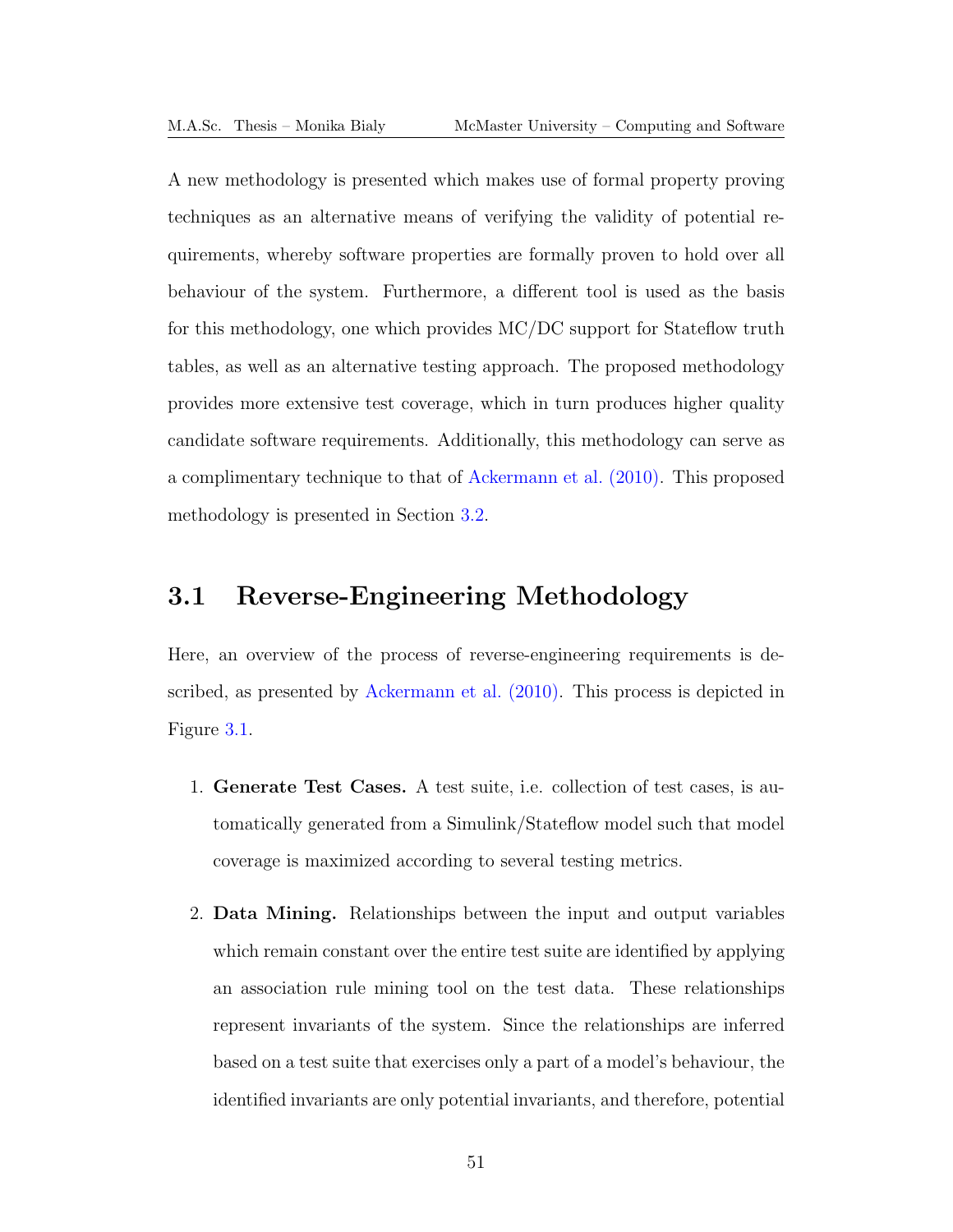A new methodology is presented which makes use of formal property proving techniques as an alternative means of verifying the validity of potential requirements, whereby software properties are formally proven to hold over all behaviour of the system. Furthermore, a different tool is used as the basis for this methodology, one which provides MC/DC support for Stateflow truth tables, as well as an alternative testing approach. The proposed methodology provides more extensive test coverage, which in turn produces higher quality candidate software requirements. Additionally, this methodology can serve as a complimentary technique to that of Ackermann et al. (2010). This proposed methodology is presented in Section 3.2.

## 3.1 Reverse-Engineering Methodology

Here, an overview of the process of reverse-engineering requirements is described, as presented by Ackermann et al. (2010). This process is depicted in Figure 3.1.

1. **Generate Test Cases.** A test suite, i.e. collection of test cases, is automatically generated from a Simulink/Stateflow model such that model coverage is maximized according to several testing metrics.

2. **Data Mining.** Relationships between the input and output variables which remain constant over the entire test suite are identified by applying an association rule mining tool on the test data. These relationships represent invariants of the system. Since the relationships are inferred based on a test suite that exercises only a part of a model's behaviour, the identified invariants are only potential invariants, and therefore, potential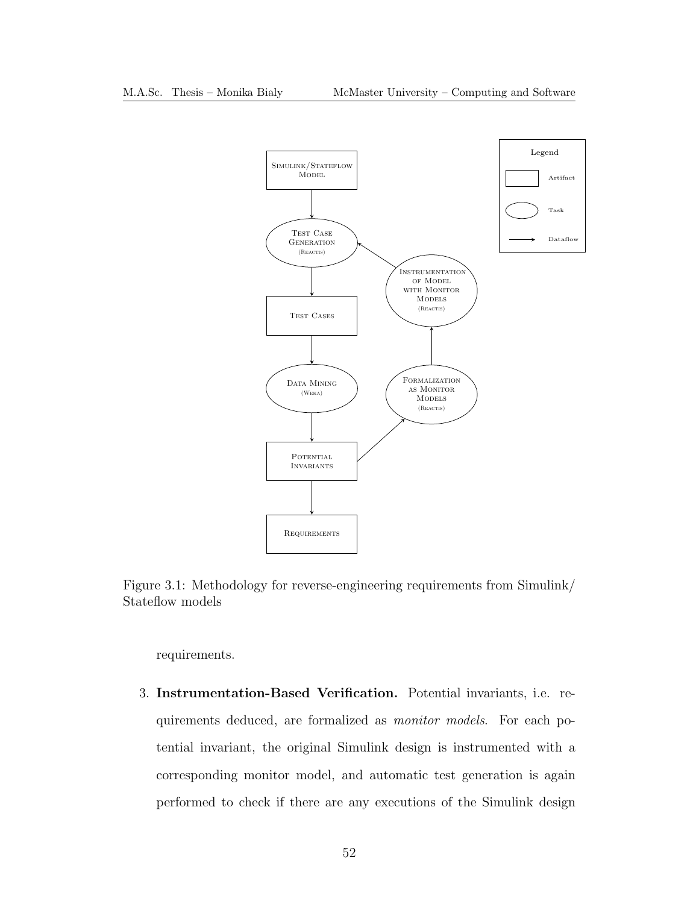Figure 3.1: Methodology for reverse-engineering requirements from Simulink/Stateflow models

requirements.

3. **Instrumentation-Based Verification.** Potential invariants, i.e. requirements deduced, are formalized as *monitor models*. For each potential invariant, the original Simulink design is instrumented with a corresponding monitor model, and automatic test generation is again performed to check if there are any executions of the Simulink design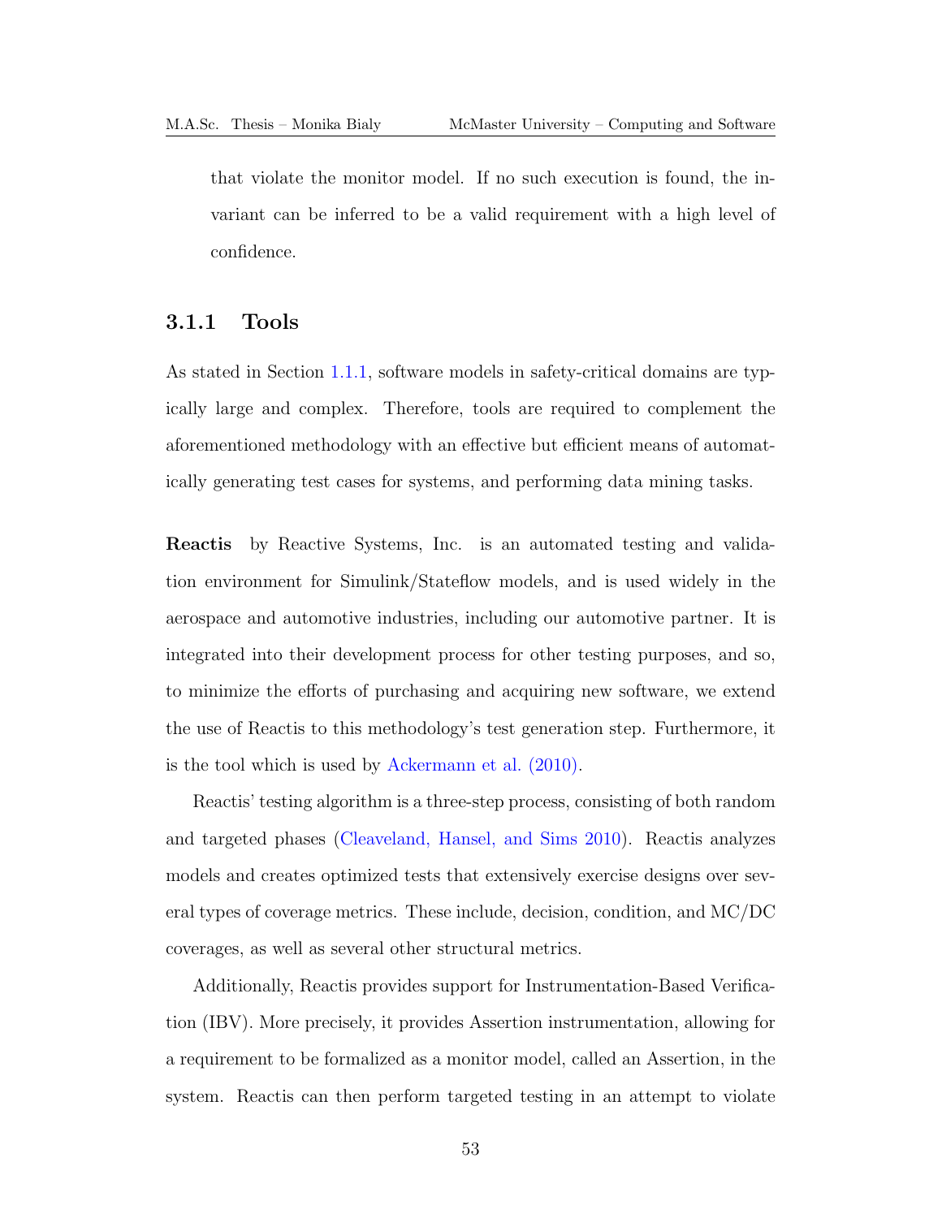that violate the monitor model. If no such execution is found, the invariant can be inferred to be a valid requirement with a high level of confidence.

### 3.1.1 Tools

As stated in Section 1.1.1, software models in safety-critical domains are typically large and complex. Therefore, tools are required to complement the aforementioned methodology with an effective but efficient means of automatically generating test cases for systems, and performing data mining tasks.

**Reactis** by Reactive Systems, Inc. is an automated testing and validation environment for Simulink/Stateflow models, and is used widely in the aerospace and automotive industries, including our automotive partner. It is integrated into their development process for other testing purposes, and so, to minimize the efforts of purchasing and acquiring new software, we extend the use of Reactis to this methodology's test generation step. Furthermore, it is the tool which is used by Ackermann et al. (2010).

Reactis' testing algorithm is a three-step process, consisting of both random and targeted phases (Cleaveland, Hansel, and Sims 2010). Reactis analyzes models and creates optimized tests that extensively exercise designs over several types of coverage metrics. These include, decision, condition, and MC/DC coverages, as well as several other structural metrics.

Additionally, Reactis provides support for Instrumentation-Based Verification (IBV). More precisely, it provides Assertion instrumentation, allowing for a requirement to be formalized as a monitor model, called an Assertion, in the system. Reactis can then perform targeted testing in an attempt to violate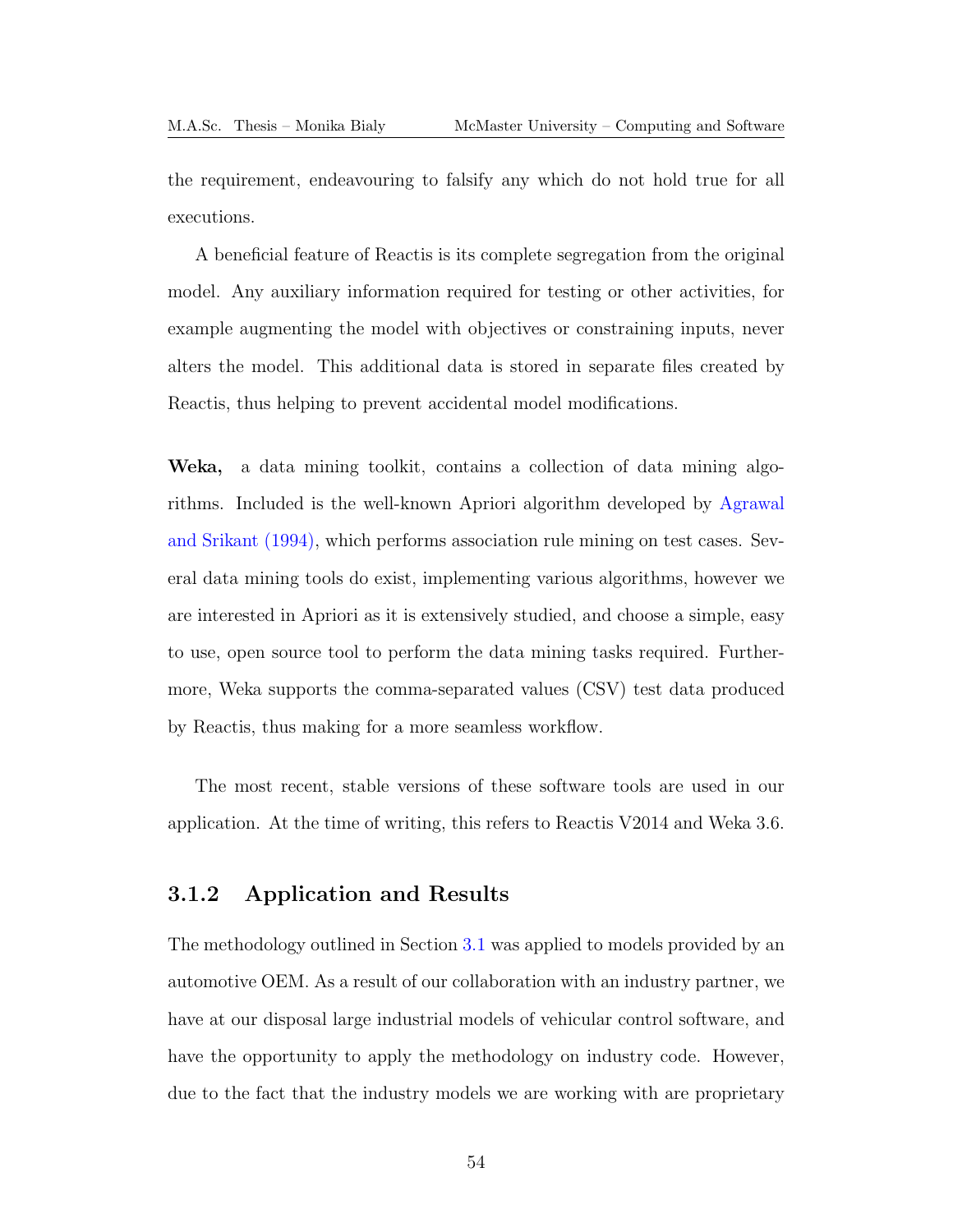the requirement, endeavouring to falsify any which do not hold true for all executions.

A beneficial feature of Reactis is its complete segregation from the original model. Any auxiliary information required for testing or other activities, for example augmenting the model with objectives or constraining inputs, never alters the model. This additional data is stored in separate files created by Reactis, thus helping to prevent accidental model modifications.

**Weka,** a data mining toolkit, contains a collection of data mining algorithms. Included is the well-known Apriori algorithm developed by Agrawal and Srikant (1994), which performs association rule mining on test cases. Several data mining tools do exist, implementing various algorithms, however we are interested in Apriori as it is extensively studied, and choose a simple, easy to use, open source tool to perform the data mining tasks required. Furthermore, Weka supports the comma-separated values (CSV) test data produced by Reactis, thus making for a more seamless workflow.

The most recent, stable versions of these software tools are used in our application. At the time of writing, this refers to Reactis V2014 and Weka 3.6.

### 3.1.2 Application and Results

The methodology outlined in Section 3.1 was applied to models provided by an automotive OEM. As a result of our collaboration with an industry partner, we have at our disposal large industrial models of vehicular control software, and have the opportunity to apply the methodology on industry code. However, due to the fact that the industry models we are working with are proprietary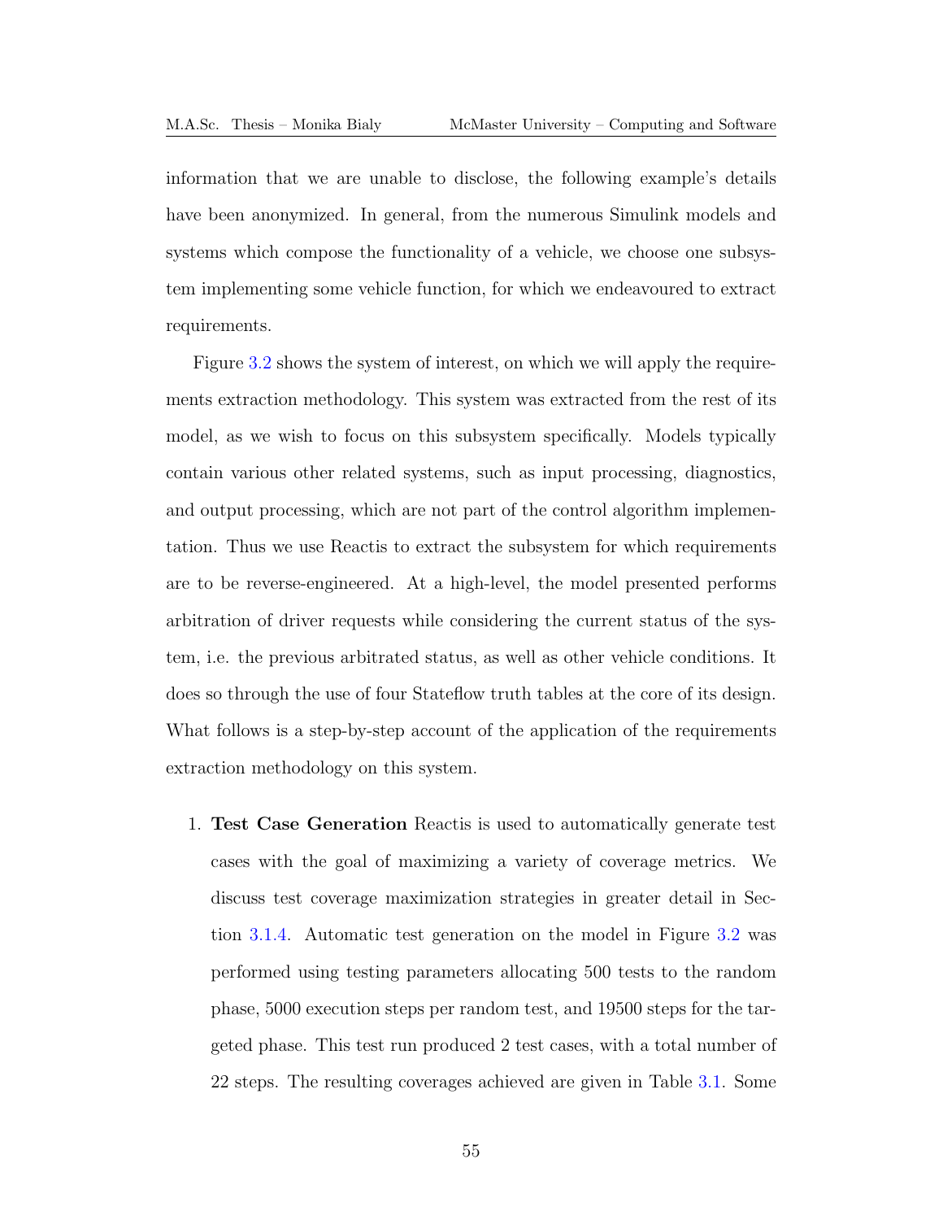information that we are unable to disclose, the following example's details have been anonymized. In general, from the numerous Simulink models and systems which compose the functionality of a vehicle, we choose one subsystem implementing some vehicle function, for which we endeavoured to extract requirements.

Figure 3.2 shows the system of interest, on which we will apply the requirements extraction methodology. This system was extracted from the rest of its model, as we wish to focus on this subsystem specifically. Models typically contain various other related systems, such as input processing, diagnostics, and output processing, which are not part of the control algorithm implementation. Thus we use Reactis to extract the subsystem for which requirements are to be reverse-engineered. At a high-level, the model presented performs arbitration of driver requests while considering the current status of the system, i.e. the previous arbitrated status, as well as other vehicle conditions. It does so through the use of four Stateflow truth tables at the core of its design. What follows is a step-by-step account of the application of the requirements extraction methodology on this system.

1. **Test Case Generation** Reactis is used to automatically generate test cases with the goal of maximizing a variety of coverage metrics. We discuss test coverage maximization strategies in greater detail in Section 3.1.4. Automatic test generation on the model in Figure 3.2 was performed using testing parameters allocating 500 tests to the random phase, 5000 execution steps per random test, and 19500 steps for the targeted phase. This test run produced 2 test cases, with a total number of 22 steps. The resulting coverages achieved are given in Table 3.1. Some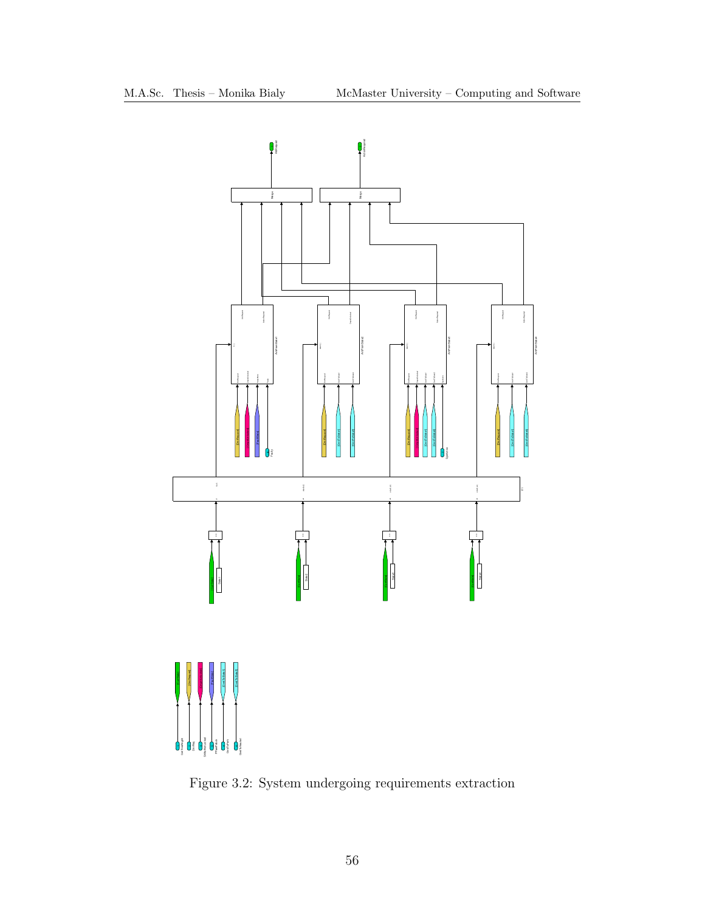Figure 3.2: System undergoing requirements extraction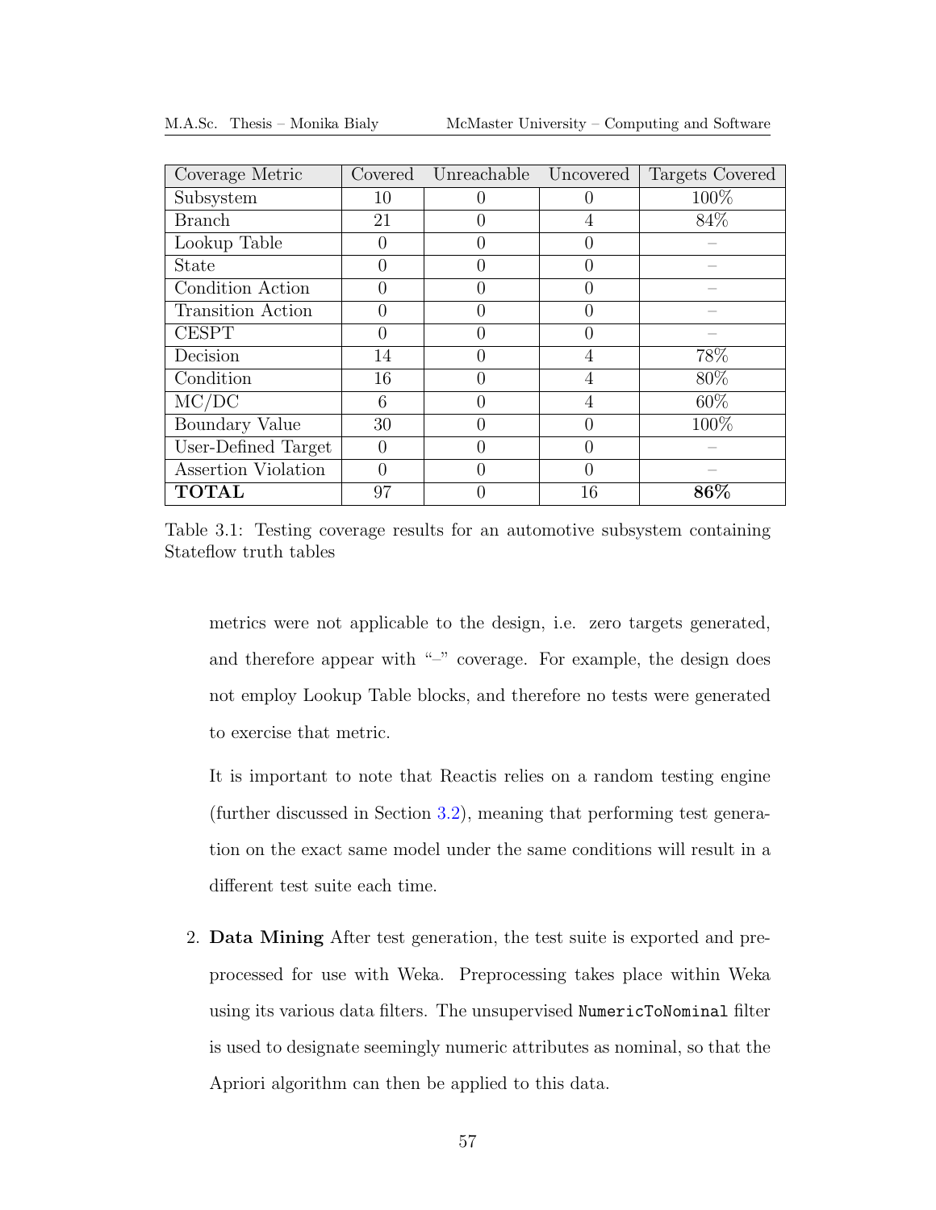| Coverage Metric | Covered | Unreachable | Uncovered | Targets Covered |
|---|---|---|---|---|
| Subsystem | 10 | 0 | 0 | 100% |
| Branch | 21 | 0 | 4 | 84% |
| Lookup Table | 0 | 0 | 0 | – |
| State | 0 | 0 | 0 | – |
| Condition Action | 0 | 0 | 0 | – |
| Transition Action | 0 | 0 | 0 | – |
| CESPT | 0 | 0 | 0 | – |
| Decision | 14 | 0 | 4 | 78% |
| Condition | 16 | 0 | 4 | 80% |
| MC/DC | 6 | 0 | 4 | 60% |
| Boundary Value | 30 | 0 | 0 | 100% |
| User-Defined Target | 0 | 0 | 0 | – |
| Assertion Violation | 0 | 0 | 0 | – |
| **TOTAL** | 97 | 0 | 16 | **86%** |

Table 3.1: Testing coverage results for an automotive subsystem containing Stateflow truth tables

metrics were not applicable to the design, i.e. zero targets generated, and therefore appear with "–" coverage. For example, the design does not employ Lookup Table blocks, and therefore no tests were generated to exercise that metric.

It is important to note that Reactis relies on a random testing engine (further discussed in Section 3.2), meaning that performing test generation on the exact same model under the same conditions will result in a different test suite each time.

2. **Data Mining** After test generation, the test suite is exported and preprocessed for use with Weka. Preprocessing takes place within Weka using its various data filters. The unsupervised `NumericToNominal` filter is used to designate seemingly numeric attributes as nominal, so that the Apriori algorithm can then be applied to this data.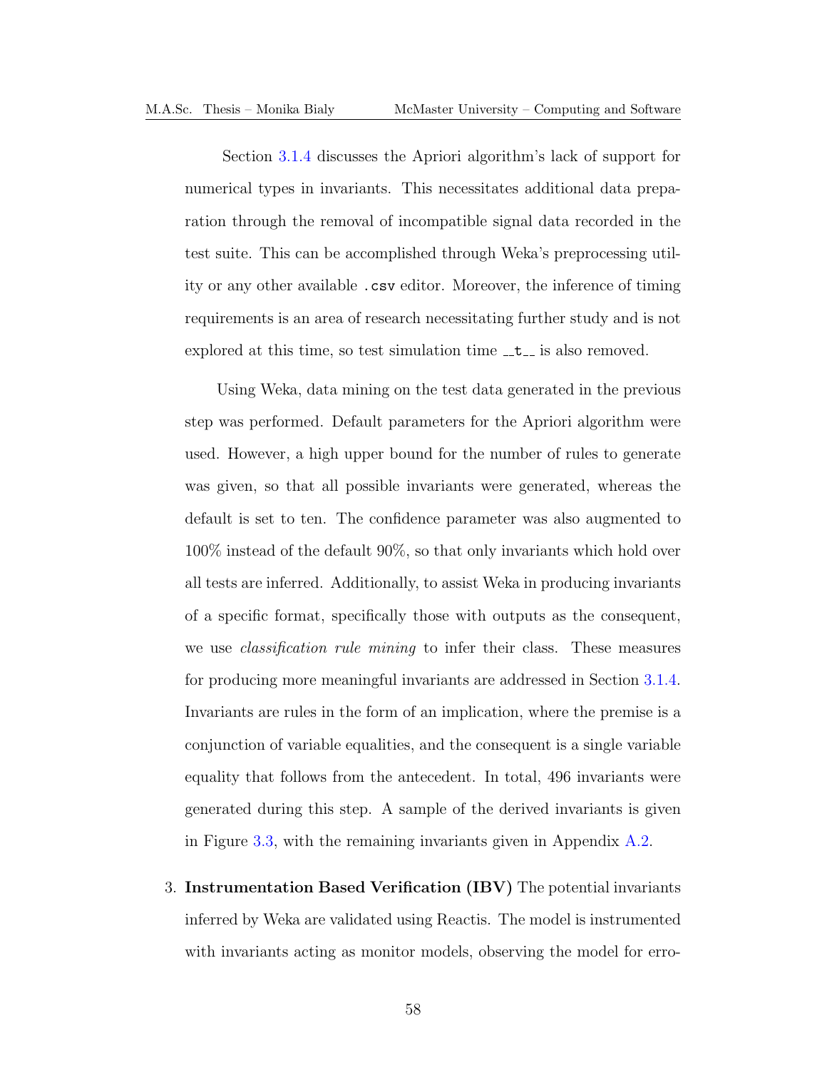Section 3.1.4 discusses the Apriori algorithm's lack of support for numerical types in invariants. This necessitates additional data preparation through the removal of incompatible signal data recorded in the test suite. This can be accomplished through Weka's preprocessing utility or any other available `.csv` editor. Moreover, the inference of timing requirements is an area of research necessitating further study and is not explored at this time, so test simulation time `__t__` is also removed.

Using Weka, data mining on the test data generated in the previous step was performed. Default parameters for the Apriori algorithm were used. However, a high upper bound for the number of rules to generate was given, so that all possible invariants were generated, whereas the default is set to ten. The confidence parameter was also augmented to 100% instead of the default 90%, so that only invariants which hold over all tests are inferred. Additionally, to assist Weka in producing invariants of a specific format, specifically those with outputs as the consequent, we use *classification rule mining* to infer their class. These measures for producing more meaningful invariants are addressed in Section 3.1.4. Invariants are rules in the form of an implication, where the premise is a conjunction of variable equalities, and the consequent is a single variable equality that follows from the antecedent. In total, 496 invariants were generated during this step. A sample of the derived invariants is given in Figure 3.3, with the remaining invariants given in Appendix A.2.

3. **Instrumentation Based Verification (IBV)** The potential invariants inferred by Weka are validated using Reactis. The model is instrumented with invariants acting as monitor models, observing the model for erro-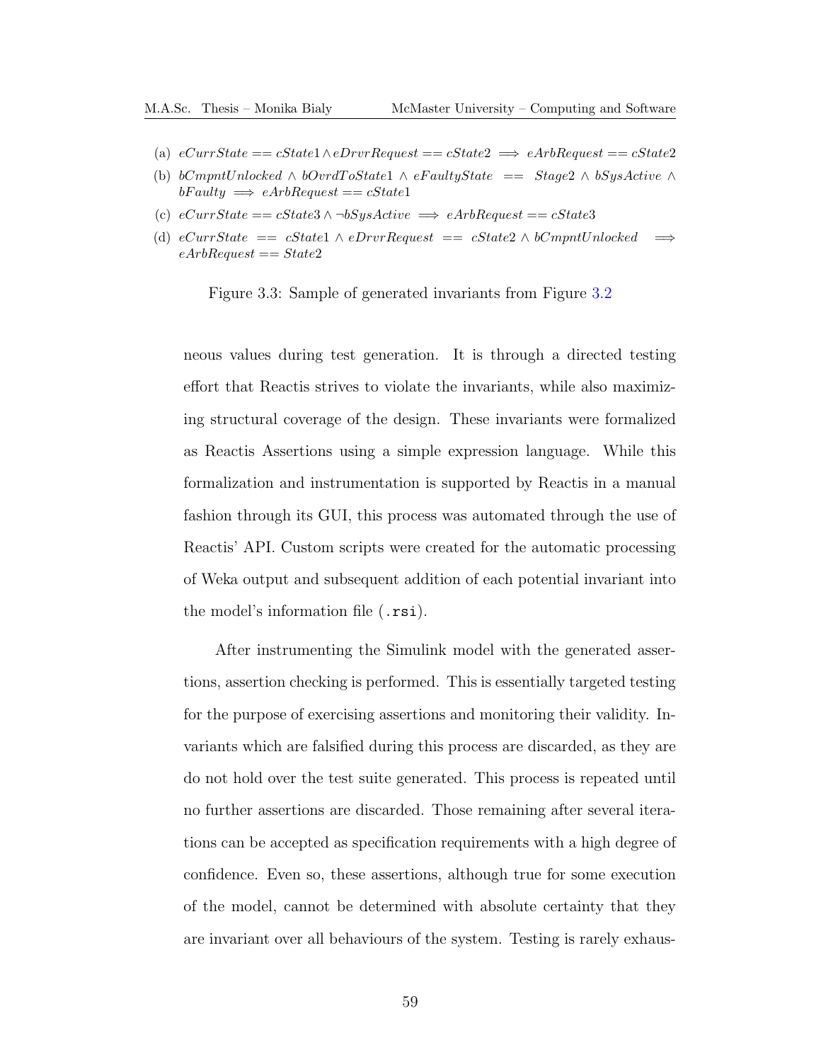(a) $eCurrState == cState1 \wedge eDrvrRequest == cState2 \implies eArbRequest == cState2$

(b) $bCmpntUnlocked \wedge bOvrdToState1 \wedge eFaultyState == Stage2 \wedge bSysActive \wedge bFaulty \implies eArbRequest == cState1$

(c) $eCurrState == cState3 \wedge \neg bSysActive \implies eArbRequest == cState3$

(d) $eCurrState == cState1 \wedge eDrvrRequest == cState2 \wedge bCmpntUnlocked \implies eArbRequest == State2$

Figure 3.3: Sample of generated invariants from Figure 3.2

neous values during test generation. It is through a directed testing effort that Reactis strives to violate the invariants, while also maximizing structural coverage of the design. These invariants were formalized as Reactis Assertions using a simple expression language. While this formalization and instrumentation is supported by Reactis in a manual fashion through its GUI, this process was automated through the use of Reactis' API. Custom scripts were created for the automatic processing of Weka output and subsequent addition of each potential invariant into the model's information file (`.rsi`).

After instrumenting the Simulink model with the generated assertions, assertion checking is performed. This is essentially targeted testing for the purpose of exercising assertions and monitoring their validity. Invariants which are falsified during this process are discarded, as they are do not hold over the test suite generated. This process is repeated until no further assertions are discarded. Those remaining after several iterations can be accepted as specification requirements with a high degree of confidence. Even so, these assertions, although true for some execution of the model, cannot be determined with absolute certainty that they are invariant over all behaviours of the system. Testing is rarely exhaus-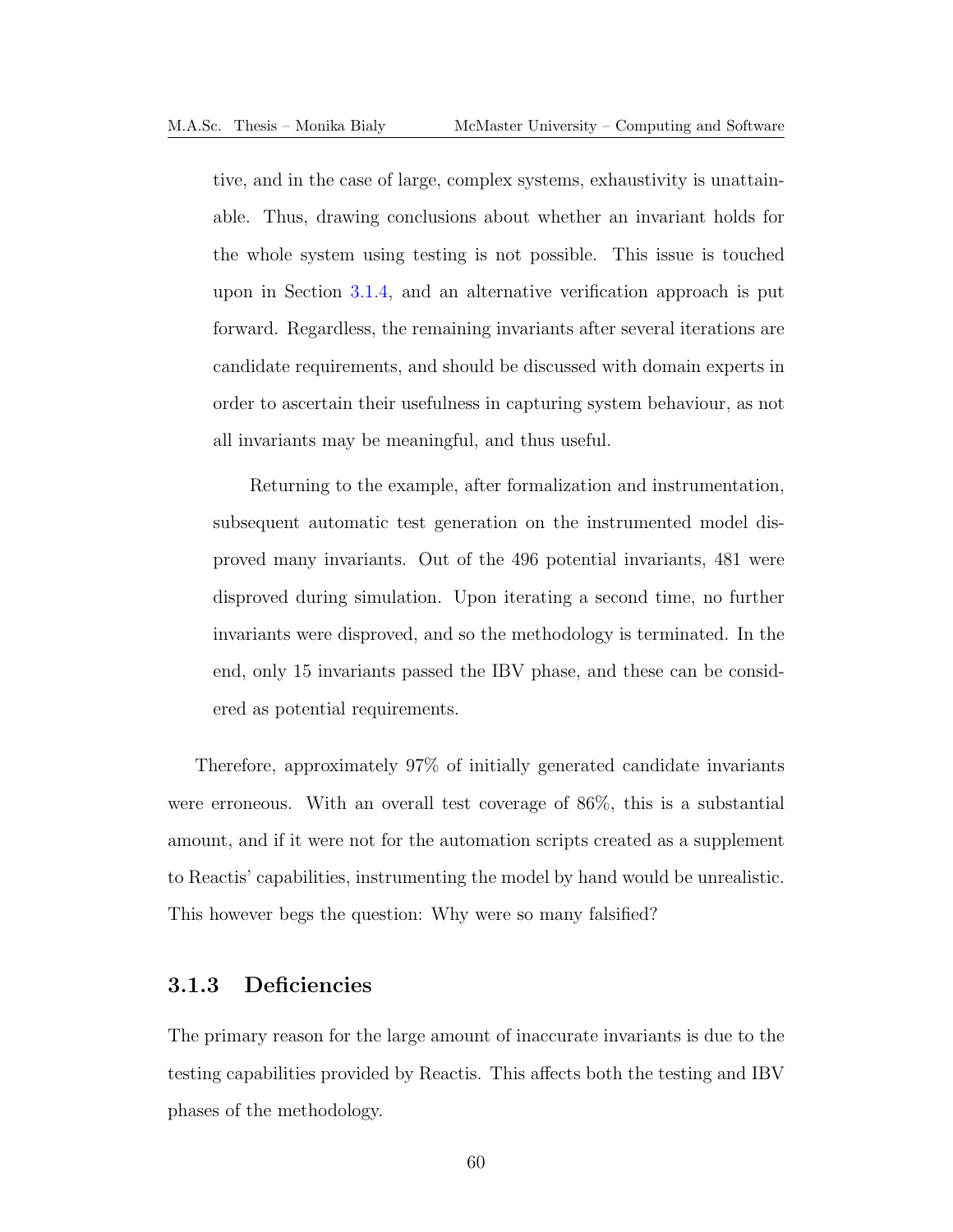tive, and in the case of large, complex systems, exhaustivity is unattainable. Thus, drawing conclusions about whether an invariant holds for the whole system using testing is not possible. This issue is touched upon in Section 3.1.4, and an alternative verification approach is put forward. Regardless, the remaining invariants after several iterations are candidate requirements, and should be discussed with domain experts in order to ascertain their usefulness in capturing system behaviour, as not all invariants may be meaningful, and thus useful.

> Returning to the example, after formalization and instrumentation, subsequent automatic test generation on the instrumented model disproved many invariants. Out of the 496 potential invariants, 481 were disproved during simulation. Upon iterating a second time, no further invariants were disproved, and so the methodology is terminated. In the end, only 15 invariants passed the IBV phase, and these can be considered as potential requirements.

Therefore, approximately 97% of initially generated candidate invariants were erroneous. With an overall test coverage of 86%, this is a substantial amount, and if it were not for the automation scripts created as a supplement to Reactis' capabilities, instrumenting the model by hand would be unrealistic. This however begs the question: Why were so many falsified?

### 3.1.3 Deficiencies

The primary reason for the large amount of inaccurate invariants is due to the testing capabilities provided by Reactis. This affects both the testing and IBV phases of the methodology.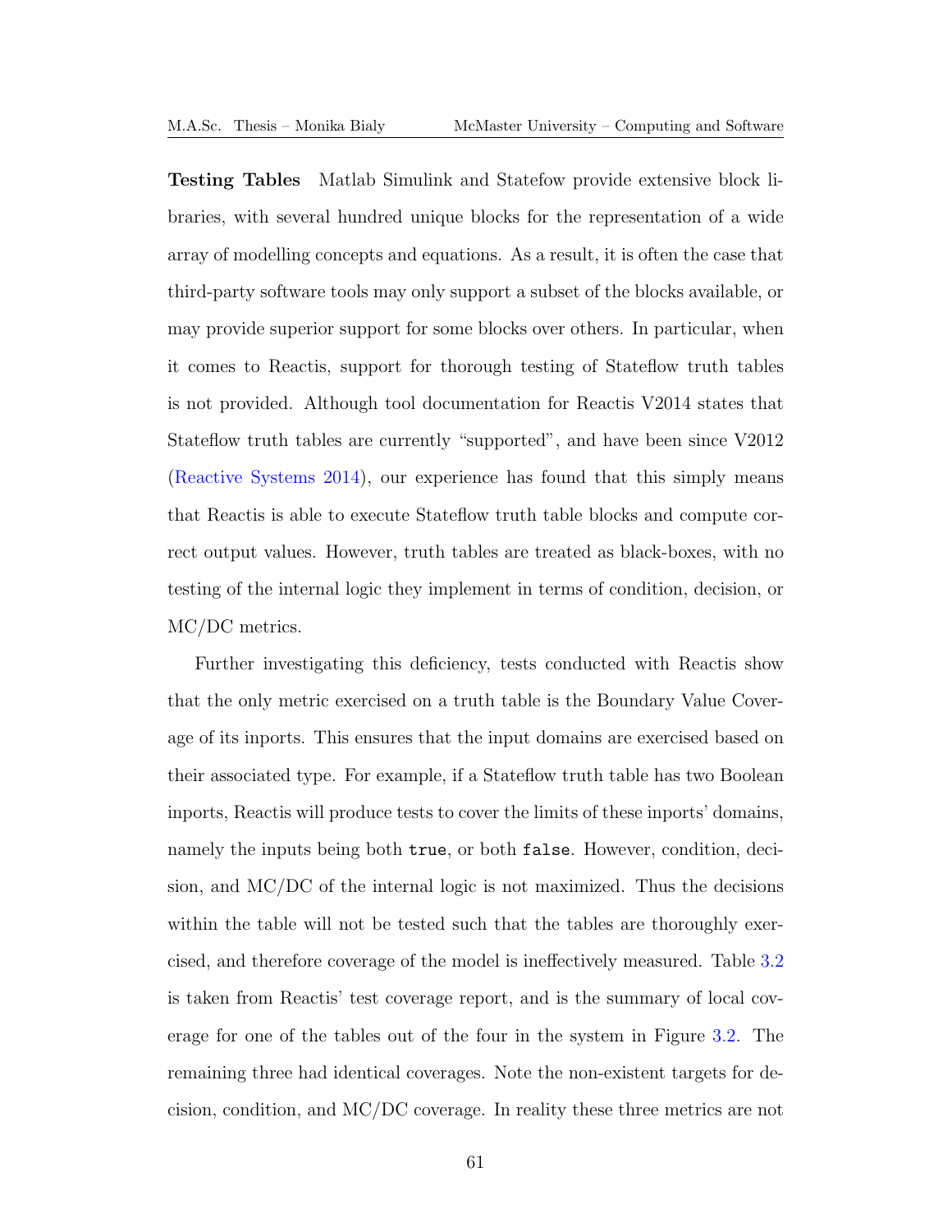**Testing Tables** Matlab Simulink and Statefow provide extensive block libraries, with several hundred unique blocks for the representation of a wide array of modelling concepts and equations. As a result, it is often the case that third-party software tools may only support a subset of the blocks available, or may provide superior support for some blocks over others. In particular, when it comes to Reactis, support for thorough testing of Stateflow truth tables is not provided. Although tool documentation for Reactis V2014 states that Stateflow truth tables are currently "supported", and have been since V2012 (Reactive Systems 2014), our experience has found that this simply means that Reactis is able to execute Stateflow truth table blocks and compute correct output values. However, truth tables are treated as black-boxes, with no testing of the internal logic they implement in terms of condition, decision, or MC/DC metrics.

Further investigating this deficiency, tests conducted with Reactis show that the only metric exercised on a truth table is the Boundary Value Coverage of its inports. This ensures that the input domains are exercised based on their associated type. For example, if a Stateflow truth table has two Boolean inports, Reactis will produce tests to cover the limits of these inports' domains, namely the inputs being both `true`, or both `false`. However, condition, decision, and MC/DC of the internal logic is not maximized. Thus the decisions within the table will not be tested such that the tables are thoroughly exercised, and therefore coverage of the model is ineffectively measured. Table 3.2 is taken from Reactis' test coverage report, and is the summary of local coverage for one of the tables out of the four in the system in Figure 3.2. The remaining three had identical coverages. Note the non-existent targets for decision, condition, and MC/DC coverage. In reality these three metrics are not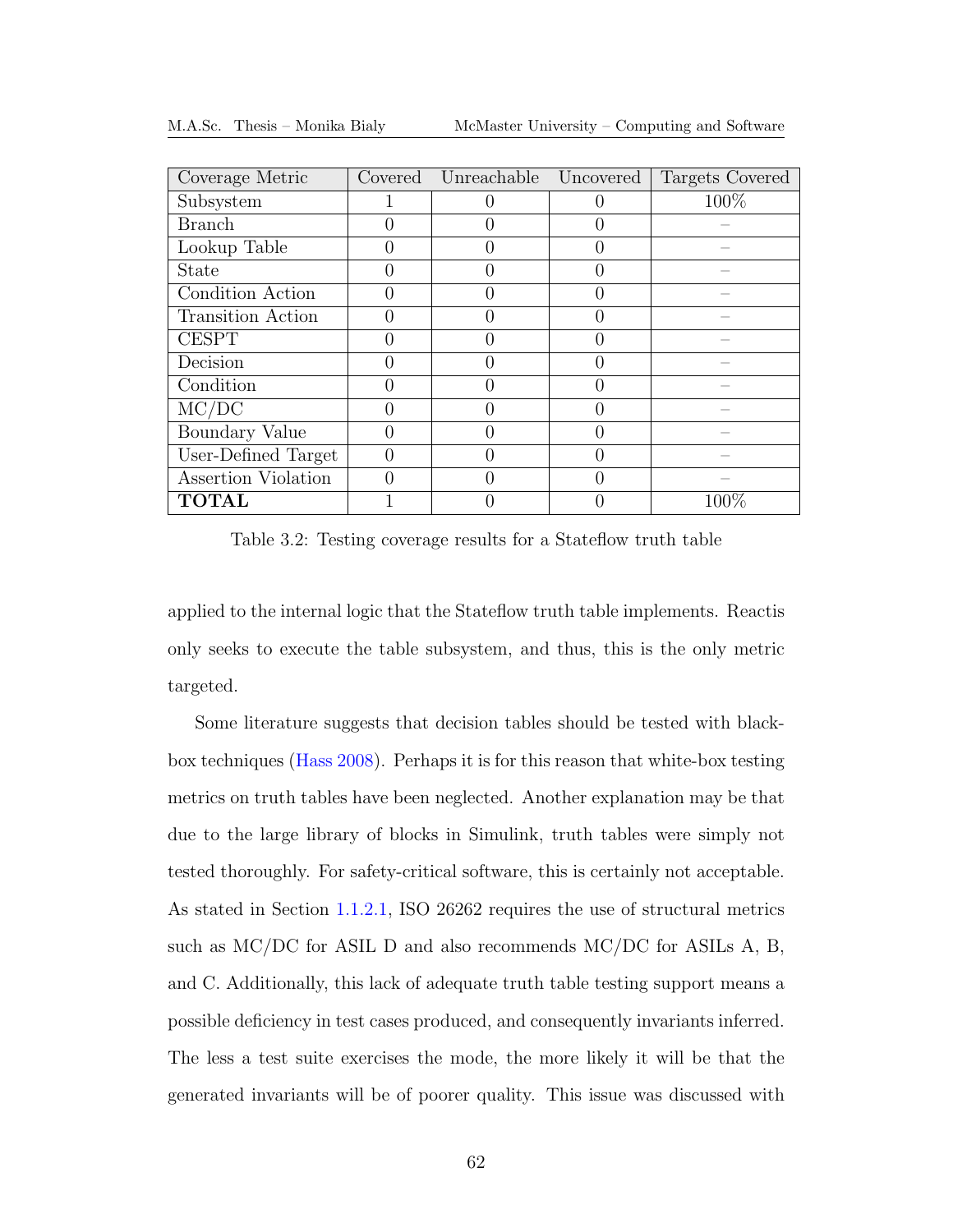| Coverage Metric | Covered | Unreachable | Uncovered | Targets Covered |
|---|---|---|---|---|
| Subsystem | 1 | 0 | 0 | 100% |
| Branch | 0 | 0 | 0 | – |
| Lookup Table | 0 | 0 | 0 | – |
| State | 0 | 0 | 0 | – |
| Condition Action | 0 | 0 | 0 | – |
| Transition Action | 0 | 0 | 0 | – |
| CESPT | 0 | 0 | 0 | – |
| Decision | 0 | 0 | 0 | – |
| Condition | 0 | 0 | 0 | – |
| MC/DC | 0 | 0 | 0 | – |
| Boundary Value | 0 | 0 | 0 | – |
| User-Defined Target | 0 | 0 | 0 | – |
| Assertion Violation | 0 | 0 | 0 | – |
| **TOTAL** | 1 | 0 | 0 | 100% |

Table 3.2: Testing coverage results for a Stateflow truth table

applied to the internal logic that the Stateflow truth table implements. Reactis only seeks to execute the table subsystem, and thus, this is the only metric targeted.

Some literature suggests that decision tables should be tested with black-box techniques (Hass 2008). Perhaps it is for this reason that white-box testing metrics on truth tables have been neglected. Another explanation may be that due to the large library of blocks in Simulink, truth tables were simply not tested thoroughly. For safety-critical software, this is certainly not acceptable. As stated in Section 1.1.2.1, ISO 26262 requires the use of structural metrics such as MC/DC for ASIL D and also recommends MC/DC for ASILs A, B, and C. Additionally, this lack of adequate truth table testing support means a possible deficiency in test cases produced, and consequently invariants inferred. The less a test suite exercises the mode, the more likely it will be that the generated invariants will be of poorer quality. This issue was discussed with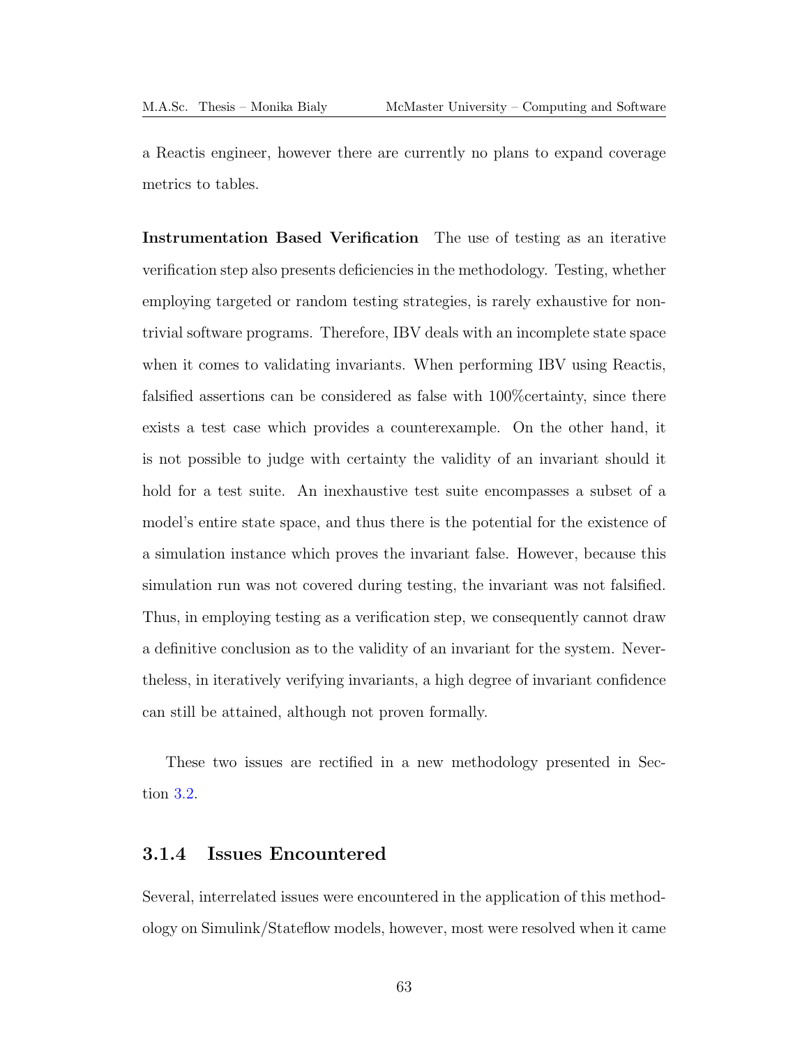a Reactis engineer, however there are currently no plans to expand coverage metrics to tables.

**Instrumentation Based Verification** The use of testing as an iterative verification step also presents deficiencies in the methodology. Testing, whether employing targeted or random testing strategies, is rarely exhaustive for non-trivial software programs. Therefore, IBV deals with an incomplete state space when it comes to validating invariants. When performing IBV using Reactis, falsified assertions can be considered as false with 100%certainty, since there exists a test case which provides a counterexample. On the other hand, it is not possible to judge with certainty the validity of an invariant should it hold for a test suite. An inexhaustive test suite encompasses a subset of a model's entire state space, and thus there is the potential for the existence of a simulation instance which proves the invariant false. However, because this simulation run was not covered during testing, the invariant was not falsified. Thus, in employing testing as a verification step, we consequently cannot draw a definitive conclusion as to the validity of an invariant for the system. Nevertheless, in iteratively verifying invariants, a high degree of invariant confidence can still be attained, although not proven formally.

These two issues are rectified in a new methodology presented in Section 3.2.

### 3.1.4 Issues Encountered

Several, interrelated issues were encountered in the application of this methodology on Simulink/Stateflow models, however, most were resolved when it came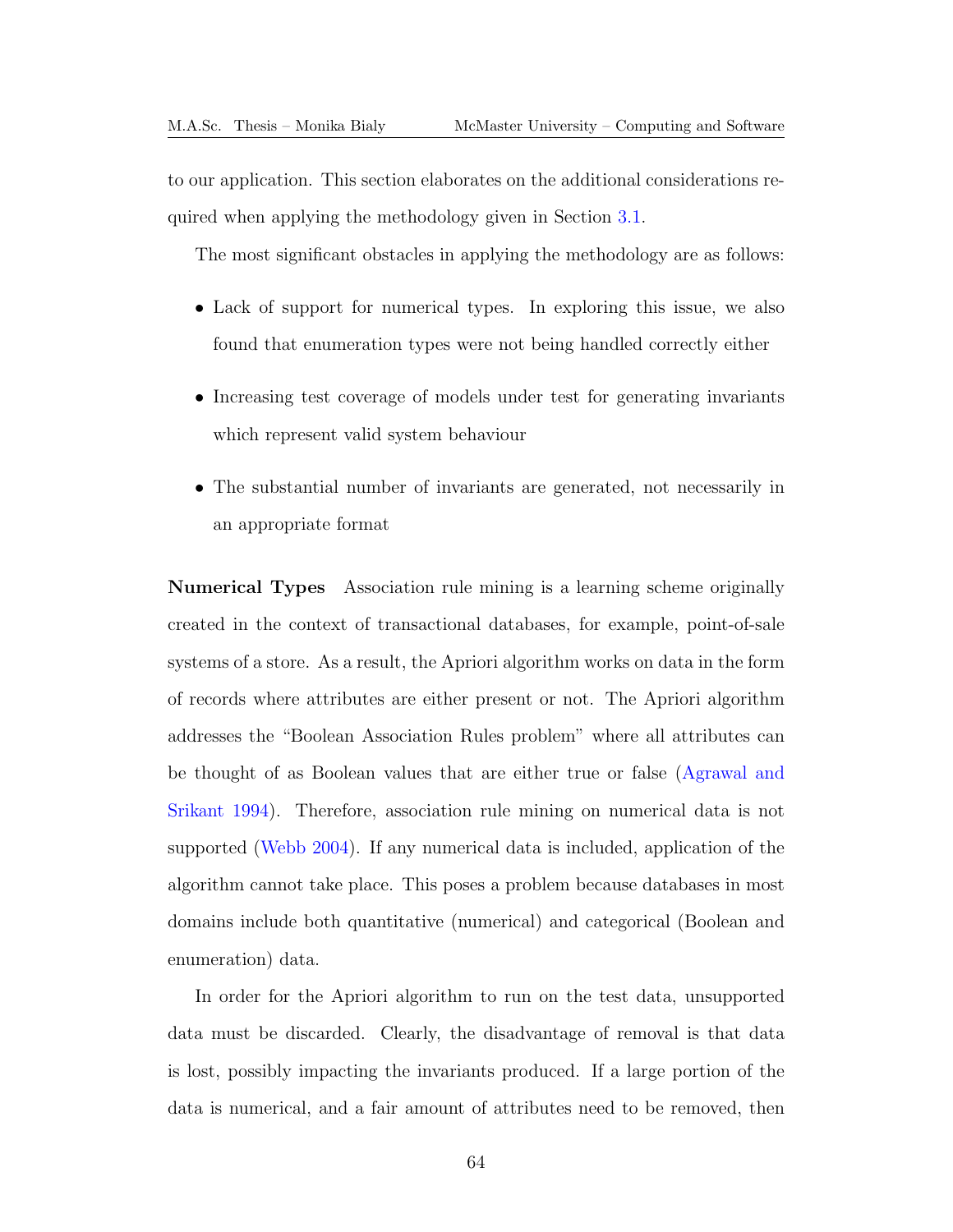to our application. This section elaborates on the additional considerations required when applying the methodology given in Section 3.1.

The most significant obstacles in applying the methodology are as follows:

- Lack of support for numerical types. In exploring this issue, we also found that enumeration types were not being handled correctly either
- Increasing test coverage of models under test for generating invariants which represent valid system behaviour
- The substantial number of invariants are generated, not necessarily in an appropriate format

**Numerical Types** Association rule mining is a learning scheme originally created in the context of transactional databases, for example, point-of-sale systems of a store. As a result, the Apriori algorithm works on data in the form of records where attributes are either present or not. The Apriori algorithm addresses the "Boolean Association Rules problem" where all attributes can be thought of as Boolean values that are either true or false (Agrawal and Srikant 1994). Therefore, association rule mining on numerical data is not supported (Webb 2004). If any numerical data is included, application of the algorithm cannot take place. This poses a problem because databases in most domains include both quantitative (numerical) and categorical (Boolean and enumeration) data.

In order for the Apriori algorithm to run on the test data, unsupported data must be discarded. Clearly, the disadvantage of removal is that data is lost, possibly impacting the invariants produced. If a large portion of the data is numerical, and a fair amount of attributes need to be removed, then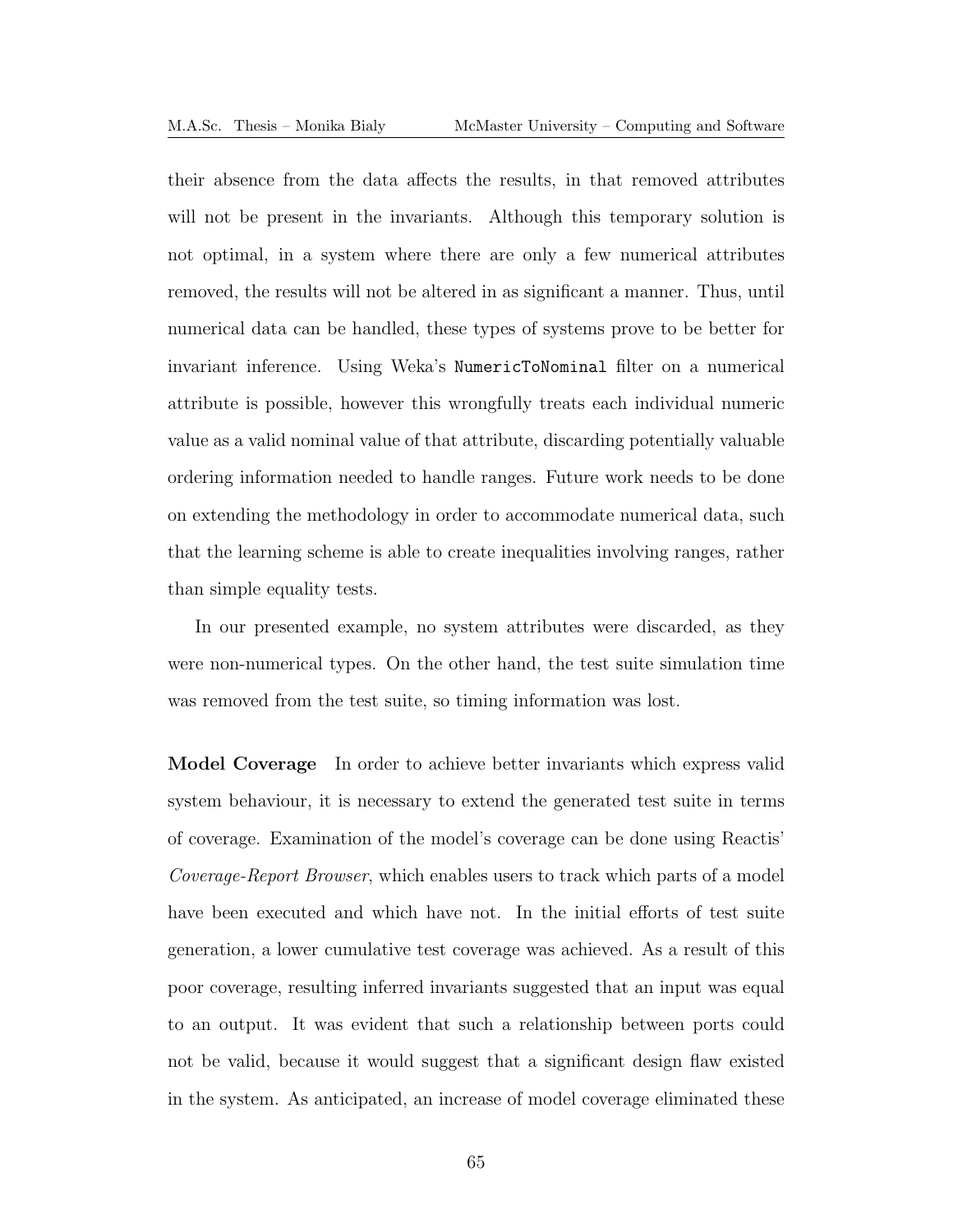their absence from the data affects the results, in that removed attributes will not be present in the invariants. Although this temporary solution is not optimal, in a system where there are only a few numerical attributes removed, the results will not be altered in as significant a manner. Thus, until numerical data can be handled, these types of systems prove to be better for invariant inference. Using Weka's `NumericToNominal` filter on a numerical attribute is possible, however this wrongfully treats each individual numeric value as a valid nominal value of that attribute, discarding potentially valuable ordering information needed to handle ranges. Future work needs to be done on extending the methodology in order to accommodate numerical data, such that the learning scheme is able to create inequalities involving ranges, rather than simple equality tests.

In our presented example, no system attributes were discarded, as they were non-numerical types. On the other hand, the test suite simulation time was removed from the test suite, so timing information was lost.

**Model Coverage** In order to achieve better invariants which express valid system behaviour, it is necessary to extend the generated test suite in terms of coverage. Examination of the model's coverage can be done using Reactis' *Coverage-Report Browser*, which enables users to track which parts of a model have been executed and which have not. In the initial efforts of test suite generation, a lower cumulative test coverage was achieved. As a result of this poor coverage, resulting inferred invariants suggested that an input was equal to an output. It was evident that such a relationship between ports could not be valid, because it would suggest that a significant design flaw existed in the system. As anticipated, an increase of model coverage eliminated these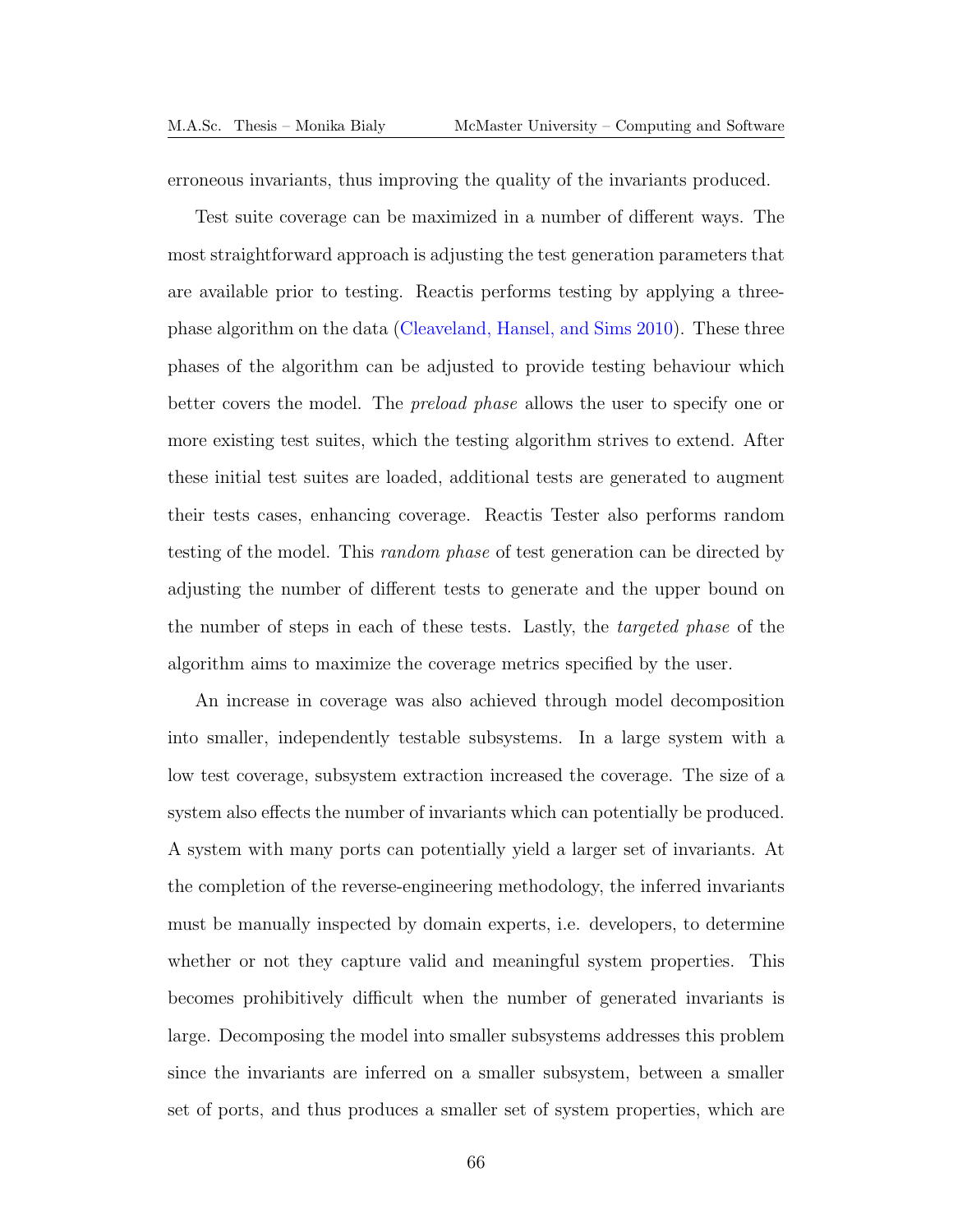erroneous invariants, thus improving the quality of the invariants produced.

Test suite coverage can be maximized in a number of different ways. The most straightforward approach is adjusting the test generation parameters that are available prior to testing. Reactis performs testing by applying a three-phase algorithm on the data (Cleaveland, Hansel, and Sims 2010). These three phases of the algorithm can be adjusted to provide testing behaviour which better covers the model. The *preload phase* allows the user to specify one or more existing test suites, which the testing algorithm strives to extend. After these initial test suites are loaded, additional tests are generated to augment their tests cases, enhancing coverage. Reactis Tester also performs random testing of the model. This *random phase* of test generation can be directed by adjusting the number of different tests to generate and the upper bound on the number of steps in each of these tests. Lastly, the *targeted phase* of the algorithm aims to maximize the coverage metrics specified by the user.

An increase in coverage was also achieved through model decomposition into smaller, independently testable subsystems. In a large system with a low test coverage, subsystem extraction increased the coverage. The size of a system also effects the number of invariants which can potentially be produced. A system with many ports can potentially yield a larger set of invariants. At the completion of the reverse-engineering methodology, the inferred invariants must be manually inspected by domain experts, i.e. developers, to determine whether or not they capture valid and meaningful system properties. This becomes prohibitively difficult when the number of generated invariants is large. Decomposing the model into smaller subsystems addresses this problem since the invariants are inferred on a smaller subsystem, between a smaller set of ports, and thus produces a smaller set of system properties, which are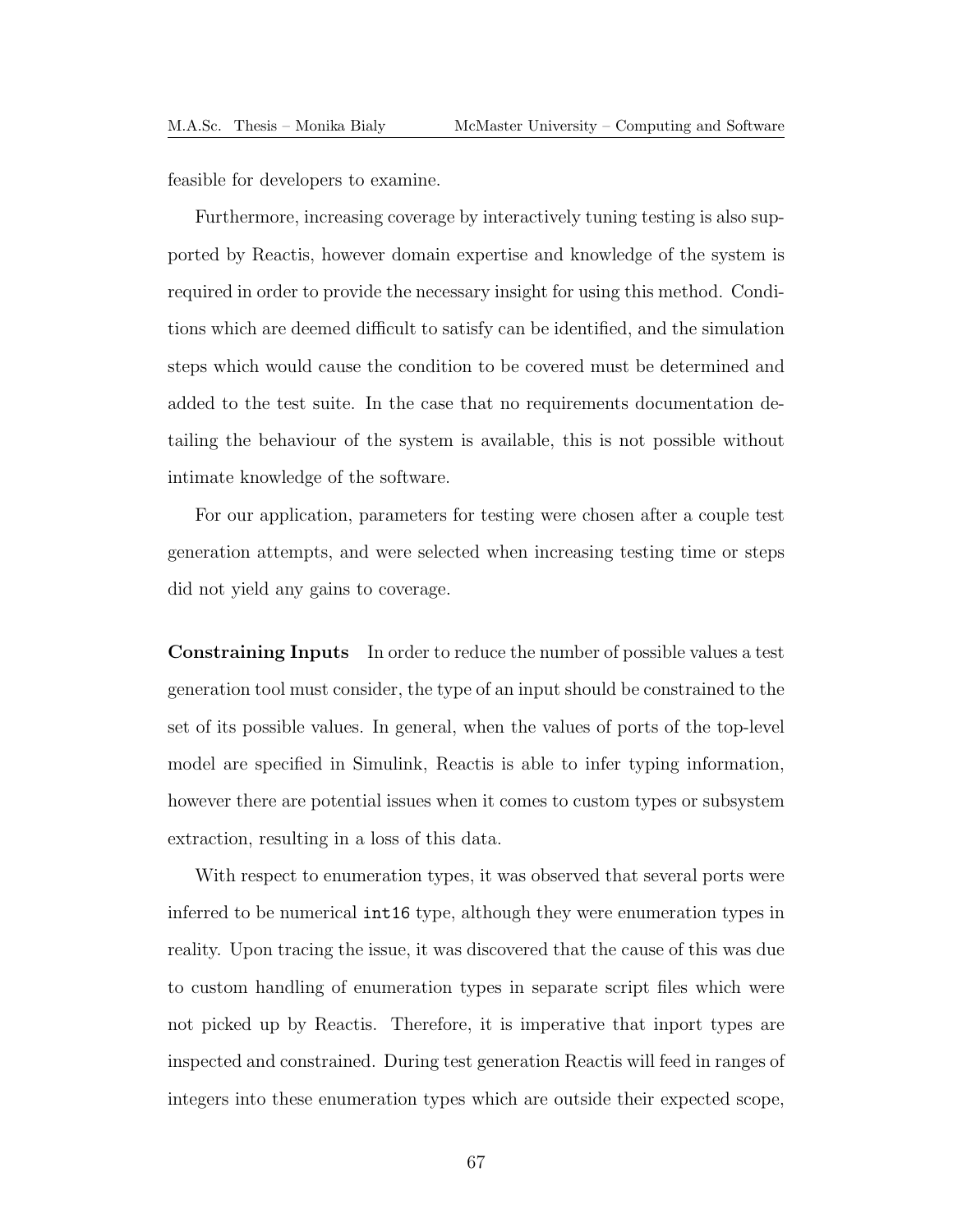feasible for developers to examine.

Furthermore, increasing coverage by interactively tuning testing is also supported by Reactis, however domain expertise and knowledge of the system is required in order to provide the necessary insight for using this method. Conditions which are deemed difficult to satisfy can be identified, and the simulation steps which would cause the condition to be covered must be determined and added to the test suite. In the case that no requirements documentation detailing the behaviour of the system is available, this is not possible without intimate knowledge of the software.

For our application, parameters for testing were chosen after a couple test generation attempts, and were selected when increasing testing time or steps did not yield any gains to coverage.

**Constraining Inputs** In order to reduce the number of possible values a test generation tool must consider, the type of an input should be constrained to the set of its possible values. In general, when the values of ports of the top-level model are specified in Simulink, Reactis is able to infer typing information, however there are potential issues when it comes to custom types or subsystem extraction, resulting in a loss of this data.

With respect to enumeration types, it was observed that several ports were inferred to be numerical `int16` type, although they were enumeration types in reality. Upon tracing the issue, it was discovered that the cause of this was due to custom handling of enumeration types in separate script files which were not picked up by Reactis. Therefore, it is imperative that inport types are inspected and constrained. During test generation Reactis will feed in ranges of integers into these enumeration types which are outside their expected scope,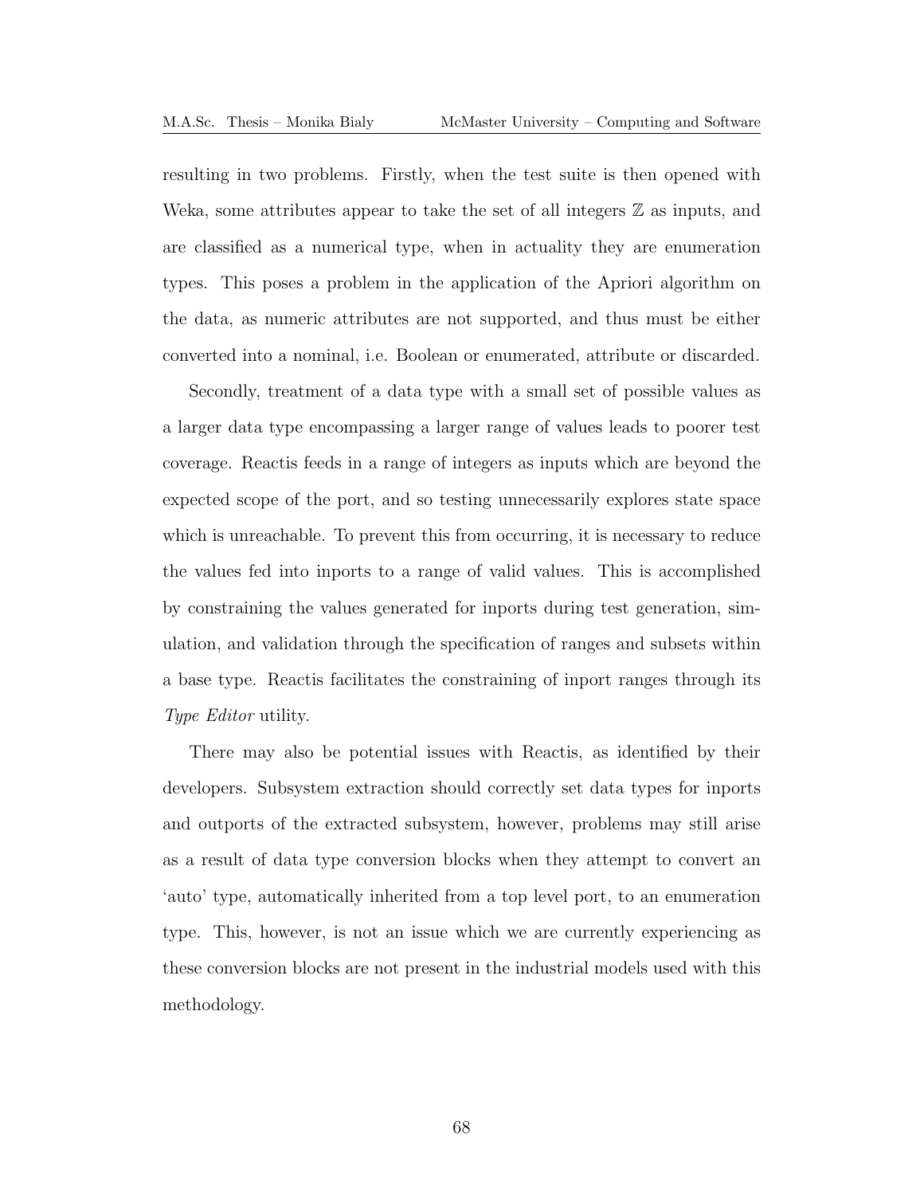resulting in two problems. Firstly, when the test suite is then opened with Weka, some attributes appear to take the set of all integers $\mathbb{Z}$ as inputs, and are classified as a numerical type, when in actuality they are enumeration types. This poses a problem in the application of the Apriori algorithm on the data, as numeric attributes are not supported, and thus must be either converted into a nominal, i.e. Boolean or enumerated, attribute or discarded.

Secondly, treatment of a data type with a small set of possible values as a larger data type encompassing a larger range of values leads to poorer test coverage. Reactis feeds in a range of integers as inputs which are beyond the expected scope of the port, and so testing unnecessarily explores state space which is unreachable. To prevent this from occurring, it is necessary to reduce the values fed into inports to a range of valid values. This is accomplished by constraining the values generated for inports during test generation, simulation, and validation through the specification of ranges and subsets within a base type. Reactis facilitates the constraining of inport ranges through its *Type Editor* utility.

There may also be potential issues with Reactis, as identified by their developers. Subsystem extraction should correctly set data types for inports and outports of the extracted subsystem, however, problems may still arise as a result of data type conversion blocks when they attempt to convert an 'auto' type, automatically inherited from a top level port, to an enumeration type. This, however, is not an issue which we are currently experiencing as these conversion blocks are not present in the industrial models used with this methodology.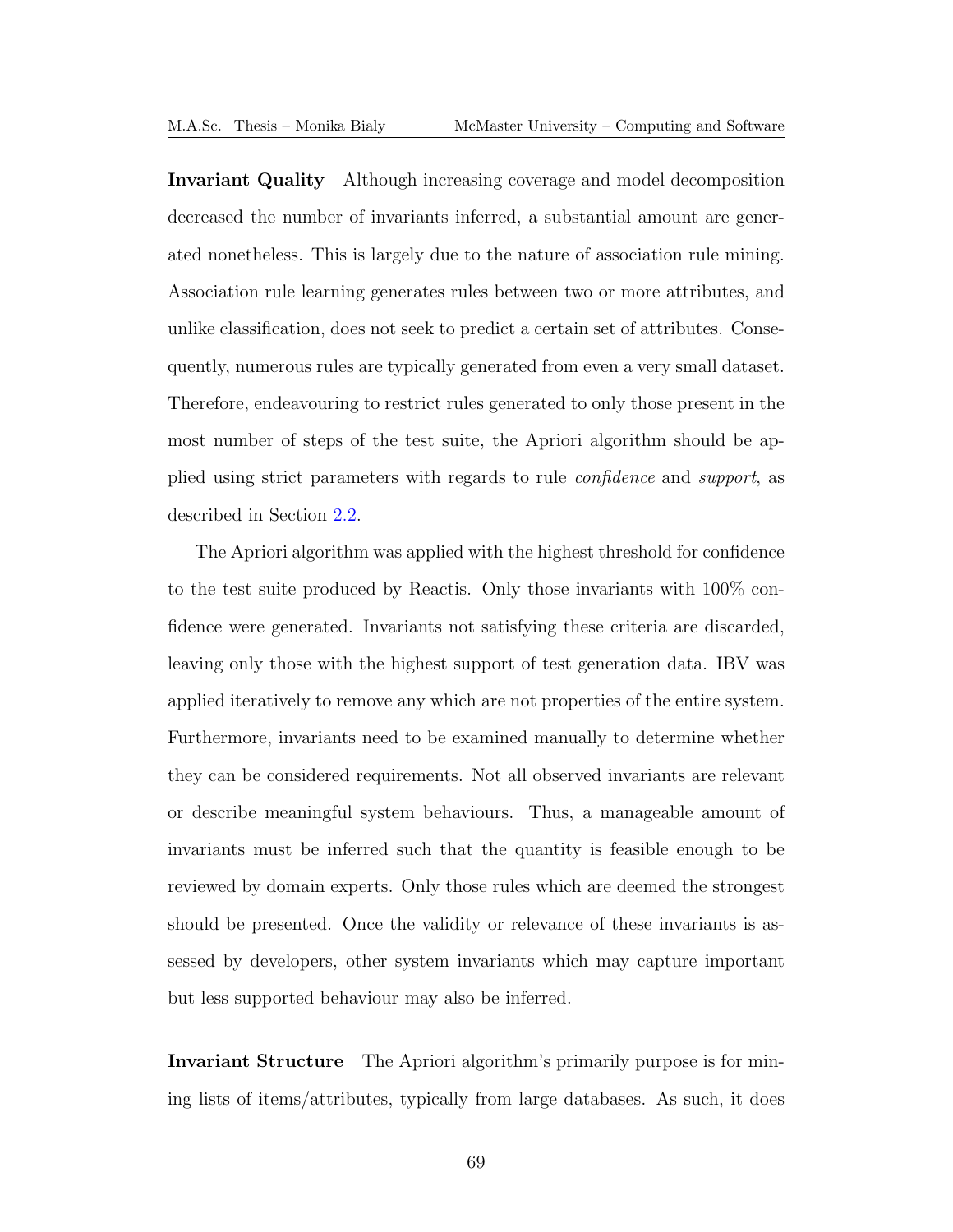**Invariant Quality** Although increasing coverage and model decomposition decreased the number of invariants inferred, a substantial amount are generated nonetheless. This is largely due to the nature of association rule mining. Association rule learning generates rules between two or more attributes, and unlike classification, does not seek to predict a certain set of attributes. Consequently, numerous rules are typically generated from even a very small dataset. Therefore, endeavouring to restrict rules generated to only those present in the most number of steps of the test suite, the Apriori algorithm should be applied using strict parameters with regards to rule *confidence* and *support*, as described in Section 2.2.

The Apriori algorithm was applied with the highest threshold for confidence to the test suite produced by Reactis. Only those invariants with 100% confidence were generated. Invariants not satisfying these criteria are discarded, leaving only those with the highest support of test generation data. IBV was applied iteratively to remove any which are not properties of the entire system. Furthermore, invariants need to be examined manually to determine whether they can be considered requirements. Not all observed invariants are relevant or describe meaningful system behaviours. Thus, a manageable amount of invariants must be inferred such that the quantity is feasible enough to be reviewed by domain experts. Only those rules which are deemed the strongest should be presented. Once the validity or relevance of these invariants is assessed by developers, other system invariants which may capture important but less supported behaviour may also be inferred.

**Invariant Structure** The Apriori algorithm's primarily purpose is for mining lists of items/attributes, typically from large databases. As such, it does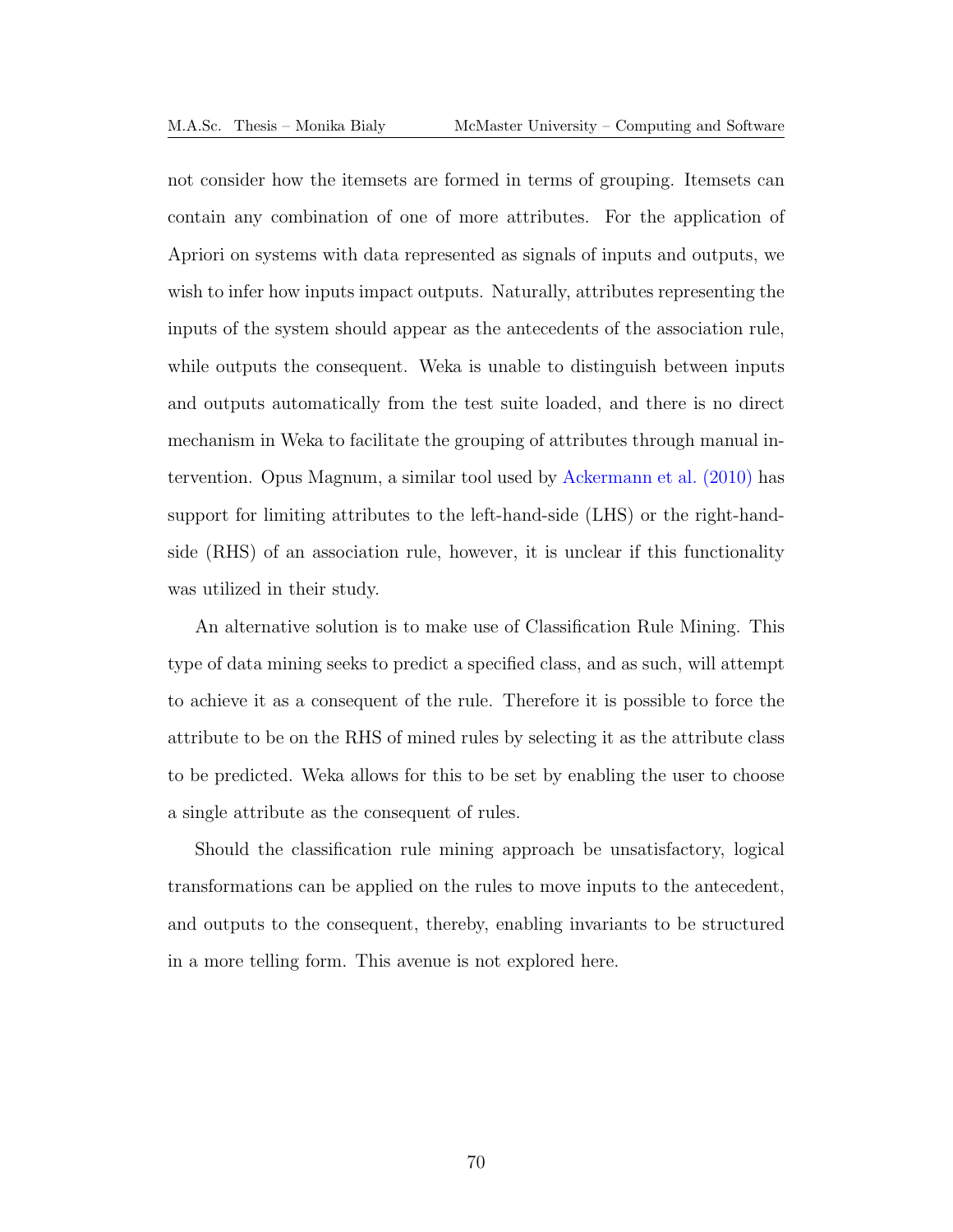not consider how the itemsets are formed in terms of grouping. Itemsets can contain any combination of one of more attributes. For the application of Apriori on systems with data represented as signals of inputs and outputs, we wish to infer how inputs impact outputs. Naturally, attributes representing the inputs of the system should appear as the antecedents of the association rule, while outputs the consequent. Weka is unable to distinguish between inputs and outputs automatically from the test suite loaded, and there is no direct mechanism in Weka to facilitate the grouping of attributes through manual intervention. Opus Magnum, a similar tool used by Ackermann et al. (2010) has support for limiting attributes to the left-hand-side (LHS) or the right-hand-side (RHS) of an association rule, however, it is unclear if this functionality was utilized in their study.

An alternative solution is to make use of Classification Rule Mining. This type of data mining seeks to predict a specified class, and as such, will attempt to achieve it as a consequent of the rule. Therefore it is possible to force the attribute to be on the RHS of mined rules by selecting it as the attribute class to be predicted. Weka allows for this to be set by enabling the user to choose a single attribute as the consequent of rules.

Should the classification rule mining approach be unsatisfactory, logical transformations can be applied on the rules to move inputs to the antecedent, and outputs to the consequent, thereby, enabling invariants to be structured in a more telling form. This avenue is not explored here.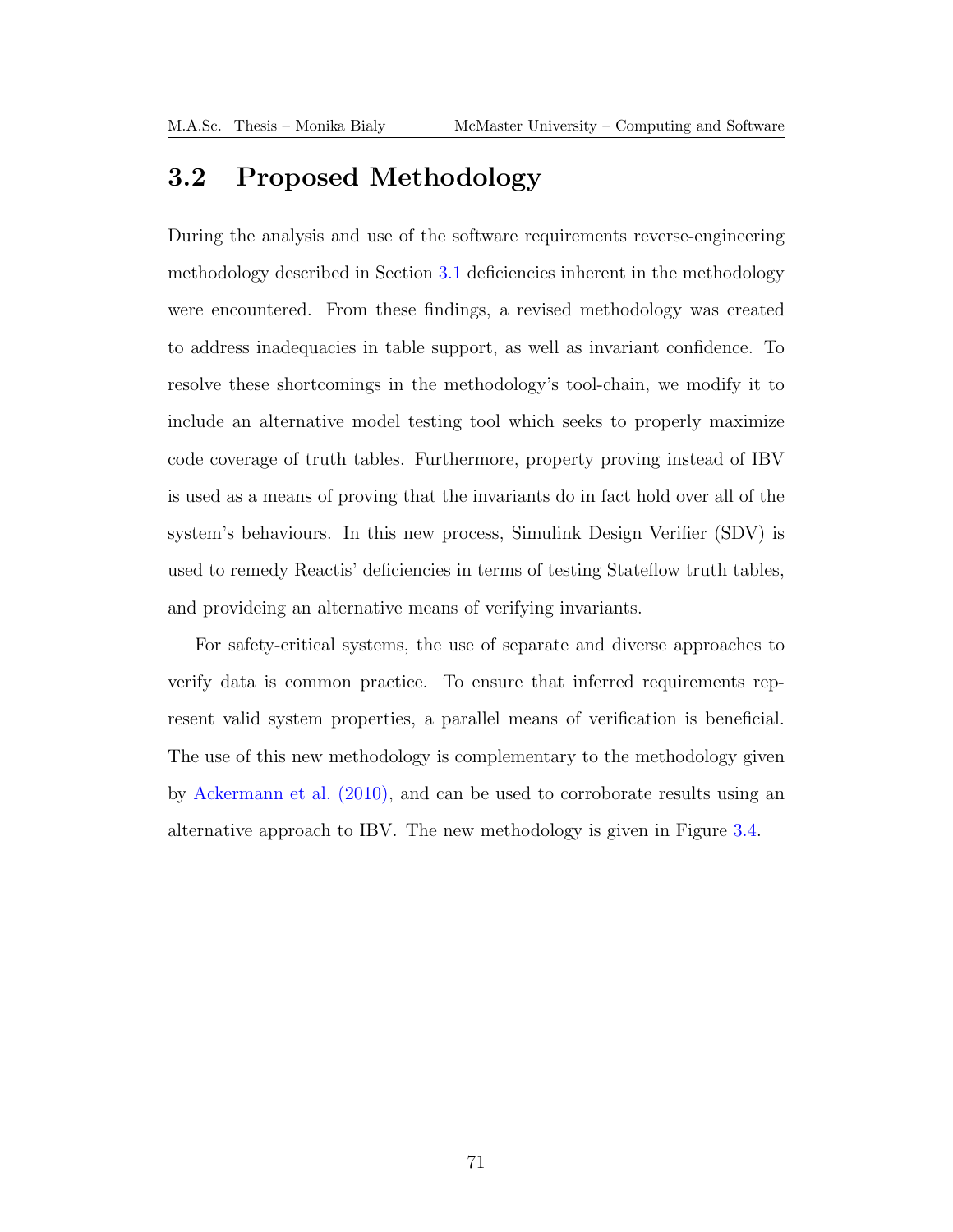## 3.2 Proposed Methodology

During the analysis and use of the software requirements reverse-engineering methodology described in Section 3.1 deficiencies inherent in the methodology were encountered. From these findings, a revised methodology was created to address inadequacies in table support, as well as invariant confidence. To resolve these shortcomings in the methodology's tool-chain, we modify it to include an alternative model testing tool which seeks to properly maximize code coverage of truth tables. Furthermore, property proving instead of IBV is used as a means of proving that the invariants do in fact hold over all of the system's behaviours. In this new process, Simulink Design Verifier (SDV) is used to remedy Reactis' deficiencies in terms of testing Stateflow truth tables, and provideing an alternative means of verifying invariants.

For safety-critical systems, the use of separate and diverse approaches to verify data is common practice. To ensure that inferred requirements represent valid system properties, a parallel means of verification is beneficial. The use of this new methodology is complementary to the methodology given by Ackermann et al. (2010), and can be used to corroborate results using an alternative approach to IBV. The new methodology is given in Figure 3.4.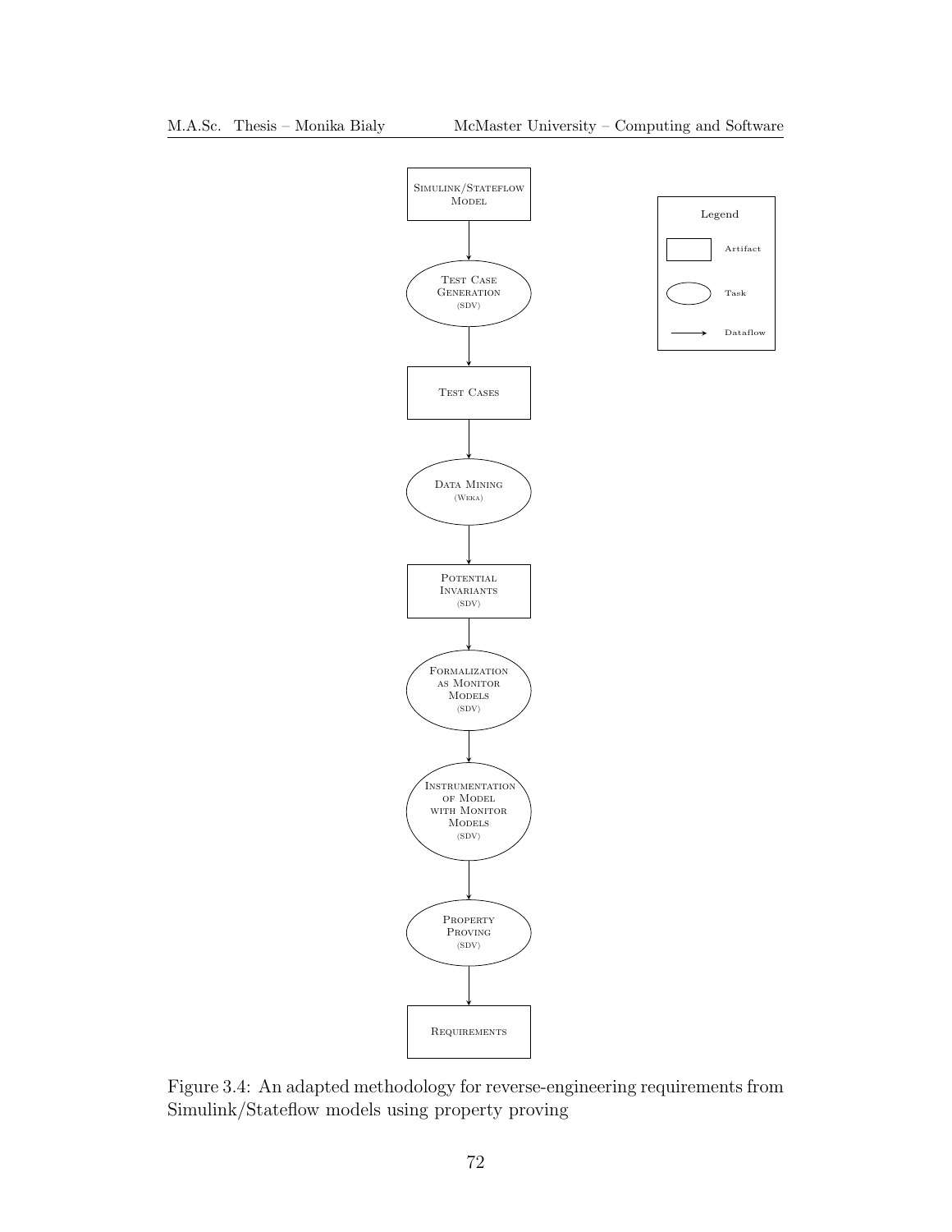Simulink/Stateflow Model

↓

Test Case Generation (SDV)

↓

Test Cases

↓

Data Mining (Weka)

↓

Potential Invariants (SDV)

↓

Formalization as Monitor Models (SDV)

↓

Instrumentation of Model with Monitor Models (SDV)

↓

Property Proving (SDV)

↓

Requirements

Legend: Artifact (rectangle), Task (ellipse), Dataflow (arrow)

Figure 3.4: An adapted methodology for reverse-engineering requirements from Simulink/Stateflow models using property proving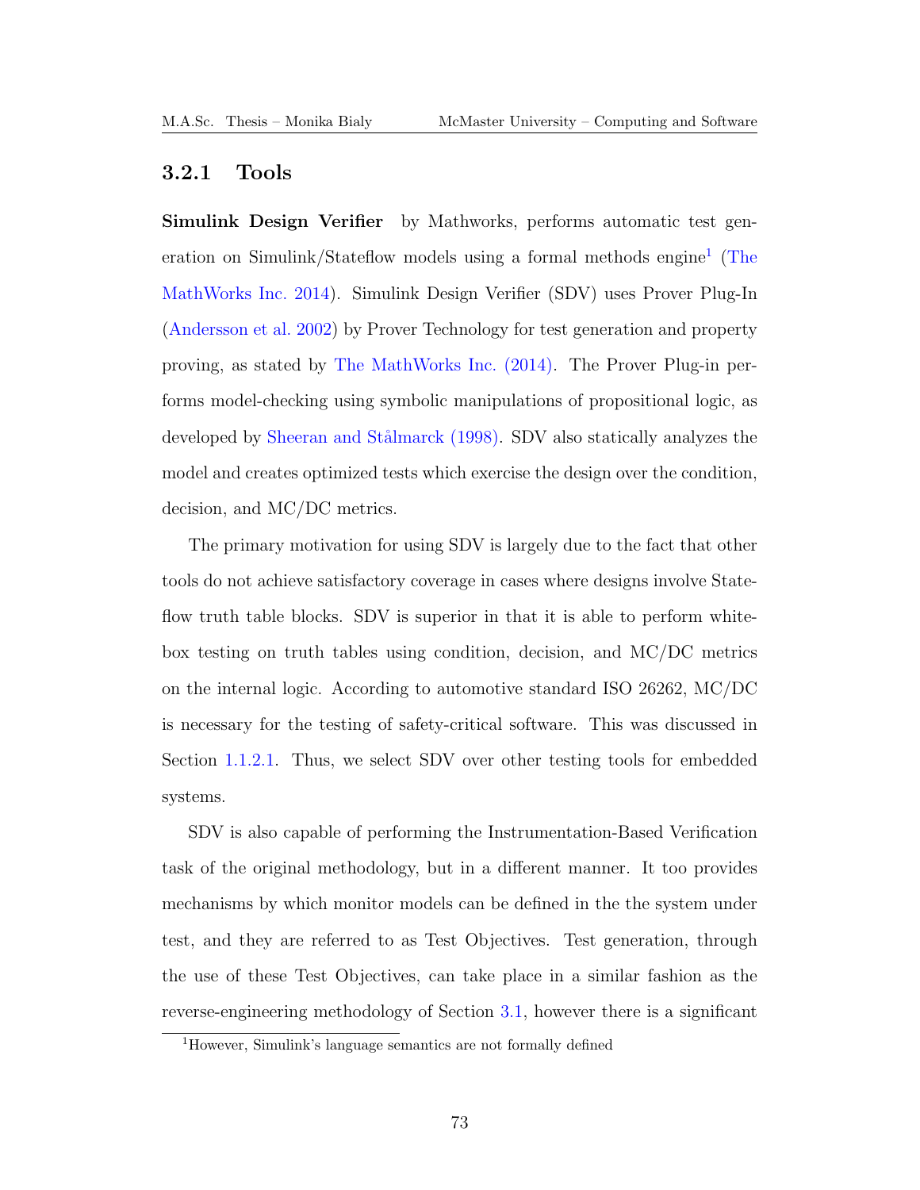### 3.2.1 Tools

**Simulink Design Verifier** by Mathworks, performs automatic test generation on Simulink/Stateflow models using a formal methods engine[1] (The MathWorks Inc. 2014). Simulink Design Verifier (SDV) uses Prover Plug-In (Andersson et al. 2002) by Prover Technology for test generation and property proving, as stated by The MathWorks Inc. (2014). The Prover Plug-in performs model-checking using symbolic manipulations of propositional logic, as developed by Sheeran and Stålmarck (1998). SDV also statically analyzes the model and creates optimized tests which exercise the design over the condition, decision, and MC/DC metrics.

The primary motivation for using SDV is largely due to the fact that other tools do not achieve satisfactory coverage in cases where designs involve Stateflow truth table blocks. SDV is superior in that it is able to perform white-box testing on truth tables using condition, decision, and MC/DC metrics on the internal logic. According to automotive standard ISO 26262, MC/DC is necessary for the testing of safety-critical software. This was discussed in Section 1.1.2.1. Thus, we select SDV over other testing tools for embedded systems.

SDV is also capable of performing the Instrumentation-Based Verification task of the original methodology, but in a different manner. It too provides mechanisms by which monitor models can be defined in the the system under test, and they are referred to as Test Objectives. Test generation, through the use of these Test Objectives, can take place in a similar fashion as the reverse-engineering methodology of Section 3.1, however there is a significant

[1] However, Simulink's language semantics are not formally defined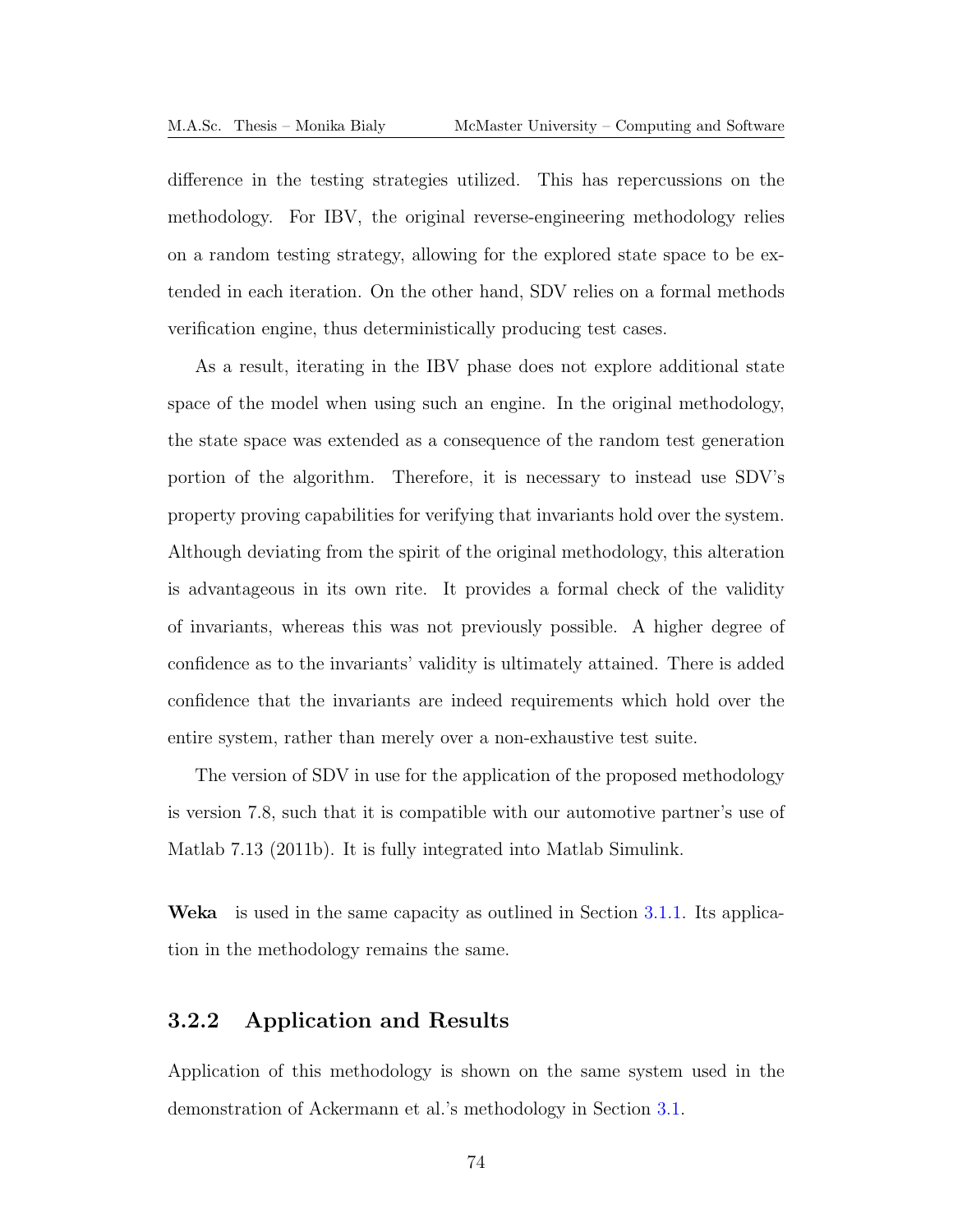difference in the testing strategies utilized. This has repercussions on the methodology. For IBV, the original reverse-engineering methodology relies on a random testing strategy, allowing for the explored state space to be extended in each iteration. On the other hand, SDV relies on a formal methods verification engine, thus deterministically producing test cases.

As a result, iterating in the IBV phase does not explore additional state space of the model when using such an engine. In the original methodology, the state space was extended as a consequence of the random test generation portion of the algorithm. Therefore, it is necessary to instead use SDV's property proving capabilities for verifying that invariants hold over the system. Although deviating from the spirit of the original methodology, this alteration is advantageous in its own rite. It provides a formal check of the validity of invariants, whereas this was not previously possible. A higher degree of confidence as to the invariants' validity is ultimately attained. There is added confidence that the invariants are indeed requirements which hold over the entire system, rather than merely over a non-exhaustive test suite.

The version of SDV in use for the application of the proposed methodology is version 7.8, such that it is compatible with our automotive partner's use of Matlab 7.13 (2011b). It is fully integrated into Matlab Simulink.

**Weka** is used in the same capacity as outlined in Section 3.1.1. Its application in the methodology remains the same.

### 3.2.2 Application and Results

Application of this methodology is shown on the same system used in the demonstration of Ackermann et al.'s methodology in Section 3.1.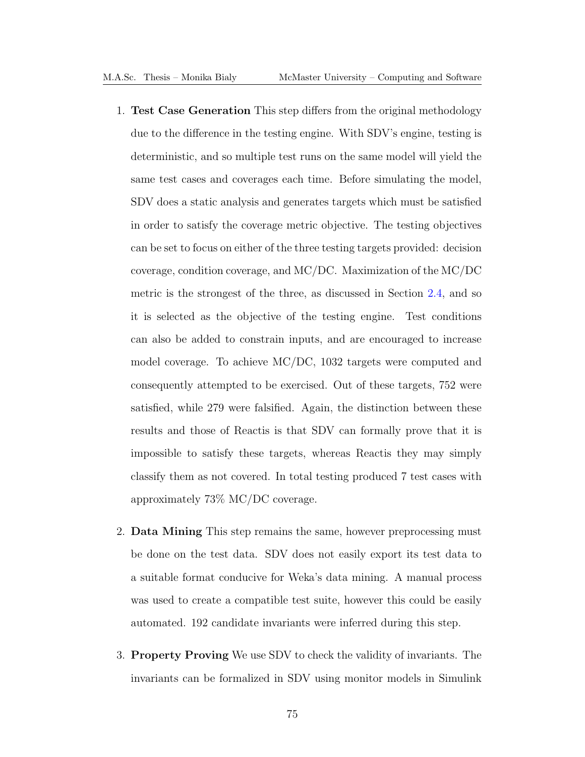1. **Test Case Generation** This step differs from the original methodology due to the difference in the testing engine. With SDV's engine, testing is deterministic, and so multiple test runs on the same model will yield the same test cases and coverages each time. Before simulating the model, SDV does a static analysis and generates targets which must be satisfied in order to satisfy the coverage metric objective. The testing objectives can be set to focus on either of the three testing targets provided: decision coverage, condition coverage, and MC/DC. Maximization of the MC/DC metric is the strongest of the three, as discussed in Section 2.4, and so it is selected as the objective of the testing engine. Test conditions can also be added to constrain inputs, and are encouraged to increase model coverage. To achieve MC/DC, 1032 targets were computed and consequently attempted to be exercised. Out of these targets, 752 were satisfied, while 279 were falsified. Again, the distinction between these results and those of Reactis is that SDV can formally prove that it is impossible to satisfy these targets, whereas Reactis they may simply classify them as not covered. In total testing produced 7 test cases with approximately 73% MC/DC coverage.

2. **Data Mining** This step remains the same, however preprocessing must be done on the test data. SDV does not easily export its test data to a suitable format conducive for Weka's data mining. A manual process was used to create a compatible test suite, however this could be easily automated. 192 candidate invariants were inferred during this step.

3. **Property Proving** We use SDV to check the validity of invariants. The invariants can be formalized in SDV using monitor models in Simulink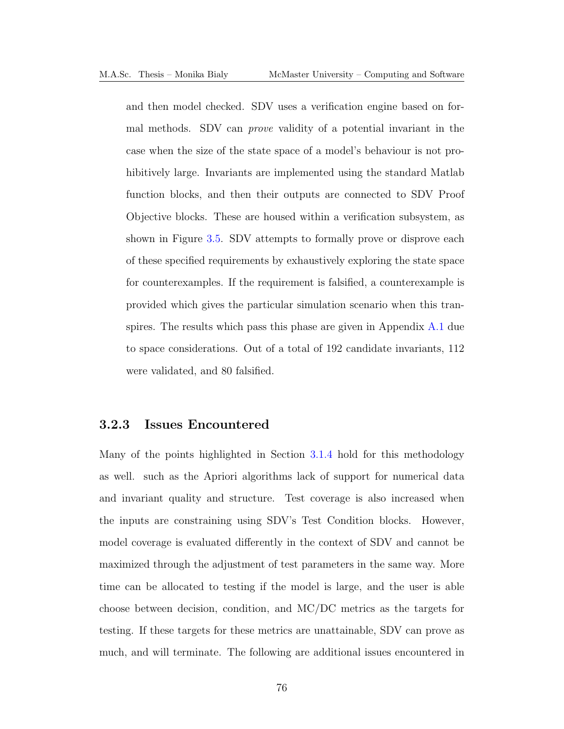and then model checked. SDV uses a verification engine based on formal methods. SDV can *prove* validity of a potential invariant in the case when the size of the state space of a model's behaviour is not prohibitively large. Invariants are implemented using the standard Matlab function blocks, and then their outputs are connected to SDV Proof Objective blocks. These are housed within a verification subsystem, as shown in Figure 3.5. SDV attempts to formally prove or disprove each of these specified requirements by exhaustively exploring the state space for counterexamples. If the requirement is falsified, a counterexample is provided which gives the particular simulation scenario when this transpires. The results which pass this phase are given in Appendix A.1 due to space considerations. Out of a total of 192 candidate invariants, 112 were validated, and 80 falsified.

### 3.2.3 Issues Encountered

Many of the points highlighted in Section 3.1.4 hold for this methodology as well. such as the Apriori algorithms lack of support for numerical data and invariant quality and structure. Test coverage is also increased when the inputs are constraining using SDV's Test Condition blocks. However, model coverage is evaluated differently in the context of SDV and cannot be maximized through the adjustment of test parameters in the same way. More time can be allocated to testing if the model is large, and the user is able choose between decision, condition, and MC/DC metrics as the targets for testing. If these targets for these metrics are unattainable, SDV can prove as much, and will terminate. The following are additional issues encountered in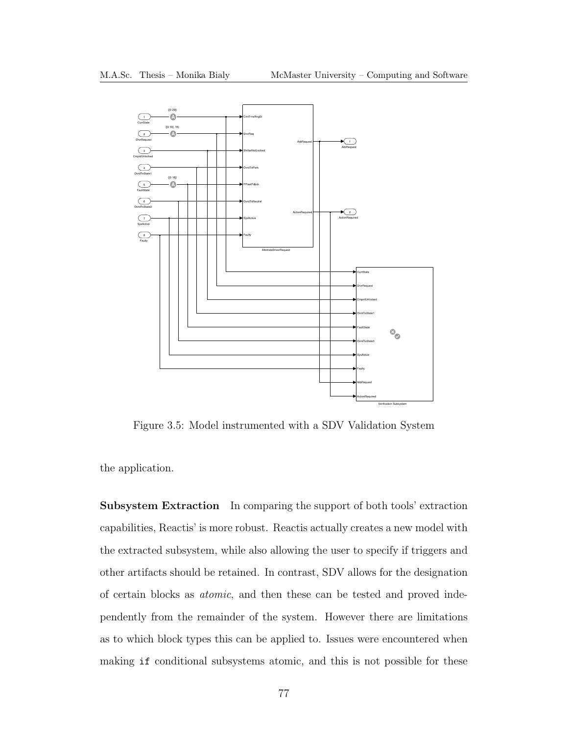Figure 3.5: Model instrumented with a SDV Validation System

the application.

**Subsystem Extraction** In comparing the support of both tools' extraction capabilities, Reactis' is more robust. Reactis actually creates a new model with the extracted subsystem, while also allowing the user to specify if triggers and other artifacts should be retained. In contrast, SDV allows for the designation of certain blocks as *atomic*, and then these can be tested and proved independently from the remainder of the system. However there are limitations as to which block types this can be applied to. Issues were encountered when making `if` conditional subsystems atomic, and this is not possible for these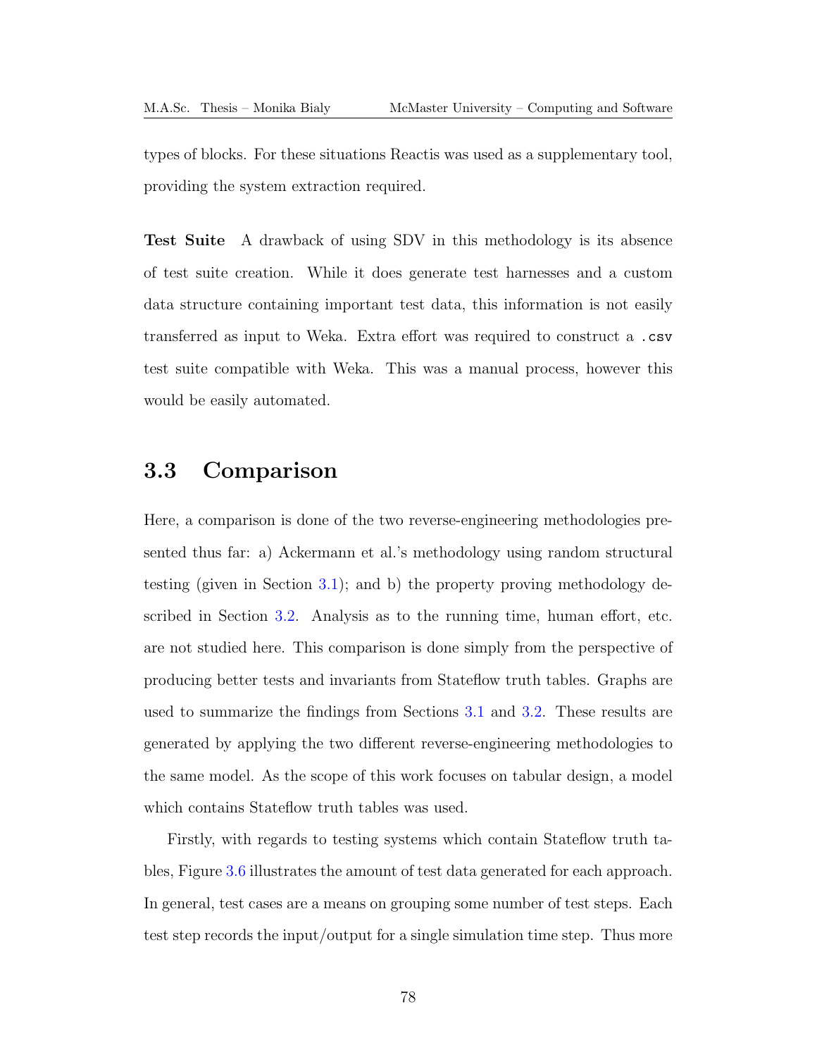types of blocks. For these situations Reactis was used as a supplementary tool, providing the system extraction required.

**Test Suite** A drawback of using SDV in this methodology is its absence of test suite creation. While it does generate test harnesses and a custom data structure containing important test data, this information is not easily transferred as input to Weka. Extra effort was required to construct a `.csv` test suite compatible with Weka. This was a manual process, however this would be easily automated.

## 3.3 Comparison

Here, a comparison is done of the two reverse-engineering methodologies presented thus far: a) Ackermann et al.'s methodology using random structural testing (given in Section 3.1); and b) the property proving methodology described in Section 3.2. Analysis as to the running time, human effort, etc. are not studied here. This comparison is done simply from the perspective of producing better tests and invariants from Stateflow truth tables. Graphs are used to summarize the findings from Sections 3.1 and 3.2. These results are generated by applying the two different reverse-engineering methodologies to the same model. As the scope of this work focuses on tabular design, a model which contains Stateflow truth tables was used.

Firstly, with regards to testing systems which contain Stateflow truth tables, Figure 3.6 illustrates the amount of test data generated for each approach. In general, test cases are a means on grouping some number of test steps. Each test step records the input/output for a single simulation time step. Thus more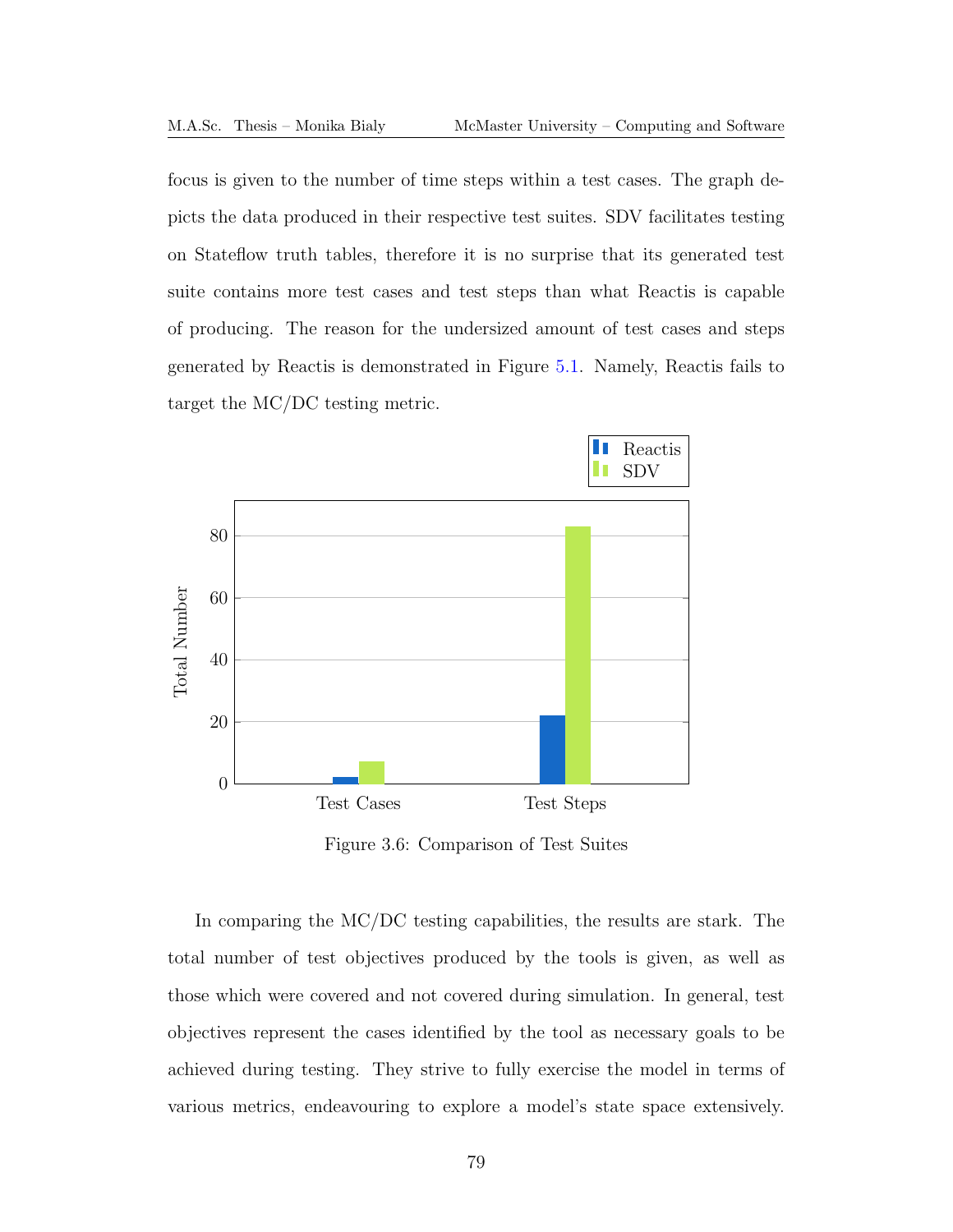focus is given to the number of time steps within a test cases. The graph depicts the data produced in their respective test suites. SDV facilitates testing on Stateflow truth tables, therefore it is no surprise that its generated test suite contains more test cases and test steps than what Reactis is capable of producing. The reason for the undersized amount of test cases and steps generated by Reactis is demonstrated in Figure 5.1. Namely, Reactis fails to target the MC/DC testing metric.

Figure 3.6: Comparison of Test Suites

In comparing the MC/DC testing capabilities, the results are stark. The total number of test objectives produced by the tools is given, as well as those which were covered and not covered during simulation. In general, test objectives represent the cases identified by the tool as necessary goals to be achieved during testing. They strive to fully exercise the model in terms of various metrics, endeavouring to explore a model's state space extensively.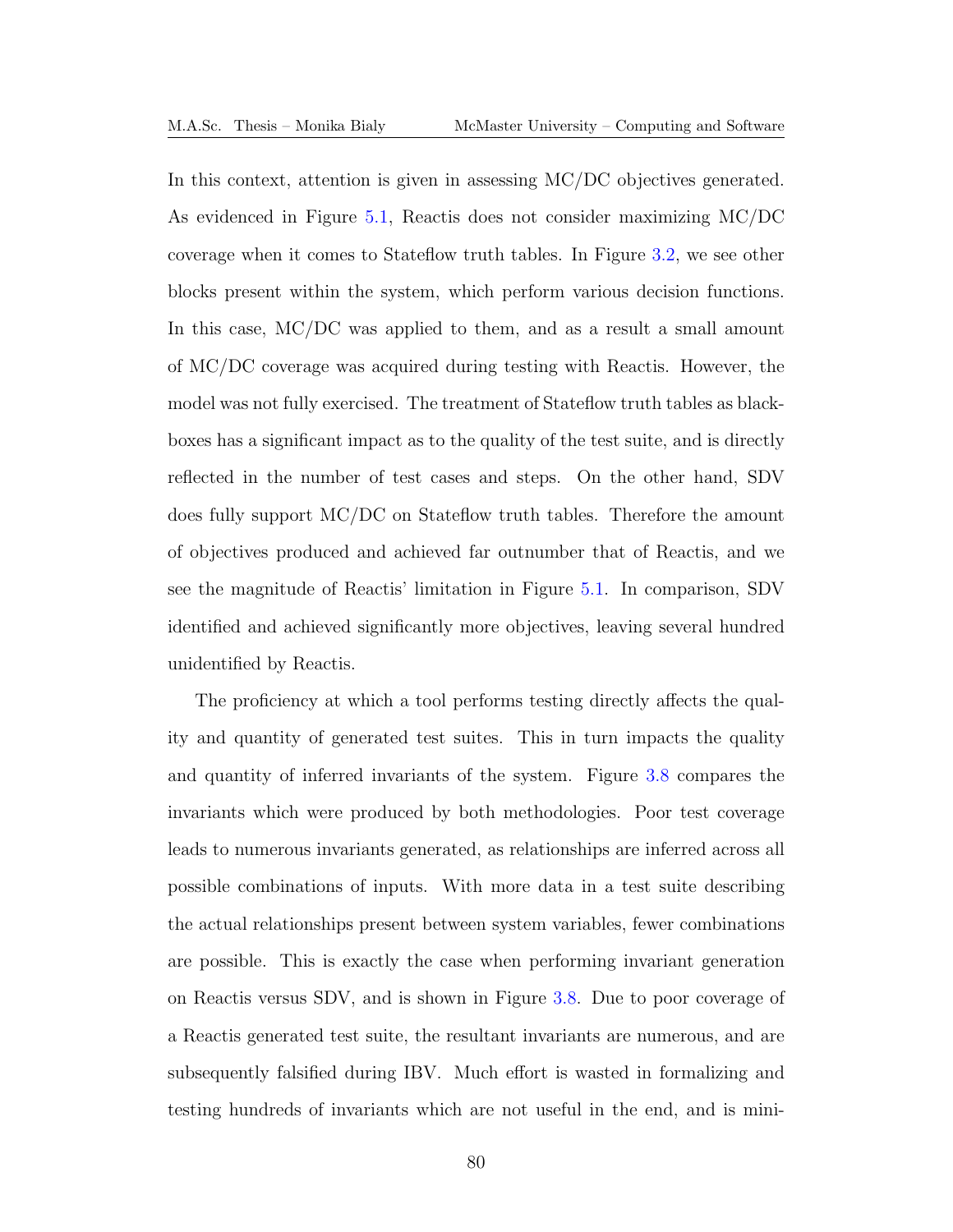In this context, attention is given in assessing MC/DC objectives generated. As evidenced in Figure 5.1, Reactis does not consider maximizing MC/DC coverage when it comes to Stateflow truth tables. In Figure 3.2, we see other blocks present within the system, which perform various decision functions. In this case, MC/DC was applied to them, and as a result a small amount of MC/DC coverage was acquired during testing with Reactis. However, the model was not fully exercised. The treatment of Stateflow truth tables as blackboxes has a significant impact as to the quality of the test suite, and is directly reflected in the number of test cases and steps. On the other hand, SDV does fully support MC/DC on Stateflow truth tables. Therefore the amount of objectives produced and achieved far outnumber that of Reactis, and we see the magnitude of Reactis' limitation in Figure 5.1. In comparison, SDV identified and achieved significantly more objectives, leaving several hundred unidentified by Reactis.

The proficiency at which a tool performs testing directly affects the quality and quantity of generated test suites. This in turn impacts the quality and quantity of inferred invariants of the system. Figure 3.8 compares the invariants which were produced by both methodologies. Poor test coverage leads to numerous invariants generated, as relationships are inferred across all possible combinations of inputs. With more data in a test suite describing the actual relationships present between system variables, fewer combinations are possible. This is exactly the case when performing invariant generation on Reactis versus SDV, and is shown in Figure 3.8. Due to poor coverage of a Reactis generated test suite, the resultant invariants are numerous, and are subsequently falsified during IBV. Much effort is wasted in formalizing and testing hundreds of invariants which are not useful in the end, and is mini-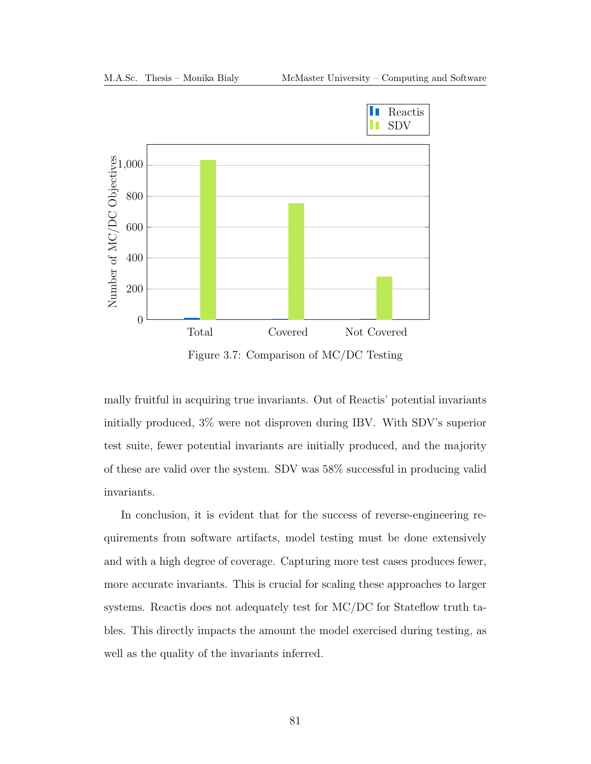Figure 3.7: Comparison of MC/DC Testing

mally fruitful in acquiring true invariants. Out of Reactis' potential invariants initially produced, 3% were not disproven during IBV. With SDV's superior test suite, fewer potential invariants are initially produced, and the majority of these are valid over the system. SDV was 58% successful in producing valid invariants.

In conclusion, it is evident that for the success of reverse-engineering requirements from software artifacts, model testing must be done extensively and with a high degree of coverage. Capturing more test cases produces fewer, more accurate invariants. This is crucial for scaling these approaches to larger systems. Reactis does not adequately test for MC/DC for Stateflow truth tables. This directly impacts the amount the model exercised during testing, as well as the quality of the invariants inferred.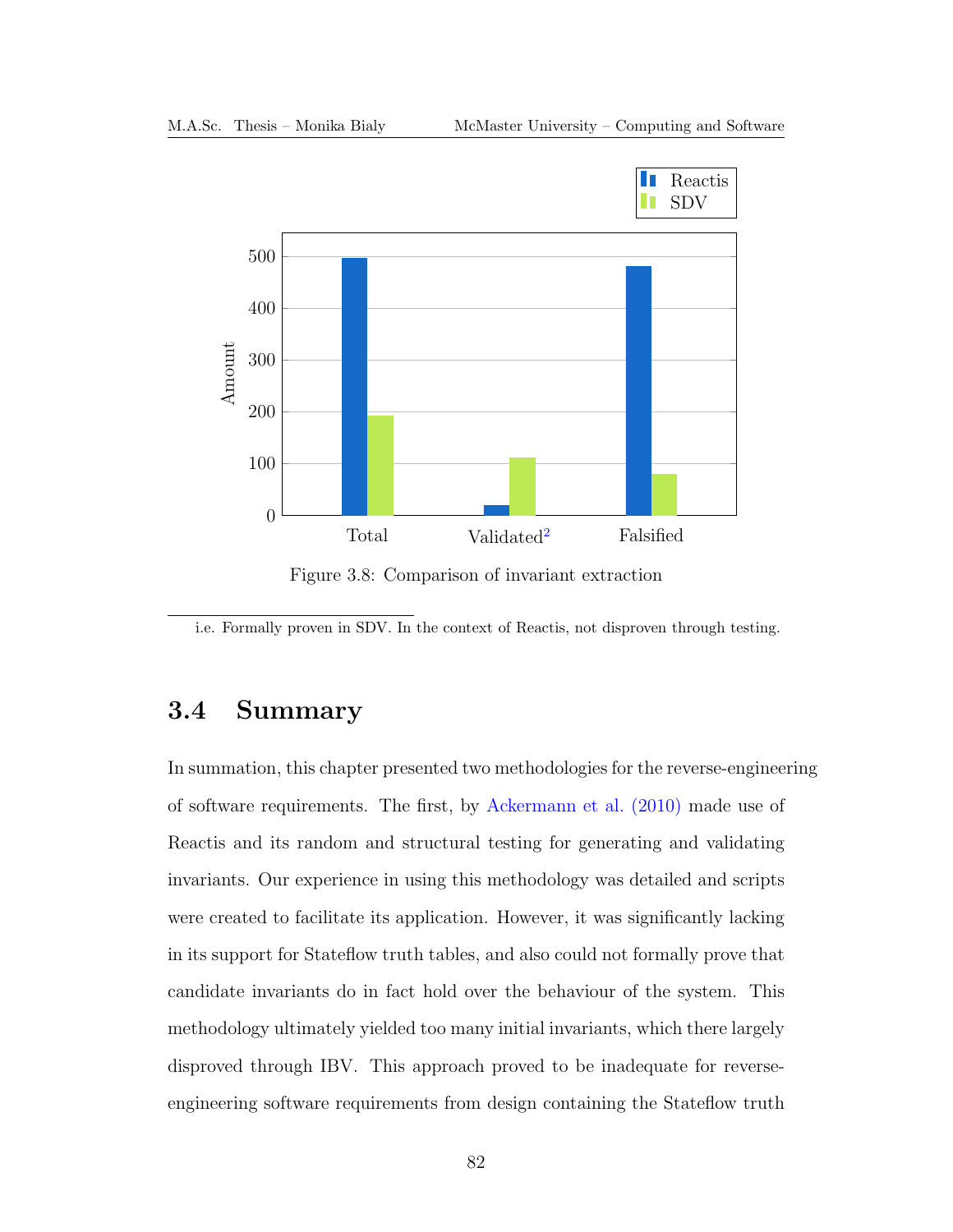Figure 3.8: Comparison of invariant extraction

[2] i.e. Formally proven in SDV. In the context of Reactis, not disproven through testing.

## 3.4 Summary

In summation, this chapter presented two methodologies for the reverse-engineering of software requirements. The first, by Ackermann et al. (2010) made use of Reactis and its random and structural testing for generating and validating invariants. Our experience in using this methodology was detailed and scripts were created to facilitate its application. However, it was significantly lacking in its support for Stateflow truth tables, and also could not formally prove that candidate invariants do in fact hold over the behaviour of the system. This methodology ultimately yielded too many initial invariants, which there largely disproved through IBV. This approach proved to be inadequate for reverse-engineering software requirements from design containing the Stateflow truth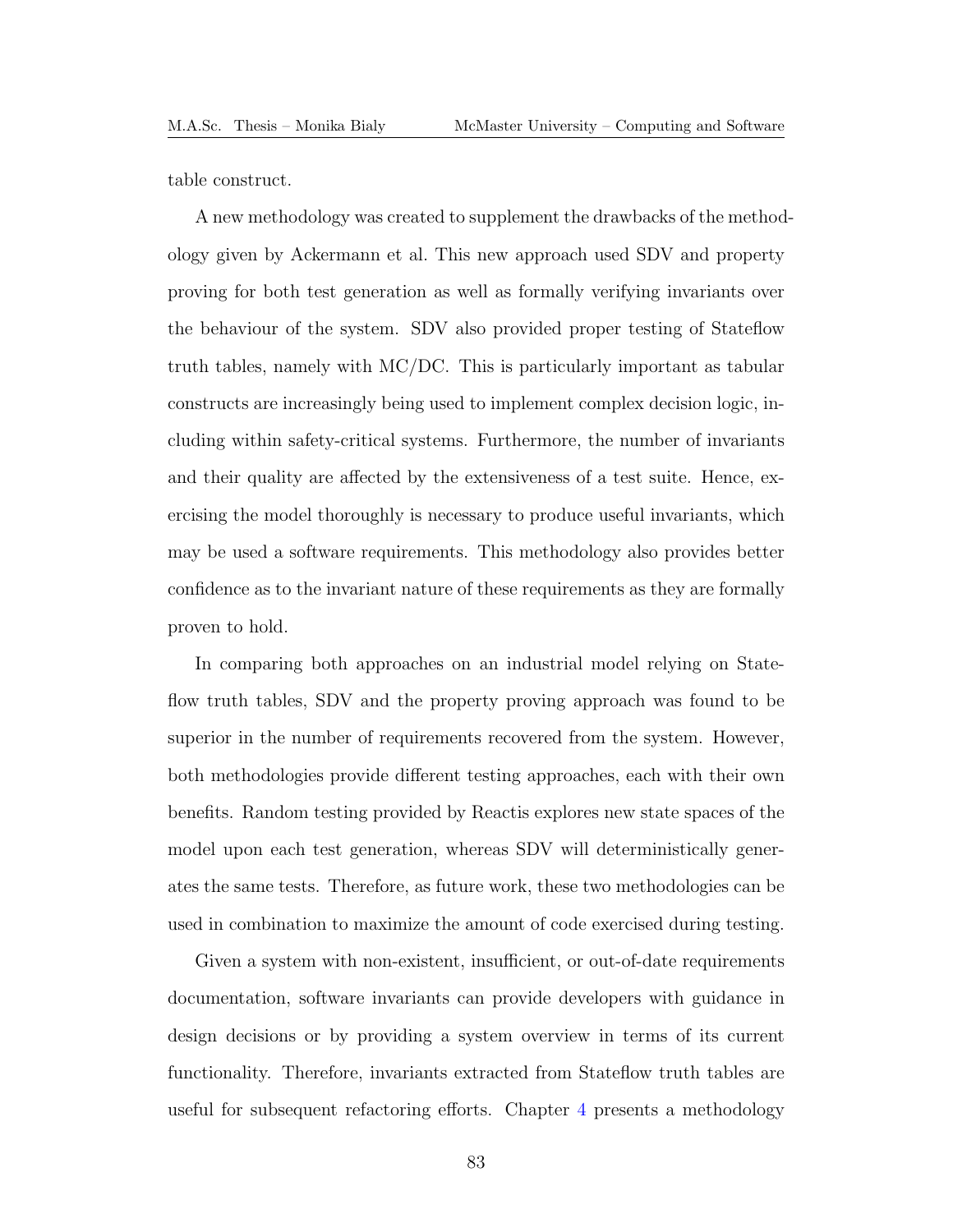table construct.

A new methodology was created to supplement the drawbacks of the methodology given by Ackermann et al. This new approach used SDV and property proving for both test generation as well as formally verifying invariants over the behaviour of the system. SDV also provided proper testing of Stateflow truth tables, namely with MC/DC. This is particularly important as tabular constructs are increasingly being used to implement complex decision logic, including within safety-critical systems. Furthermore, the number of invariants and their quality are affected by the extensiveness of a test suite. Hence, exercising the model thoroughly is necessary to produce useful invariants, which may be used a software requirements. This methodology also provides better confidence as to the invariant nature of these requirements as they are formally proven to hold.

In comparing both approaches on an industrial model relying on Stateflow truth tables, SDV and the property proving approach was found to be superior in the number of requirements recovered from the system. However, both methodologies provide different testing approaches, each with their own benefits. Random testing provided by Reactis explores new state spaces of the model upon each test generation, whereas SDV will deterministically generates the same tests. Therefore, as future work, these two methodologies can be used in combination to maximize the amount of code exercised during testing.

Given a system with non-existent, insufficient, or out-of-date requirements documentation, software invariants can provide developers with guidance in design decisions or by providing a system overview in terms of its current functionality. Therefore, invariants extracted from Stateflow truth tables are useful for subsequent refactoring efforts. Chapter 4 presents a methodology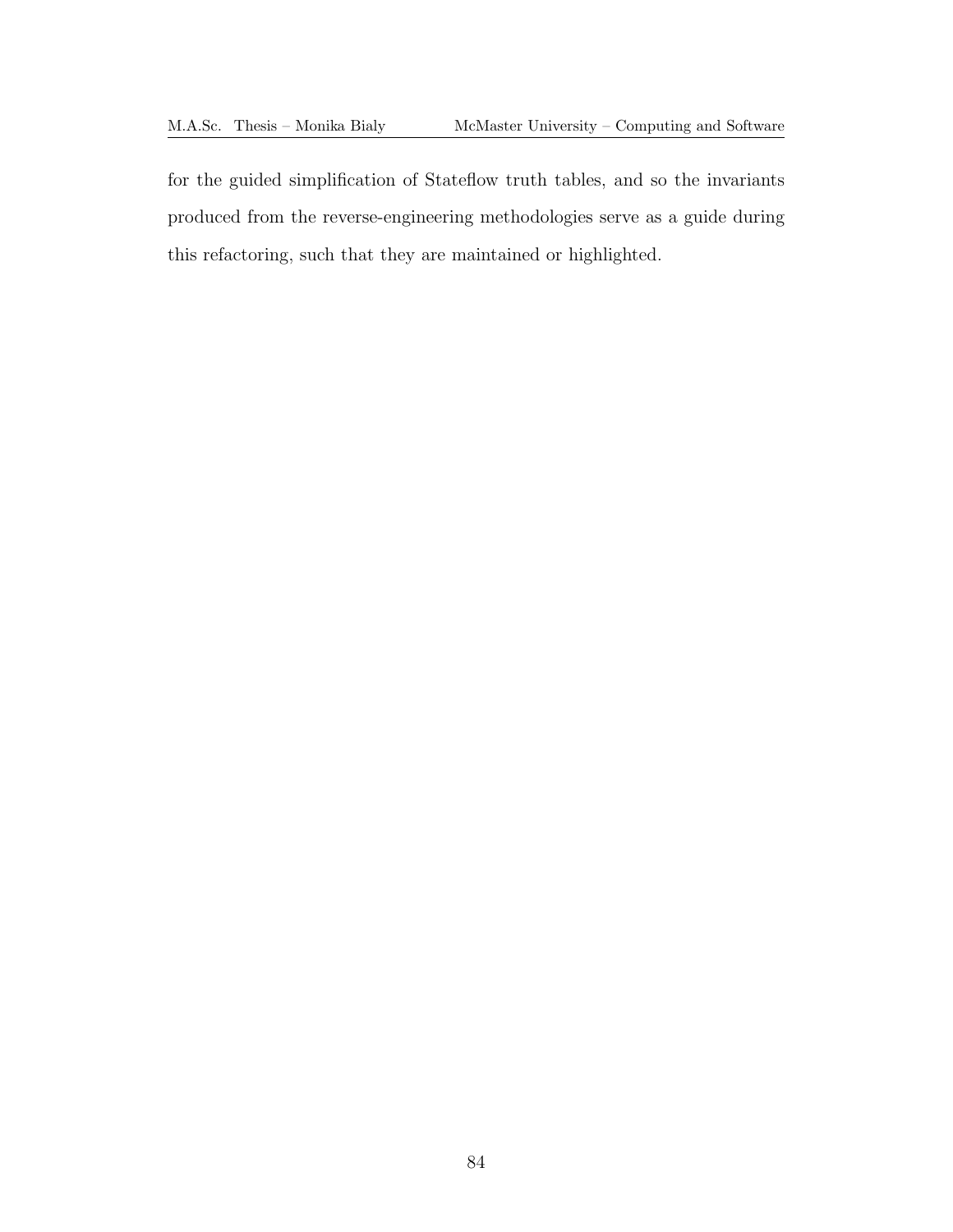for the guided simplification of Stateflow truth tables, and so the invariants produced from the reverse-engineering methodologies serve as a guide during this refactoring, such that they are maintained or highlighted.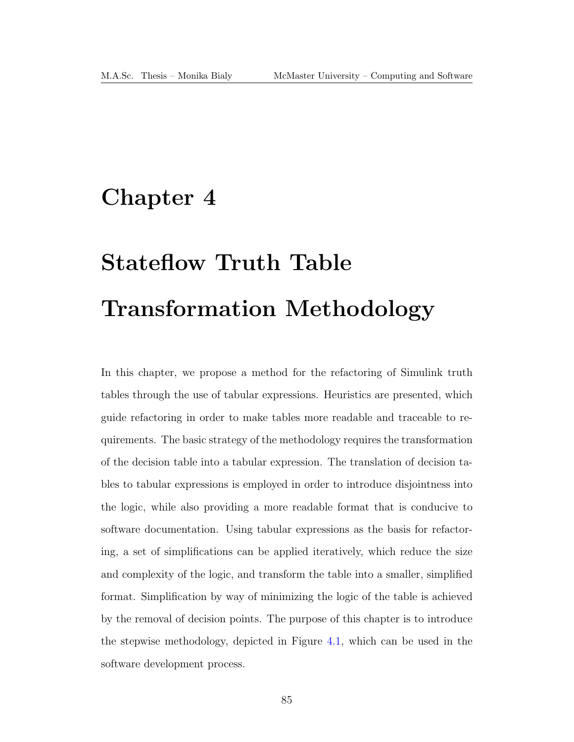# Chapter 4

# Stateflow Truth Table Transformation Methodology

In this chapter, we propose a method for the refactoring of Simulink truth tables through the use of tabular expressions. Heuristics are presented, which guide refactoring in order to make tables more readable and traceable to requirements. The basic strategy of the methodology requires the transformation of the decision table into a tabular expression. The translation of decision tables to tabular expressions is employed in order to introduce disjointness into the logic, while also providing a more readable format that is conducive to software documentation. Using tabular expressions as the basis for refactoring, a set of simplifications can be applied iteratively, which reduce the size and complexity of the logic, and transform the table into a smaller, simplified format. Simplification by way of minimizing the logic of the table is achieved by the removal of decision points. The purpose of this chapter is to introduce the stepwise methodology, depicted in Figure 4.1, which can be used in the software development process.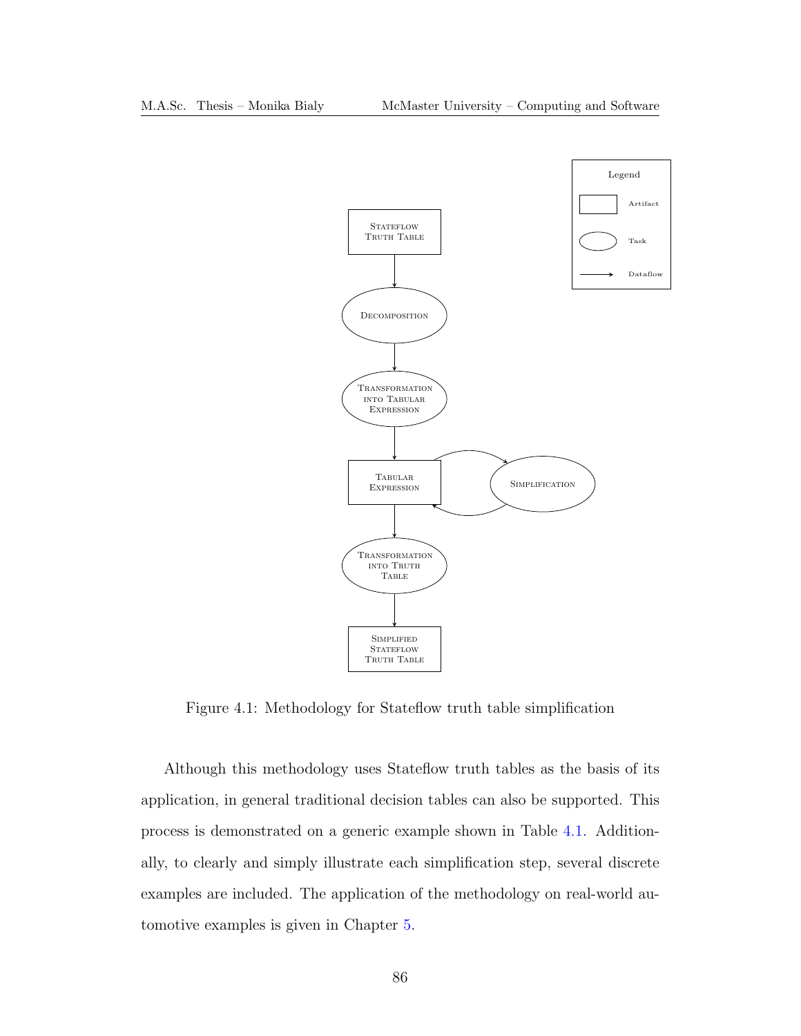Figure 4.1: Methodology for Stateflow truth table simplification

Although this methodology uses Stateflow truth tables as the basis of its application, in general traditional decision tables can also be supported. This process is demonstrated on a generic example shown in Table 4.1. Additionally, to clearly and simply illustrate each simplification step, several discrete examples are included. The application of the methodology on real-world automotive examples is given in Chapter 5.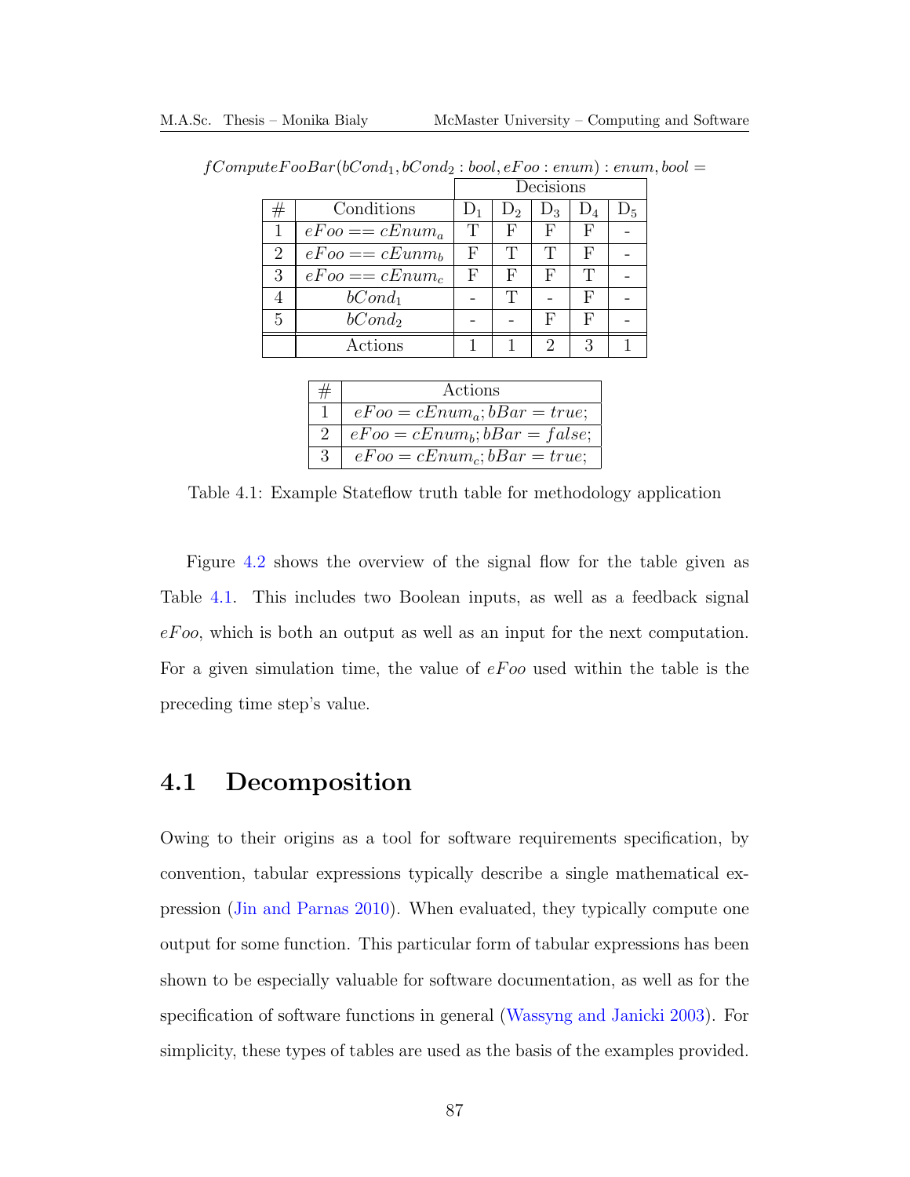$fComputeFooBar(bCond_1, bCond_2 : bool, eFoo : enum) : enum, bool =$

| | | Decisions | | | | |
|---|---|---|---|---|---|---|
| # | Conditions | $D_1$ | $D_2$ | $D_3$ | $D_4$ | $D_5$ |
| 1 | $eFoo == cEnum_a$ | T | F | F | F | - |
| 2 | $eFoo == cEunm_b$ | F | T | T | F | - |
| 3 | $eFoo == cEnum_c$ | F | F | F | T | - |
| 4 | $bCond_1$ | - | T | - | F | - |
| 5 | $bCond_2$ | - | - | F | F | - |
| | Actions | 1 | 1 | 2 | 3 | 1 |

| # | Actions |
|---|---|
| 1 | $eFoo = cEnum_a; bBar = true;$ |
| 2 | $eFoo = cEnum_b; bBar = false;$ |
| 3 | $eFoo = cEnum_c; bBar = true;$ |

Table 4.1: Example Stateflow truth table for methodology application

Figure 4.2 shows the overview of the signal flow for the table given as Table 4.1. This includes two Boolean inputs, as well as a feedback signal $eFoo$, which is both an output as well as an input for the next computation. For a given simulation time, the value of $eFoo$ used within the table is the preceding time step's value.

## 4.1 Decomposition

Owing to their origins as a tool for software requirements specification, by convention, tabular expressions typically describe a single mathematical expression (Jin and Parnas 2010). When evaluated, they typically compute one output for some function. This particular form of tabular expressions has been shown to be especially valuable for software documentation, as well as for the specification of software functions in general (Wassyng and Janicki 2003). For simplicity, these types of tables are used as the basis of the examples provided.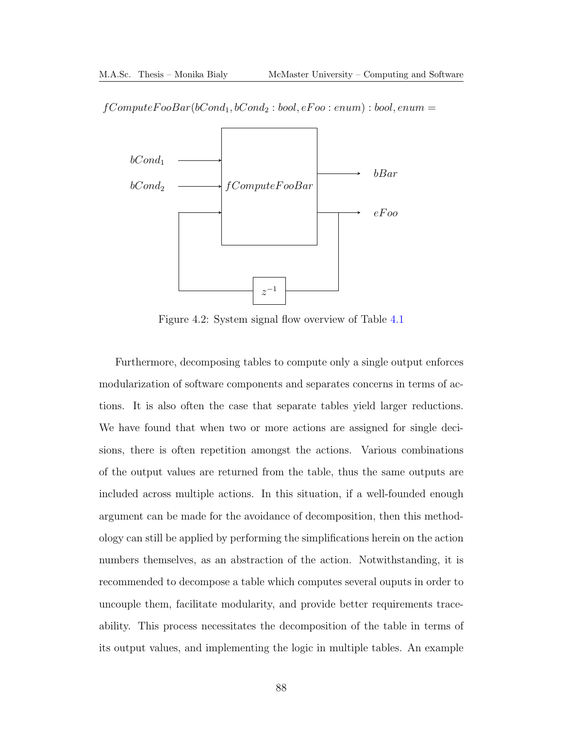$fComputeFooBar(bCond_1, bCond_2 : bool, eFoo : enum) : bool, enum =$

Figure 4.2: System signal flow overview of Table 4.1

Furthermore, decomposing tables to compute only a single output enforces modularization of software components and separates concerns in terms of actions. It is also often the case that separate tables yield larger reductions. We have found that when two or more actions are assigned for single decisions, there is often repetition amongst the actions. Various combinations of the output values are returned from the table, thus the same outputs are included across multiple actions. In this situation, if a well-founded enough argument can be made for the avoidance of decomposition, then this methodology can still be applied by performing the simplifications herein on the action numbers themselves, as an abstraction of the action. Notwithstanding, it is recommended to decompose a table which computes several ouputs in order to uncouple them, facilitate modularity, and provide better requirements traceability. This process necessitates the decomposition of the table in terms of its output values, and implementing the logic in multiple tables. An example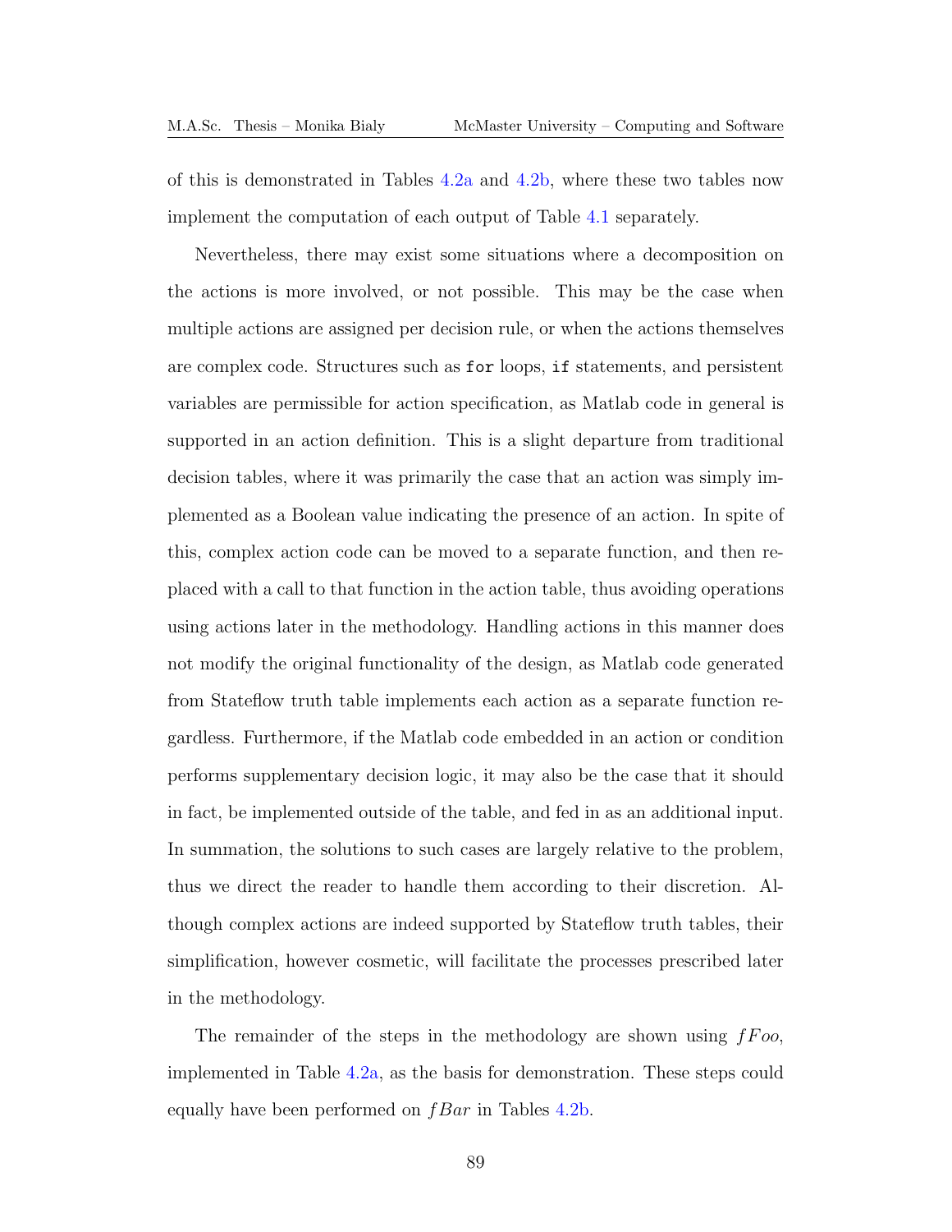of this is demonstrated in Tables 4.2a and 4.2b, where these two tables now implement the computation of each output of Table 4.1 separately.

Nevertheless, there may exist some situations where a decomposition on the actions is more involved, or not possible. This may be the case when multiple actions are assigned per decision rule, or when the actions themselves are complex code. Structures such as `for` loops, `if` statements, and persistent variables are permissible for action specification, as Matlab code in general is supported in an action definition. This is a slight departure from traditional decision tables, where it was primarily the case that an action was simply implemented as a Boolean value indicating the presence of an action. In spite of this, complex action code can be moved to a separate function, and then replaced with a call to that function in the action table, thus avoiding operations using actions later in the methodology. Handling actions in this manner does not modify the original functionality of the design, as Matlab code generated from Stateflow truth table implements each action as a separate function regardless. Furthermore, if the Matlab code embedded in an action or condition performs supplementary decision logic, it may also be the case that it should in fact, be implemented outside of the table, and fed in as an additional input. In summation, the solutions to such cases are largely relative to the problem, thus we direct the reader to handle them according to their discretion. Although complex actions are indeed supported by Stateflow truth tables, their simplification, however cosmetic, will facilitate the processes prescribed later in the methodology.

The remainder of the steps in the methodology are shown using $fFoo$, implemented in Table 4.2a, as the basis for demonstration. These steps could equally have been performed on $fBar$ in Tables 4.2b.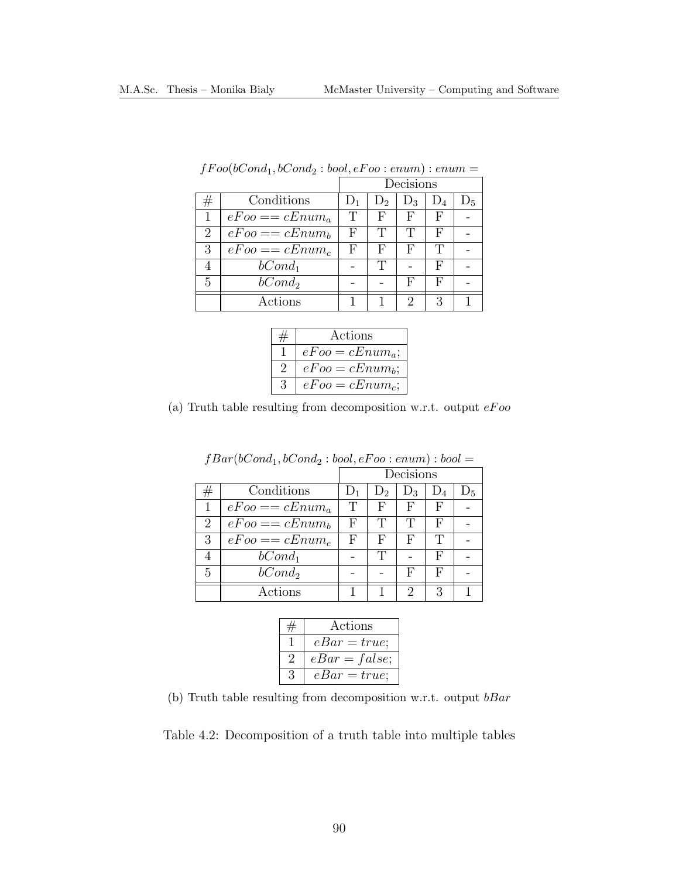$fFoo(bCond_1, bCond_2 : bool, eFoo : enum) : enum =$

| | | Decisions | | | | |
|---|---|---|---|---|---|---|
| # | Conditions | $D_1$ | $D_2$ | $D_3$ | $D_4$ | $D_5$ |
| 1 | $eFoo == cEnum_a$ | T | F | F | F | - |
| 2 | $eFoo == cEnum_b$ | F | T | T | F | - |
| 3 | $eFoo == cEnum_c$ | F | F | F | T | - |
| 4 | $bCond_1$ | - | T | - | F | - |
| 5 | $bCond_2$ | - | - | F | F | - |
| | Actions | 1 | 1 | 2 | 3 | 1 |

| # | Actions |
|---|---|
| 1 | $eFoo = cEnum_a$; |
| 2 | $eFoo = cEnum_b$; |
| 3 | $eFoo = cEnum_c$; |

(a) Truth table resulting from decomposition w.r.t. output $eFoo$

$fBar(bCond_1, bCond_2 : bool, eFoo : enum) : bool =$

| | | Decisions | | | | |
|---|---|---|---|---|---|---|
| # | Conditions | $D_1$ | $D_2$ | $D_3$ | $D_4$ | $D_5$ |
| 1 | $eFoo == cEnum_a$ | T | F | F | F | - |
| 2 | $eFoo == cEnum_b$ | F | T | T | F | - |
| 3 | $eFoo == cEnum_c$ | F | F | F | T | - |
| 4 | $bCond_1$ | - | T | - | F | - |
| 5 | $bCond_2$ | - | - | F | F | - |
| | Actions | 1 | 1 | 2 | 3 | 1 |

| # | Actions |
|---|---|
| 1 | $eBar = true$; |
| 2 | $eBar = false$; |
| 3 | $eBar = true$; |

(b) Truth table resulting from decomposition w.r.t. output $bBar$

Table 4.2: Decomposition of a truth table into multiple tables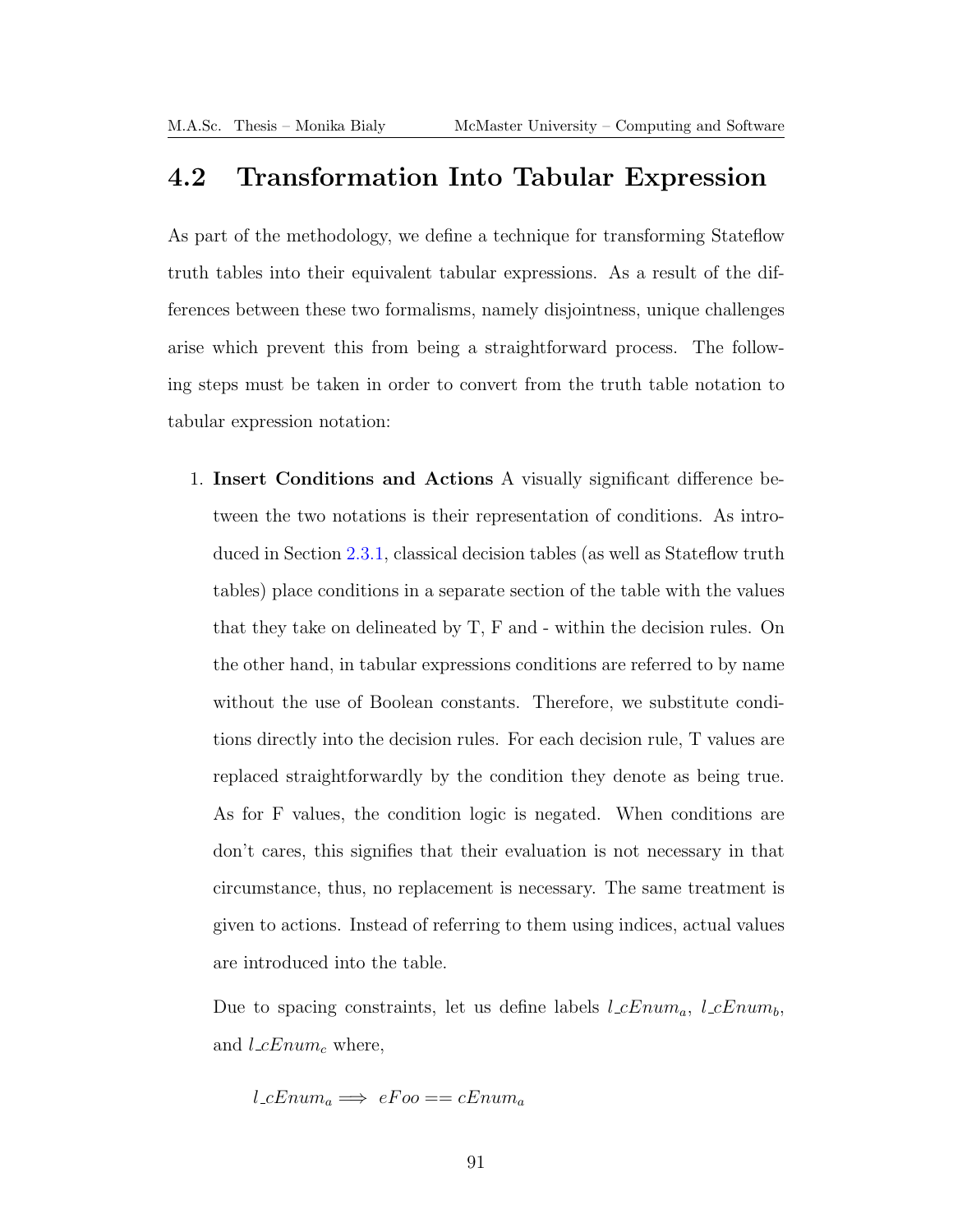## 4.2 Transformation Into Tabular Expression

As part of the methodology, we define a technique for transforming Stateflow truth tables into their equivalent tabular expressions. As a result of the differences between these two formalisms, namely disjointness, unique challenges arise which prevent this from being a straightforward process. The following steps must be taken in order to convert from the truth table notation to tabular expression notation:

1. **Insert Conditions and Actions** A visually significant difference between the two notations is their representation of conditions. As introduced in Section 2.3.1, classical decision tables (as well as Stateflow truth tables) place conditions in a separate section of the table with the values that they take on delineated by T, F and - within the decision rules. On the other hand, in tabular expressions conditions are referred to by name without the use of Boolean constants. Therefore, we substitute conditions directly into the decision rules. For each decision rule, T values are replaced straightforwardly by the condition they denote as being true. As for F values, the condition logic is negated. When conditions are don't cares, this signifies that their evaluation is not necessary in that circumstance, thus, no replacement is necessary. The same treatment is given to actions. Instead of referring to them using indices, actual values are introduced into the table.

   Due to spacing constraints, let us define labels $l\_cEnum_a$, $l\_cEnum_b$, and $l\_cEnum_c$ where,

   $$l\_cEnum_a \implies eFoo == cEnum_a$$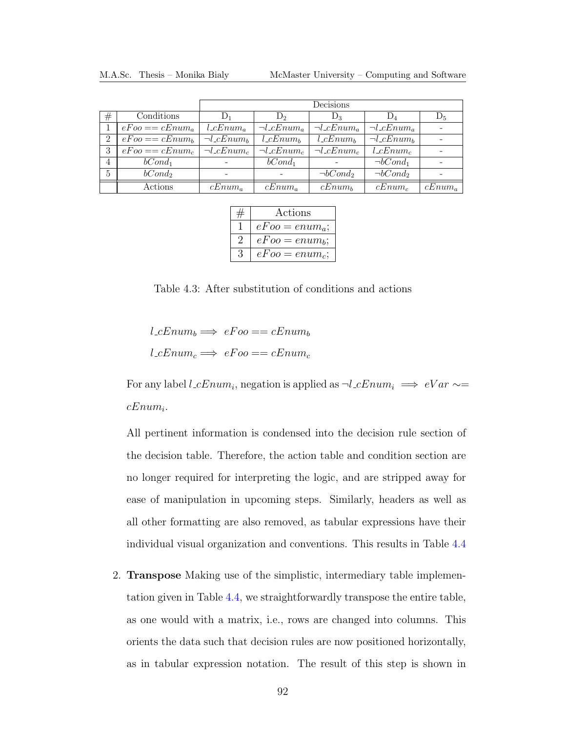| # | Conditions | Decisions | | | | |
|---|---|---|---|---|---|---|
| | | $D_1$ | $D_2$ | $D_3$ | $D_4$ | $D_5$ |
| 1 | $eFoo == cEnum_a$ | $l\_cEnum_a$ | $\neg l\_cEnum_a$ | $\neg l\_cEnum_a$ | $\neg l\_cEnum_a$ | - |
| 2 | $eFoo == cEnum_b$ | $\neg l\_cEnum_b$ | $l\_cEnum_b$ | $l\_cEnum_b$ | $\neg l\_cEnum_b$ | - |
| 3 | $eFoo == cEnum_c$ | $\neg l\_cEnum_c$ | $\neg l\_cEnum_c$ | $\neg l\_cEnum_c$ | $l\_cEnum_c$ | - |
| 4 | $bCond_1$ | - | $bCond_1$ | - | $\neg bCond_1$ | - |
| 5 | $bCond_2$ | - | - | $\neg bCond_2$ | $\neg bCond_2$ | - |
| | Actions | $cEnum_a$ | $cEnum_a$ | $cEnum_b$ | $cEnum_c$ | $cEnum_a$ |

| # | Actions |
|---|---|
| 1 | $eFoo = enum_a;$ |
| 2 | $eFoo = enum_b;$ |
| 3 | $eFoo = enum_c;$ |

Table 4.3: After substitution of conditions and actions

$$l\_cEnum_b \implies eFoo == cEnum_b$$

$$l\_cEnum_c \implies eFoo == cEnum_c$$

For any label $l\_cEnum_i$, negation is applied as $\neg l\_cEnum_i \implies eVar \sim= cEnum_i$.

All pertinent information is condensed into the decision rule section of the decision table. Therefore, the action table and condition section are no longer required for interpreting the logic, and are stripped away for ease of manipulation in upcoming steps. Similarly, headers as well as all other formatting are also removed, as tabular expressions have their individual visual organization and conventions. This results in Table 4.4

2. **Transpose** Making use of the simplistic, intermediary table implementation given in Table 4.4, we straightforwardly transpose the entire table, as one would with a matrix, i.e., rows are changed into columns. This orients the data such that decision rules are now positioned horizontally, as in tabular expression notation. The result of this step is shown in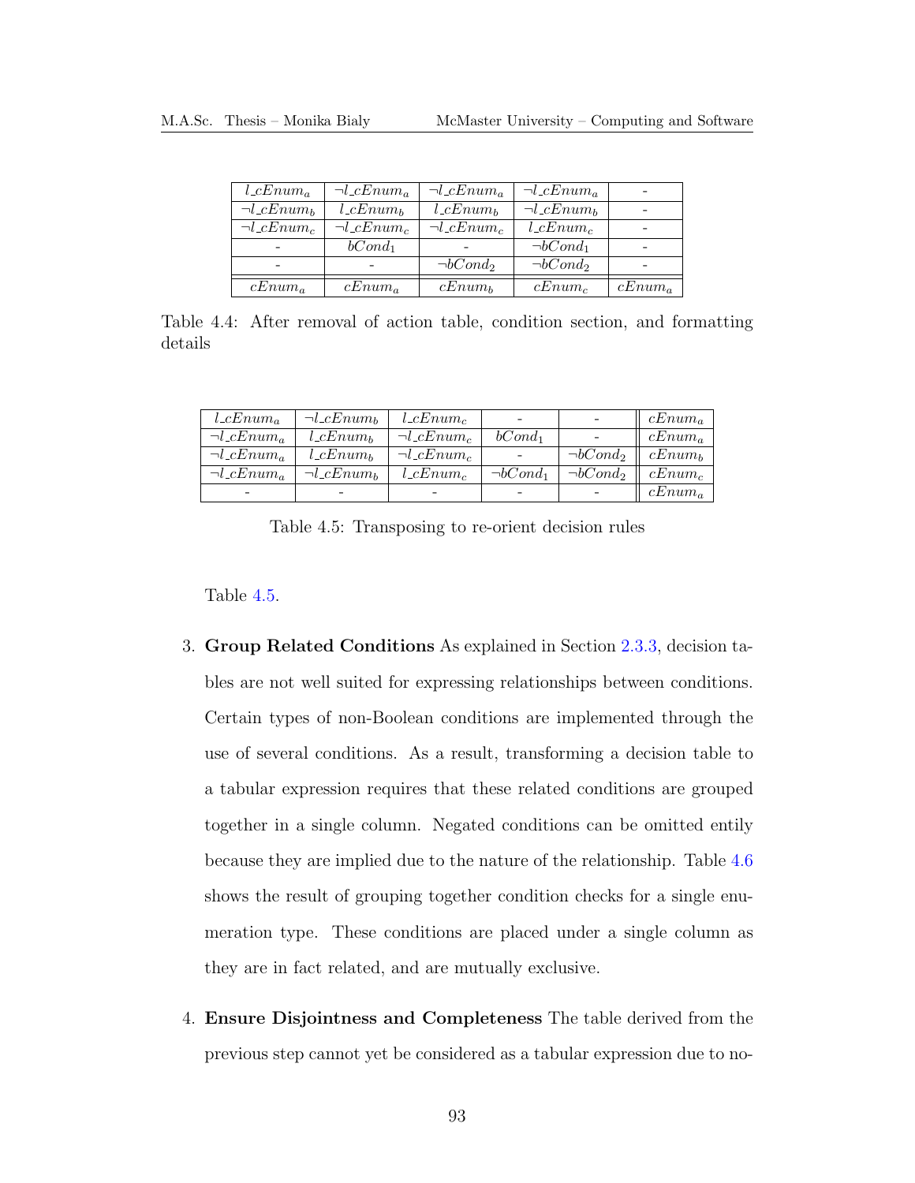| $l\_cEnum_a$ | $\neg l\_cEnum_a$ | $\neg l\_cEnum_a$ | $\neg l\_cEnum_a$ | - |
|---|---|---|---|---|
| $\neg l\_cEnum_b$ | $l\_cEnum_b$ | $l\_cEnum_b$ | $\neg l\_cEnum_b$ | - |
| $\neg l\_cEnum_c$ | $\neg l\_cEnum_c$ | $\neg l\_cEnum_c$ | $l\_cEnum_c$ | - |
| - | $bCond_1$ | - | $\neg bCond_1$ | - |
| - | - | $\neg bCond_2$ | $\neg bCond_2$ | - |
| $cEnum_a$ | $cEnum_a$ | $cEnum_b$ | $cEnum_c$ | $cEnum_a$ |

Table 4.4: After removal of action table, condition section, and formatting details

| $l\_cEnum_a$ | $\neg l\_cEnum_b$ | $l\_cEnum_c$ | - | - | $cEnum_a$ |
|---|---|---|---|---|---|
| $\neg l\_cEnum_a$ | $l\_cEnum_b$ | $\neg l\_cEnum_c$ | $bCond_1$ | - | $cEnum_a$ |
| $\neg l\_cEnum_a$ | $l\_cEnum_b$ | $\neg l\_cEnum_c$ | - | $\neg bCond_2$ | $cEnum_b$ |
| $\neg l\_cEnum_a$ | $\neg l\_cEnum_b$ | $l\_cEnum_c$ | $\neg bCond_1$ | $\neg bCond_2$ | $cEnum_c$ |
| - | - | - | - | - | $cEnum_a$ |

Table 4.5: Transposing to re-orient decision rules

Table 4.5.

3. **Group Related Conditions** As explained in Section 2.3.3, decision tables are not well suited for expressing relationships between conditions. Certain types of non-Boolean conditions are implemented through the use of several conditions. As a result, transforming a decision table to a tabular expression requires that these related conditions are grouped together in a single column. Negated conditions can be omitted entily because they are implied due to the nature of the relationship. Table 4.6 shows the result of grouping together condition checks for a single enumeration type. These conditions are placed under a single column as they are in fact related, and are mutually exclusive.

4. **Ensure Disjointness and Completeness** The table derived from the previous step cannot yet be considered as a tabular expression due to no-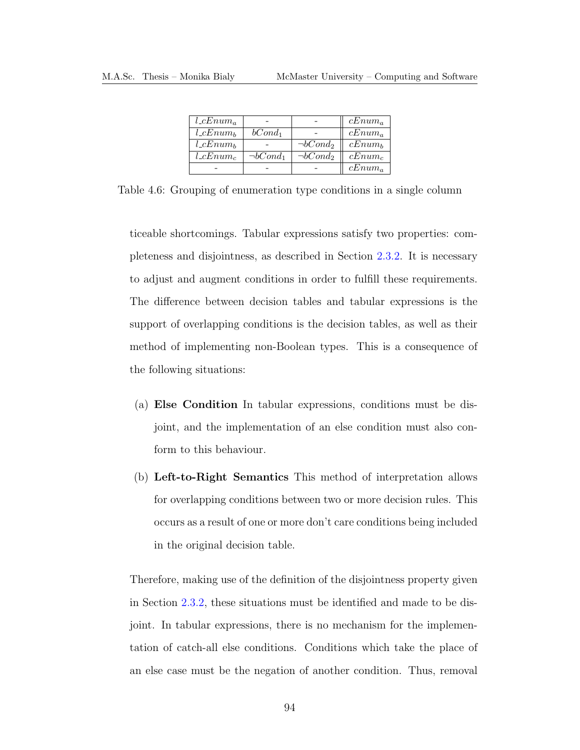| $l\_cEnum_a$ | - | - | $cEnum_a$ |
|---|---|---|---|
| $l\_cEnum_b$ | $bCond_1$ | - | $cEnum_a$ |
| $l\_cEnum_b$ | - | $\neg bCond_2$ | $cEnum_b$ |
| $l\_cEnum_c$ | $\neg bCond_1$ | $\neg bCond_2$ | $cEnum_c$ |
| - | - | - | $cEnum_a$ |

Table 4.6: Grouping of enumeration type conditions in a single column

ticeable shortcomings. Tabular expressions satisfy two properties: completeness and disjointness, as described in Section 2.3.2. It is necessary to adjust and augment conditions in order to fulfill these requirements. The difference between decision tables and tabular expressions is the support of overlapping conditions is the decision tables, as well as their method of implementing non-Boolean types. This is a consequence of the following situations:

(a) **Else Condition** In tabular expressions, conditions must be disjoint, and the implementation of an else condition must also conform to this behaviour.

(b) **Left-to-Right Semantics** This method of interpretation allows for overlapping conditions between two or more decision rules. This occurs as a result of one or more don't care conditions being included in the original decision table.

Therefore, making use of the definition of the disjointness property given in Section 2.3.2, these situations must be identified and made to be disjoint. In tabular expressions, there is no mechanism for the implementation of catch-all else conditions. Conditions which take the place of an else case must be the negation of another condition. Thus, removal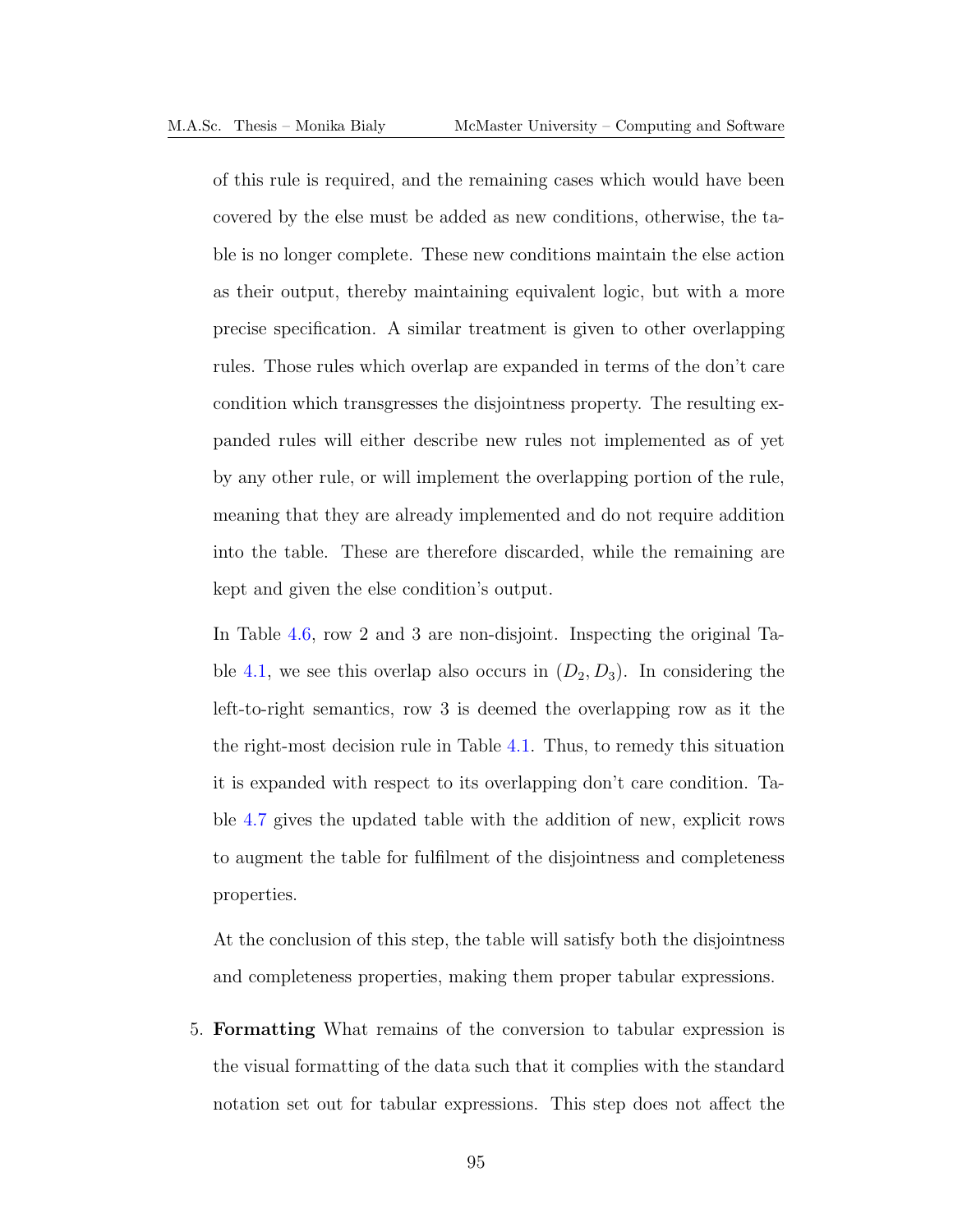of this rule is required, and the remaining cases which would have been covered by the else must be added as new conditions, otherwise, the table is no longer complete. These new conditions maintain the else action as their output, thereby maintaining equivalent logic, but with a more precise specification. A similar treatment is given to other overlapping rules. Those rules which overlap are expanded in terms of the don't care condition which transgresses the disjointness property. The resulting expanded rules will either describe new rules not implemented as of yet by any other rule, or will implement the overlapping portion of the rule, meaning that they are already implemented and do not require addition into the table. These are therefore discarded, while the remaining are kept and given the else condition's output.

In Table 4.6, row 2 and 3 are non-disjoint. Inspecting the original Table 4.1, we see this overlap also occurs in $(D_2, D_3)$. In considering the left-to-right semantics, row 3 is deemed the overlapping row as it the the right-most decision rule in Table 4.1. Thus, to remedy this situation it is expanded with respect to its overlapping don't care condition. Table 4.7 gives the updated table with the addition of new, explicit rows to augment the table for fulfilment of the disjointness and completeness properties.

At the conclusion of this step, the table will satisfy both the disjointness and completeness properties, making them proper tabular expressions.

5. **Formatting** What remains of the conversion to tabular expression is the visual formatting of the data such that it complies with the standard notation set out for tabular expressions. This step does not affect the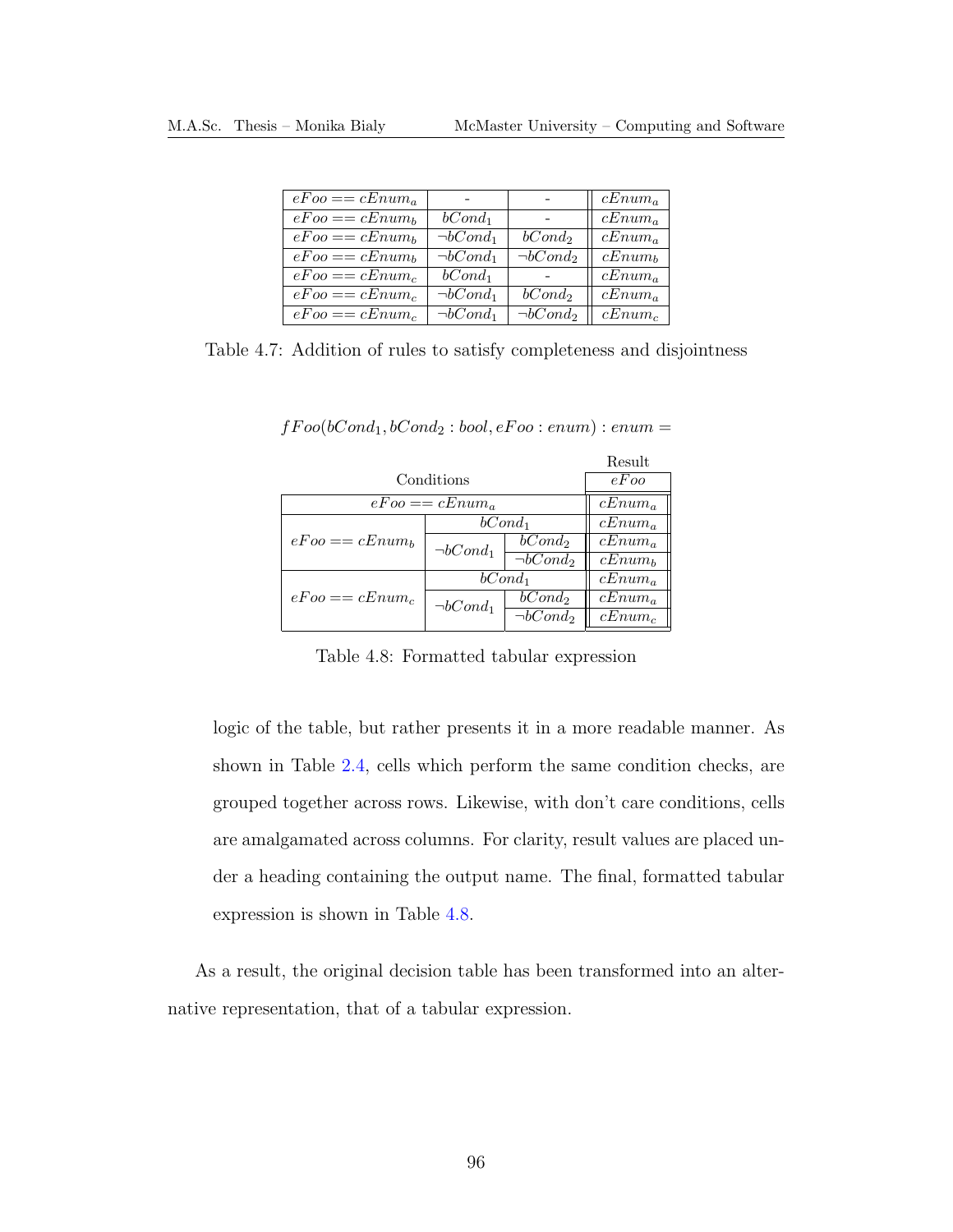| | | | |
|---|---|---|---|
| $eFoo == cEnum_a$ | - | - | $cEnum_a$ |
| $eFoo == cEnum_b$ | $bCond_1$ | - | $cEnum_a$ |
| $eFoo == cEnum_b$ | $\neg bCond_1$ | $bCond_2$ | $cEnum_a$ |
| $eFoo == cEnum_b$ | $\neg bCond_1$ | $\neg bCond_2$ | $cEnum_b$ |
| $eFoo == cEnum_c$ | $bCond_1$ | - | $cEnum_a$ |
| $eFoo == cEnum_c$ | $\neg bCond_1$ | $bCond_2$ | $cEnum_a$ |
| $eFoo == cEnum_c$ | $\neg bCond_1$ | $\neg bCond_2$ | $cEnum_c$ |

Table 4.7: Addition of rules to satisfy completeness and disjointness

$fFoo(bCond_1, bCond_2 : bool, eFoo : enum) : enum =$

| Conditions | | | Result $eFoo$ |
|---|---|---|---|
| $eFoo == cEnum_a$ | | | $cEnum_a$ |
| $eFoo == cEnum_b$ | $bCond_1$ | | $cEnum_a$ |
| | $\neg bCond_1$ | $bCond_2$ | $cEnum_a$ |
| | | $\neg bCond_2$ | $cEnum_b$ |
| $eFoo == cEnum_c$ | $bCond_1$ | | $cEnum_a$ |
| | $\neg bCond_1$ | $bCond_2$ | $cEnum_a$ |
| | | $\neg bCond_2$ | $cEnum_c$ |

Table 4.8: Formatted tabular expression

logic of the table, but rather presents it in a more readable manner. As shown in Table 2.4, cells which perform the same condition checks, are grouped together across rows. Likewise, with don't care conditions, cells are amalgamated across columns. For clarity, result values are placed under a heading containing the output name. The final, formatted tabular expression is shown in Table 4.8.

As a result, the original decision table has been transformed into an alternative representation, that of a tabular expression.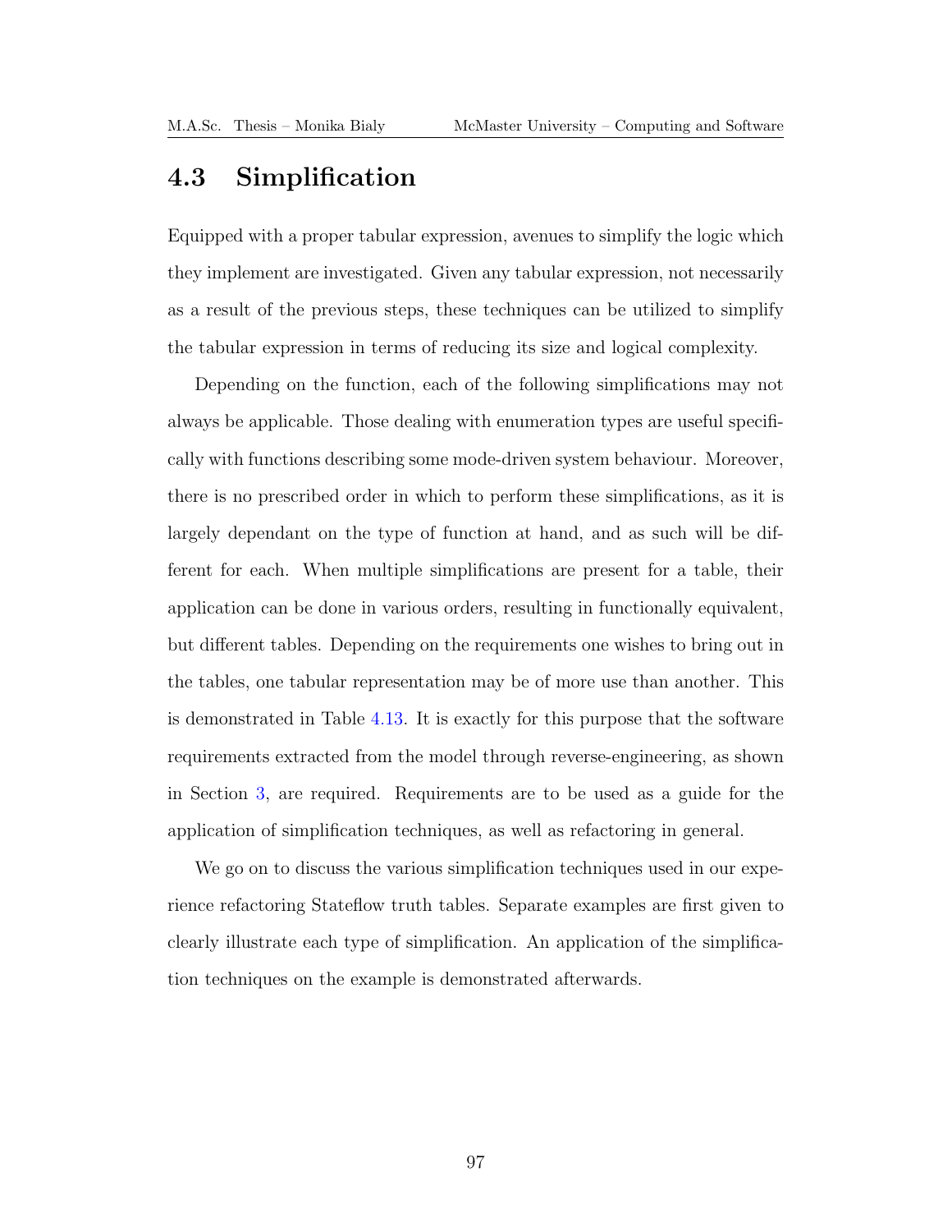## 4.3 Simplification

Equipped with a proper tabular expression, avenues to simplify the logic which they implement are investigated. Given any tabular expression, not necessarily as a result of the previous steps, these techniques can be utilized to simplify the tabular expression in terms of reducing its size and logical complexity.

Depending on the function, each of the following simplifications may not always be applicable. Those dealing with enumeration types are useful specifically with functions describing some mode-driven system behaviour. Moreover, there is no prescribed order in which to perform these simplifications, as it is largely dependant on the type of function at hand, and as such will be different for each. When multiple simplifications are present for a table, their application can be done in various orders, resulting in functionally equivalent, but different tables. Depending on the requirements one wishes to bring out in the tables, one tabular representation may be of more use than another. This is demonstrated in Table 4.13. It is exactly for this purpose that the software requirements extracted from the model through reverse-engineering, as shown in Section 3, are required. Requirements are to be used as a guide for the application of simplification techniques, as well as refactoring in general.

We go on to discuss the various simplification techniques used in our experience refactoring Stateflow truth tables. Separate examples are first given to clearly illustrate each type of simplification. An application of the simplification techniques on the example is demonstrated afterwards.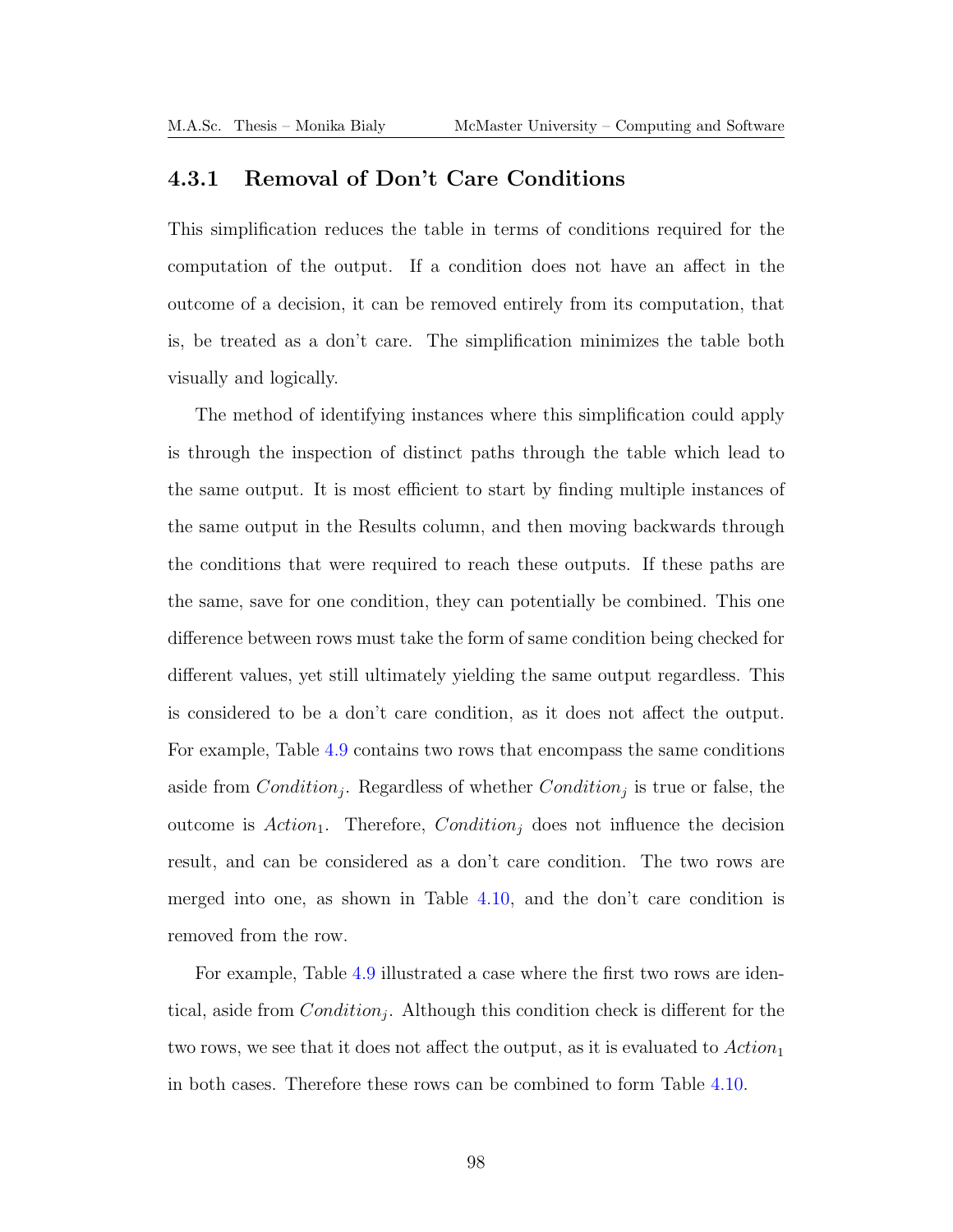### 4.3.1 Removal of Don't Care Conditions

This simplification reduces the table in terms of conditions required for the computation of the output. If a condition does not have an affect in the outcome of a decision, it can be removed entirely from its computation, that is, be treated as a don't care. The simplification minimizes the table both visually and logically.

The method of identifying instances where this simplification could apply is through the inspection of distinct paths through the table which lead to the same output. It is most efficient to start by finding multiple instances of the same output in the Results column, and then moving backwards through the conditions that were required to reach these outputs. If these paths are the same, save for one condition, they can potentially be combined. This one difference between rows must take the form of same condition being checked for different values, yet still ultimately yielding the same output regardless. This is considered to be a don't care condition, as it does not affect the output. For example, Table 4.9 contains two rows that encompass the same conditions aside from $Condition_j$. Regardless of whether $Condition_j$ is true or false, the outcome is $Action_1$. Therefore, $Condition_j$ does not influence the decision result, and can be considered as a don't care condition. The two rows are merged into one, as shown in Table 4.10, and the don't care condition is removed from the row.

For example, Table 4.9 illustrated a case where the first two rows are identical, aside from $Condition_j$. Although this condition check is different for the two rows, we see that it does not affect the output, as it is evaluated to $Action_1$ in both cases. Therefore these rows can be combined to form Table 4.10.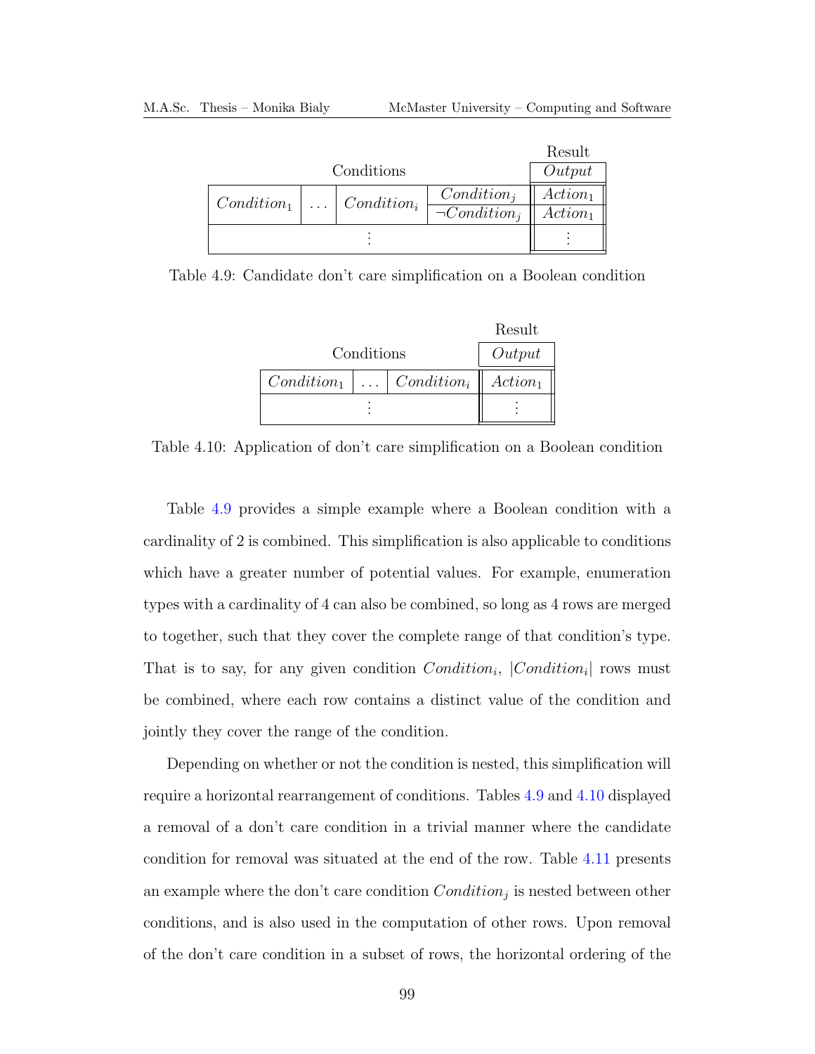| Conditions | | | | Result: *Output* |
|---|---|---|---|---|
| $Condition_1$ | $\dots$ | $Condition_i$ | $Condition_j$ | $Action_1$ |
| | | | $\neg Condition_j$ | $Action_1$ |
| $\vdots$ | | | | $\vdots$ |

Table 4.9: Candidate don't care simplification on a Boolean condition

| Conditions | | | Result: *Output* |
|---|---|---|---|
| $Condition_1$ | $\dots$ | $Condition_i$ | $Action_1$ |
| $\vdots$ | | | $\vdots$ |

Table 4.10: Application of don't care simplification on a Boolean condition

Table 4.9 provides a simple example where a Boolean condition with a cardinality of 2 is combined. This simplification is also applicable to conditions which have a greater number of potential values. For example, enumeration types with a cardinality of 4 can also be combined, so long as 4 rows are merged to together, such that they cover the complete range of that condition's type. That is to say, for any given condition $Condition_i$, $|Condition_i|$ rows must be combined, where each row contains a distinct value of the condition and jointly they cover the range of the condition.

Depending on whether or not the condition is nested, this simplification will require a horizontal rearrangement of conditions. Tables 4.9 and 4.10 displayed a removal of a don't care condition in a trivial manner where the candidate condition for removal was situated at the end of the row. Table 4.11 presents an example where the don't care condition $Condition_j$ is nested between other conditions, and is also used in the computation of other rows. Upon removal of the don't care condition in a subset of rows, the horizontal ordering of the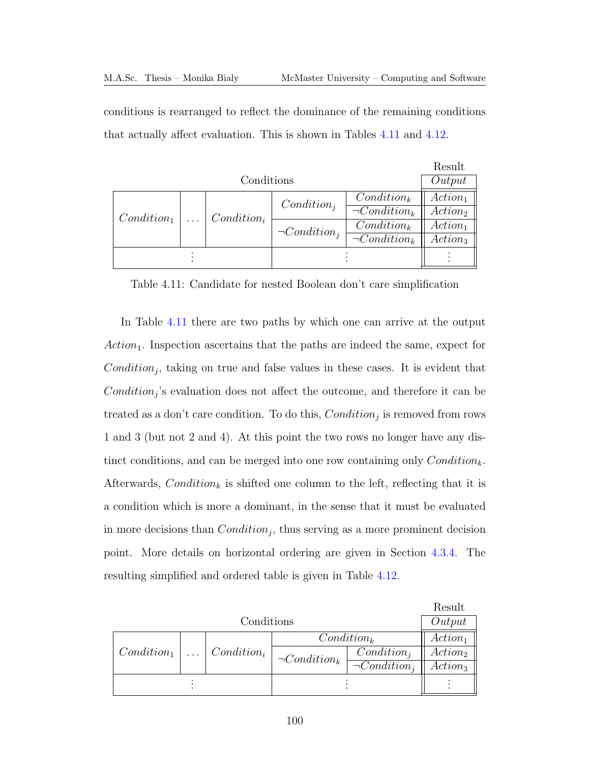conditions is rearranged to reflect the dominance of the remaining conditions that actually affect evaluation. This is shown in Tables 4.11 and 4.12.

| Conditions | | | | | Result: $Output$ |
|---|---|---|---|---|---|
| $Condition_1$ | $\ldots$ | $Condition_i$ | $Condition_j$ | $Condition_k$ | $Action_1$ |
| | | | | $\neg Condition_k$ | $Action_2$ |
| | | | $\neg Condition_j$ | $Condition_k$ | $Action_1$ |
| | | | | $\neg Condition_k$ | $Action_3$ |
| $\vdots$ | | | $\vdots$ | | $\vdots$ |

Table 4.11: Candidate for nested Boolean don't care simplification

In Table 4.11 there are two paths by which one can arrive at the output $Action_1$. Inspection ascertains that the paths are indeed the same, expect for $Condition_j$, taking on true and false values in these cases. It is evident that $Condition_j$'s evaluation does not affect the outcome, and therefore it can be treated as a don't care condition. To do this, $Condition_j$ is removed from rows 1 and 3 (but not 2 and 4). At this point the two rows no longer have any distinct conditions, and can be merged into one row containing only $Condition_k$. Afterwards, $Condition_k$ is shifted one column to the left, reflecting that it is a condition which is more a dominant, in the sense that it must be evaluated in more decisions than $Condition_j$, thus serving as a more prominent decision point. More details on horizontal ordering are given in Section 4.3.4. The resulting simplified and ordered table is given in Table 4.12.

| Conditions | | | | | Result: $Output$ |
|---|---|---|---|---|---|
| $Condition_1$ | $\ldots$ | $Condition_i$ | $Condition_k$ | | $Action_1$ |
| | | | $\neg Condition_k$ | $Condition_j$ | $Action_2$ |
| | | | | $\neg Condition_j$ | $Action_3$ |
| $\vdots$ | | | $\vdots$ | | $\vdots$ |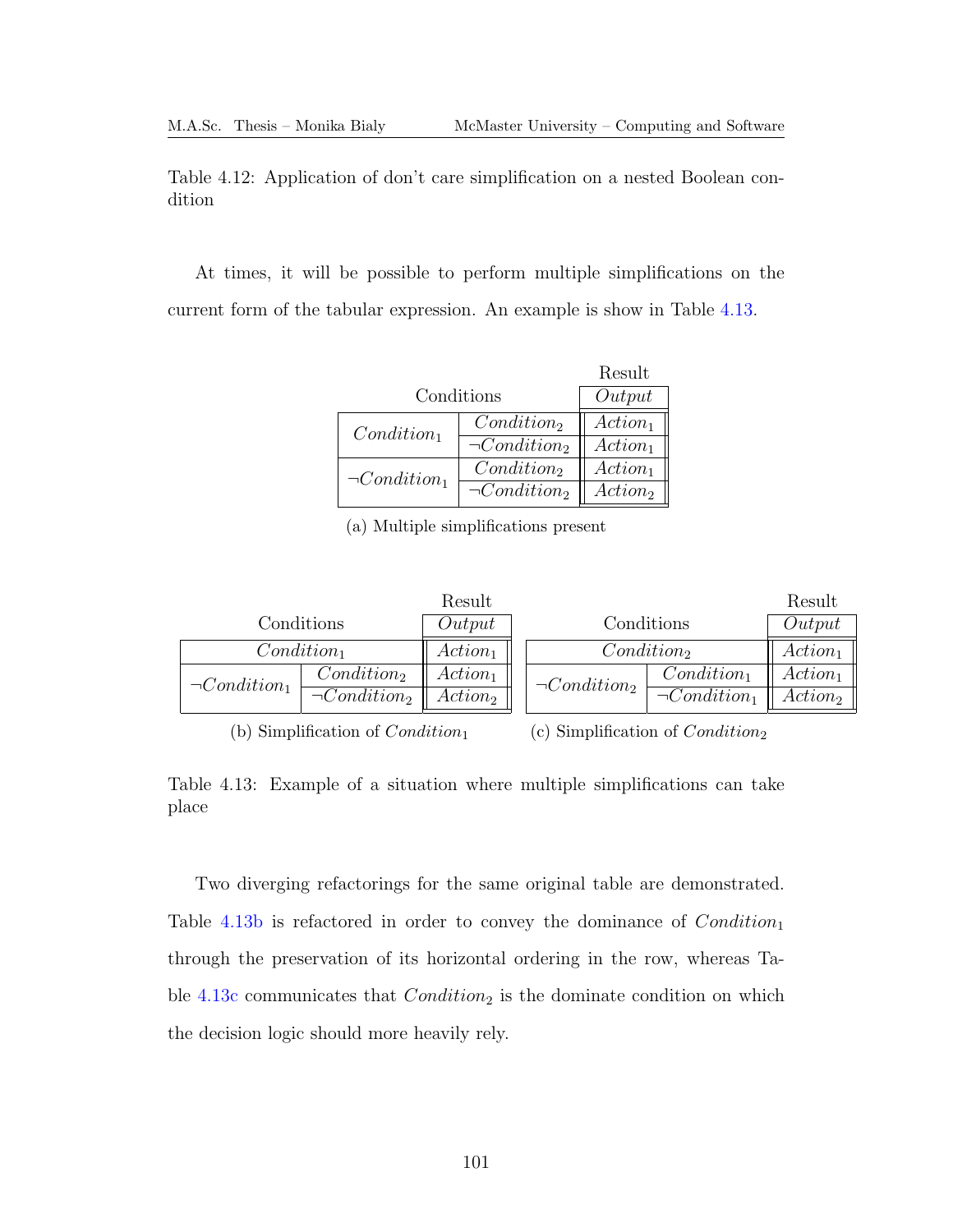Table 4.12: Application of don't care simplification on a nested Boolean condition

At times, it will be possible to perform multiple simplifications on the current form of the tabular expression. An example is show in Table 4.13.

| Conditions | | Result: *Output* |
|---|---|---|
| $Condition_1$ | $Condition_2$ | $Action_1$ |
| | $\neg Condition_2$ | $Action_1$ |
| $\neg Condition_1$ | $Condition_2$ | $Action_1$ |
| | $\neg Condition_2$ | $Action_2$ |

(a) Multiple simplifications present

| Conditions | | Result: *Output* |
|---|---|---|
| $Condition_1$ | | $Action_1$ |
| $\neg Condition_1$ | $Condition_2$ | $Action_1$ |
| | $\neg Condition_2$ | $Action_2$ |

(b) Simplification of $Condition_1$

| Conditions | | Result: *Output* |
|---|---|---|
| $Condition_2$ | | $Action_1$ |
| $\neg Condition_2$ | $Condition_1$ | $Action_1$ |
| | $\neg Condition_1$ | $Action_2$ |

(c) Simplification of $Condition_2$

Table 4.13: Example of a situation where multiple simplifications can take place

Two diverging refactorings for the same original table are demonstrated. Table 4.13b is refactored in order to convey the dominance of $Condition_1$ through the preservation of its horizontal ordering in the row, whereas Table 4.13c communicates that $Condition_2$ is the dominate condition on which the decision logic should more heavily rely.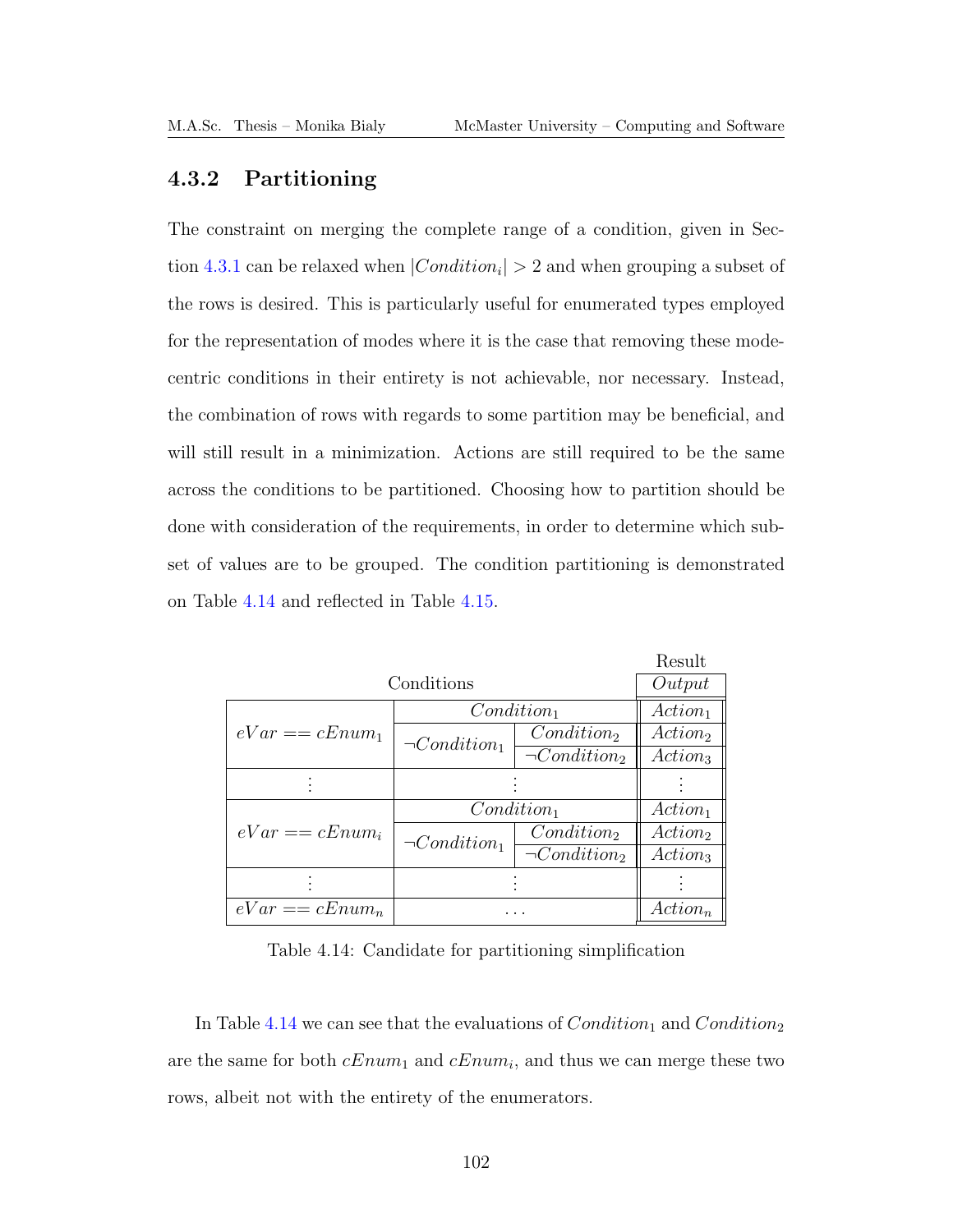### 4.3.2 Partitioning

The constraint on merging the complete range of a condition, given in Section 4.3.1 can be relaxed when $|Condition_i| > 2$ and when grouping a subset of the rows is desired. This is particularly useful for enumerated types employed for the representation of modes where it is the case that removing these mode-centric conditions in their entirety is not achievable, nor necessary. Instead, the combination of rows with regards to some partition may be beneficial, and will still result in a minimization. Actions are still required to be the same across the conditions to be partitioned. Choosing how to partition should be done with consideration of the requirements, in order to determine which subset of values are to be grouped. The condition partitioning is demonstrated on Table 4.14 and reflected in Table 4.15.

| Conditions | | | Result: $Output$ |
|---|---|---|---|
| $eVar == cEnum_1$ | $Condition_1$ | | $Action_1$ |
| | $\neg Condition_1$ | $Condition_2$ | $Action_2$ |
| | | $\neg Condition_2$ | $Action_3$ |
| ⋮ | ⋮ | | ⋮ |
| $eVar == cEnum_i$ | $Condition_1$ | | $Action_1$ |
| | $\neg Condition_1$ | $Condition_2$ | $Action_2$ |
| | | $\neg Condition_2$ | $Action_3$ |
| ⋮ | ⋮ | | ⋮ |
| $eVar == cEnum_n$ | $\ldots$ | | $Action_n$ |

Table 4.14: Candidate for partitioning simplification

In Table 4.14 we can see that the evaluations of $Condition_1$ and $Condition_2$ are the same for both $cEnum_1$ and $cEnum_i$, and thus we can merge these two rows, albeit not with the entirety of the enumerators.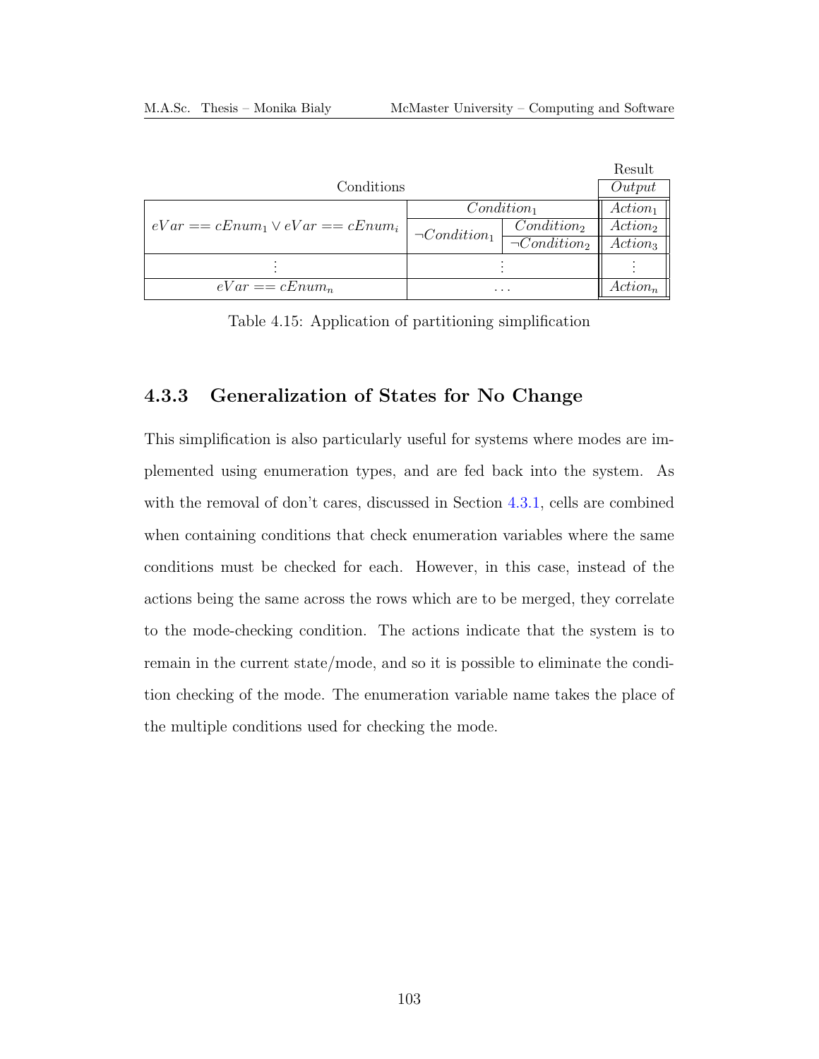| Conditions | | | Result |
|---|---|---|---|
| | | | $Output$ |
| $eVar == cEnum_1 \lor eVar == cEnum_i$ | $Condition_1$ | | $Action_1$ |
| | $\neg Condition_1$ | $Condition_2$ | $Action_2$ |
| | | $\neg Condition_2$ | $Action_3$ |
| $\vdots$ | $\vdots$ | | $\vdots$ |
| $eVar == cEnum_n$ | $\ldots$ | | $Action_n$ |

Table 4.15: Application of partitioning simplification

### 4.3.3 Generalization of States for No Change

This simplification is also particularly useful for systems where modes are implemented using enumeration types, and are fed back into the system. As with the removal of don't cares, discussed in Section 4.3.1, cells are combined when containing conditions that check enumeration variables where the same conditions must be checked for each. However, in this case, instead of the actions being the same across the rows which are to be merged, they correlate to the mode-checking condition. The actions indicate that the system is to remain in the current state/mode, and so it is possible to eliminate the condition checking of the mode. The enumeration variable name takes the place of the multiple conditions used for checking the mode.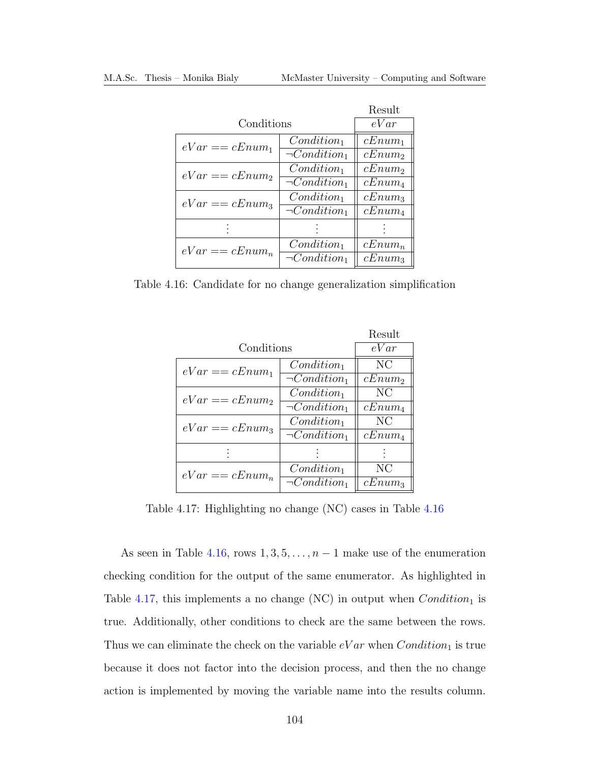| Conditions | | Result $eVar$ |
|---|---|---|
| $eVar == cEnum_1$ | $Condition_1$ | $cEnum_1$ |
| | $\neg Condition_1$ | $cEnum_2$ |
| $eVar == cEnum_2$ | $Condition_1$ | $cEnum_2$ |
| | $\neg Condition_1$ | $cEnum_4$ |
| $eVar == cEnum_3$ | $Condition_1$ | $cEnum_3$ |
| | $\neg Condition_1$ | $cEnum_4$ |
| $\vdots$ | $\vdots$ | $\vdots$ |
| $eVar == cEnum_n$ | $Condition_1$ | $cEnum_n$ |
| | $\neg Condition_1$ | $cEnum_3$ |

Table 4.16: Candidate for no change generalization simplification

| Conditions | | Result $eVar$ |
|---|---|---|
| $eVar == cEnum_1$ | $Condition_1$ | NC |
| | $\neg Condition_1$ | $cEnum_2$ |
| $eVar == cEnum_2$ | $Condition_1$ | NC |
| | $\neg Condition_1$ | $cEnum_4$ |
| $eVar == cEnum_3$ | $Condition_1$ | NC |
| | $\neg Condition_1$ | $cEnum_4$ |
| $\vdots$ | $\vdots$ | $\vdots$ |
| $eVar == cEnum_n$ | $Condition_1$ | NC |
| | $\neg Condition_1$ | $cEnum_3$ |

Table 4.17: Highlighting no change (NC) cases in Table 4.16

As seen in Table 4.16, rows $1, 3, 5, \ldots, n-1$ make use of the enumeration checking condition for the output of the same enumerator. As highlighted in Table 4.17, this implements a no change (NC) in output when $Condition_1$ is true. Additionally, other conditions to check are the same between the rows. Thus we can eliminate the check on the variable $eVar$ when $Condition_1$ is true because it does not factor into the decision process, and then the no change action is implemented by moving the variable name into the results column.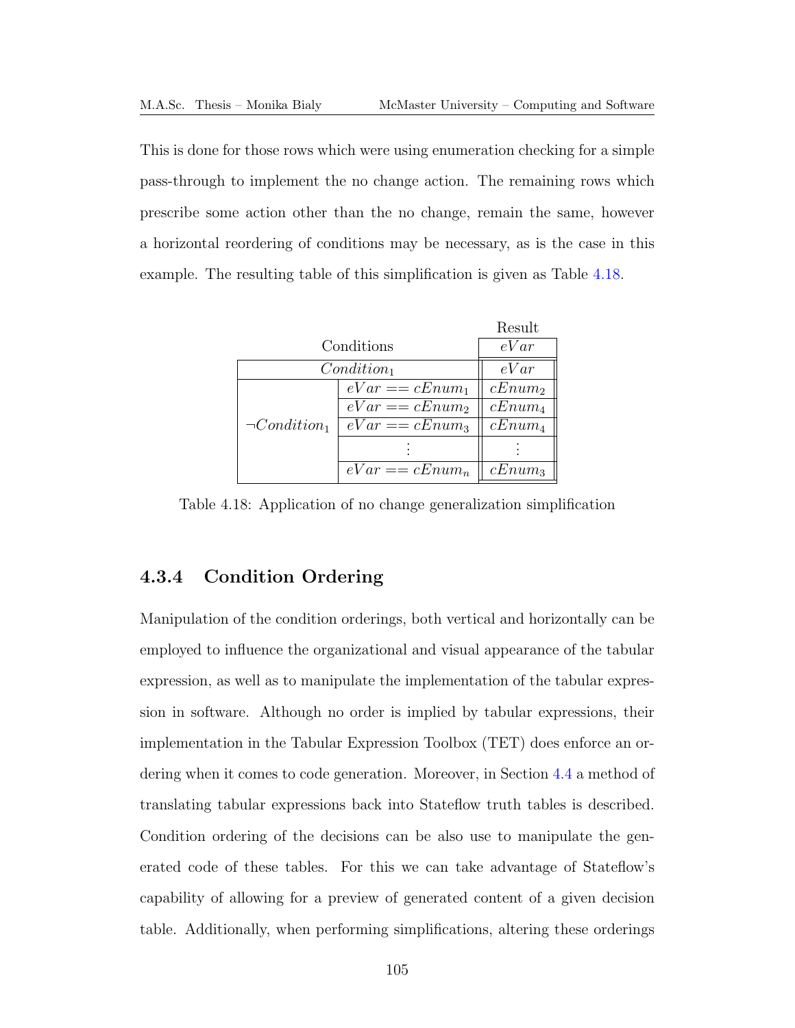This is done for those rows which were using enumeration checking for a simple pass-through to implement the no change action. The remaining rows which prescribe some action other than the no change, remain the same, however a horizontal reordering of conditions may be necessary, as is the case in this example. The resulting table of this simplification is given as Table 4.18.

| Conditions | | Result $eVar$ |
|---|---|---|
| $Condition_1$ | | $eVar$ |
| $\neg Condition_1$ | $eVar == cEnum_1$ | $cEnum_2$ |
| | $eVar == cEnum_2$ | $cEnum_4$ |
| | $eVar == cEnum_3$ | $cEnum_4$ |
| | $\vdots$ | $\vdots$ |
| | $eVar == cEnum_n$ | $cEnum_3$ |

Table 4.18: Application of no change generalization simplification

### 4.3.4 Condition Ordering

Manipulation of the condition orderings, both vertical and horizontally can be employed to influence the organizational and visual appearance of the tabular expression, as well as to manipulate the implementation of the tabular expression in software. Although no order is implied by tabular expressions, their implementation in the Tabular Expression Toolbox (TET) does enforce an ordering when it comes to code generation. Moreover, in Section 4.4 a method of translating tabular expressions back into Stateflow truth tables is described. Condition ordering of the decisions can be also use to manipulate the generated code of these tables. For this we can take advantage of Stateflow's capability of allowing for a preview of generated content of a given decision table. Additionally, when performing simplifications, altering these orderings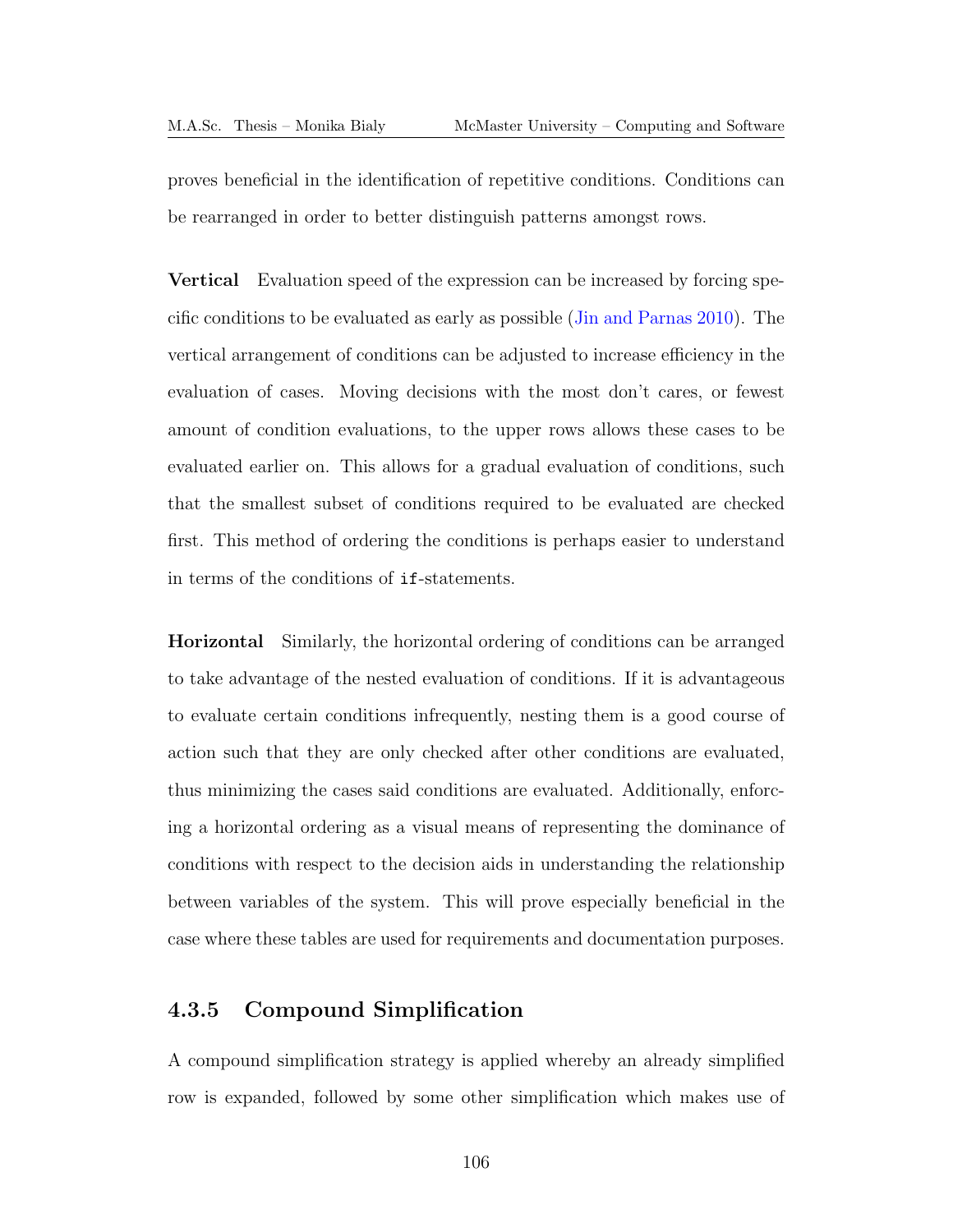proves beneficial in the identification of repetitive conditions. Conditions can be rearranged in order to better distinguish patterns amongst rows.

**Vertical** Evaluation speed of the expression can be increased by forcing specific conditions to be evaluated as early as possible (Jin and Parnas 2010). The vertical arrangement of conditions can be adjusted to increase efficiency in the evaluation of cases. Moving decisions with the most don't cares, or fewest amount of condition evaluations, to the upper rows allows these cases to be evaluated earlier on. This allows for a gradual evaluation of conditions, such that the smallest subset of conditions required to be evaluated are checked first. This method of ordering the conditions is perhaps easier to understand in terms of the conditions of `if`-statements.

**Horizontal** Similarly, the horizontal ordering of conditions can be arranged to take advantage of the nested evaluation of conditions. If it is advantageous to evaluate certain conditions infrequently, nesting them is a good course of action such that they are only checked after other conditions are evaluated, thus minimizing the cases said conditions are evaluated. Additionally, enforcing a horizontal ordering as a visual means of representing the dominance of conditions with respect to the decision aids in understanding the relationship between variables of the system. This will prove especially beneficial in the case where these tables are used for requirements and documentation purposes.

### 4.3.5 Compound Simplification

A compound simplification strategy is applied whereby an already simplified row is expanded, followed by some other simplification which makes use of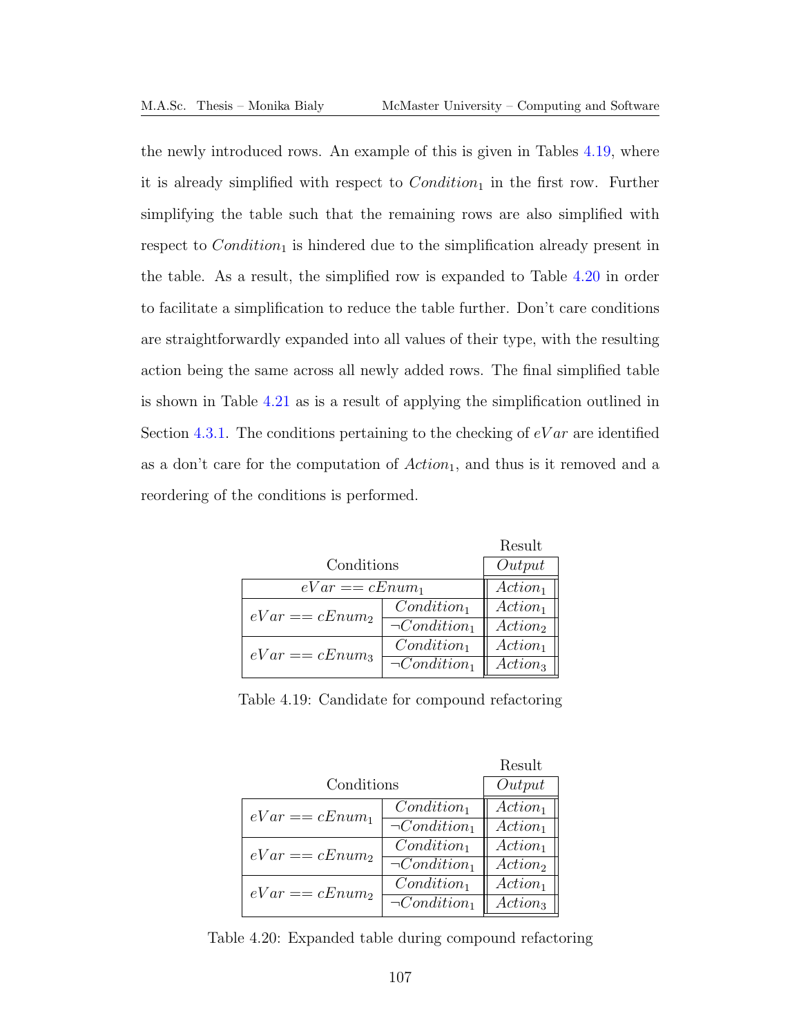the newly introduced rows. An example of this is given in Tables 4.19, where it is already simplified with respect to $Condition_1$ in the first row. Further simplifying the table such that the remaining rows are also simplified with respect to $Condition_1$ is hindered due to the simplification already present in the table. As a result, the simplified row is expanded to Table 4.20 in order to facilitate a simplification to reduce the table further. Don't care conditions are straightforwardly expanded into all values of their type, with the resulting action being the same across all newly added rows. The final simplified table is shown in Table 4.21 as is a result of applying the simplification outlined in Section 4.3.1. The conditions pertaining to the checking of $eVar$ are identified as a don't care for the computation of $Action_1$, and thus is it removed and a reordering of the conditions is performed.

| Conditions | | Result: $Output$ |
|---|---|---|
| $eVar == cEnum_1$ | | $Action_1$ |
| $eVar == cEnum_2$ | $Condition_1$ | $Action_1$ |
| | $\neg Condition_1$ | $Action_2$ |
| $eVar == cEnum_3$ | $Condition_1$ | $Action_1$ |
| | $\neg Condition_1$ | $Action_3$ |

Table 4.19: Candidate for compound refactoring

| Conditions | | Result: $Output$ |
|---|---|---|
| $eVar == cEnum_1$ | $Condition_1$ | $Action_1$ |
| | $\neg Condition_1$ | $Action_1$ |
| $eVar == cEnum_2$ | $Condition_1$ | $Action_1$ |
| | $\neg Condition_1$ | $Action_2$ |
| $eVar == cEnum_2$ | $Condition_1$ | $Action_1$ |
| | $\neg Condition_1$ | $Action_3$ |

Table 4.20: Expanded table during compound refactoring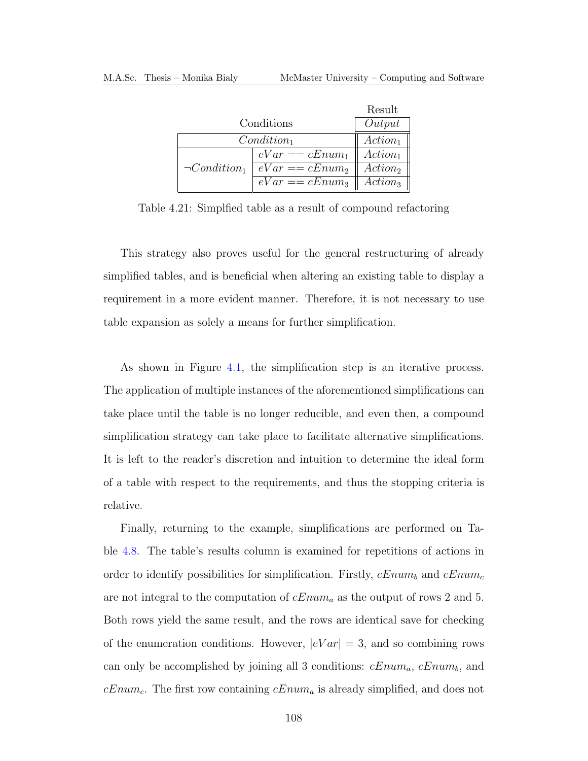| Conditions | | Result: $Output$ |
|---|---|---|
| $Condition_1$ | | $Action_1$ |
| $\neg Condition_1$ | $eVar == cEnum_1$ | $Action_1$ |
| | $eVar == cEnum_2$ | $Action_2$ |
| | $eVar == cEnum_3$ | $Action_3$ |

Table 4.21: Simplfied table as a result of compound refactoring

This strategy also proves useful for the general restructuring of already simplified tables, and is beneficial when altering an existing table to display a requirement in a more evident manner. Therefore, it is not necessary to use table expansion as solely a means for further simplification.

As shown in Figure 4.1, the simplification step is an iterative process. The application of multiple instances of the aforementioned simplifications can take place until the table is no longer reducible, and even then, a compound simplification strategy can take place to facilitate alternative simplifications. It is left to the reader's discretion and intuition to determine the ideal form of a table with respect to the requirements, and thus the stopping criteria is relative.

Finally, returning to the example, simplifications are performed on Table 4.8. The table's results column is examined for repetitions of actions in order to identify possibilities for simplification. Firstly, $cEnum_b$ and $cEnum_c$ are not integral to the computation of $cEnum_a$ as the output of rows 2 and 5. Both rows yield the same result, and the rows are identical save for checking of the enumeration conditions. However, $|eVar| = 3$, and so combining rows can only be accomplished by joining all 3 conditions: $cEnum_a$, $cEnum_b$, and $cEnum_c$. The first row containing $cEnum_a$ is already simplified, and does not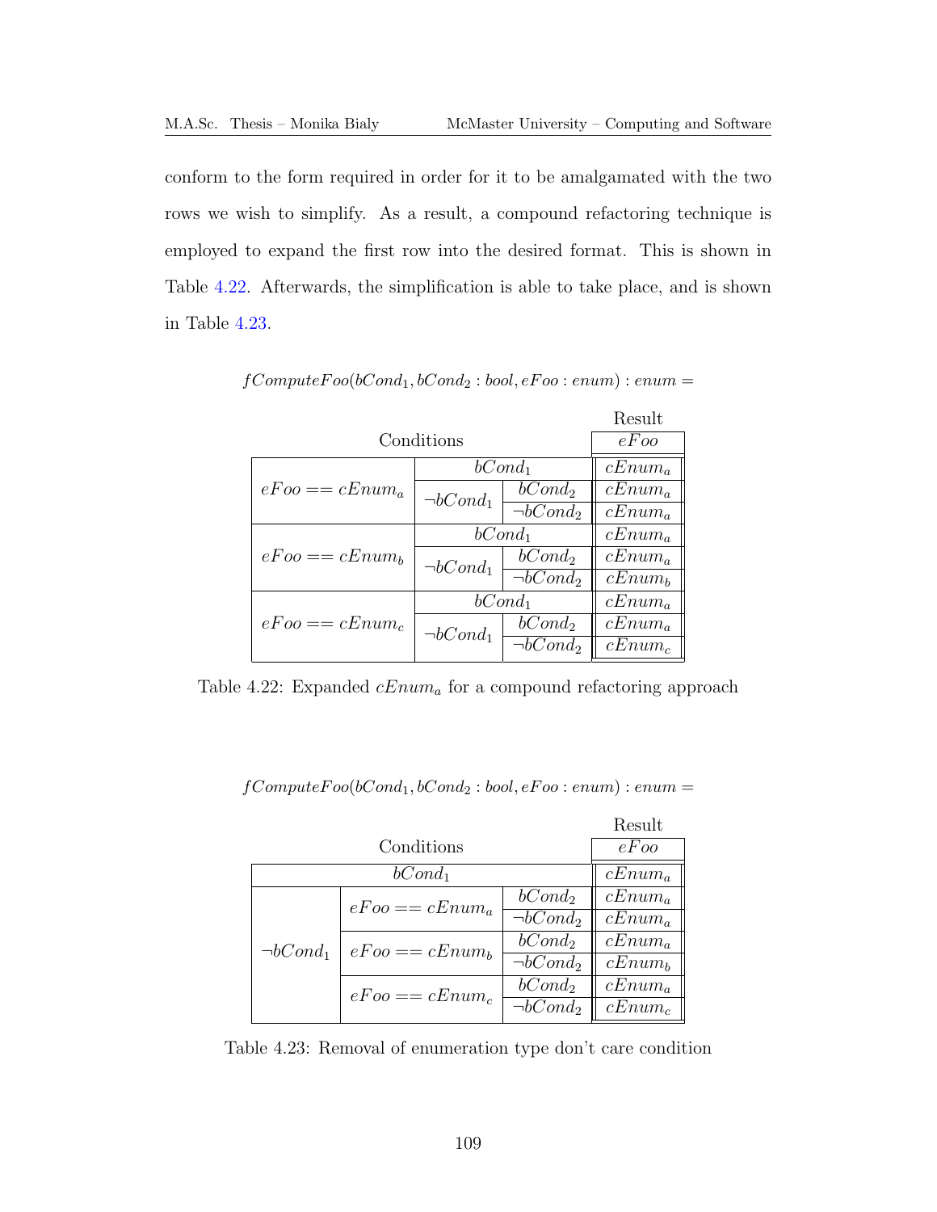conform to the form required in order for it to be amalgamated with the two rows we wish to simplify. As a result, a compound refactoring technique is employed to expand the first row into the desired format. This is shown in Table 4.22. Afterwards, the simplification is able to take place, and is shown in Table 4.23.

$fComputeFoo(bCond_1, bCond_2 : bool, eFoo : enum) : enum =$

| Conditions | | | Result $eFoo$ |
|---|---|---|---|
| $eFoo == cEnum_a$ | $bCond_1$ | | $cEnum_a$ |
| | $\neg bCond_1$ | $bCond_2$ | $cEnum_a$ |
| | | $\neg bCond_2$ | $cEnum_a$ |
| $eFoo == cEnum_b$ | $bCond_1$ | | $cEnum_a$ |
| | $\neg bCond_1$ | $bCond_2$ | $cEnum_a$ |
| | | $\neg bCond_2$ | $cEnum_b$ |
| $eFoo == cEnum_c$ | $bCond_1$ | | $cEnum_a$ |
| | $\neg bCond_1$ | $bCond_2$ | $cEnum_a$ |
| | | $\neg bCond_2$ | $cEnum_c$ |

Table 4.22: Expanded $cEnum_a$ for a compound refactoring approach

$fComputeFoo(bCond_1, bCond_2 : bool, eFoo : enum) : enum =$

| Conditions | | | Result $eFoo$ |
|---|---|---|---|
| $bCond_1$ | | | $cEnum_a$ |
| $\neg bCond_1$ | $eFoo == cEnum_a$ | $bCond_2$ | $cEnum_a$ |
| | | $\neg bCond_2$ | $cEnum_a$ |
| | $eFoo == cEnum_b$ | $bCond_2$ | $cEnum_a$ |
| | | $\neg bCond_2$ | $cEnum_b$ |
| | $eFoo == cEnum_c$ | $bCond_2$ | $cEnum_a$ |
| | | $\neg bCond_2$ | $cEnum_c$ |

Table 4.23: Removal of enumeration type don't care condition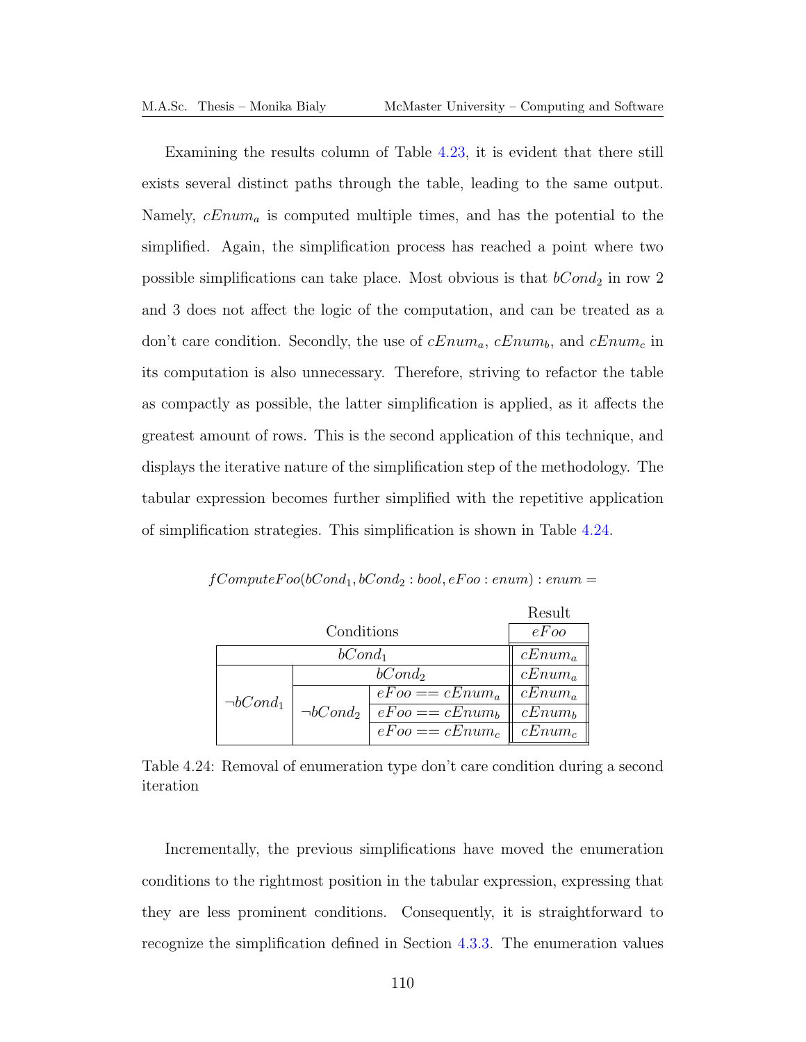Examining the results column of Table 4.23, it is evident that there still exists several distinct paths through the table, leading to the same output. Namely, $cEnum_a$ is computed multiple times, and has the potential to the simplified. Again, the simplification process has reached a point where two possible simplifications can take place. Most obvious is that $bCond_2$ in row 2 and 3 does not affect the logic of the computation, and can be treated as a don't care condition. Secondly, the use of $cEnum_a$, $cEnum_b$, and $cEnum_c$ in its computation is also unnecessary. Therefore, striving to refactor the table as compactly as possible, the latter simplification is applied, as it affects the greatest amount of rows. This is the second application of this technique, and displays the iterative nature of the simplification step of the methodology. The tabular expression becomes further simplified with the repetitive application of simplification strategies. This simplification is shown in Table 4.24.

$fComputeFoo(bCond_1, bCond_2 : bool, eFoo : enum) : enum =$

| Conditions | | | Result $eFoo$ |
|---|---|---|---|
| $bCond_1$ | | | $cEnum_a$ |
| $\neg bCond_1$ | $bCond_2$ | | $cEnum_a$ |
| | $\neg bCond_2$ | $eFoo == cEnum_a$ | $cEnum_a$ |
| | | $eFoo == cEnum_b$ | $cEnum_b$ |
| | | $eFoo == cEnum_c$ | $cEnum_c$ |

Table 4.24: Removal of enumeration type don't care condition during a second iteration

Incrementally, the previous simplifications have moved the enumeration conditions to the rightmost position in the tabular expression, expressing that they are less prominent conditions. Consequently, it is straightforward to recognize the simplification defined in Section 4.3.3. The enumeration values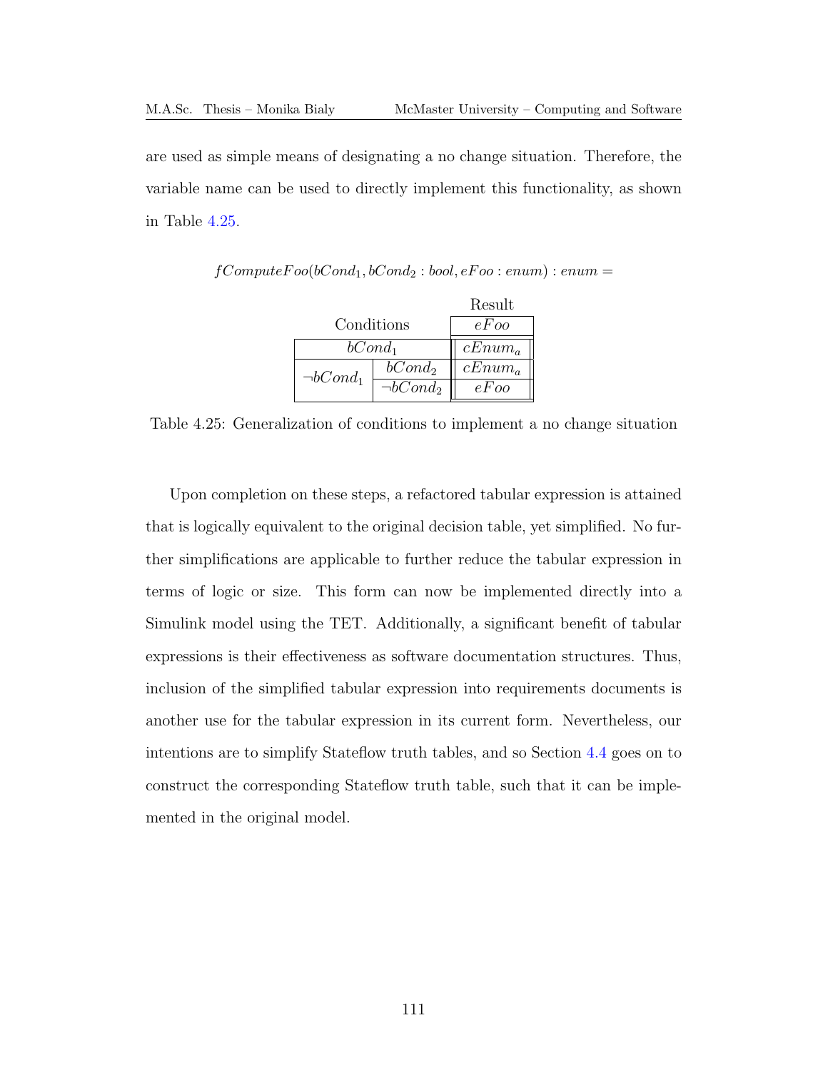are used as simple means of designating a no change situation. Therefore, the variable name can be used to directly implement this functionality, as shown in Table 4.25.

$$fComputeFoo(bCond_1, bCond_2 : bool, eFoo : enum) : enum =$$

| Conditions | | Result |
|---|---|---|
| | | $eFoo$ |
| $bCond_1$ | | $cEnum_a$ |
| $\neg bCond_1$ | $bCond_2$ | $cEnum_a$ |
| | $\neg bCond_2$ | $eFoo$ |

Table 4.25: Generalization of conditions to implement a no change situation

Upon completion on these steps, a refactored tabular expression is attained that is logically equivalent to the original decision table, yet simplified. No further simplifications are applicable to further reduce the tabular expression in terms of logic or size. This form can now be implemented directly into a Simulink model using the TET. Additionally, a significant benefit of tabular expressions is their effectiveness as software documentation structures. Thus, inclusion of the simplified tabular expression into requirements documents is another use for the tabular expression in its current form. Nevertheless, our intentions are to simplify Stateflow truth tables, and so Section 4.4 goes on to construct the corresponding Stateflow truth table, such that it can be implemented in the original model.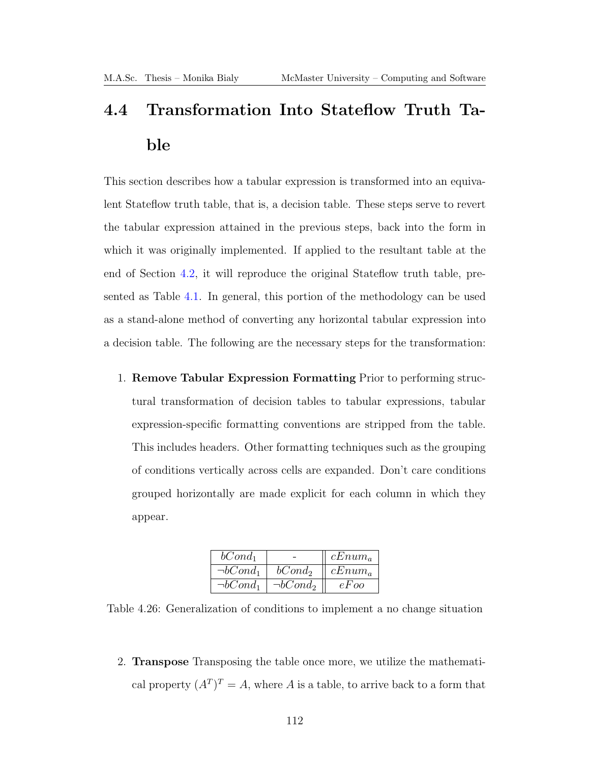## 4.4 Transformation Into Stateflow Truth Table

This section describes how a tabular expression is transformed into an equivalent Stateflow truth table, that is, a decision table. These steps serve to revert the tabular expression attained in the previous steps, back into the form in which it was originally implemented. If applied to the resultant table at the end of Section 4.2, it will reproduce the original Stateflow truth table, presented as Table 4.1. In general, this portion of the methodology can be used as a stand-alone method of converting any horizontal tabular expression into a decision table. The following are the necessary steps for the transformation:

1. **Remove Tabular Expression Formatting** Prior to performing structural transformation of decision tables to tabular expressions, tabular expression-specific formatting conventions are stripped from the table. This includes headers. Other formatting techniques such as the grouping of conditions vertically across cells are expanded. Don't care conditions grouped horizontally are made explicit for each column in which they appear.

| | | |
|---|---|---|
| $bCond_1$ | - | $cEnum_a$ |
| $\neg bCond_1$ | $bCond_2$ | $cEnum_a$ |
| $\neg bCond_1$ | $\neg bCond_2$ | $eFoo$ |

Table 4.26: Generalization of conditions to implement a no change situation

2. **Transpose** Transposing the table once more, we utilize the mathematical property $(A^T)^T = A$, where $A$ is a table, to arrive back to a form that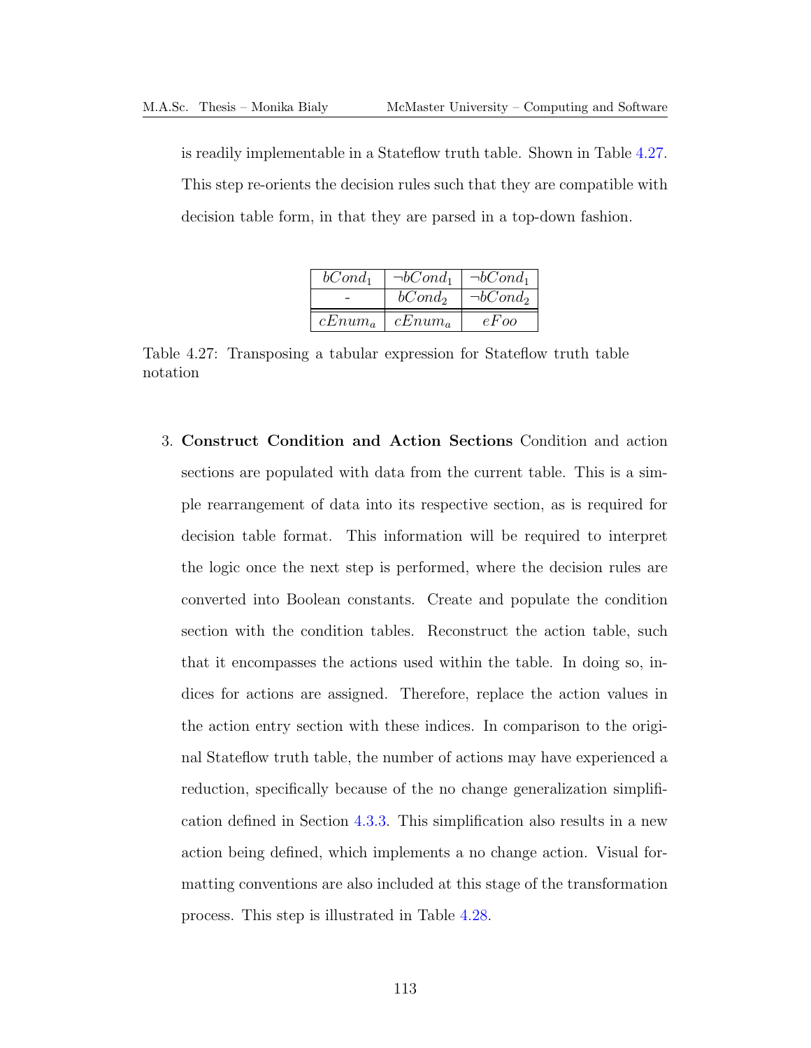is readily implementable in a Stateflow truth table. Shown in Table 4.27. This step re-orients the decision rules such that they are compatible with decision table form, in that they are parsed in a top-down fashion.

| $bCond_1$ | $\neg bCond_1$ | $\neg bCond_1$ |
|---|---|---|
| - | $bCond_2$ | $\neg bCond_2$ |
| $cEnum_a$ | $cEnum_a$ | $eFoo$ |

Table 4.27: Transposing a tabular expression for Stateflow truth table notation

3. **Construct Condition and Action Sections** Condition and action sections are populated with data from the current table. This is a simple rearrangement of data into its respective section, as is required for decision table format. This information will be required to interpret the logic once the next step is performed, where the decision rules are converted into Boolean constants. Create and populate the condition section with the condition tables. Reconstruct the action table, such that it encompasses the actions used within the table. In doing so, indices for actions are assigned. Therefore, replace the action values in the action entry section with these indices. In comparison to the original Stateflow truth table, the number of actions may have experienced a reduction, specifically because of the no change generalization simplification defined in Section 4.3.3. This simplification also results in a new action being defined, which implements a no change action. Visual formatting conventions are also included at this stage of the transformation process. This step is illustrated in Table 4.28.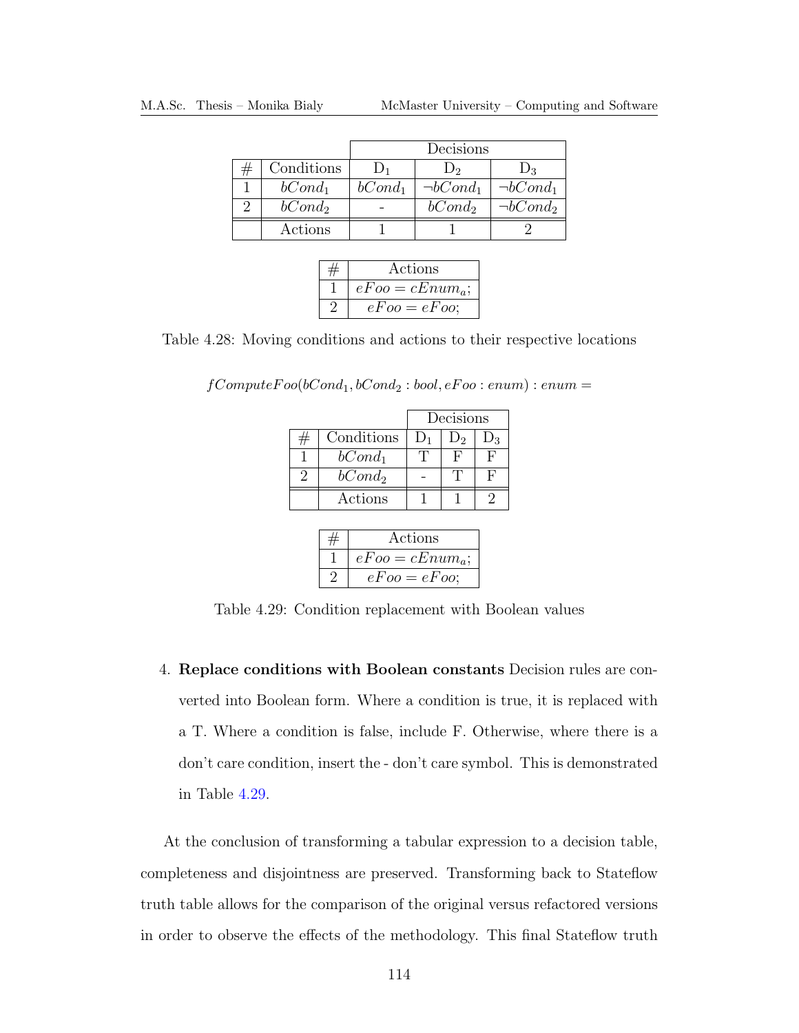| | | Decisions | | |
|---|---|---|---|---|
| # | Conditions | $D_1$ | $D_2$ | $D_3$ |
| 1 | $bCond_1$ | $bCond_1$ | $\neg bCond_1$ | $\neg bCond_1$ |
| 2 | $bCond_2$ | - | $bCond_2$ | $\neg bCond_2$ |
| | Actions | 1 | 1 | 2 |

| # | Actions |
|---|---|
| 1 | $eFoo = cEnum_a;$ |
| 2 | $eFoo = eFoo;$ |

Table 4.28: Moving conditions and actions to their respective locations

$fComputeFoo(bCond_1, bCond_2 : bool, eFoo : enum) : enum =$

| | | Decisions | | |
|---|---|---|---|---|
| # | Conditions | $D_1$ | $D_2$ | $D_3$ |
| 1 | $bCond_1$ | T | F | F |
| 2 | $bCond_2$ | - | T | F |
| | Actions | 1 | 1 | 2 |

| # | Actions |
|---|---|
| 1 | $eFoo = cEnum_a;$ |
| 2 | $eFoo = eFoo;$ |

Table 4.29: Condition replacement with Boolean values

4. **Replace conditions with Boolean constants** Decision rules are converted into Boolean form. Where a condition is true, it is replaced with a T. Where a condition is false, include F. Otherwise, where there is a don't care condition, insert the - don't care symbol. This is demonstrated in Table 4.29.

At the conclusion of transforming a tabular expression to a decision table, completeness and disjointness are preserved. Transforming back to Stateflow truth table allows for the comparison of the original versus refactored versions in order to observe the effects of the methodology. This final Stateflow truth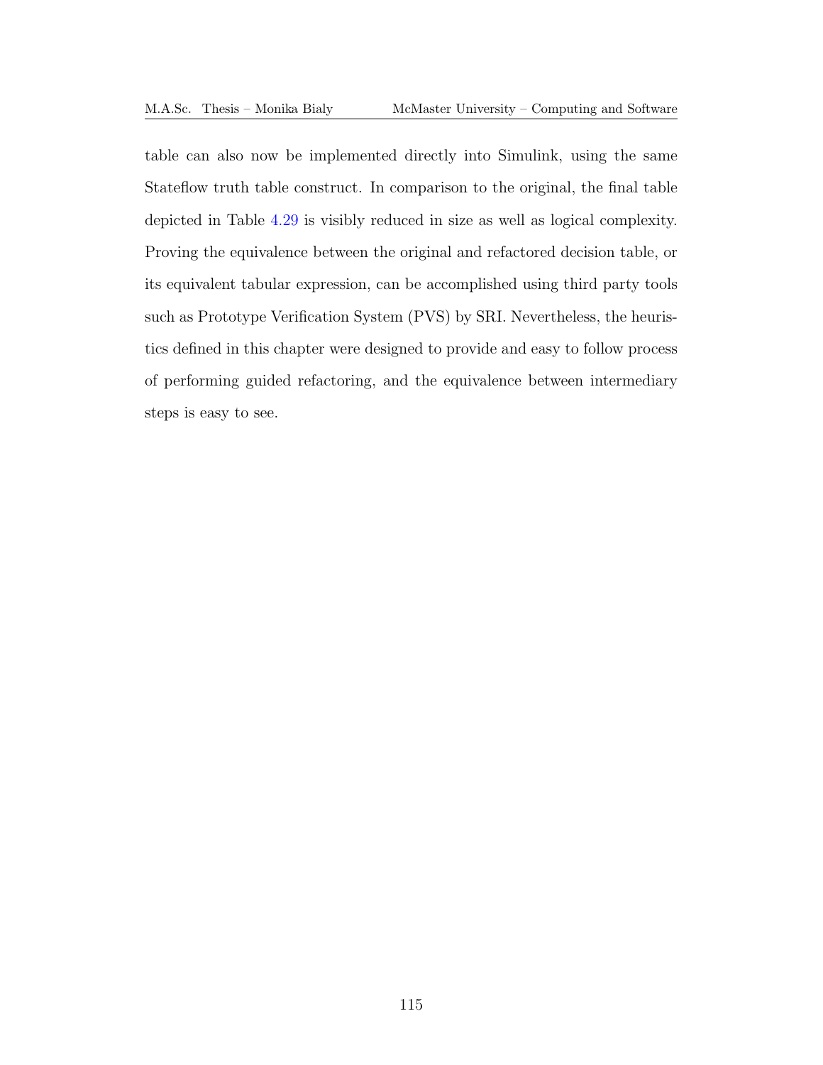table can also now be implemented directly into Simulink, using the same Stateflow truth table construct. In comparison to the original, the final table depicted in Table 4.29 is visibly reduced in size as well as logical complexity. Proving the equivalence between the original and refactored decision table, or its equivalent tabular expression, can be accomplished using third party tools such as Prototype Verification System (PVS) by SRI. Nevertheless, the heuristics defined in this chapter were designed to provide and easy to follow process of performing guided refactoring, and the equivalence between intermediary steps is easy to see.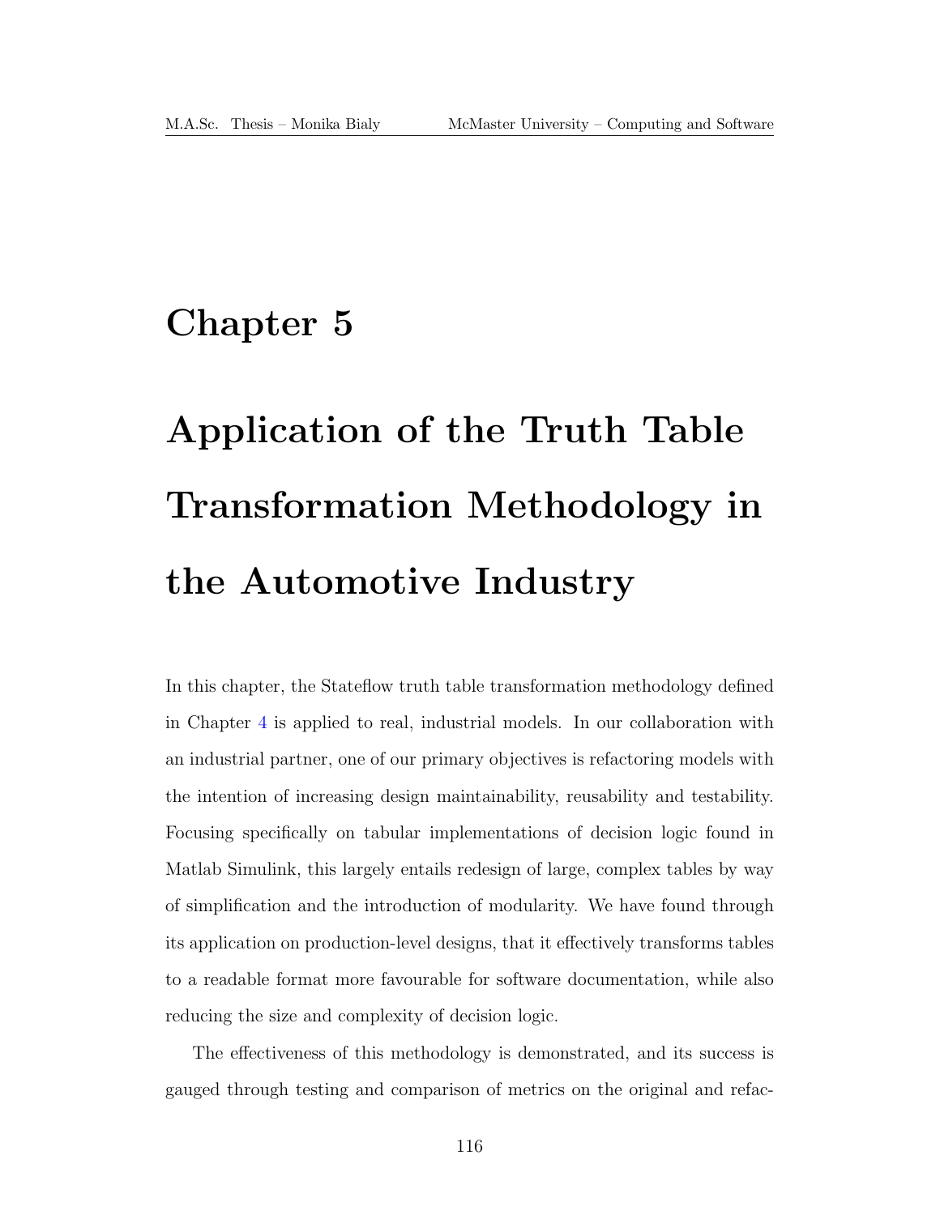# Chapter 5

# Application of the Truth Table Transformation Methodology in the Automotive Industry

In this chapter, the Stateflow truth table transformation methodology defined in Chapter 4 is applied to real, industrial models. In our collaboration with an industrial partner, one of our primary objectives is refactoring models with the intention of increasing design maintainability, reusability and testability. Focusing specifically on tabular implementations of decision logic found in Matlab Simulink, this largely entails redesign of large, complex tables by way of simplification and the introduction of modularity. We have found through its application on production-level designs, that it effectively transforms tables to a readable format more favourable for software documentation, while also reducing the size and complexity of decision logic.

The effectiveness of this methodology is demonstrated, and its success is gauged through testing and comparison of metrics on the original and refac-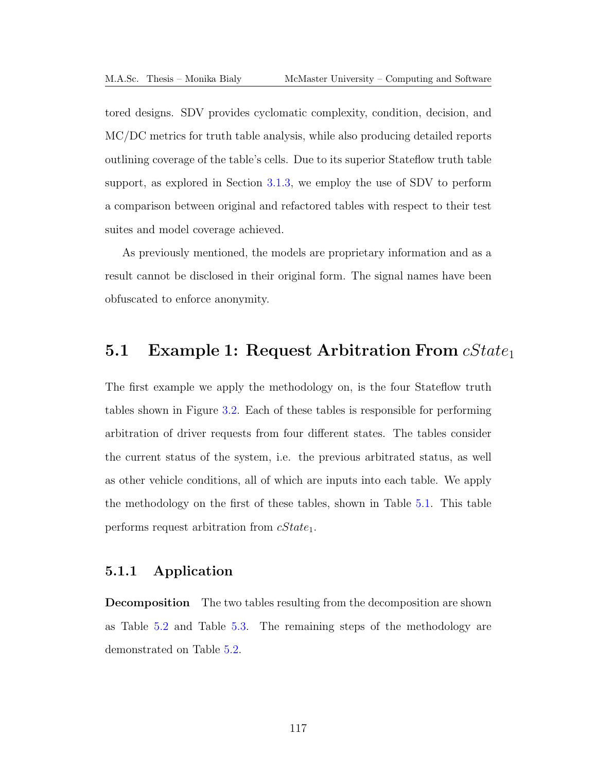tored designs. SDV provides cyclomatic complexity, condition, decision, and MC/DC metrics for truth table analysis, while also producing detailed reports outlining coverage of the table's cells. Due to its superior Stateflow truth table support, as explored in Section 3.1.3, we employ the use of SDV to perform a comparison between original and refactored tables with respect to their test suites and model coverage achieved.

As previously mentioned, the models are proprietary information and as a result cannot be disclosed in their original form. The signal names have been obfuscated to enforce anonymity.

## 5.1 Example 1: Request Arbitration From $cState_1$

The first example we apply the methodology on, is the four Stateflow truth tables shown in Figure 3.2. Each of these tables is responsible for performing arbitration of driver requests from four different states. The tables consider the current status of the system, i.e. the previous arbitrated status, as well as other vehicle conditions, all of which are inputs into each table. We apply the methodology on the first of these tables, shown in Table 5.1. This table performs request arbitration from $cState_1$.

### 5.1.1 Application

**Decomposition** The two tables resulting from the decomposition are shown as Table 5.2 and Table 5.3. The remaining steps of the methodology are demonstrated on Table 5.2.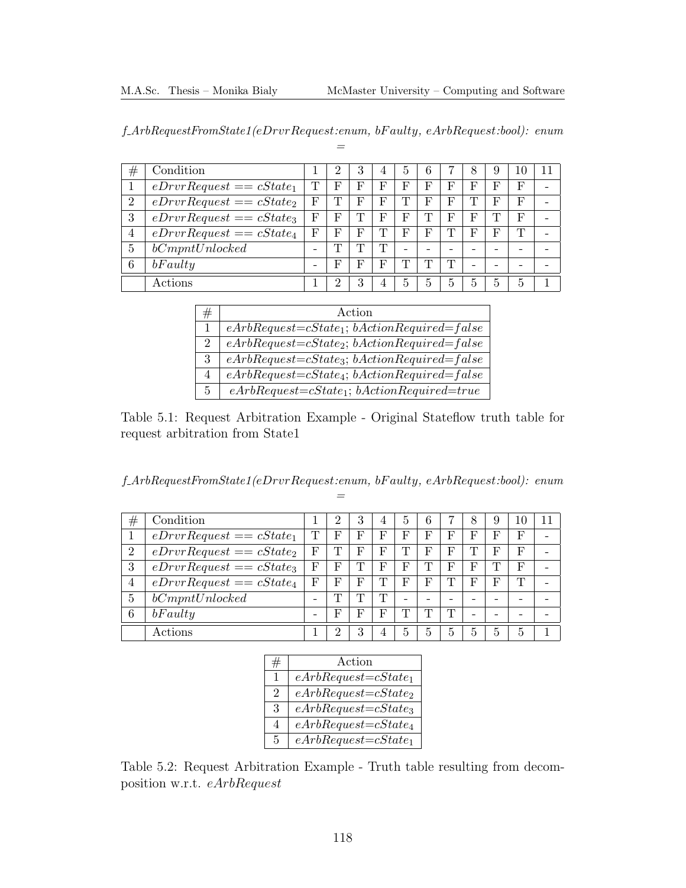*f_ArbRequestFromState1(eDrvrRequest:enum, bFaulty, eArbRequest:bool): enum =*

| # | Condition | 1 | 2 | 3 | 4 | 5 | 6 | 7 | 8 | 9 | 10 | 11 |
|---|---|---|---|---|---|---|---|---|---|---|---|---|
| 1 | $eDrvrRequest == cState_1$ | T | F | F | F | F | F | F | F | F | F | - |
| 2 | $eDrvrRequest == cState_2$ | F | T | F | F | T | F | F | T | F | F | - |
| 3 | $eDrvrRequest == cState_3$ | F | F | T | F | F | T | F | F | T | F | - |
| 4 | $eDrvrRequest == cState_4$ | F | F | F | T | F | F | T | F | F | T | - |
| 5 | $bCmpntUnlocked$ | - | T | T | T | - | - | - | - | - | - | - |
| 6 | $bFaulty$ | - | F | F | F | T | T | T | - | - | - | - |
| | Actions | 1 | 2 | 3 | 4 | 5 | 5 | 5 | 5 | 5 | 5 | 1 |

| # | Action |
|---|---|
| 1 | $eArbRequest$=$cState_1$; $bActionRequired$=$false$ |
| 2 | $eArbRequest$=$cState_2$; $bActionRequired$=$false$ |
| 3 | $eArbRequest$=$cState_3$; $bActionRequired$=$false$ |
| 4 | $eArbRequest$=$cState_4$; $bActionRequired$=$false$ |
| 5 | $eArbRequest$=$cState_1$; $bActionRequired$=$true$ |

Table 5.1: Request Arbitration Example - Original Stateflow truth table for request arbitration from State1

*f_ArbRequestFromState1(eDrvrRequest:enum, bFaulty, eArbRequest:bool): enum =*

| # | Condition | 1 | 2 | 3 | 4 | 5 | 6 | 7 | 8 | 9 | 10 | 11 |
|---|---|---|---|---|---|---|---|---|---|---|---|---|
| 1 | $eDrvrRequest == cState_1$ | T | F | F | F | F | F | F | F | F | F | - |
| 2 | $eDrvrRequest == cState_2$ | F | T | F | F | T | F | F | T | F | F | - |
| 3 | $eDrvrRequest == cState_3$ | F | F | T | F | F | T | F | F | T | F | - |
| 4 | $eDrvrRequest == cState_4$ | F | F | F | T | F | F | T | F | F | T | - |
| 5 | $bCmpntUnlocked$ | - | T | T | T | - | - | - | - | - | - | - |
| 6 | $bFaulty$ | - | F | F | F | T | T | T | - | - | - | - |
| | Actions | 1 | 2 | 3 | 4 | 5 | 5 | 5 | 5 | 5 | 5 | 1 |

| # | Action |
|---|---|
| 1 | $eArbRequest$=$cState_1$ |
| 2 | $eArbRequest$=$cState_2$ |
| 3 | $eArbRequest$=$cState_3$ |
| 4 | $eArbRequest$=$cState_4$ |
| 5 | $eArbRequest$=$cState_1$ |

Table 5.2: Request Arbitration Example - Truth table resulting from decomposition w.r.t. *eArbRequest*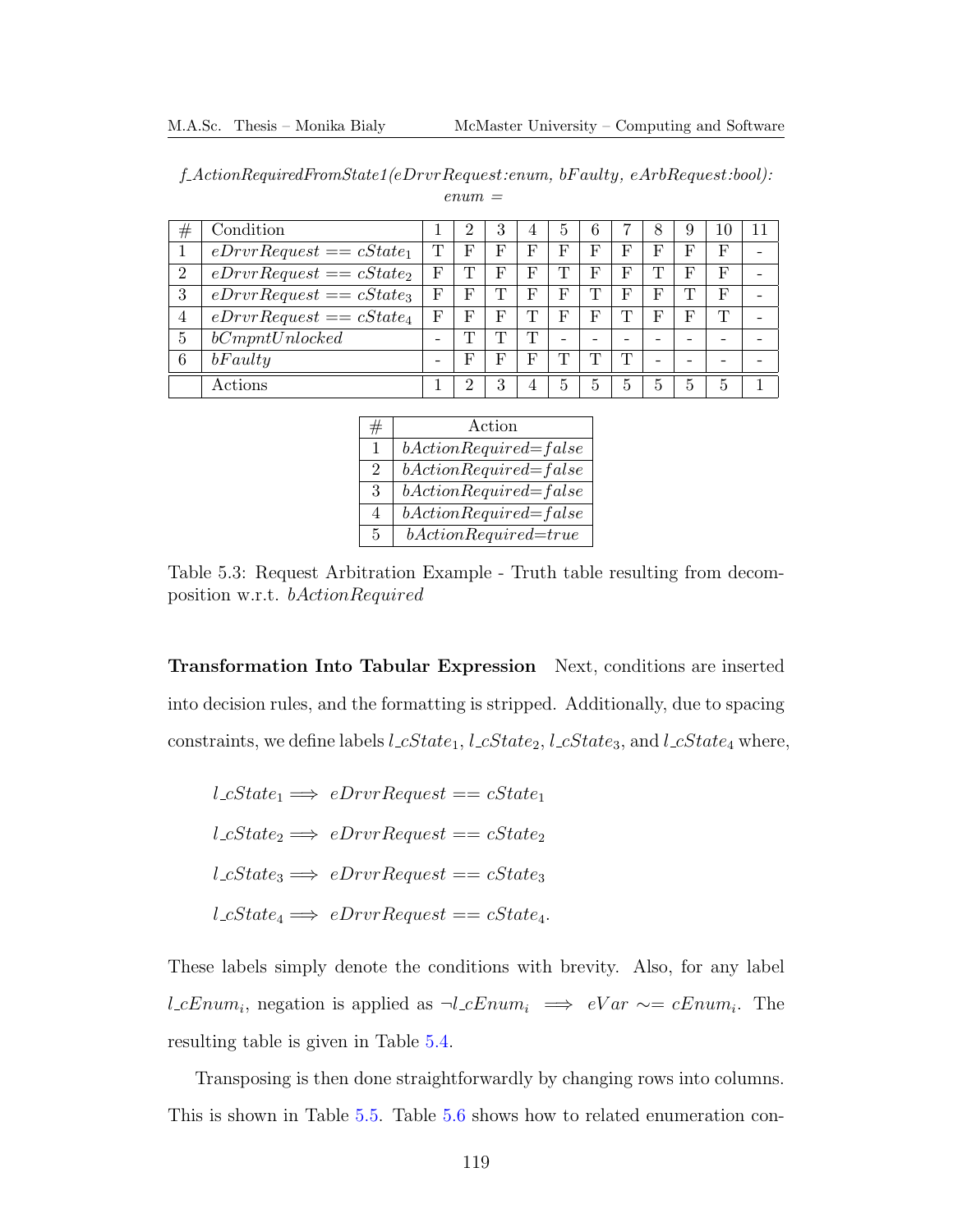*f_ActionRequiredFromState1(eDrvrRequest:enum, bFaulty, eArbRequest:bool): enum =*

| # | Condition | 1 | 2 | 3 | 4 | 5 | 6 | 7 | 8 | 9 | 10 | 11 |
|---|---|---|---|---|---|---|---|---|---|---|---|---|
| 1 | $eDrvrRequest == cState_1$ | T | F | F | F | F | F | F | F | F | F | - |
| 2 | $eDrvrRequest == cState_2$ | F | T | F | F | T | F | F | T | F | F | - |
| 3 | $eDrvrRequest == cState_3$ | F | F | T | F | F | T | F | F | T | F | - |
| 4 | $eDrvrRequest == cState_4$ | F | F | F | T | F | F | T | F | F | T | - |
| 5 | $bCmpntUnlocked$ | - | T | T | T | - | - | - | - | - | - | - |
| 6 | $bFaulty$ | - | F | F | F | T | T | T | - | - | - | - |
| | Actions | 1 | 2 | 3 | 4 | 5 | 5 | 5 | 5 | 5 | 5 | 1 |

| # | Action |
|---|---|
| 1 | $bActionRequired{=}false$ |
| 2 | $bActionRequired{=}false$ |
| 3 | $bActionRequired{=}false$ |
| 4 | $bActionRequired{=}false$ |
| 5 | $bActionRequired{=}true$ |

Table 5.3: Request Arbitration Example - Truth table resulting from decomposition w.r.t. *bActionRequired*

**Transformation Into Tabular Expression** Next, conditions are inserted into decision rules, and the formatting is stripped. Additionally, due to spacing constraints, we define labels $l\_cState_1$, $l\_cState_2$, $l\_cState_3$, and $l\_cState_4$ where,

$$l\_cState_1 \implies eDrvrRequest == cState_1$$

$$l\_cState_2 \implies eDrvrRequest == cState_2$$

$$l\_cState_3 \implies eDrvrRequest == cState_3$$

$$l\_cState_4 \implies eDrvrRequest == cState_4.$$

These labels simply denote the conditions with brevity. Also, for any label $l\_cEnum_i$, negation is applied as $\neg l\_cEnum_i \implies eVar \sim= cEnum_i$. The resulting table is given in Table 5.4.

Transposing is then done straightforwardly by changing rows into columns. This is shown in Table 5.5. Table 5.6 shows how to related enumeration con-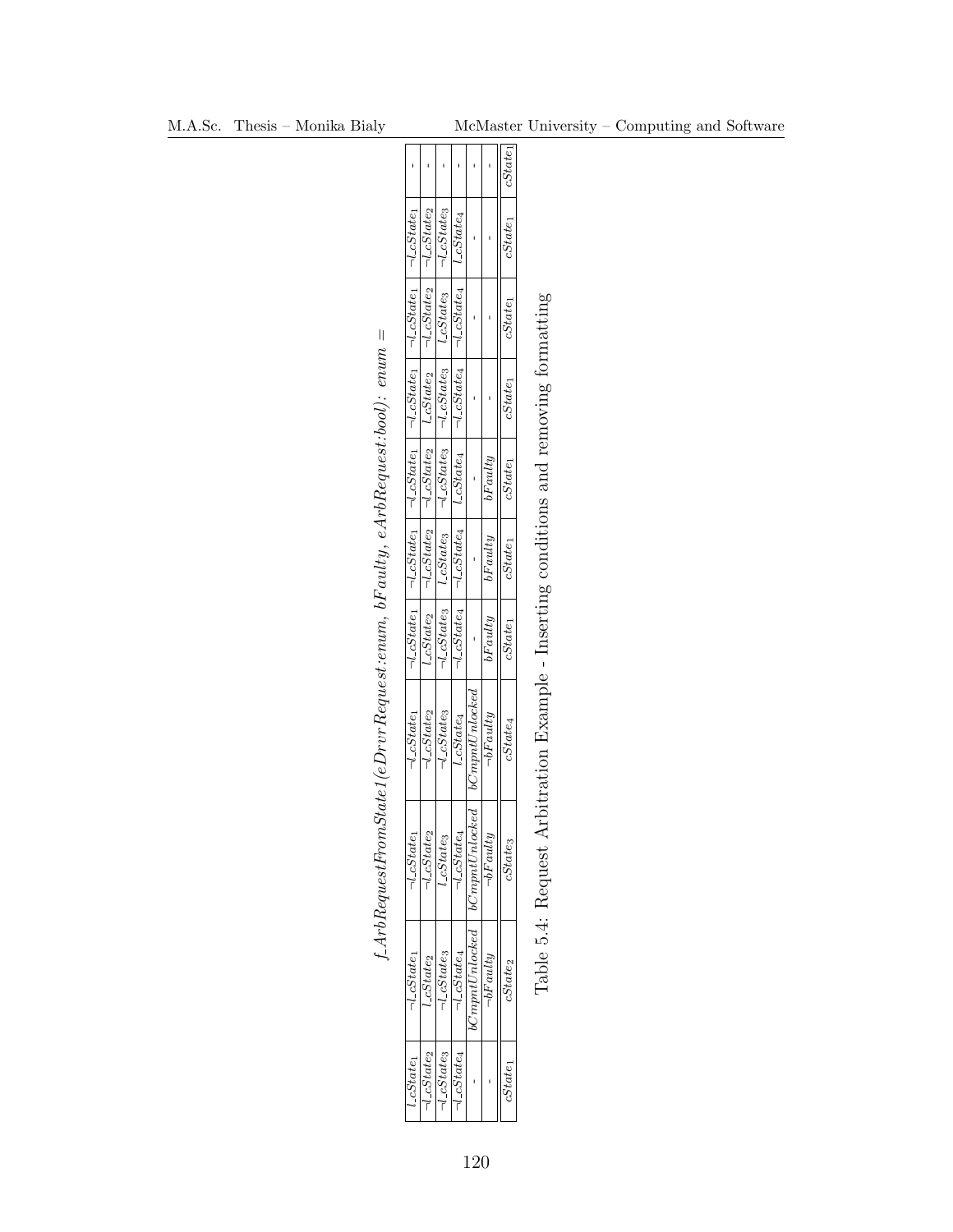$f\_ArbRequestFromState1(eDrvrRequest{:}enum,\ bFaulty,\ eArbRequest{:}bool){:}\ enum =$

| $l\_cState_1$ | $\neg l\_cState_1$ | $\neg l\_cState_1$ | $\neg l\_cState_1$ | $\neg l\_cState_1$ | $\neg l\_cState_1$ | $\neg l\_cState_1$ | $\neg l\_cState_1$ | $\neg l\_cState_1$ | $\neg l\_cState_1$ | - |
|---|---|---|---|---|---|---|---|---|---|---|
| $\neg l\_cState_2$ | $l\_cState_2$ | $\neg l\_cState_2$ | $\neg l\_cState_2$ | $l\_cState_2$ | $\neg l\_cState_2$ | $\neg l\_cState_2$ | $l\_cState_2$ | $\neg l\_cState_2$ | $\neg l\_cState_2$ | - |
| $\neg l\_cState_3$ | $\neg l\_cState_3$ | $l\_cState_3$ | $\neg l\_cState_3$ | $\neg l\_cState_3$ | $l\_cState_3$ | $\neg l\_cState_3$ | $\neg l\_cState_3$ | $l\_cState_3$ | $\neg l\_cState_3$ | - |
| $\neg l\_cState_4$ | $\neg l\_cState_4$ | $\neg l\_cState_4$ | $l\_cState_4$ | $\neg l\_cState_4$ | $\neg l\_cState_4$ | $l\_cState_4$ | $\neg l\_cState_4$ | $\neg l\_cState_4$ | $l\_cState_4$ | - |
| - | $bCmpntUnlocked$ | $bCmpntUnlocked$ | $bCmpntUnlocked$ | - | - | - | - | - | - | - |
| - | $\neg bFaulty$ | $\neg bFaulty$ | $\neg bFaulty$ | $bFaulty$ | $bFaulty$ | $bFaulty$ | - | - | - | - |
| $cState_1$ | $cState_2$ | $cState_3$ | $cState_4$ | $cState_1$ | $cState_1$ | $cState_1$ | $cState_1$ | $cState_1$ | $cState_1$ | $cState_1$ |

Table 5.4: Request Arbitration Example - Inserting conditions and removing formatting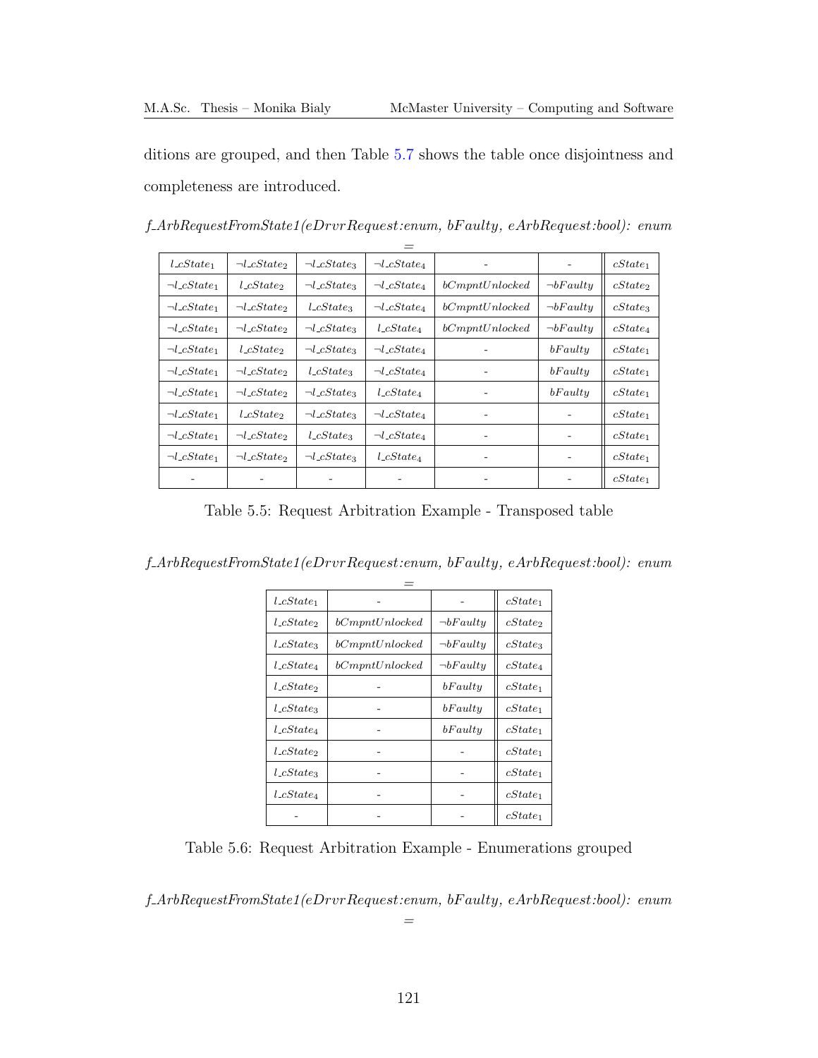ditions are grouped, and then Table 5.7 shows the table once disjointness and completeness are introduced.

*f_ArbRequestFromState1(eDrvrRequest:enum, bFaulty, eArbRequest:bool): enum* =

| | | | | | | |
|---|---|---|---|---|---|---|
| $l\_cState_1$ | $\neg l\_cState_2$ | $\neg l\_cState_3$ | $\neg l\_cState_4$ | - | - | $cState_1$ |
| $\neg l\_cState_1$ | $l\_cState_2$ | $\neg l\_cState_3$ | $\neg l\_cState_4$ | $bCmpntUnlocked$ | $\neg bFaulty$ | $cState_2$ |
| $\neg l\_cState_1$ | $\neg l\_cState_2$ | $l\_cState_3$ | $\neg l\_cState_4$ | $bCmpntUnlocked$ | $\neg bFaulty$ | $cState_3$ |
| $\neg l\_cState_1$ | $\neg l\_cState_2$ | $\neg l\_cState_3$ | $l\_cState_4$ | $bCmpntUnlocked$ | $\neg bFaulty$ | $cState_4$ |
| $\neg l\_cState_1$ | $l\_cState_2$ | $\neg l\_cState_3$ | $\neg l\_cState_4$ | - | $bFaulty$ | $cState_1$ |
| $\neg l\_cState_1$ | $\neg l\_cState_2$ | $l\_cState_3$ | $\neg l\_cState_4$ | - | $bFaulty$ | $cState_1$ |
| $\neg l\_cState_1$ | $\neg l\_cState_2$ | $\neg l\_cState_3$ | $l\_cState_4$ | - | $bFaulty$ | $cState_1$ |
| $\neg l\_cState_1$ | $l\_cState_2$ | $\neg l\_cState_3$ | $\neg l\_cState_4$ | - | - | $cState_1$ |
| $\neg l\_cState_1$ | $\neg l\_cState_2$ | $l\_cState_3$ | $\neg l\_cState_4$ | - | - | $cState_1$ |
| $\neg l\_cState_1$ | $\neg l\_cState_2$ | $\neg l\_cState_3$ | $l\_cState_4$ | - | - | $cState_1$ |
| - | - | - | - | - | - | $cState_1$ |

Table 5.5: Request Arbitration Example - Transposed table

*f_ArbRequestFromState1(eDrvrRequest:enum, bFaulty, eArbRequest:bool): enum* =

| | | | |
|---|---|---|---|
| $l\_cState_1$ | - | - | $cState_1$ |
| $l\_cState_2$ | $bCmpntUnlocked$ | $\neg bFaulty$ | $cState_2$ |
| $l\_cState_3$ | $bCmpntUnlocked$ | $\neg bFaulty$ | $cState_3$ |
| $l\_cState_4$ | $bCmpntUnlocked$ | $\neg bFaulty$ | $cState_4$ |
| $l\_cState_2$ | - | $bFaulty$ | $cState_1$ |
| $l\_cState_3$ | - | $bFaulty$ | $cState_1$ |
| $l\_cState_4$ | - | $bFaulty$ | $cState_1$ |
| $l\_cState_2$ | - | - | $cState_1$ |
| $l\_cState_3$ | - | - | $cState_1$ |
| $l\_cState_4$ | - | - | $cState_1$ |
| - | - | - | $cState_1$ |

Table 5.6: Request Arbitration Example - Enumerations grouped

*f_ArbRequestFromState1(eDrvrRequest:enum, bFaulty, eArbRequest:bool): enum* =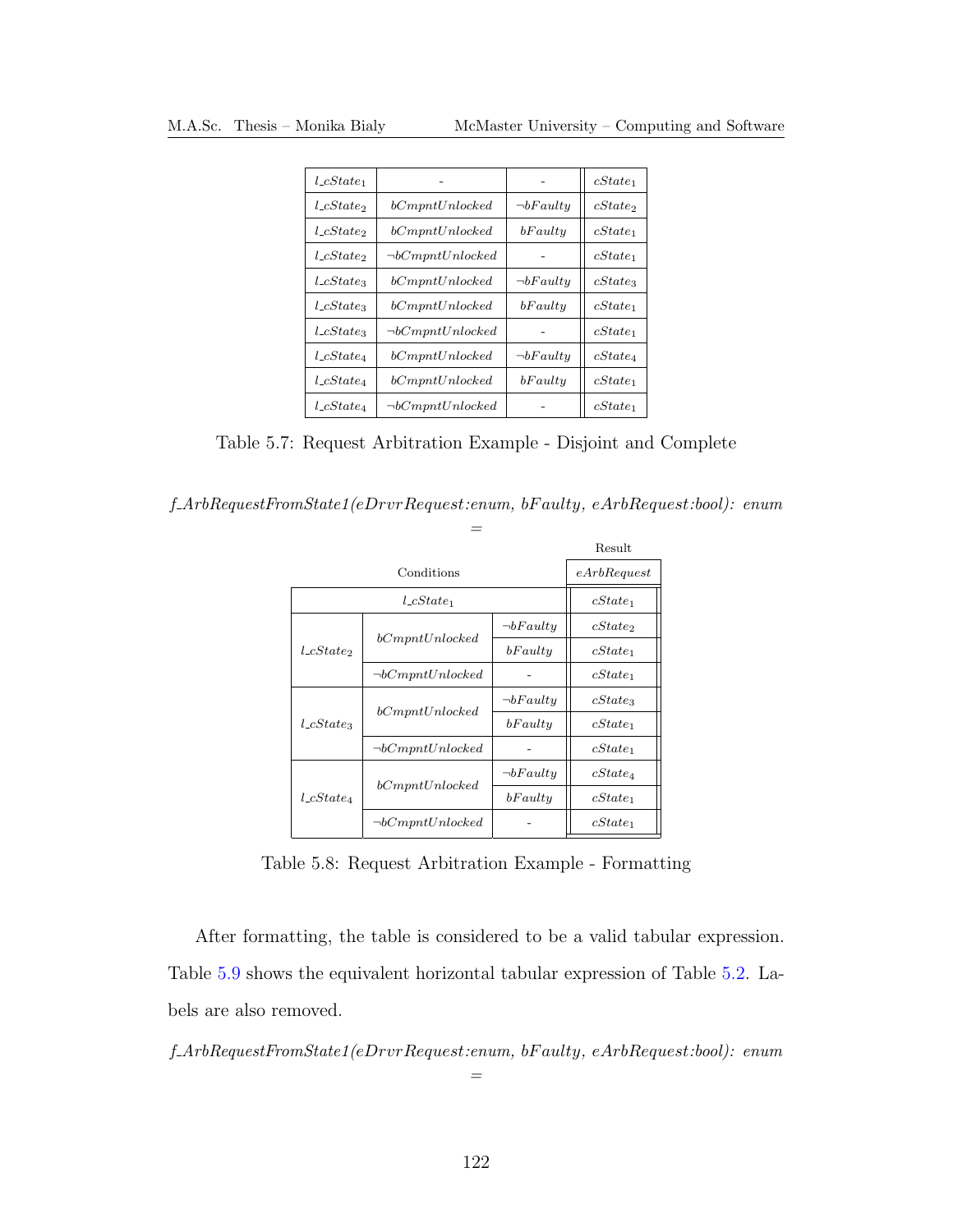| | | | |
|---|---|---|---|
| $l\_cState_1$ | - | - | $cState_1$ |
| $l\_cState_2$ | $bCmpntUnlocked$ | $\neg bFaulty$ | $cState_2$ |
| $l\_cState_2$ | $bCmpntUnlocked$ | $bFaulty$ | $cState_1$ |
| $l\_cState_2$ | $\neg bCmpntUnlocked$ | - | $cState_1$ |
| $l\_cState_3$ | $bCmpntUnlocked$ | $\neg bFaulty$ | $cState_3$ |
| $l\_cState_3$ | $bCmpntUnlocked$ | $bFaulty$ | $cState_1$ |
| $l\_cState_3$ | $\neg bCmpntUnlocked$ | - | $cState_1$ |
| $l\_cState_4$ | $bCmpntUnlocked$ | $\neg bFaulty$ | $cState_4$ |
| $l\_cState_4$ | $bCmpntUnlocked$ | $bFaulty$ | $cState_1$ |
| $l\_cState_4$ | $\neg bCmpntUnlocked$ | - | $cState_1$ |

Table 5.7: Request Arbitration Example - Disjoint and Complete

*f_ArbRequestFromState1(eDrvrRequest:enum, bFaulty, eArbRequest:bool): enum*

=

| Conditions | | | Result: $eArbRequest$ |
|---|---|---|---|
| $l\_cState_1$ | | | $cState_1$ |
| $l\_cState_2$ | $bCmpntUnlocked$ | $\neg bFaulty$ | $cState_2$ |
| | | $bFaulty$ | $cState_1$ |
| | $\neg bCmpntUnlocked$ | - | $cState_1$ |
| $l\_cState_3$ | $bCmpntUnlocked$ | $\neg bFaulty$ | $cState_3$ |
| | | $bFaulty$ | $cState_1$ |
| | $\neg bCmpntUnlocked$ | - | $cState_1$ |
| $l\_cState_4$ | $bCmpntUnlocked$ | $\neg bFaulty$ | $cState_4$ |
| | | $bFaulty$ | $cState_1$ |
| | $\neg bCmpntUnlocked$ | - | $cState_1$ |

Table 5.8: Request Arbitration Example - Formatting

After formatting, the table is considered to be a valid tabular expression. Table 5.9 shows the equivalent horizontal tabular expression of Table 5.2. Labels are also removed.

*f_ArbRequestFromState1(eDrvrRequest:enum, bFaulty, eArbRequest:bool): enum*

=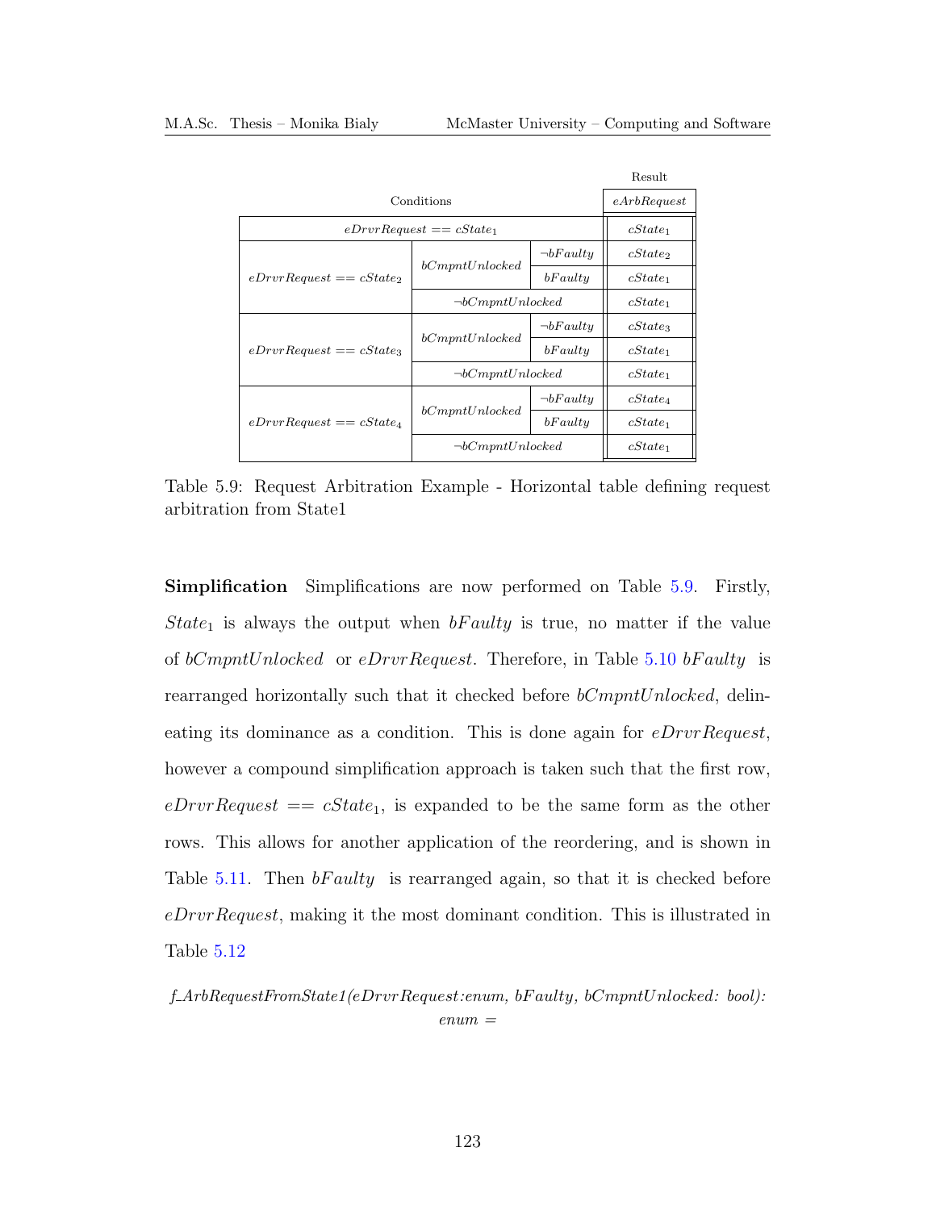| Conditions | | | Result |
|---|---|---|---|
| | | | $eArbRequest$ |
| $eDrvrRequest == cState_1$ | | | $cState_1$ |
| $eDrvrRequest == cState_2$ | $bCmpntUnlocked$ | $\neg bFaulty$ | $cState_2$ |
| | | $bFaulty$ | $cState_1$ |
| | $\neg bCmpntUnlocked$ | | $cState_1$ |
| $eDrvrRequest == cState_3$ | $bCmpntUnlocked$ | $\neg bFaulty$ | $cState_3$ |
| | | $bFaulty$ | $cState_1$ |
| | $\neg bCmpntUnlocked$ | | $cState_1$ |
| $eDrvrRequest == cState_4$ | $bCmpntUnlocked$ | $\neg bFaulty$ | $cState_4$ |
| | | $bFaulty$ | $cState_1$ |
| | $\neg bCmpntUnlocked$ | | $cState_1$ |

Table 5.9: Request Arbitration Example - Horizontal table defining request arbitration from State1

**Simplification** Simplifications are now performed on Table 5.9. Firstly, $State_1$ is always the output when $bFaulty$ is true, no matter if the value of $bCmpntUnlocked$ or $eDrvrRequest$. Therefore, in Table 5.10 $bFaulty$ is rearranged horizontally such that it checked before $bCmpntUnlocked$, delineating its dominance as a condition. This is done again for $eDrvrRequest$, however a compound simplification approach is taken such that the first row, $eDrvrRequest == cState_1$, is expanded to be the same form as the other rows. This allows for another application of the reordering, and is shown in Table 5.11. Then $bFaulty$ is rearranged again, so that it is checked before $eDrvrRequest$, making it the most dominant condition. This is illustrated in Table 5.12

*f_ArbRequestFromState1(eDrvrRequest:enum, bFaulty, bCmpntUnlocked: bool): enum =*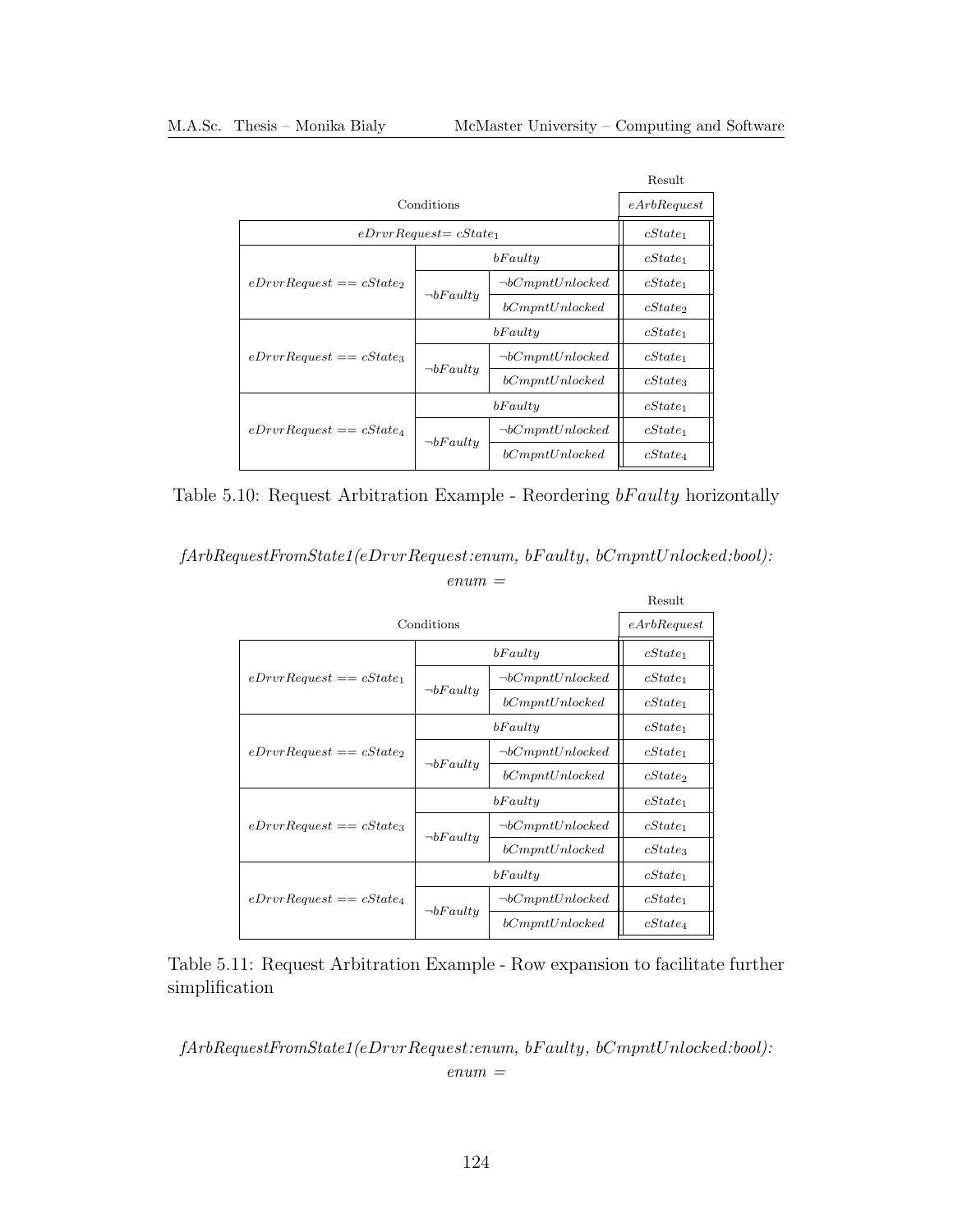| Conditions | | | Result |
|---|---|---|---|
| | | | $eArbRequest$ |
| $eDrvrRequest = cState_1$ | | | $cState_1$ |
| $eDrvrRequest == cState_2$ | $bFaulty$ | | $cState_1$ |
| | $\neg bFaulty$ | $\neg bCmpntUnlocked$ | $cState_1$ |
| | | $bCmpntUnlocked$ | $cState_2$ |
| $eDrvrRequest == cState_3$ | $bFaulty$ | | $cState_1$ |
| | $\neg bFaulty$ | $\neg bCmpntUnlocked$ | $cState_1$ |
| | | $bCmpntUnlocked$ | $cState_3$ |
| $eDrvrRequest == cState_4$ | $bFaulty$ | | $cState_1$ |
| | $\neg bFaulty$ | $\neg bCmpntUnlocked$ | $cState_1$ |
| | | $bCmpntUnlocked$ | $cState_4$ |

Table 5.10: Request Arbitration Example - Reordering $bFaulty$ horizontally

*fArbRequestFromState1(eDrvrRequest:enum, bFaulty, bCmpntUnlocked:bool): enum =*

| Conditions | | | Result |
|---|---|---|---|
| | | | $eArbRequest$ |
| $eDrvrRequest == cState_1$ | $bFaulty$ | | $cState_1$ |
| | $\neg bFaulty$ | $\neg bCmpntUnlocked$ | $cState_1$ |
| | | $bCmpntUnlocked$ | $cState_1$ |
| $eDrvrRequest == cState_2$ | $bFaulty$ | | $cState_1$ |
| | $\neg bFaulty$ | $\neg bCmpntUnlocked$ | $cState_1$ |
| | | $bCmpntUnlocked$ | $cState_2$ |
| $eDrvrRequest == cState_3$ | $bFaulty$ | | $cState_1$ |
| | $\neg bFaulty$ | $\neg bCmpntUnlocked$ | $cState_1$ |
| | | $bCmpntUnlocked$ | $cState_3$ |
| $eDrvrRequest == cState_4$ | $bFaulty$ | | $cState_1$ |
| | $\neg bFaulty$ | $\neg bCmpntUnlocked$ | $cState_1$ |
| | | $bCmpntUnlocked$ | $cState_4$ |

Table 5.11: Request Arbitration Example - Row expansion to facilitate further simplification

*fArbRequestFromState1(eDrvrRequest:enum, bFaulty, bCmpntUnlocked:bool): enum =*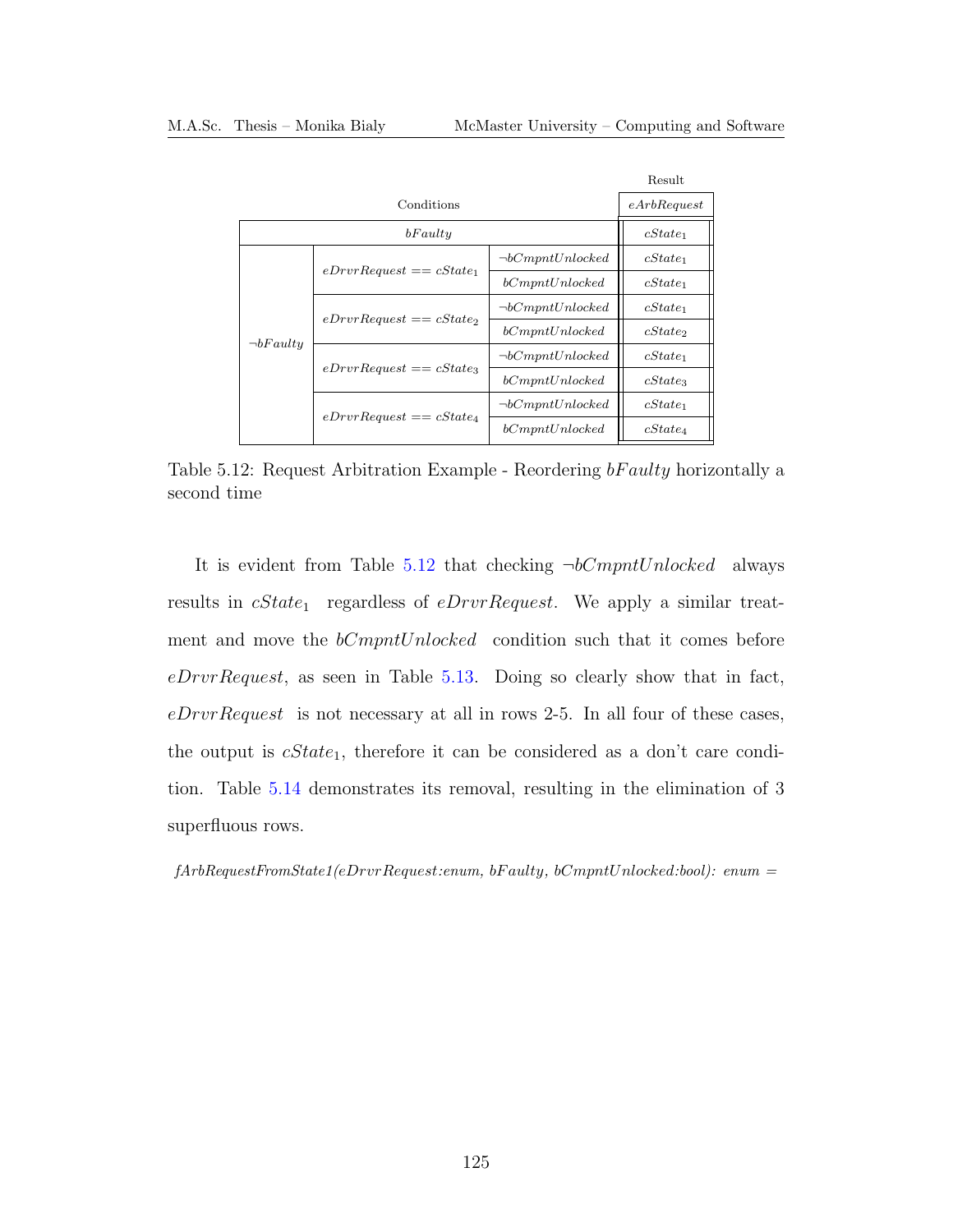| Conditions | | | Result |
|---|---|---|---|
| | | | $eArbRequest$ |
| $bFaulty$ | | | $cState_1$ |
| $\neg bFaulty$ | $eDrvrRequest == cState_1$ | $\neg bCmpntUnlocked$ | $cState_1$ |
| | | $bCmpntUnlocked$ | $cState_1$ |
| | $eDrvrRequest == cState_2$ | $\neg bCmpntUnlocked$ | $cState_1$ |
| | | $bCmpntUnlocked$ | $cState_2$ |
| | $eDrvrRequest == cState_3$ | $\neg bCmpntUnlocked$ | $cState_1$ |
| | | $bCmpntUnlocked$ | $cState_3$ |
| | $eDrvrRequest == cState_4$ | $\neg bCmpntUnlocked$ | $cState_1$ |
| | | $bCmpntUnlocked$ | $cState_4$ |

Table 5.12: Request Arbitration Example - Reordering $bFaulty$ horizontally a second time

It is evident from Table 5.12 that checking $\neg bCmpntUnlocked$ always results in $cState_1$ regardless of $eDrvrRequest$. We apply a similar treatment and move the $bCmpntUnlocked$ condition such that it comes before $eDrvrRequest$, as seen in Table 5.13. Doing so clearly show that in fact, $eDrvrRequest$ is not necessary at all in rows 2-5. In all four of these cases, the output is $cState_1$, therefore it can be considered as a don't care condition. Table 5.14 demonstrates its removal, resulting in the elimination of 3 superfluous rows.

*fArbRequestFromState1(eDrvrRequest:enum, bFaulty, bCmpntUnlocked:bool): enum =*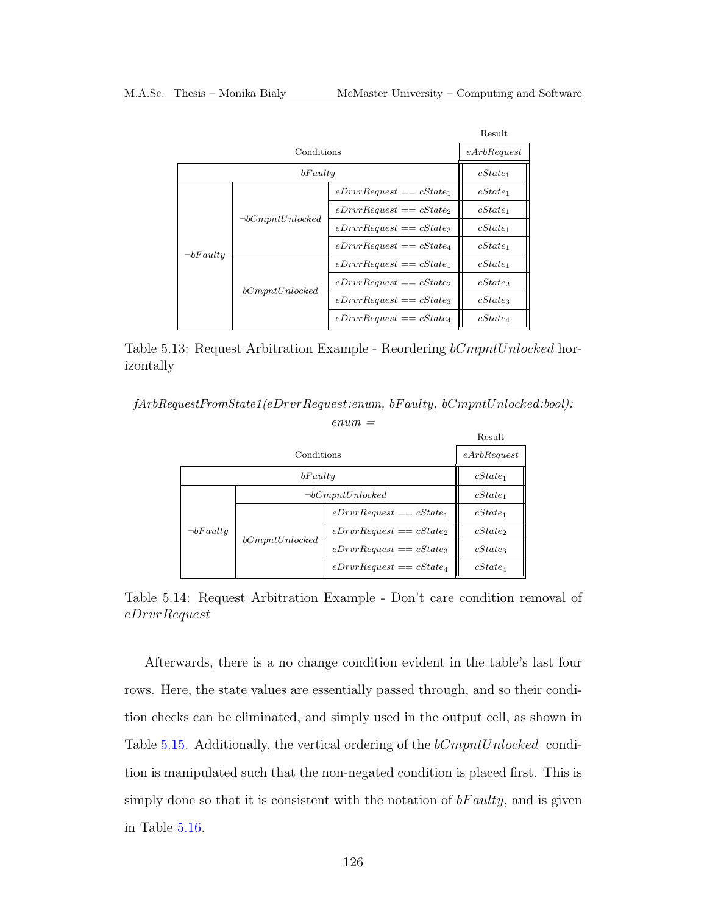| Conditions | | | Result $eArbRequest$ |
|---|---|---|---|
| $bFaulty$ | | | $cState_1$ |
| $\neg bFaulty$ | $\neg bCmpntUnlocked$ | $eDrvrRequest == cState_1$ | $cState_1$ |
| | | $eDrvrRequest == cState_2$ | $cState_1$ |
| | | $eDrvrRequest == cState_3$ | $cState_1$ |
| | | $eDrvrRequest == cState_4$ | $cState_1$ |
| | $bCmpntUnlocked$ | $eDrvrRequest == cState_1$ | $cState_1$ |
| | | $eDrvrRequest == cState_2$ | $cState_2$ |
| | | $eDrvrRequest == cState_3$ | $cState_3$ |
| | | $eDrvrRequest == cState_4$ | $cState_4$ |

Table 5.13: Request Arbitration Example - Reordering *bCmpntUnlocked* horizontally

*fArbRequestFromState1(eDrvrRequest:enum, bFaulty, bCmpntUnlocked:bool): enum =*

| Conditions | | | Result $eArbRequest$ |
|---|---|---|---|
| $bFaulty$ | | | $cState_1$ |
| $\neg bFaulty$ | $\neg bCmpntUnlocked$ | | $cState_1$ |
| | $bCmpntUnlocked$ | $eDrvrRequest == cState_1$ | $cState_1$ |
| | | $eDrvrRequest == cState_2$ | $cState_2$ |
| | | $eDrvrRequest == cState_3$ | $cState_3$ |
| | | $eDrvrRequest == cState_4$ | $cState_4$ |

Table 5.14: Request Arbitration Example - Don't care condition removal of *eDrvrRequest*

Afterwards, there is a no change condition evident in the table's last four rows. Here, the state values are essentially passed through, and so their condition checks can be eliminated, and simply used in the output cell, as shown in Table 5.15. Additionally, the vertical ordering of the *bCmpntUnlocked* condition is manipulated such that the non-negated condition is placed first. This is simply done so that it is consistent with the notation of *bFaulty*, and is given in Table 5.16.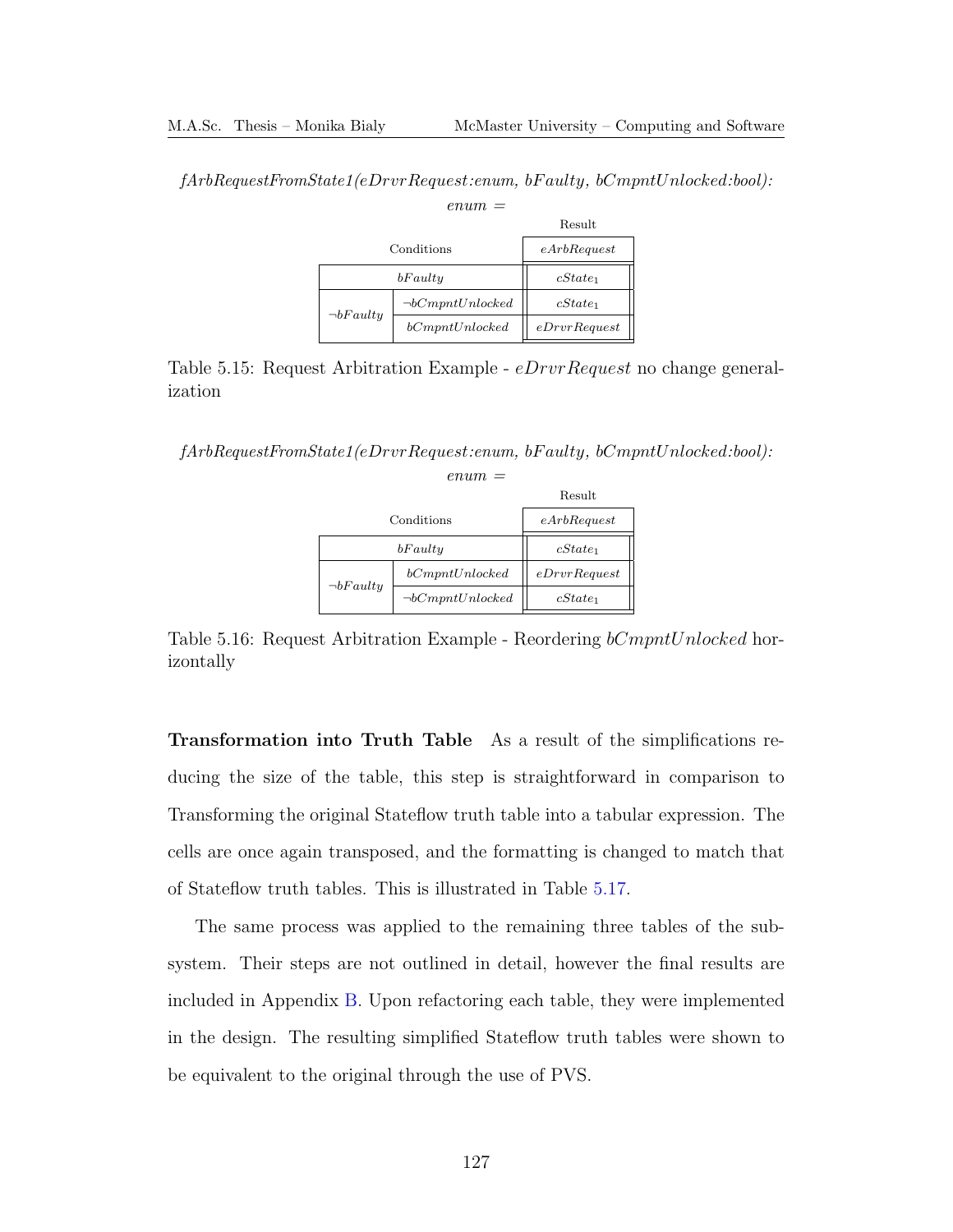*fArbRequestFromState1(eDrvrRequest:enum, bFaulty, bCmpntUnlocked:bool): enum =*

| Conditions | | Result: *eArbRequest* |
|---|---|---|
| *bFaulty* | | $cState_1$ |
| $\neg bFaulty$ | $\neg bCmpntUnlocked$ | $cState_1$ |
| | *bCmpntUnlocked* | *eDrvrRequest* |

Table 5.15: Request Arbitration Example - *eDrvrRequest* no change generalization

*fArbRequestFromState1(eDrvrRequest:enum, bFaulty, bCmpntUnlocked:bool): enum =*

| Conditions | | Result: *eArbRequest* |
|---|---|---|
| *bFaulty* | | $cState_1$ |
| $\neg bFaulty$ | *bCmpntUnlocked* | *eDrvrRequest* |
| | $\neg bCmpntUnlocked$ | $cState_1$ |

Table 5.16: Request Arbitration Example - Reordering *bCmpntUnlocked* horizontally

**Transformation into Truth Table** As a result of the simplifications reducing the size of the table, this step is straightforward in comparison to Transforming the original Stateflow truth table into a tabular expression. The cells are once again transposed, and the formatting is changed to match that of Stateflow truth tables. This is illustrated in Table 5.17.

The same process was applied to the remaining three tables of the subsystem. Their steps are not outlined in detail, however the final results are included in Appendix B. Upon refactoring each table, they were implemented in the design. The resulting simplified Stateflow truth tables were shown to be equivalent to the original through the use of PVS.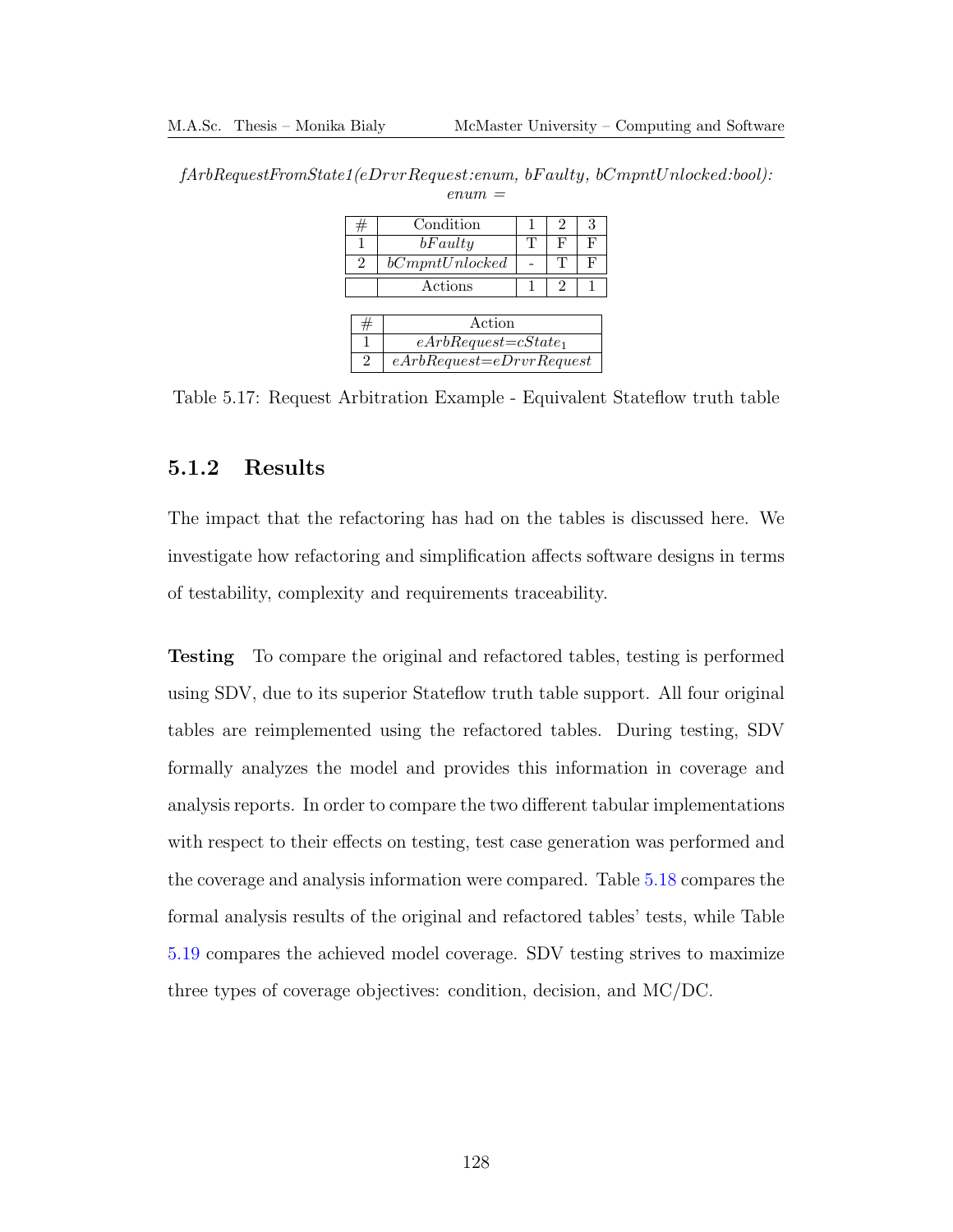*fArbRequestFromState1(eDrvrRequest:enum, bFaulty, bCmpntUnlocked:bool): enum =*

| # | Condition | 1 | 2 | 3 |
|---|---|---|---|---|
| 1 | *bFaulty* | T | F | F |
| 2 | *bCmpntUnlocked* | - | T | F |
| | Actions | 1 | 2 | 1 |

| # | Action |
|---|---|
| 1 | *eArbRequest=cState*$_1$ |
| 2 | *eArbRequest=eDrvrRequest* |

Table 5.17: Request Arbitration Example - Equivalent Stateflow truth table

### 5.1.2 Results

The impact that the refactoring has had on the tables is discussed here. We investigate how refactoring and simplification affects software designs in terms of testability, complexity and requirements traceability.

**Testing** To compare the original and refactored tables, testing is performed using SDV, due to its superior Stateflow truth table support. All four original tables are reimplemented using the refactored tables. During testing, SDV formally analyzes the model and provides this information in coverage and analysis reports. In order to compare the two different tabular implementations with respect to their effects on testing, test case generation was performed and the coverage and analysis information were compared. Table 5.18 compares the formal analysis results of the original and refactored tables' tests, while Table 5.19 compares the achieved model coverage. SDV testing strives to maximize three types of coverage objectives: condition, decision, and MC/DC.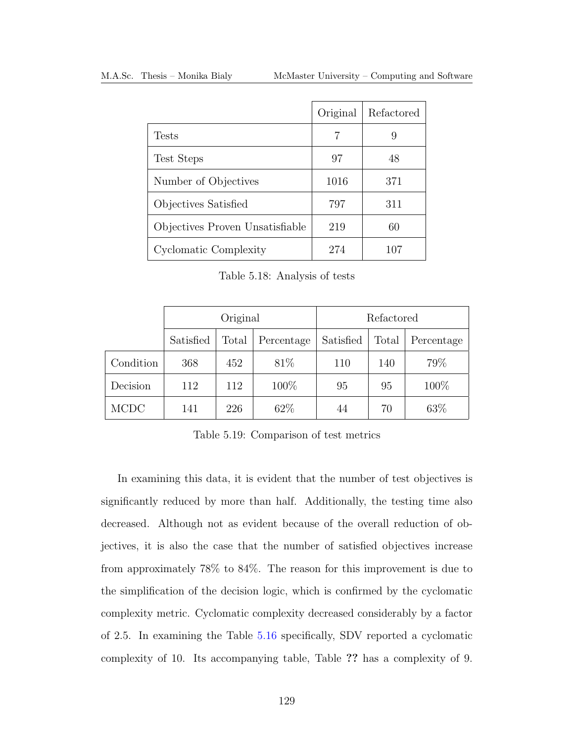| | Original | Refactored |
|---|---|---|
| Tests | 7 | 9 |
| Test Steps | 97 | 48 |
| Number of Objectives | 1016 | 371 |
| Objectives Satisfied | 797 | 311 |
| Objectives Proven Unsatisfiable | 219 | 60 |
| Cyclomatic Complexity | 274 | 107 |

Table 5.18: Analysis of tests

| | Original | | | Refactored | | |
|---|---|---|---|---|---|---|
| | Satisfied | Total | Percentage | Satisfied | Total | Percentage |
| Condition | 368 | 452 | 81% | 110 | 140 | 79% |
| Decision | 112 | 112 | 100% | 95 | 95 | 100% |
| MCDC | 141 | 226 | 62% | 44 | 70 | 63% |

Table 5.19: Comparison of test metrics

In examining this data, it is evident that the number of test objectives is significantly reduced by more than half. Additionally, the testing time also decreased. Although not as evident because of the overall reduction of objectives, it is also the case that the number of satisfied objectives increase from approximately 78% to 84%. The reason for this improvement is due to the simplification of the decision logic, which is confirmed by the cyclomatic complexity metric. Cyclomatic complexity decreased considerably by a factor of 2.5. In examining the Table 5.16 specifically, SDV reported a cyclomatic complexity of 10. Its accompanying table, Table **??** has a complexity of 9.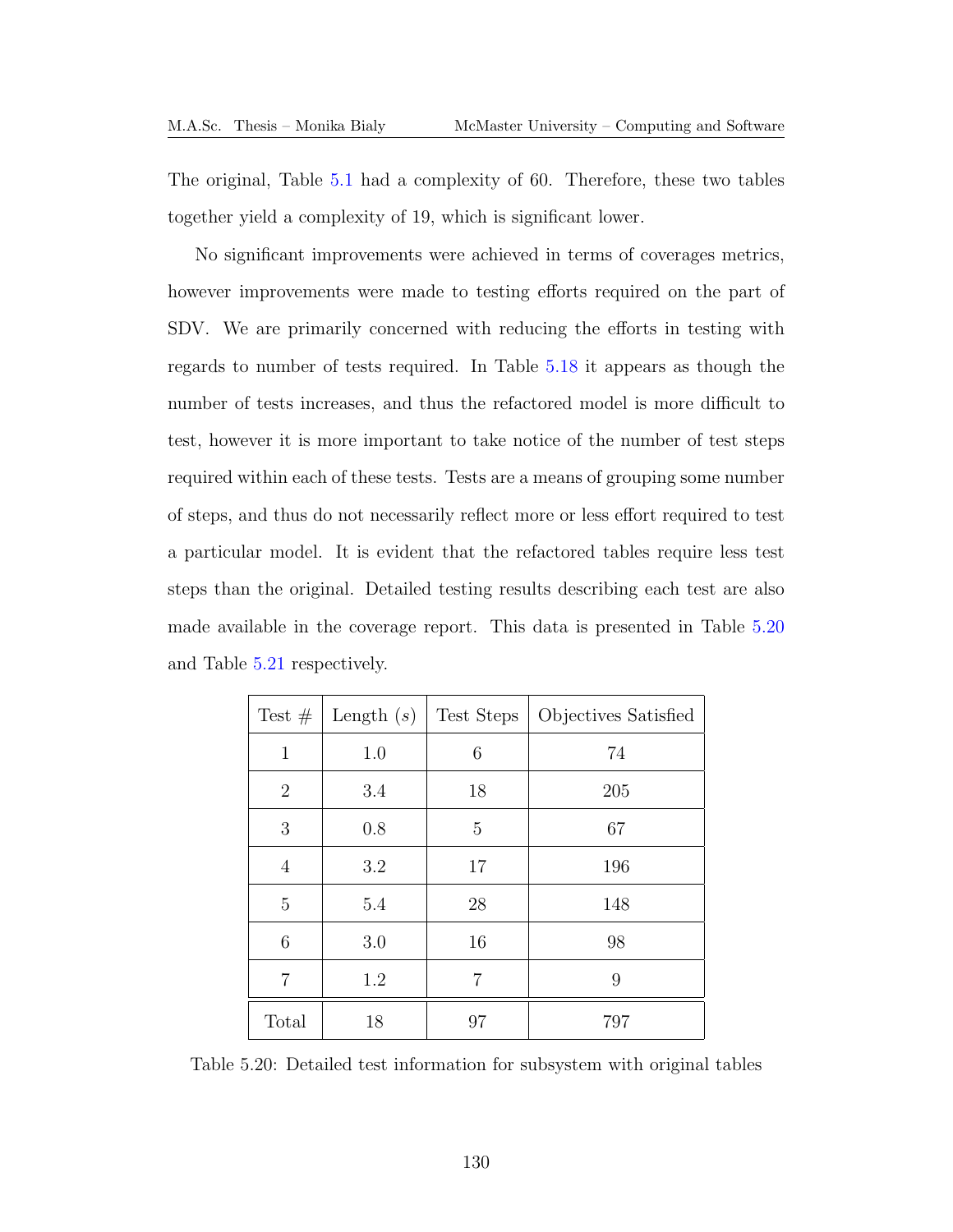The original, Table 5.1 had a complexity of 60. Therefore, these two tables together yield a complexity of 19, which is significant lower.

No significant improvements were achieved in terms of coverages metrics, however improvements were made to testing efforts required on the part of SDV. We are primarily concerned with reducing the efforts in testing with regards to number of tests required. In Table 5.18 it appears as though the number of tests increases, and thus the refactored model is more difficult to test, however it is more important to take notice of the number of test steps required within each of these tests. Tests are a means of grouping some number of steps, and thus do not necessarily reflect more or less effort required to test a particular model. It is evident that the refactored tables require less test steps than the original. Detailed testing results describing each test are also made available in the coverage report. This data is presented in Table 5.20 and Table 5.21 respectively.

| Test # | Length ($s$) | Test Steps | Objectives Satisfied |
|---|---|---|---|
| 1 | 1.0 | 6 | 74 |
| 2 | 3.4 | 18 | 205 |
| 3 | 0.8 | 5 | 67 |
| 4 | 3.2 | 17 | 196 |
| 5 | 5.4 | 28 | 148 |
| 6 | 3.0 | 16 | 98 |
| 7 | 1.2 | 7 | 9 |
| Total | 18 | 97 | 797 |

Table 5.20: Detailed test information for subsystem with original tables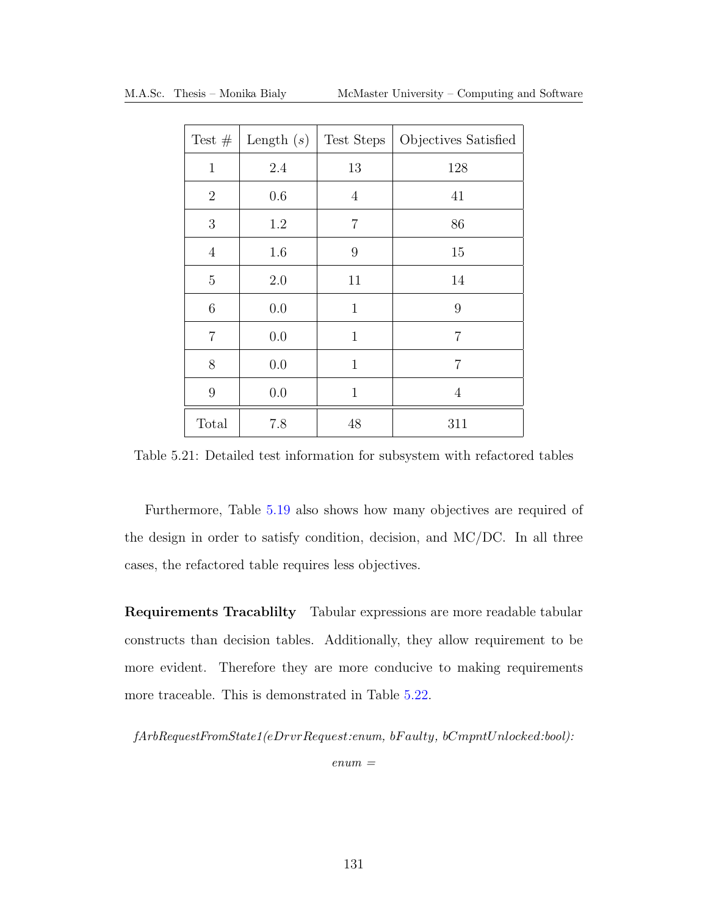| Test # | Length ($s$) | Test Steps | Objectives Satisfied |
|---|---|---|---|
| 1 | 2.4 | 13 | 128 |
| 2 | 0.6 | 4 | 41 |
| 3 | 1.2 | 7 | 86 |
| 4 | 1.6 | 9 | 15 |
| 5 | 2.0 | 11 | 14 |
| 6 | 0.0 | 1 | 9 |
| 7 | 0.0 | 1 | 7 |
| 8 | 0.0 | 1 | 7 |
| 9 | 0.0 | 1 | 4 |
| Total | 7.8 | 48 | 311 |

Table 5.21: Detailed test information for subsystem with refactored tables

Furthermore, Table 5.19 also shows how many objectives are required of the design in order to satisfy condition, decision, and MC/DC. In all three cases, the refactored table requires less objectives.

**Requirements Tracablilty** Tabular expressions are more readable tabular constructs than decision tables. Additionally, they allow requirement to be more evident. Therefore they are more conducive to making requirements more traceable. This is demonstrated in Table 5.22.

*fArbRequestFromState1(eDrvrRequest:enum, bFaulty, bCmpntUnlocked:bool):*

*enum =*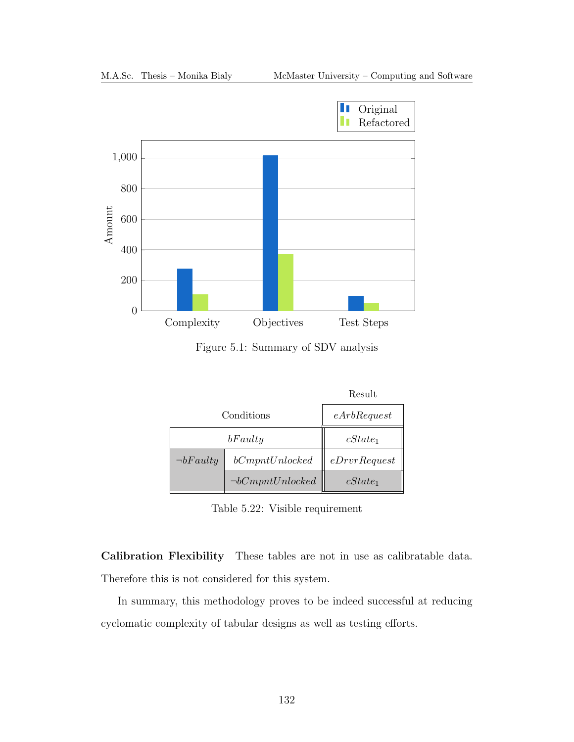Figure 5.1: Summary of SDV analysis

| Conditions | | Result |
|---|---|---|
| | | *eArbRequest* |
| *bFaulty* | | $cState_1$ |
| $\neg bFaulty$ | *bCmpntUnlocked* | *eDrvrRequest* |
| | $\neg bCmpntUnlocked$ | $cState_1$ |

Table 5.22: Visible requirement

**Calibration Flexibility** These tables are not in use as calibratable data. Therefore this is not considered for this system.

In summary, this methodology proves to be indeed successful at reducing cyclomatic complexity of tabular designs as well as testing efforts.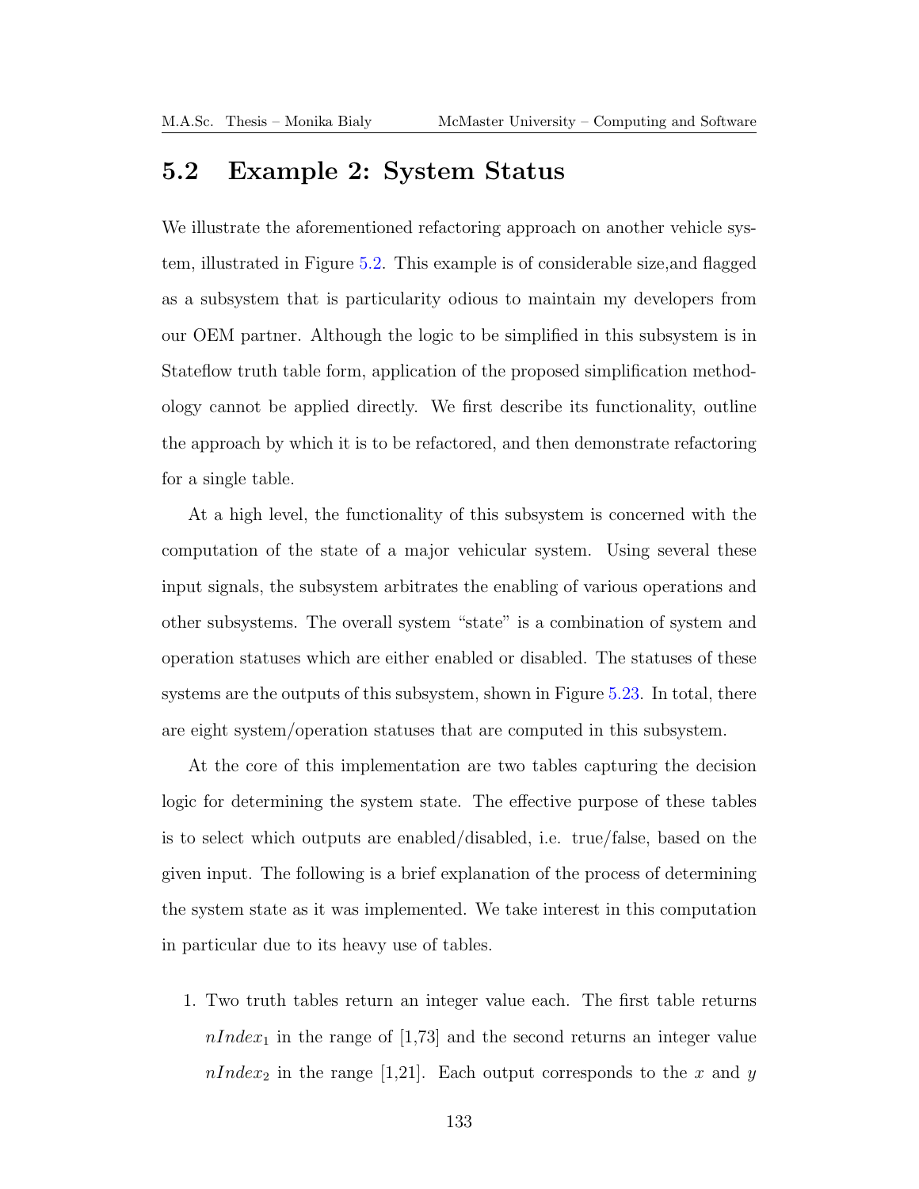## 5.2 Example 2: System Status

We illustrate the aforementioned refactoring approach on another vehicle system, illustrated in Figure 5.2. This example is of considerable size,and flagged as a subsystem that is particularity odious to maintain my developers from our OEM partner. Although the logic to be simplified in this subsystem is in Stateflow truth table form, application of the proposed simplification methodology cannot be applied directly. We first describe its functionality, outline the approach by which it is to be refactored, and then demonstrate refactoring for a single table.

At a high level, the functionality of this subsystem is concerned with the computation of the state of a major vehicular system. Using several these input signals, the subsystem arbitrates the enabling of various operations and other subsystems. The overall system "state" is a combination of system and operation statuses which are either enabled or disabled. The statuses of these systems are the outputs of this subsystem, shown in Figure 5.23. In total, there are eight system/operation statuses that are computed in this subsystem.

At the core of this implementation are two tables capturing the decision logic for determining the system state. The effective purpose of these tables is to select which outputs are enabled/disabled, i.e. true/false, based on the given input. The following is a brief explanation of the process of determining the system state as it was implemented. We take interest in this computation in particular due to its heavy use of tables.

1. Two truth tables return an integer value each. The first table returns $nIndex_1$ in the range of [1,73] and the second returns an integer value $nIndex_2$ in the range [1,21]. Each output corresponds to the $x$ and $y$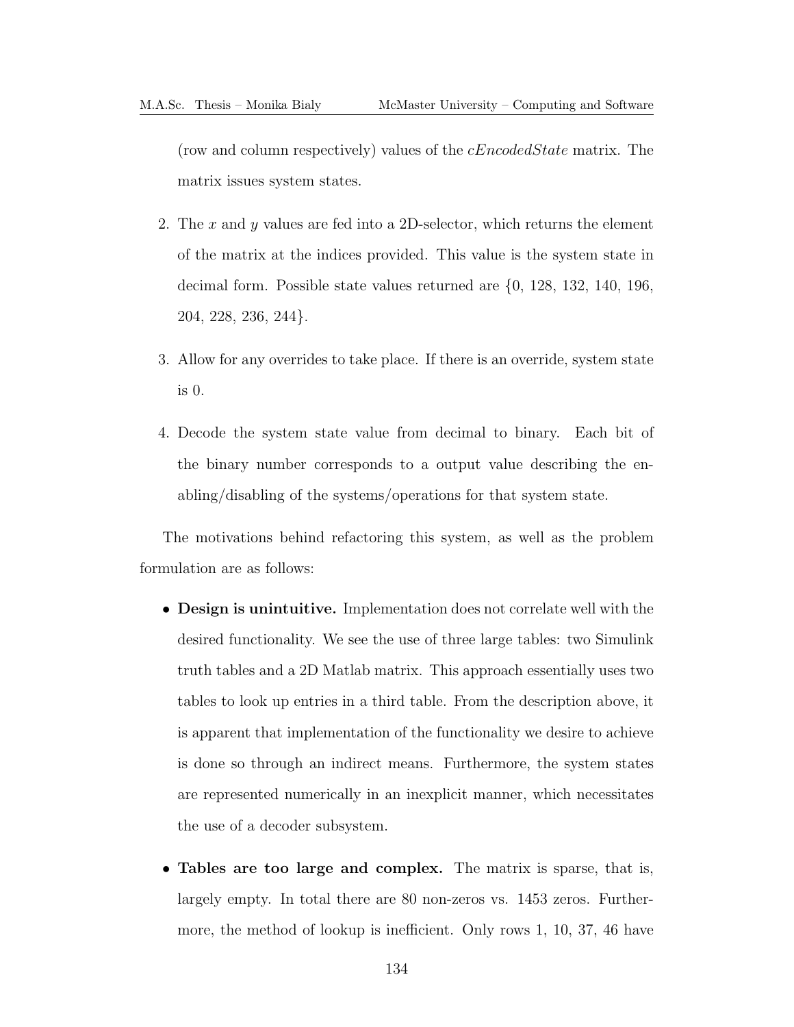(row and column respectively) values of the *cEncodedState* matrix. The matrix issues system states.

2. The $x$ and $y$ values are fed into a 2D-selector, which returns the element of the matrix at the indices provided. This value is the system state in decimal form. Possible state values returned are {0, 128, 132, 140, 196, 204, 228, 236, 244}.

3. Allow for any overrides to take place. If there is an override, system state is 0.

4. Decode the system state value from decimal to binary. Each bit of the binary number corresponds to a output value describing the enabling/disabling of the systems/operations for that system state.

The motivations behind refactoring this system, as well as the problem formulation are as follows:

- **Design is unintuitive.** Implementation does not correlate well with the desired functionality. We see the use of three large tables: two Simulink truth tables and a 2D Matlab matrix. This approach essentially uses two tables to look up entries in a third table. From the description above, it is apparent that implementation of the functionality we desire to achieve is done so through an indirect means. Furthermore, the system states are represented numerically in an inexplicit manner, which necessitates the use of a decoder subsystem.

- **Tables are too large and complex.** The matrix is sparse, that is, largely empty. In total there are 80 non-zeros vs. 1453 zeros. Furthermore, the method of lookup is inefficient. Only rows 1, 10, 37, 46 have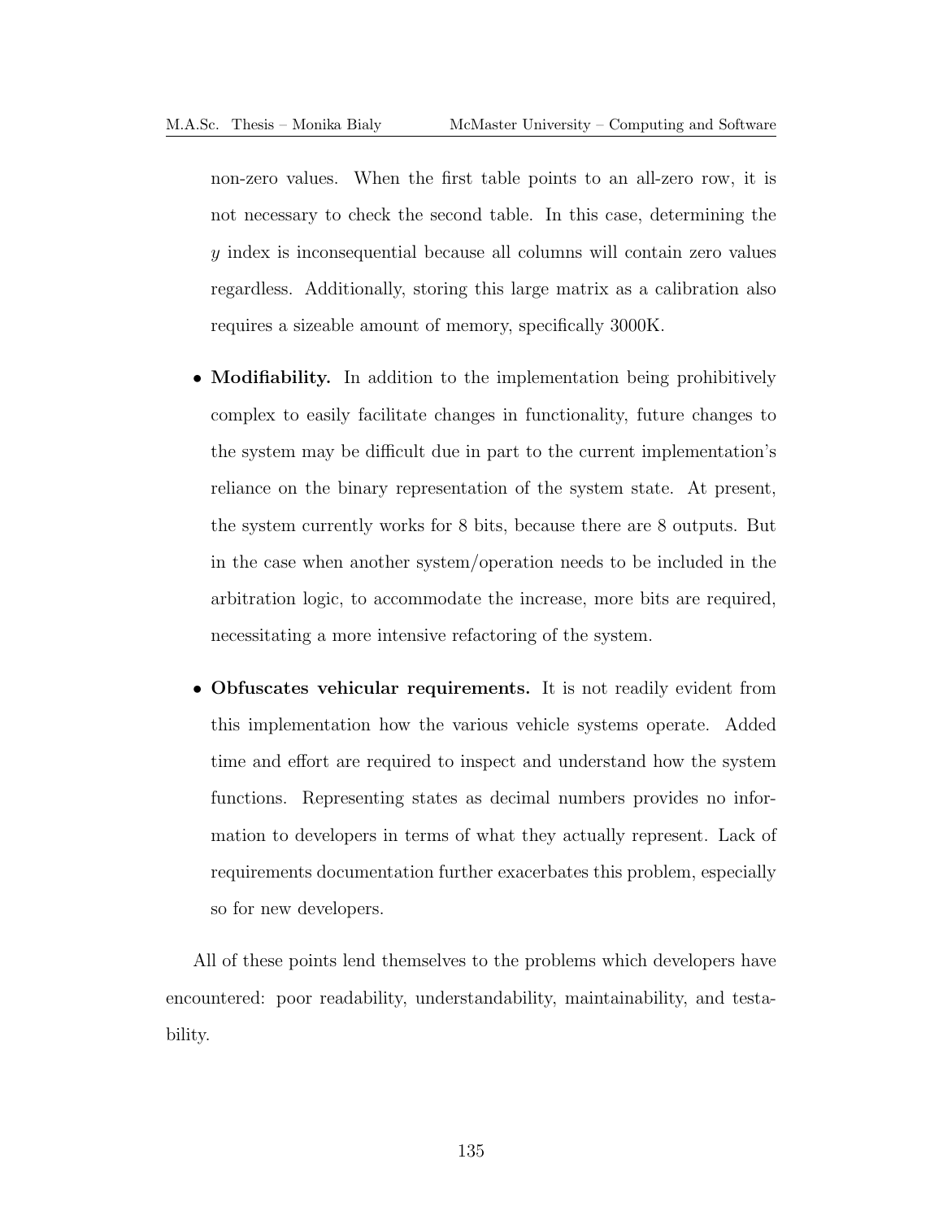non-zero values. When the first table points to an all-zero row, it is not necessary to check the second table. In this case, determining the $y$ index is inconsequential because all columns will contain zero values regardless. Additionally, storing this large matrix as a calibration also requires a sizeable amount of memory, specifically 3000K.

- **Modifiability.** In addition to the implementation being prohibitively complex to easily facilitate changes in functionality, future changes to the system may be difficult due in part to the current implementation's reliance on the binary representation of the system state. At present, the system currently works for 8 bits, because there are 8 outputs. But in the case when another system/operation needs to be included in the arbitration logic, to accommodate the increase, more bits are required, necessitating a more intensive refactoring of the system.

- **Obfuscates vehicular requirements.** It is not readily evident from this implementation how the various vehicle systems operate. Added time and effort are required to inspect and understand how the system functions. Representing states as decimal numbers provides no information to developers in terms of what they actually represent. Lack of requirements documentation further exacerbates this problem, especially so for new developers.

All of these points lend themselves to the problems which developers have encountered: poor readability, understandability, maintainability, and testability.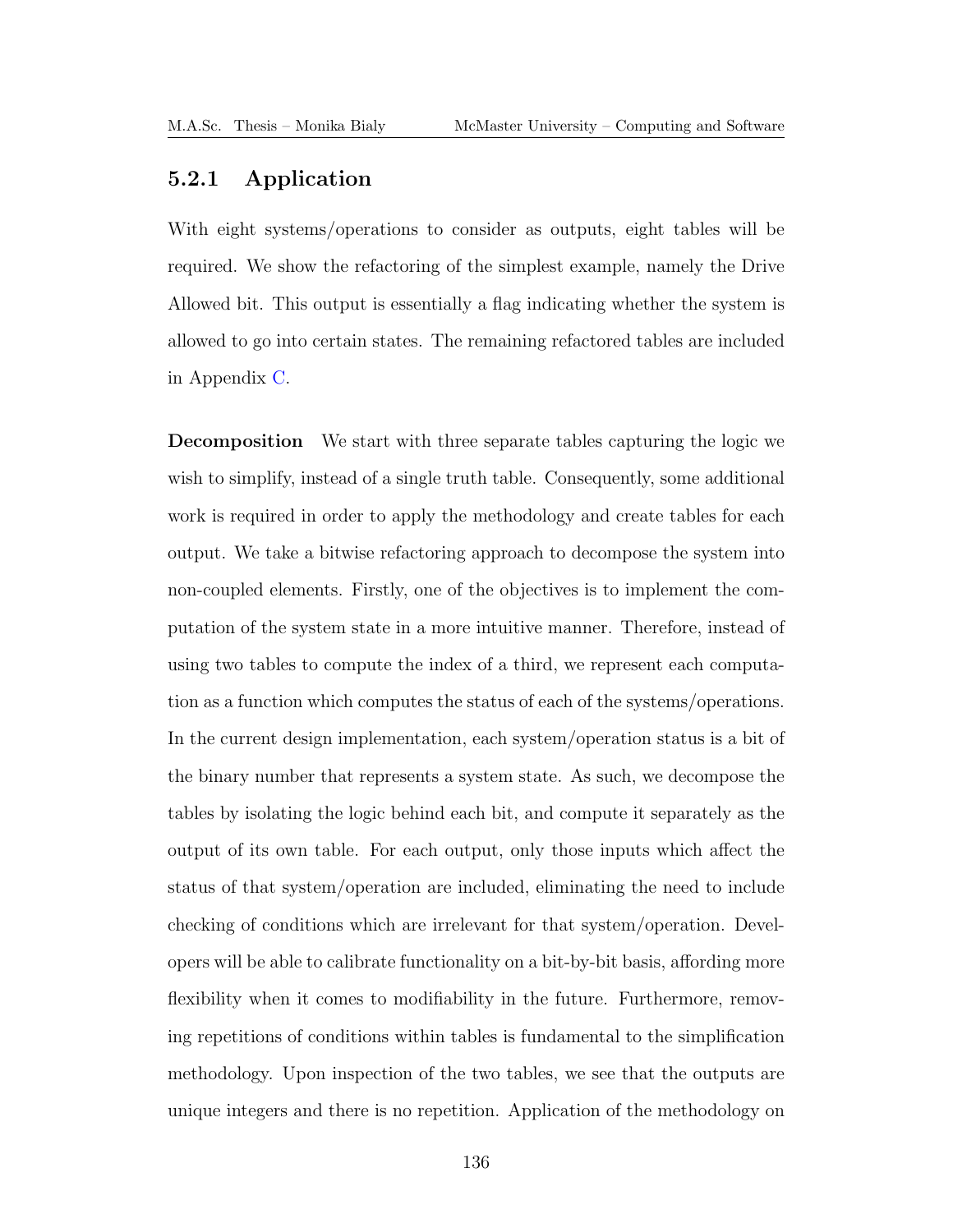### 5.2.1 Application

With eight systems/operations to consider as outputs, eight tables will be required. We show the refactoring of the simplest example, namely the Drive Allowed bit. This output is essentially a flag indicating whether the system is allowed to go into certain states. The remaining refactored tables are included in Appendix C.

**Decomposition** We start with three separate tables capturing the logic we wish to simplify, instead of a single truth table. Consequently, some additional work is required in order to apply the methodology and create tables for each output. We take a bitwise refactoring approach to decompose the system into non-coupled elements. Firstly, one of the objectives is to implement the computation of the system state in a more intuitive manner. Therefore, instead of using two tables to compute the index of a third, we represent each computation as a function which computes the status of each of the systems/operations. In the current design implementation, each system/operation status is a bit of the binary number that represents a system state. As such, we decompose the tables by isolating the logic behind each bit, and compute it separately as the output of its own table. For each output, only those inputs which affect the status of that system/operation are included, eliminating the need to include checking of conditions which are irrelevant for that system/operation. Developers will be able to calibrate functionality on a bit-by-bit basis, affording more flexibility when it comes to modifiability in the future. Furthermore, removing repetitions of conditions within tables is fundamental to the simplification methodology. Upon inspection of the two tables, we see that the outputs are unique integers and there is no repetition. Application of the methodology on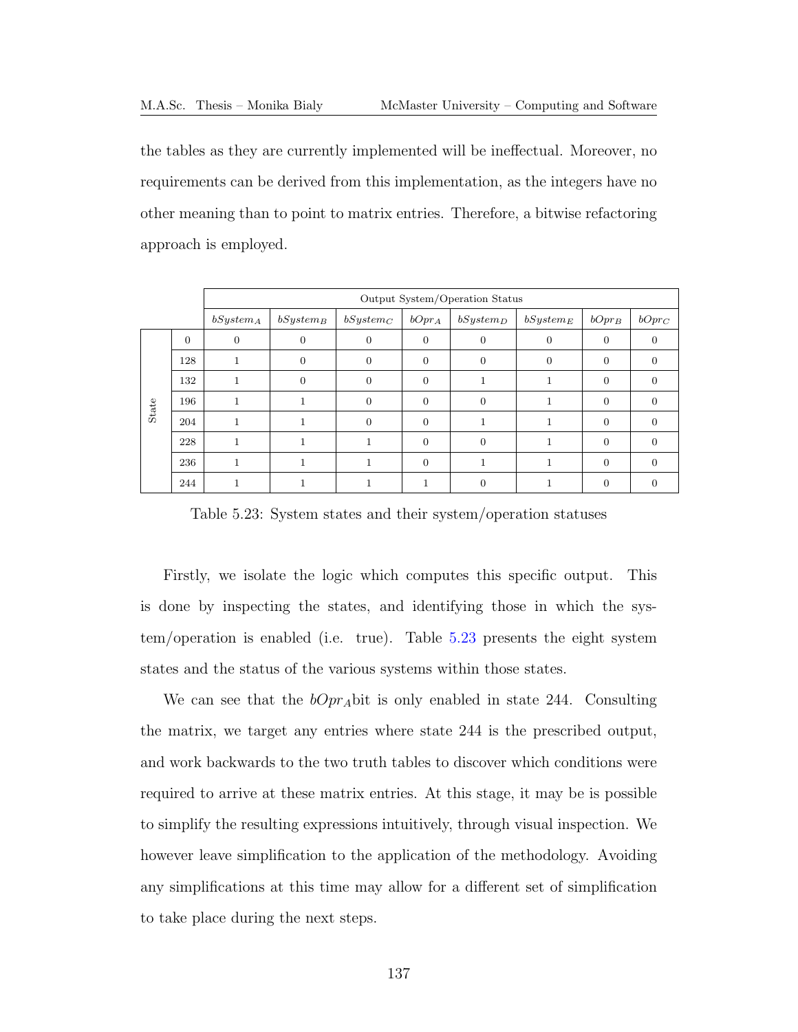the tables as they are currently implemented will be ineffectual. Moreover, no requirements can be derived from this implementation, as the integers have no other meaning than to point to matrix entries. Therefore, a bitwise refactoring approach is employed.

| | | Output System/Operation Status | | | | | | | |
|---|---|---|---|---|---|---|---|---|---|
| | | $bSystem_A$ | $bSystem_B$ | $bSystem_C$ | $bOpr_A$ | $bSystem_D$ | $bSystem_E$ | $bOpr_B$ | $bOpr_C$ |
| State | 0 | 0 | 0 | 0 | 0 | 0 | 0 | 0 | 0 |
| | 128 | 1 | 0 | 0 | 0 | 0 | 0 | 0 | 0 |
| | 132 | 1 | 0 | 0 | 0 | 1 | 1 | 0 | 0 |
| | 196 | 1 | 1 | 0 | 0 | 0 | 1 | 0 | 0 |
| | 204 | 1 | 1 | 0 | 0 | 1 | 1 | 0 | 0 |
| | 228 | 1 | 1 | 1 | 0 | 0 | 1 | 0 | 0 |
| | 236 | 1 | 1 | 1 | 0 | 1 | 1 | 0 | 0 |
| | 244 | 1 | 1 | 1 | 1 | 0 | 1 | 0 | 0 |

Table 5.23: System states and their system/operation statuses

Firstly, we isolate the logic which computes this specific output. This is done by inspecting the states, and identifying those in which the system/operation is enabled (i.e. true). Table 5.23 presents the eight system states and the status of the various systems within those states.

We can see that the $bOpr_A$bit is only enabled in state 244. Consulting the matrix, we target any entries where state 244 is the prescribed output, and work backwards to the two truth tables to discover which conditions were required to arrive at these matrix entries. At this stage, it may be is possible to simplify the resulting expressions intuitively, through visual inspection. We however leave simplification to the application of the methodology. Avoiding any simplifications at this time may allow for a different set of simplification to take place during the next steps.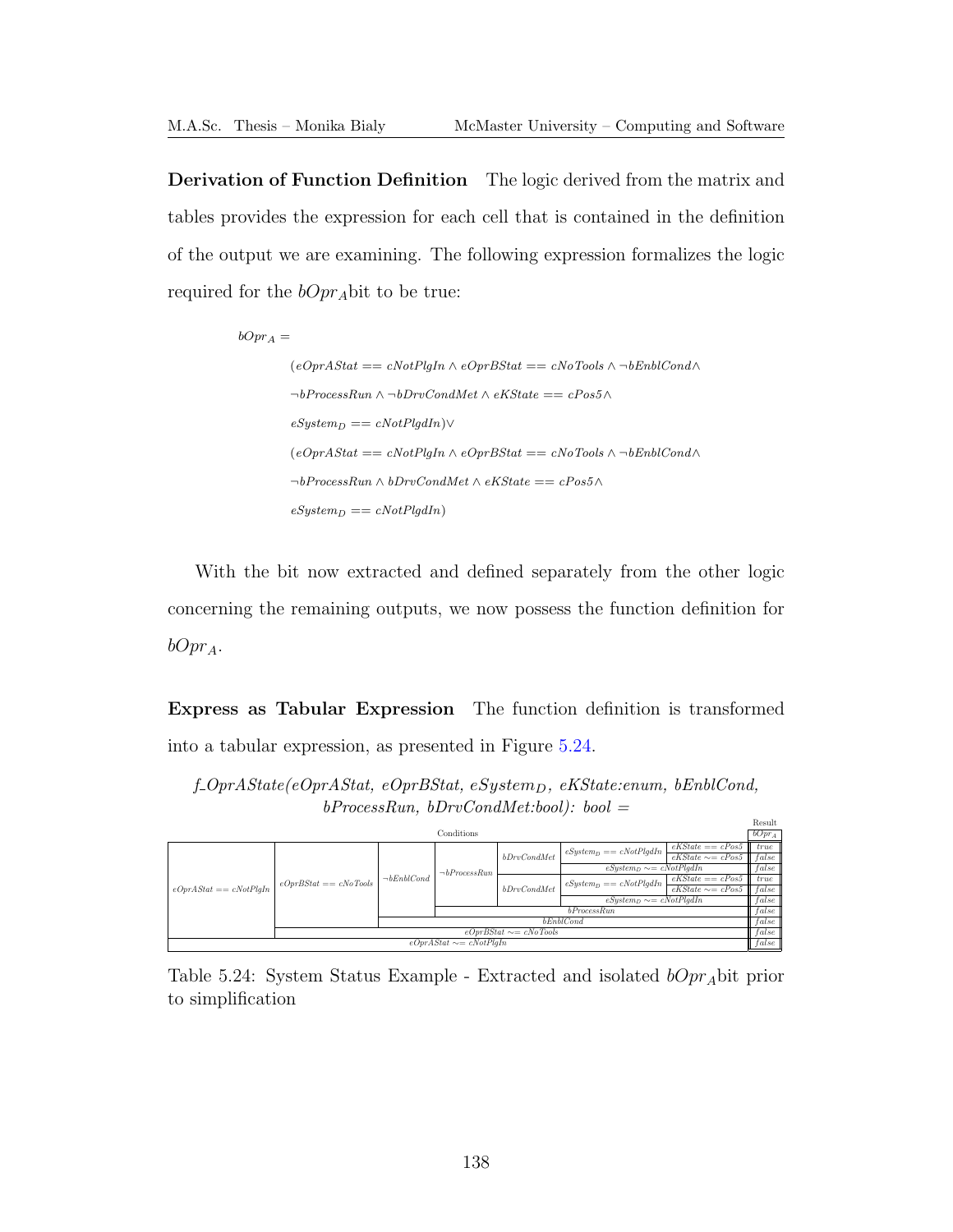**Derivation of Function Definition** The logic derived from the matrix and tables provides the expression for each cell that is contained in the definition of the output we are examining. The following expression formalizes the logic required for the $bOpr_A$bit to be true:

$$
\begin{aligned}
&bOpr_A = \\
&\quad (eOprAStat == cNotPlgIn \wedge eOprBStat == cNoTools \wedge \neg bEnblCond \wedge \\
&\quad \neg bProcessRun \wedge \neg bDrvCondMet \wedge eKState == cPos5 \wedge \\
&\quad eSystem_D == cNotPlgdIn) \vee \\
&\quad (eOprAStat == cNotPlgIn \wedge eOprBStat == cNoTools \wedge \neg bEnblCond \wedge \\
&\quad \neg bProcessRun \wedge bDrvCondMet \wedge eKState == cPos5 \wedge \\
&\quad eSystem_D == cNotPlgdIn)
\end{aligned}
$$

With the bit now extracted and defined separately from the other logic concerning the remaining outputs, we now possess the function definition for $bOpr_A$.

**Express as Tabular Expression** The function definition is transformed into a tabular expression, as presented in Figure 5.24.

*f_OprAState(eOprAStat, eOprBStat, eSystem$_D$, eKState:enum, bEnblCond, bProcessRun, bDrvCondMet:bool): bool =*

| Conditions | | | | | | | Result $bOpr_A$ |
|---|---|---|---|---|---|---|---|
| $eOprAStat == cNotPlgIn$ | $eOprBStat == cNoTools$ | $\neg bEnblCond$ | $\neg bProcessRun$ | $bDrvCondMet$ | $eSystem_D == cNotPlgdIn$ | $eKState == cPos5$ | $true$ |
| | | | | | | $eKState \sim= cPos5$ | $false$ |
| | | | | | $eSystem_D \sim= cNotPlgdIn$ | | $false$ |
| | | | | $bDrvCondMet$ | $eSystem_D == cNotPlgdIn$ | $eKState == cPos5$ | $true$ |
| | | | | | | $eKState \sim= cPos5$ | $false$ |
| | | | | | $eSystem_D \sim= cNotPlgdIn$ | | $false$ |
| | | | $bProcessRun$ | | | | $false$ |
| | | $bEnblCond$ | | | | | $false$ |
| | $eOprBStat \sim= cNoTools$ | | | | | | $false$ |
| $eOprAStat \sim= cNotPlgIn$ | | | | | | | $false$ |

Table 5.24: System Status Example - Extracted and isolated $bOpr_A$bit prior to simplification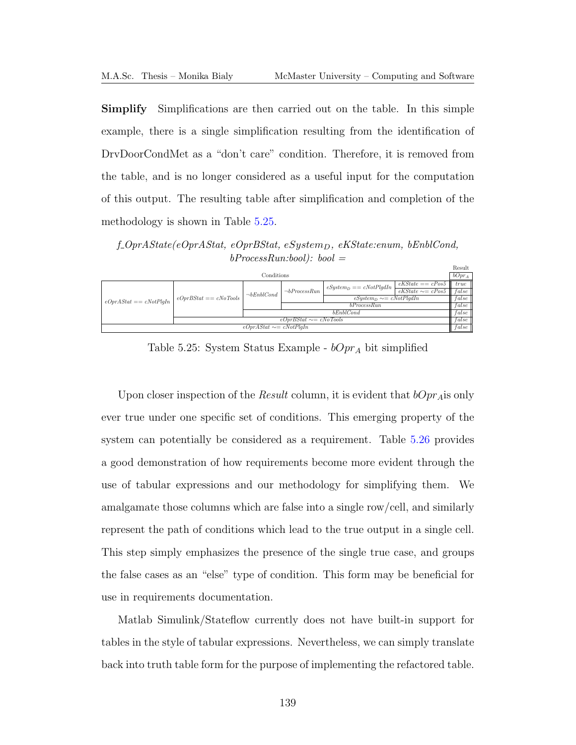**Simplify** Simplifications are then carried out on the table. In this simple example, there is a single simplification resulting from the identification of DrvDoorCondMet as a "don't care" condition. Therefore, it is removed from the table, and is no longer considered as a useful input for the computation of this output. The resulting table after simplification and completion of the methodology is shown in Table 5.25.

*f_OprAState(eOprAStat, eOprBStat, eSystem$_D$, eKState:enum, bEnblCond, bProcessRun:bool): bool =*

| Conditions | | | | | | Result $bOpr_A$ |
|---|---|---|---|---|---|---|
| $eOprAStat == cNotPlgIn$ | $eOprBStat == cNoTools$ | $\neg bEnblCond$ | $\neg bProcessRun$ | $eSystem_D == cNotPlgdIn$ | $eKState == cPos5$ | $true$ |
| | | | | | $eKState \sim= cPos5$ | $false$ |
| | | | | $eSystem_D \sim= cNotPlgdIn$ | | $false$ |
| | | | $bProcessRun$ | | | $false$ |
| | | $bEnblCond$ | | | | $false$ |
| | $eOprBStat \sim= cNoTools$ | | | | | $false$ |
| $eOprAStat \sim= cNotPlgIn$ | | | | | | $false$ |

Table 5.25: System Status Example - $bOpr_A$ bit simplified

Upon closer inspection of the *Result* column, it is evident that $bOpr_A$is only ever true under one specific set of conditions. This emerging property of the system can potentially be considered as a requirement. Table 5.26 provides a good demonstration of how requirements become more evident through the use of tabular expressions and our methodology for simplifying them. We amalgamate those columns which are false into a single row/cell, and similarly represent the path of conditions which lead to the true output in a single cell. This step simply emphasizes the presence of the single true case, and groups the false cases as an "else" type of condition. This form may be beneficial for use in requirements documentation.

Matlab Simulink/Stateflow currently does not have built-in support for tables in the style of tabular expressions. Nevertheless, we can simply translate back into truth table form for the purpose of implementing the refactored table.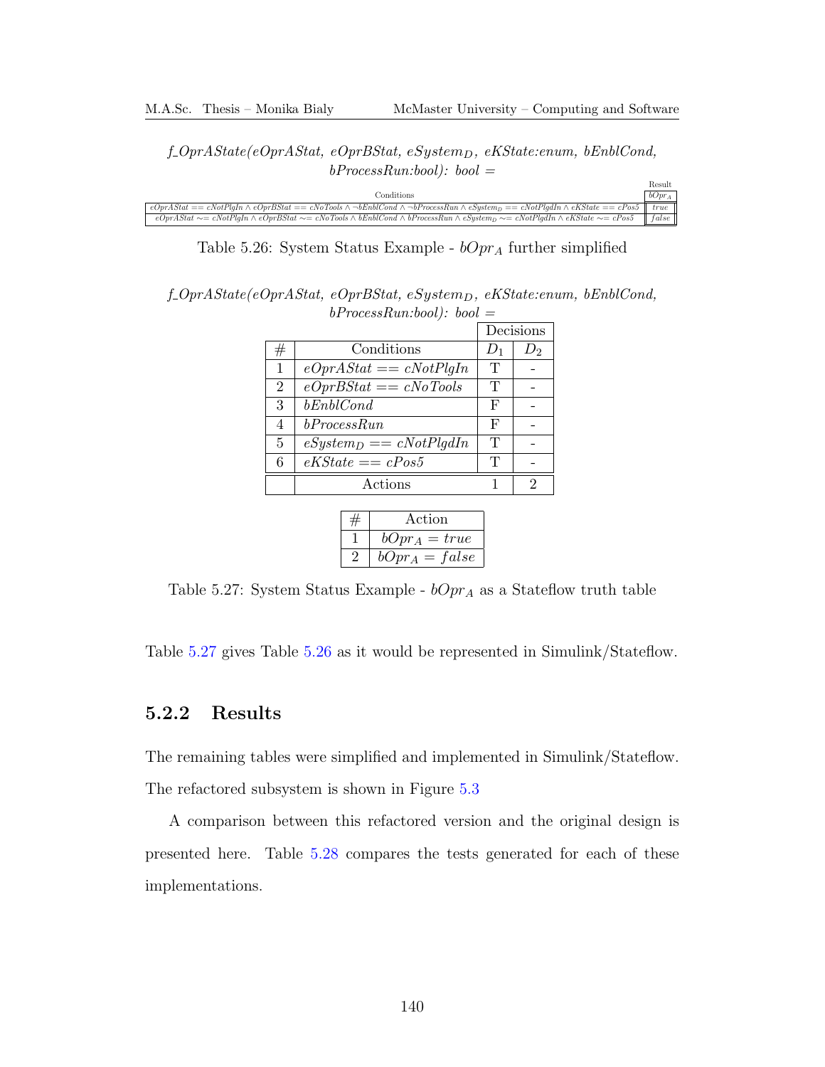*f_OprAState(eOprAStat, eOprBStat, eSystem$_D$, eKState:enum, bEnblCond, bProcessRun:bool): bool =*

| Conditions | Result $bOpr_A$ |
|---|---|
| $eOprAStat == cNotPlgIn \wedge eOprBStat == cNoTools \wedge \neg bEnblCond \wedge \neg bProcessRun \wedge eSystem_D == cNotPlgdIn \wedge eKState == cPos5$ | $true$ |
| $eOprAStat \sim= cNotPlgIn \wedge eOprBStat \sim= cNoTools \wedge bEnblCond \wedge bProcessRun \wedge eSystem_D \sim= cNotPlgdIn \wedge eKState \sim= cPos5$ | $false$ |

Table 5.26: System Status Example - $bOpr_A$ further simplified

*f_OprAState(eOprAStat, eOprBStat, eSystem$_D$, eKState:enum, bEnblCond, bProcessRun:bool): bool =*

| | | Decisions | |
|---|---|---|---|
| # | Conditions | $D_1$ | $D_2$ |
| 1 | $eOprAStat == cNotPlgIn$ | T | - |
| 2 | $eOprBStat == cNoTools$ | T | - |
| 3 | $bEnblCond$ | F | - |
| 4 | $bProcessRun$ | F | - |
| 5 | $eSystem_D == cNotPlgdIn$ | T | - |
| 6 | $eKState == cPos5$ | T | - |
| | Actions | 1 | 2 |

| # | Action |
|---|---|
| 1 | $bOpr_A = true$ |
| 2 | $bOpr_A = false$ |

Table 5.27: System Status Example - $bOpr_A$ as a Stateflow truth table

Table 5.27 gives Table 5.26 as it would be represented in Simulink/Stateflow.

### 5.2.2 Results

The remaining tables were simplified and implemented in Simulink/Stateflow. The refactored subsystem is shown in Figure 5.3

A comparison between this refactored version and the original design is presented here. Table 5.28 compares the tests generated for each of these implementations.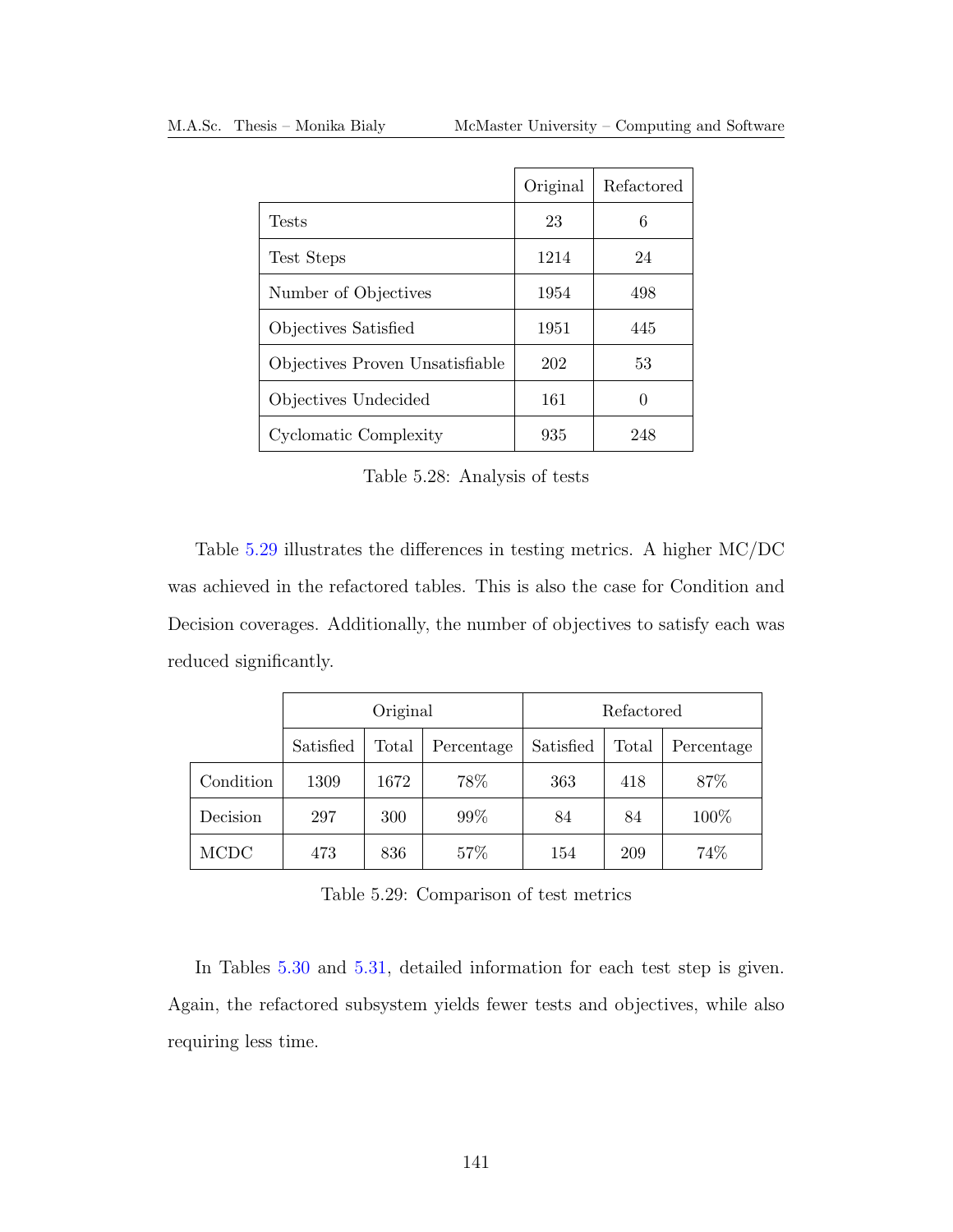| | Original | Refactored |
|---|---|---|
| Tests | 23 | 6 |
| Test Steps | 1214 | 24 |
| Number of Objectives | 1954 | 498 |
| Objectives Satisfied | 1951 | 445 |
| Objectives Proven Unsatisfiable | 202 | 53 |
| Objectives Undecided | 161 | 0 |
| Cyclomatic Complexity | 935 | 248 |

Table 5.28: Analysis of tests

Table 5.29 illustrates the differences in testing metrics. A higher MC/DC was achieved in the refactored tables. This is also the case for Condition and Decision coverages. Additionally, the number of objectives to satisfy each was reduced significantly.

| | Original | | | Refactored | | |
|---|---|---|---|---|---|---|
| | Satisfied | Total | Percentage | Satisfied | Total | Percentage |
| Condition | 1309 | 1672 | 78% | 363 | 418 | 87% |
| Decision | 297 | 300 | 99% | 84 | 84 | 100% |
| MCDC | 473 | 836 | 57% | 154 | 209 | 74% |

Table 5.29: Comparison of test metrics

In Tables 5.30 and 5.31, detailed information for each test step is given. Again, the refactored subsystem yields fewer tests and objectives, while also requiring less time.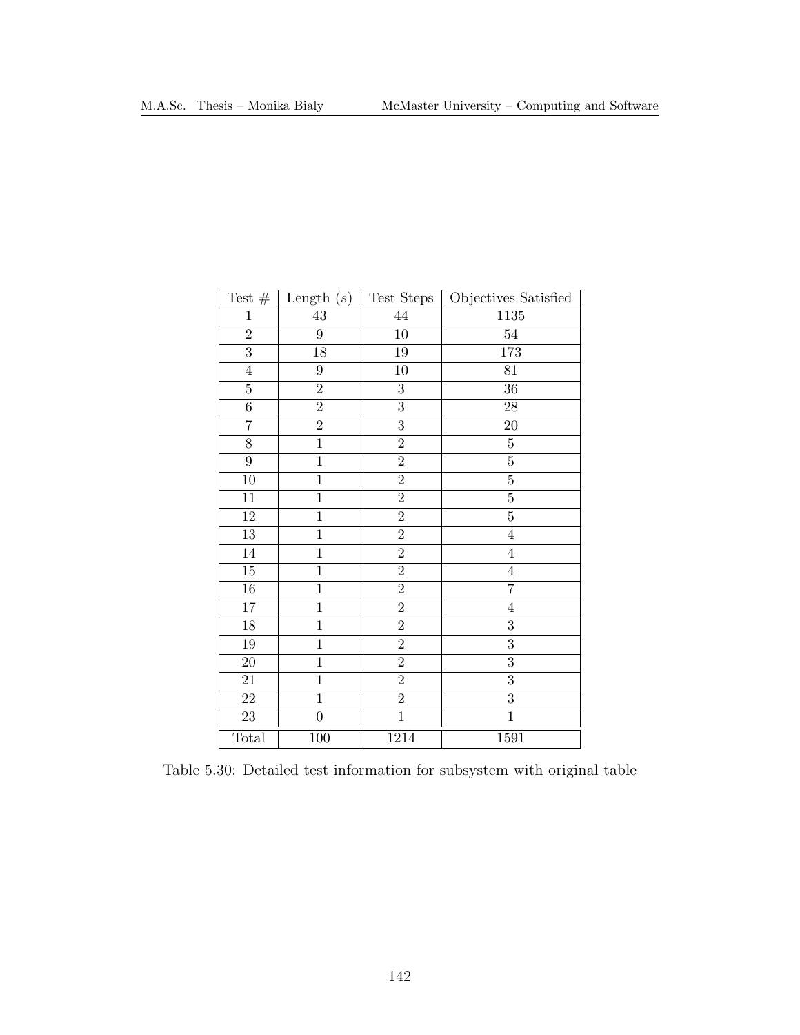| Test # | Length ($s$) | Test Steps | Objectives Satisfied |
|---|---|---|---|
| 1 | 43 | 44 | 1135 |
| 2 | 9 | 10 | 54 |
| 3 | 18 | 19 | 173 |
| 4 | 9 | 10 | 81 |
| 5 | 2 | 3 | 36 |
| 6 | 2 | 3 | 28 |
| 7 | 2 | 3 | 20 |
| 8 | 1 | 2 | 5 |
| 9 | 1 | 2 | 5 |
| 10 | 1 | 2 | 5 |
| 11 | 1 | 2 | 5 |
| 12 | 1 | 2 | 5 |
| 13 | 1 | 2 | 4 |
| 14 | 1 | 2 | 4 |
| 15 | 1 | 2 | 4 |
| 16 | 1 | 2 | 7 |
| 17 | 1 | 2 | 4 |
| 18 | 1 | 2 | 3 |
| 19 | 1 | 2 | 3 |
| 20 | 1 | 2 | 3 |
| 21 | 1 | 2 | 3 |
| 22 | 1 | 2 | 3 |
| 23 | 0 | 1 | 1 |
| Total | 100 | 1214 | 1591 |

Table 5.30: Detailed test information for subsystem with original table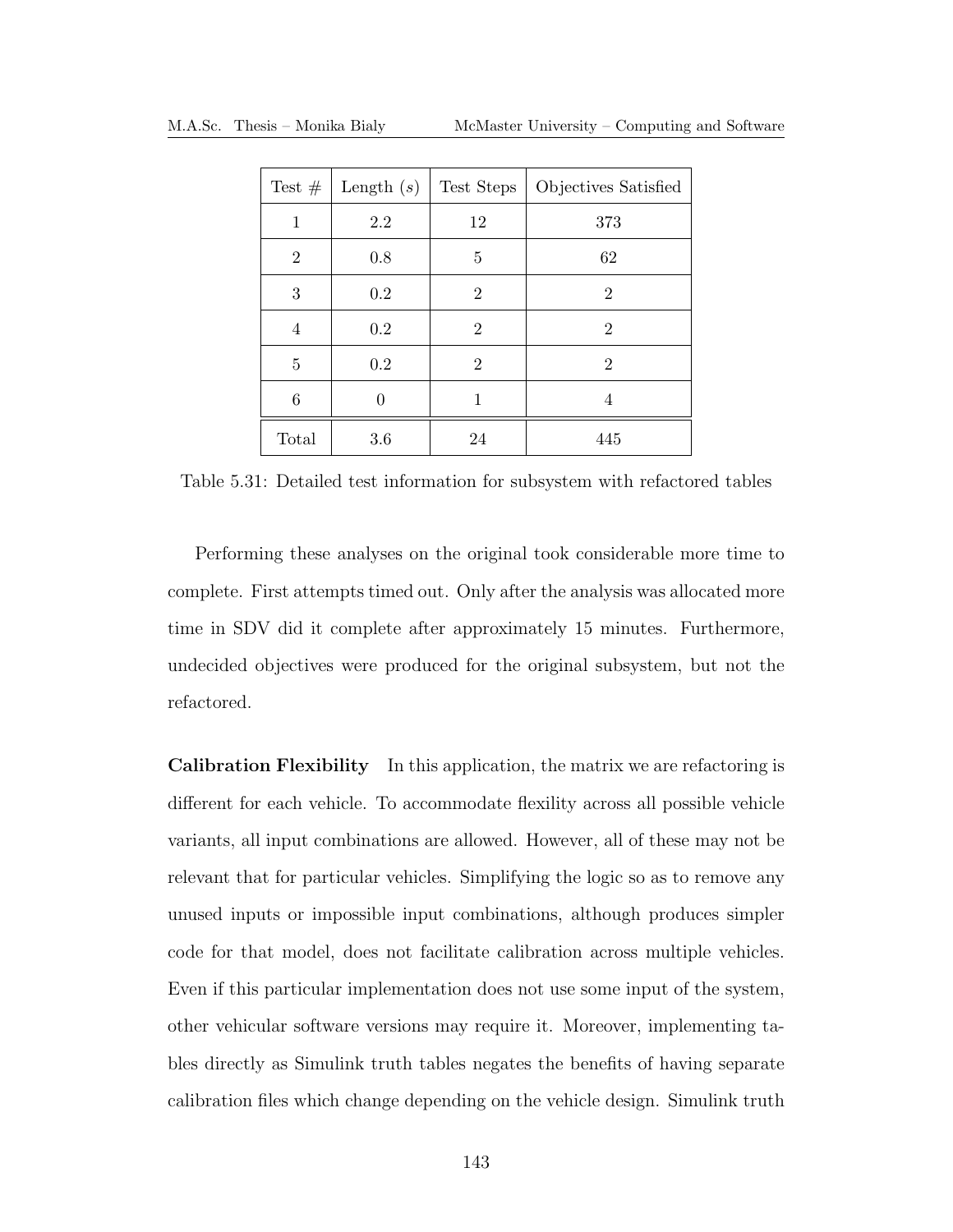| Test # | Length ($s$) | Test Steps | Objectives Satisfied |
|---|---|---|---|
| 1 | 2.2 | 12 | 373 |
| 2 | 0.8 | 5 | 62 |
| 3 | 0.2 | 2 | 2 |
| 4 | 0.2 | 2 | 2 |
| 5 | 0.2 | 2 | 2 |
| 6 | 0 | 1 | 4 |
| Total | 3.6 | 24 | 445 |

Table 5.31: Detailed test information for subsystem with refactored tables

Performing these analyses on the original took considerable more time to complete. First attempts timed out. Only after the analysis was allocated more time in SDV did it complete after approximately 15 minutes. Furthermore, undecided objectives were produced for the original subsystem, but not the refactored.

**Calibration Flexibility** In this application, the matrix we are refactoring is different for each vehicle. To accommodate flexility across all possible vehicle variants, all input combinations are allowed. However, all of these may not be relevant that for particular vehicles. Simplifying the logic so as to remove any unused inputs or impossible input combinations, although produces simpler code for that model, does not facilitate calibration across multiple vehicles. Even if this particular implementation does not use some input of the system, other vehicular software versions may require it. Moreover, implementing tables directly as Simulink truth tables negates the benefits of having separate calibration files which change depending on the vehicle design. Simulink truth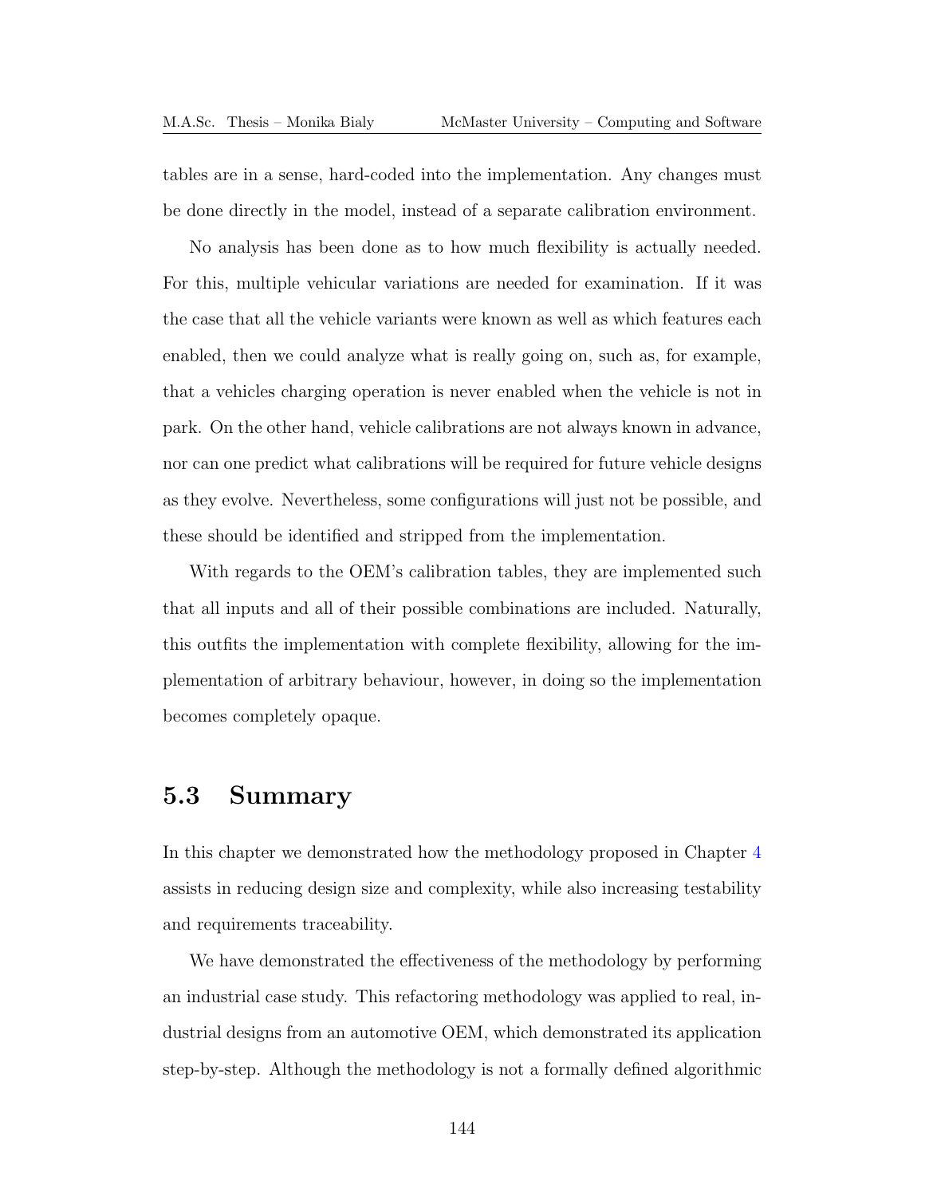tables are in a sense, hard-coded into the implementation. Any changes must be done directly in the model, instead of a separate calibration environment.

No analysis has been done as to how much flexibility is actually needed. For this, multiple vehicular variations are needed for examination. If it was the case that all the vehicle variants were known as well as which features each enabled, then we could analyze what is really going on, such as, for example, that a vehicles charging operation is never enabled when the vehicle is not in park. On the other hand, vehicle calibrations are not always known in advance, nor can one predict what calibrations will be required for future vehicle designs as they evolve. Nevertheless, some configurations will just not be possible, and these should be identified and stripped from the implementation.

With regards to the OEM's calibration tables, they are implemented such that all inputs and all of their possible combinations are included. Naturally, this outfits the implementation with complete flexibility, allowing for the implementation of arbitrary behaviour, however, in doing so the implementation becomes completely opaque.

## 5.3 Summary

In this chapter we demonstrated how the methodology proposed in Chapter 4 assists in reducing design size and complexity, while also increasing testability and requirements traceability.

We have demonstrated the effectiveness of the methodology by performing an industrial case study. This refactoring methodology was applied to real, industrial designs from an automotive OEM, which demonstrated its application step-by-step. Although the methodology is not a formally defined algorithmic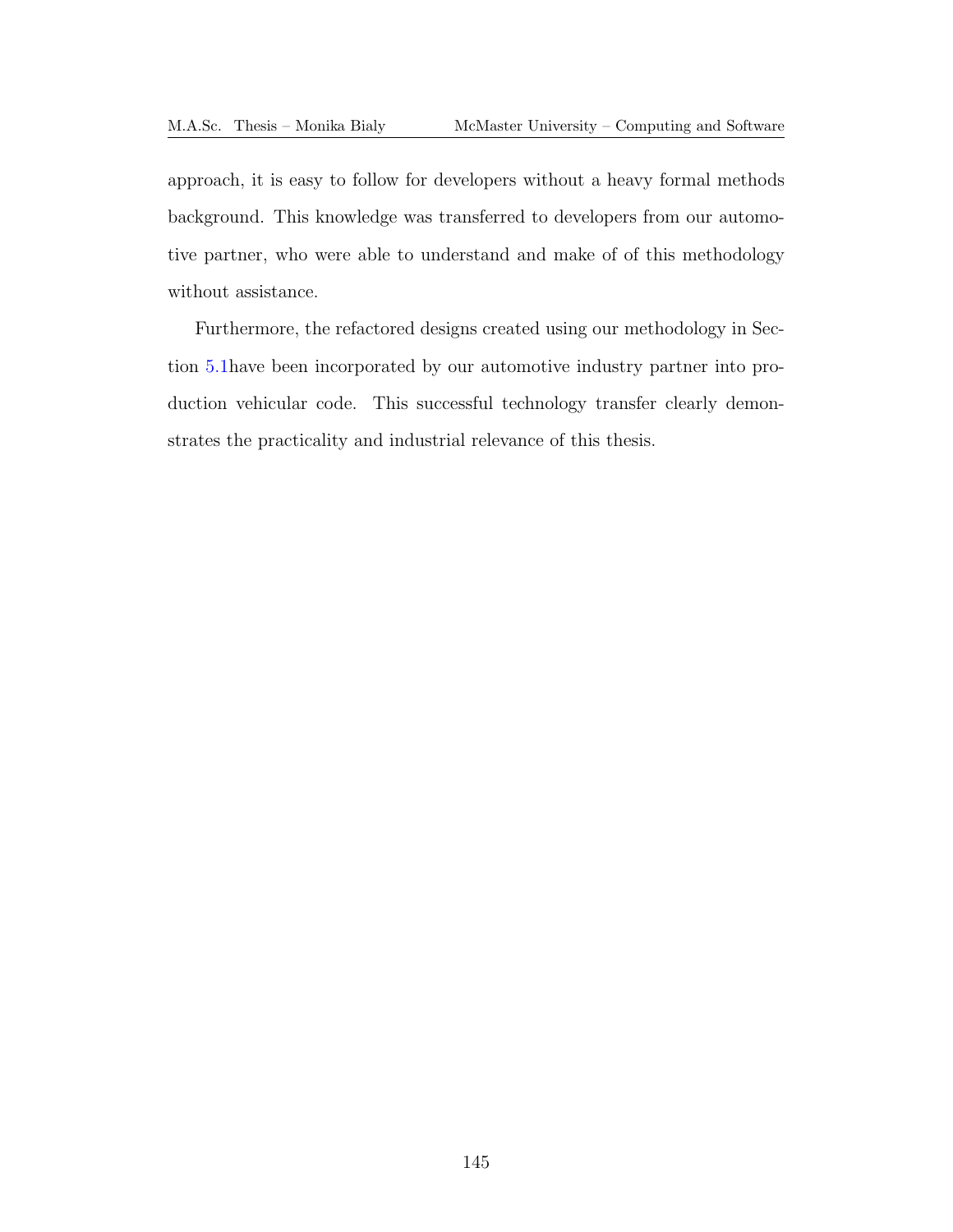approach, it is easy to follow for developers without a heavy formal methods background. This knowledge was transferred to developers from our automotive partner, who were able to understand and make of of this methodology without assistance.

Furthermore, the refactored designs created using our methodology in Section 5.1have been incorporated by our automotive industry partner into production vehicular code. This successful technology transfer clearly demonstrates the practicality and industrial relevance of this thesis.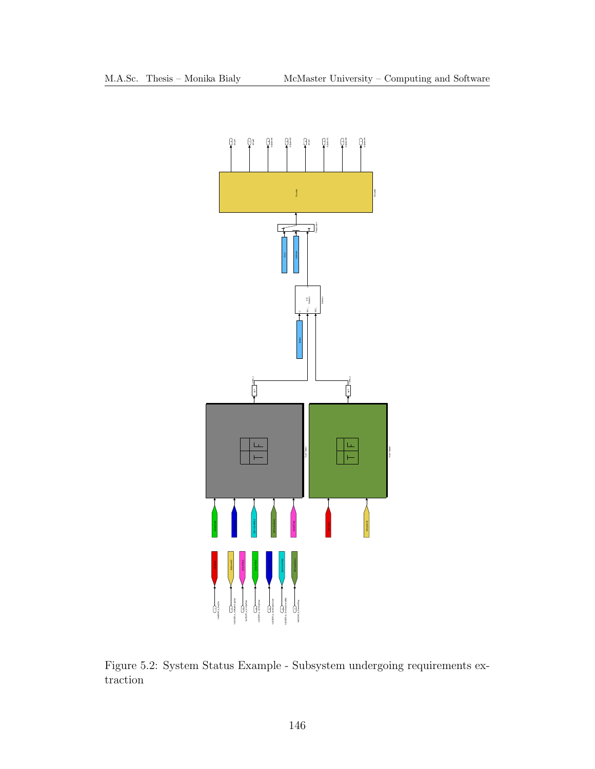Figure 5.2: System Status Example - Subsystem undergoing requirements extraction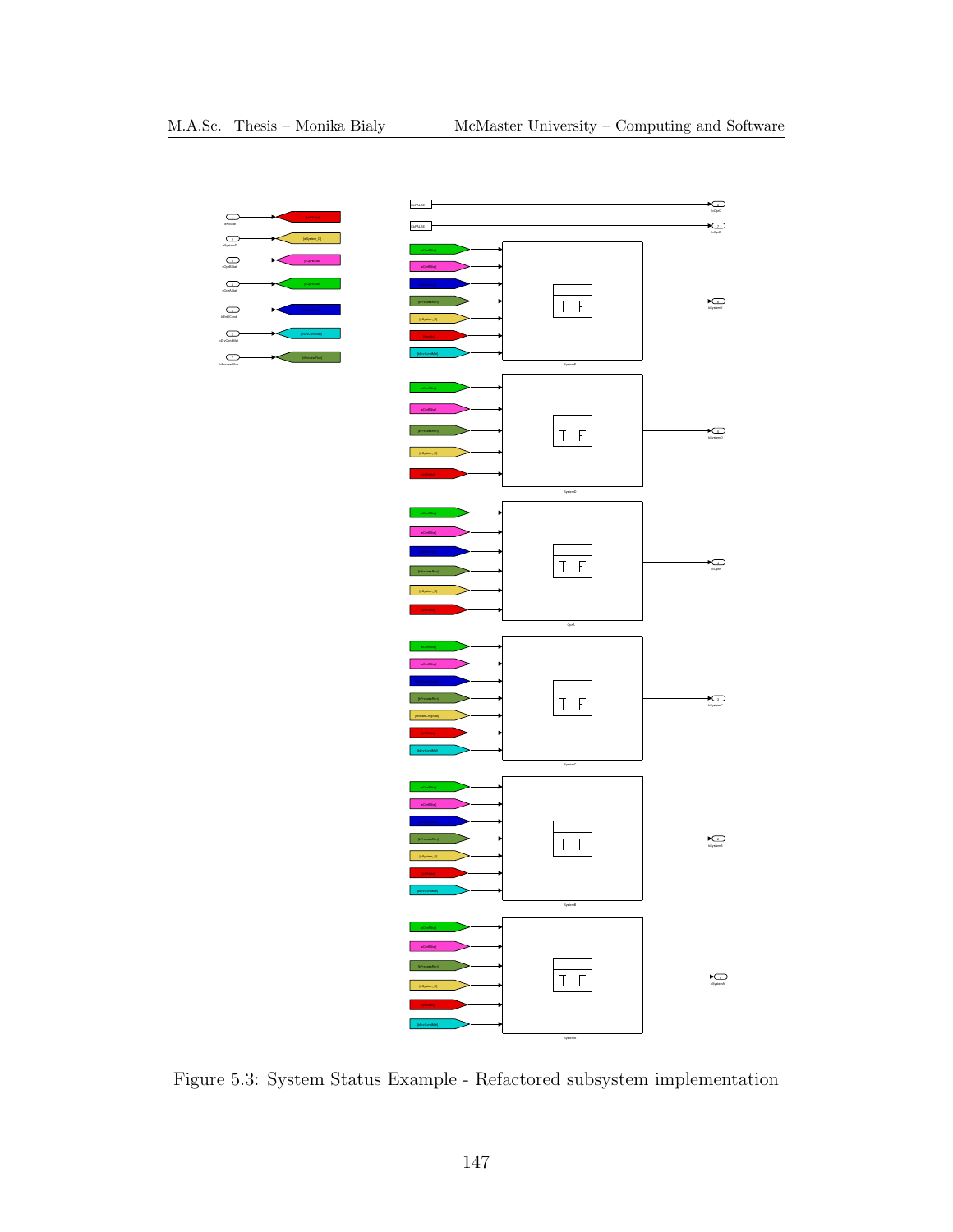Figure 5.3: System Status Example - Refactored subsystem implementation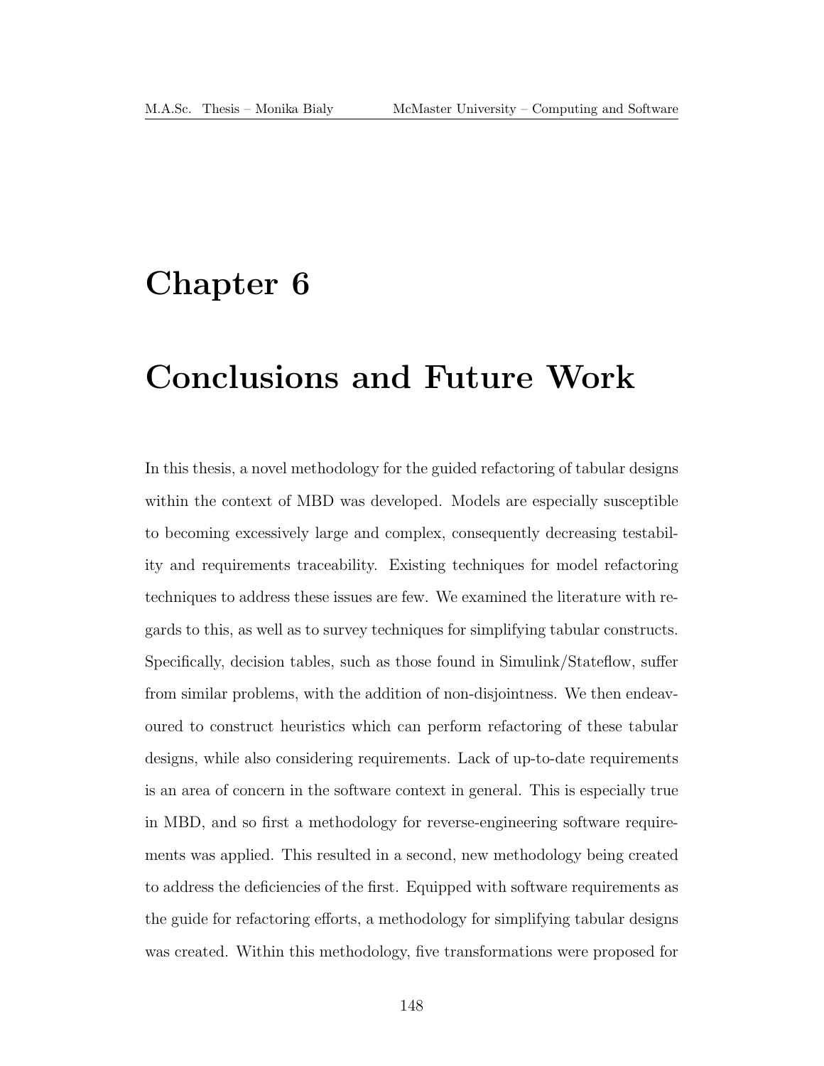# Chapter 6

# Conclusions and Future Work

In this thesis, a novel methodology for the guided refactoring of tabular designs within the context of MBD was developed. Models are especially susceptible to becoming excessively large and complex, consequently decreasing testability and requirements traceability. Existing techniques for model refactoring techniques to address these issues are few. We examined the literature with regards to this, as well as to survey techniques for simplifying tabular constructs. Specifically, decision tables, such as those found in Simulink/Stateflow, suffer from similar problems, with the addition of non-disjointness. We then endeavoured to construct heuristics which can perform refactoring of these tabular designs, while also considering requirements. Lack of up-to-date requirements is an area of concern in the software context in general. This is especially true in MBD, and so first a methodology for reverse-engineering software requirements was applied. This resulted in a second, new methodology being created to address the deficiencies of the first. Equipped with software requirements as the guide for refactoring efforts, a methodology for simplifying tabular designs was created. Within this methodology, five transformations were proposed for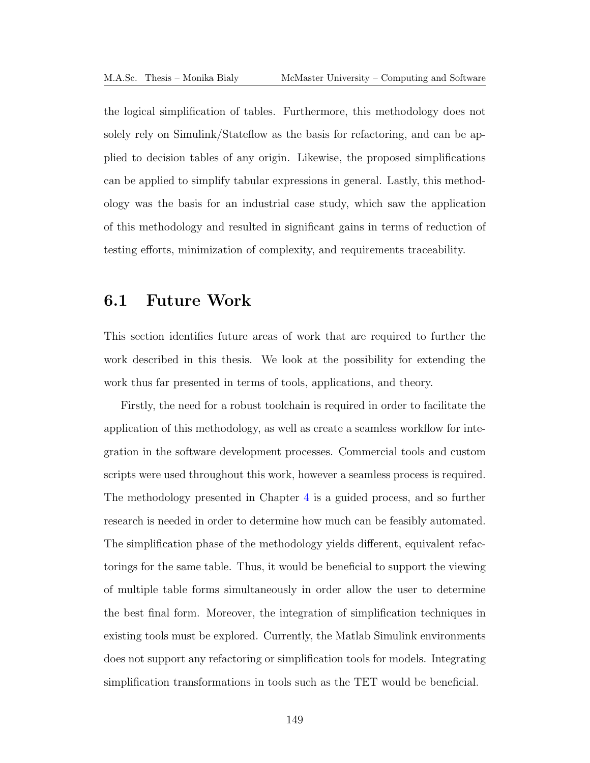the logical simplification of tables. Furthermore, this methodology does not solely rely on Simulink/Stateflow as the basis for refactoring, and can be applied to decision tables of any origin. Likewise, the proposed simplifications can be applied to simplify tabular expressions in general. Lastly, this methodology was the basis for an industrial case study, which saw the application of this methodology and resulted in significant gains in terms of reduction of testing efforts, minimization of complexity, and requirements traceability.

## 6.1 Future Work

This section identifies future areas of work that are required to further the work described in this thesis. We look at the possibility for extending the work thus far presented in terms of tools, applications, and theory.

Firstly, the need for a robust toolchain is required in order to facilitate the application of this methodology, as well as create a seamless workflow for integration in the software development processes. Commercial tools and custom scripts were used throughout this work, however a seamless process is required. The methodology presented in Chapter 4 is a guided process, and so further research is needed in order to determine how much can be feasibly automated. The simplification phase of the methodology yields different, equivalent refactorings for the same table. Thus, it would be beneficial to support the viewing of multiple table forms simultaneously in order allow the user to determine the best final form. Moreover, the integration of simplification techniques in existing tools must be explored. Currently, the Matlab Simulink environments does not support any refactoring or simplification tools for models. Integrating simplification transformations in tools such as the TET would be beneficial.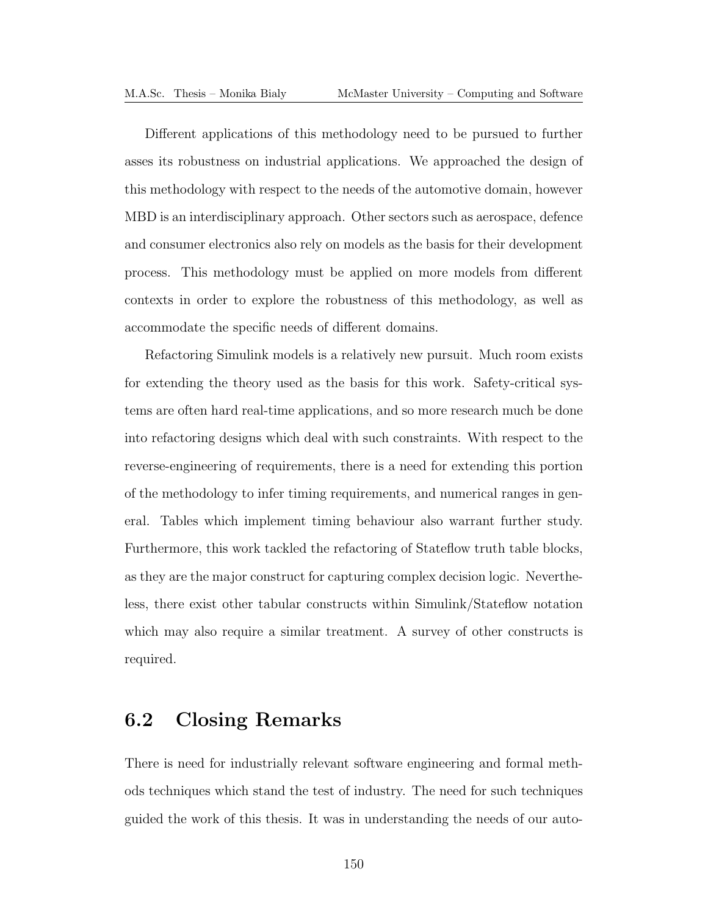Different applications of this methodology need to be pursued to further asses its robustness on industrial applications. We approached the design of this methodology with respect to the needs of the automotive domain, however MBD is an interdisciplinary approach. Other sectors such as aerospace, defence and consumer electronics also rely on models as the basis for their development process. This methodology must be applied on more models from different contexts in order to explore the robustness of this methodology, as well as accommodate the specific needs of different domains.

Refactoring Simulink models is a relatively new pursuit. Much room exists for extending the theory used as the basis for this work. Safety-critical systems are often hard real-time applications, and so more research much be done into refactoring designs which deal with such constraints. With respect to the reverse-engineering of requirements, there is a need for extending this portion of the methodology to infer timing requirements, and numerical ranges in general. Tables which implement timing behaviour also warrant further study. Furthermore, this work tackled the refactoring of Stateflow truth table blocks, as they are the major construct for capturing complex decision logic. Nevertheless, there exist other tabular constructs within Simulink/Stateflow notation which may also require a similar treatment. A survey of other constructs is required.

## 6.2 Closing Remarks

There is need for industrially relevant software engineering and formal methods techniques which stand the test of industry. The need for such techniques guided the work of this thesis. It was in understanding the needs of our auto-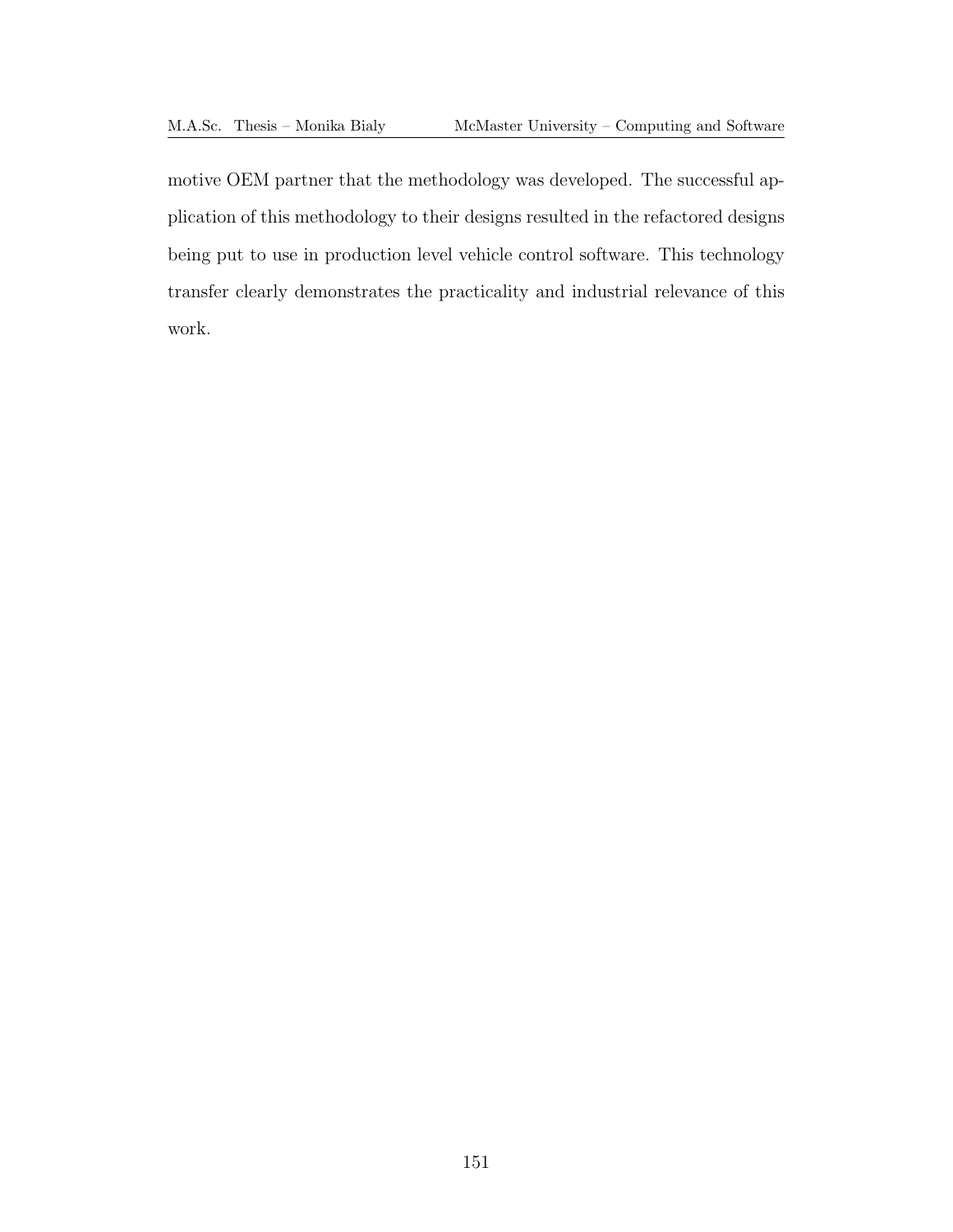motive OEM partner that the methodology was developed. The successful application of this methodology to their designs resulted in the refactored designs being put to use in production level vehicle control software. This technology transfer clearly demonstrates the practicality and industrial relevance of this work.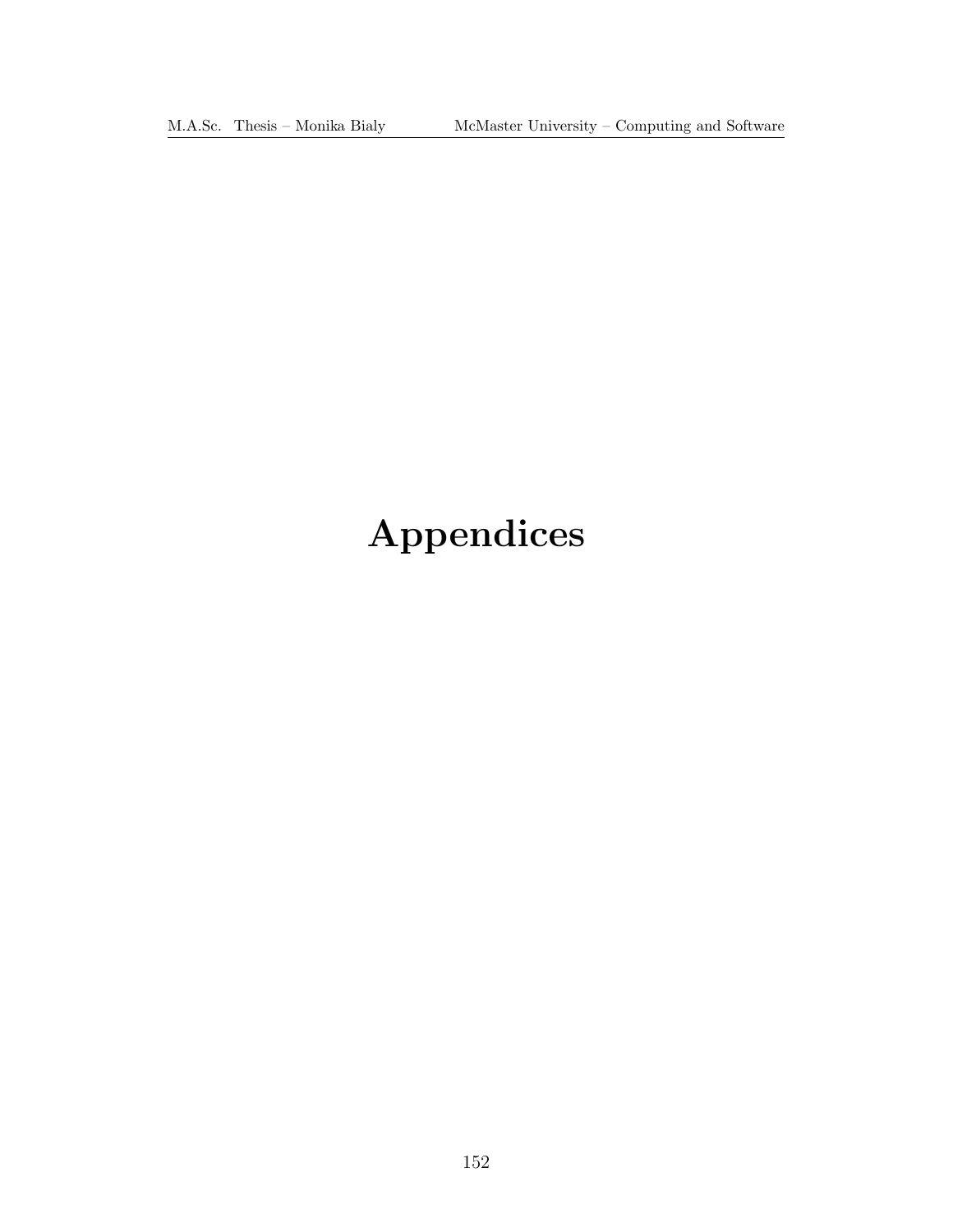# Appendices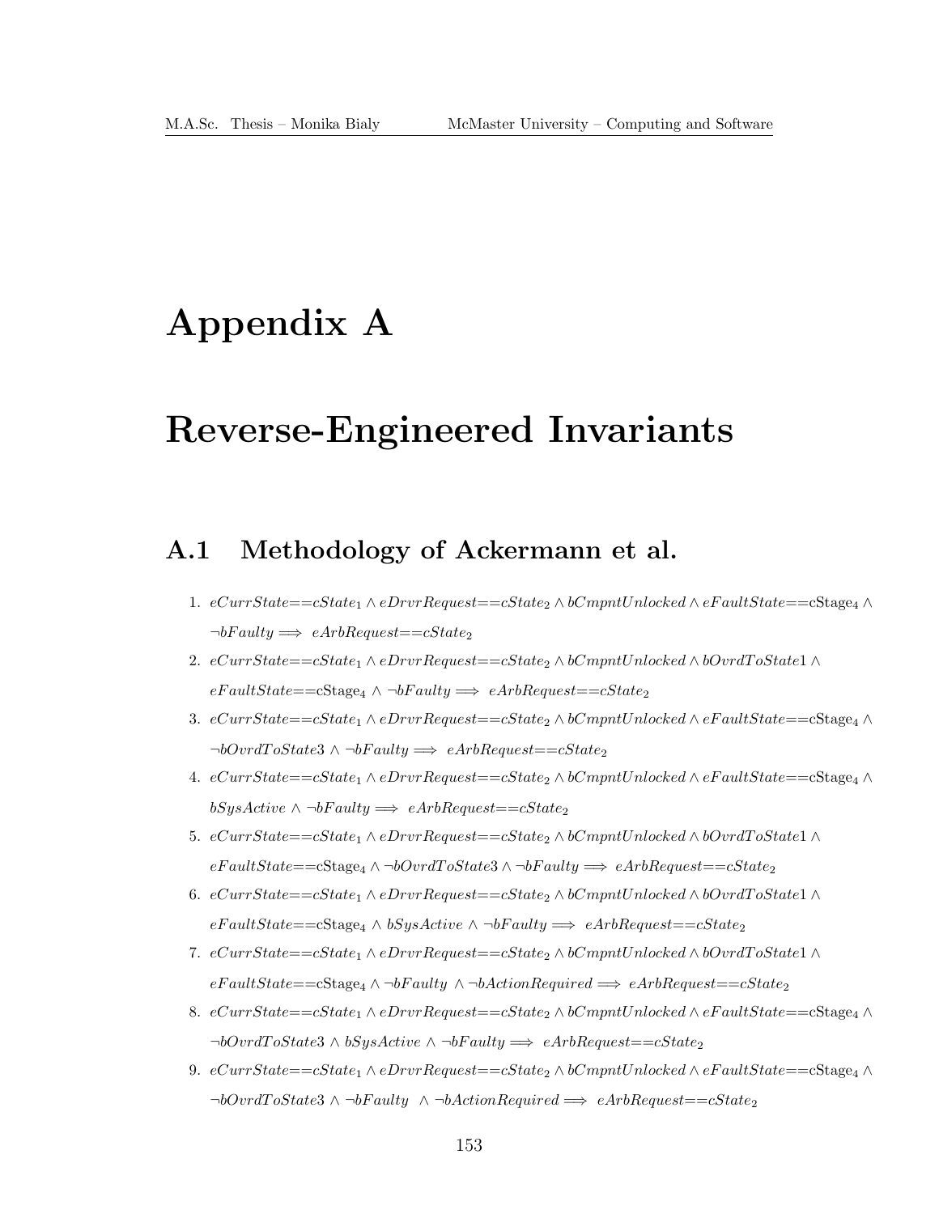# Appendix A

# Reverse-Engineered Invariants

## A.1 Methodology of Ackermann et al.

1. $eCurrState{=}{=}cState_1 \wedge eDrvrRequest{=}{=}cState_2 \wedge bCmpntUnlocked \wedge eFaultState{=}{=}\text{cStage}_4 \wedge \neg bFaulty \implies eArbRequest{=}{=}cState_2$
2. $eCurrState{=}{=}cState_1 \wedge eDrvrRequest{=}{=}cState_2 \wedge bCmpntUnlocked \wedge bOvrdToState1 \wedge eFaultState{=}{=}\text{cStage}_4 \wedge \neg bFaulty \implies eArbRequest{=}{=}cState_2$
3. $eCurrState{=}{=}cState_1 \wedge eDrvrRequest{=}{=}cState_2 \wedge bCmpntUnlocked \wedge eFaultState{=}{=}\text{cStage}_4 \wedge \neg bOvrdToState3 \wedge \neg bFaulty \implies eArbRequest{=}{=}cState_2$
4. $eCurrState{=}{=}cState_1 \wedge eDrvrRequest{=}{=}cState_2 \wedge bCmpntUnlocked \wedge eFaultState{=}{=}\text{cStage}_4 \wedge bSysActive \wedge \neg bFaulty \implies eArbRequest{=}{=}cState_2$
5. $eCurrState{=}{=}cState_1 \wedge eDrvrRequest{=}{=}cState_2 \wedge bCmpntUnlocked \wedge bOvrdToState1 \wedge eFaultState{=}{=}\text{cStage}_4 \wedge \neg bOvrdToState3 \wedge \neg bFaulty \implies eArbRequest{=}{=}cState_2$
6. $eCurrState{=}{=}cState_1 \wedge eDrvrRequest{=}{=}cState_2 \wedge bCmpntUnlocked \wedge bOvrdToState1 \wedge eFaultState{=}{=}\text{cStage}_4 \wedge bSysActive \wedge \neg bFaulty \implies eArbRequest{=}{=}cState_2$
7. $eCurrState{=}{=}cState_1 \wedge eDrvrRequest{=}{=}cState_2 \wedge bCmpntUnlocked \wedge bOvrdToState1 \wedge eFaultState{=}{=}\text{cStage}_4 \wedge \neg bFaulty \wedge \neg bActionRequired \implies eArbRequest{=}{=}cState_2$
8. $eCurrState{=}{=}cState_1 \wedge eDrvrRequest{=}{=}cState_2 \wedge bCmpntUnlocked \wedge eFaultState{=}{=}\text{cStage}_4 \wedge \neg bOvrdToState3 \wedge bSysActive \wedge \neg bFaulty \implies eArbRequest{=}{=}cState_2$
9. $eCurrState{=}{=}cState_1 \wedge eDrvrRequest{=}{=}cState_2 \wedge bCmpntUnlocked \wedge eFaultState{=}{=}\text{cStage}_4 \wedge \neg bOvrdToState3 \wedge \neg bFaulty \wedge \neg bActionRequired \implies eArbRequest{=}{=}cState_2$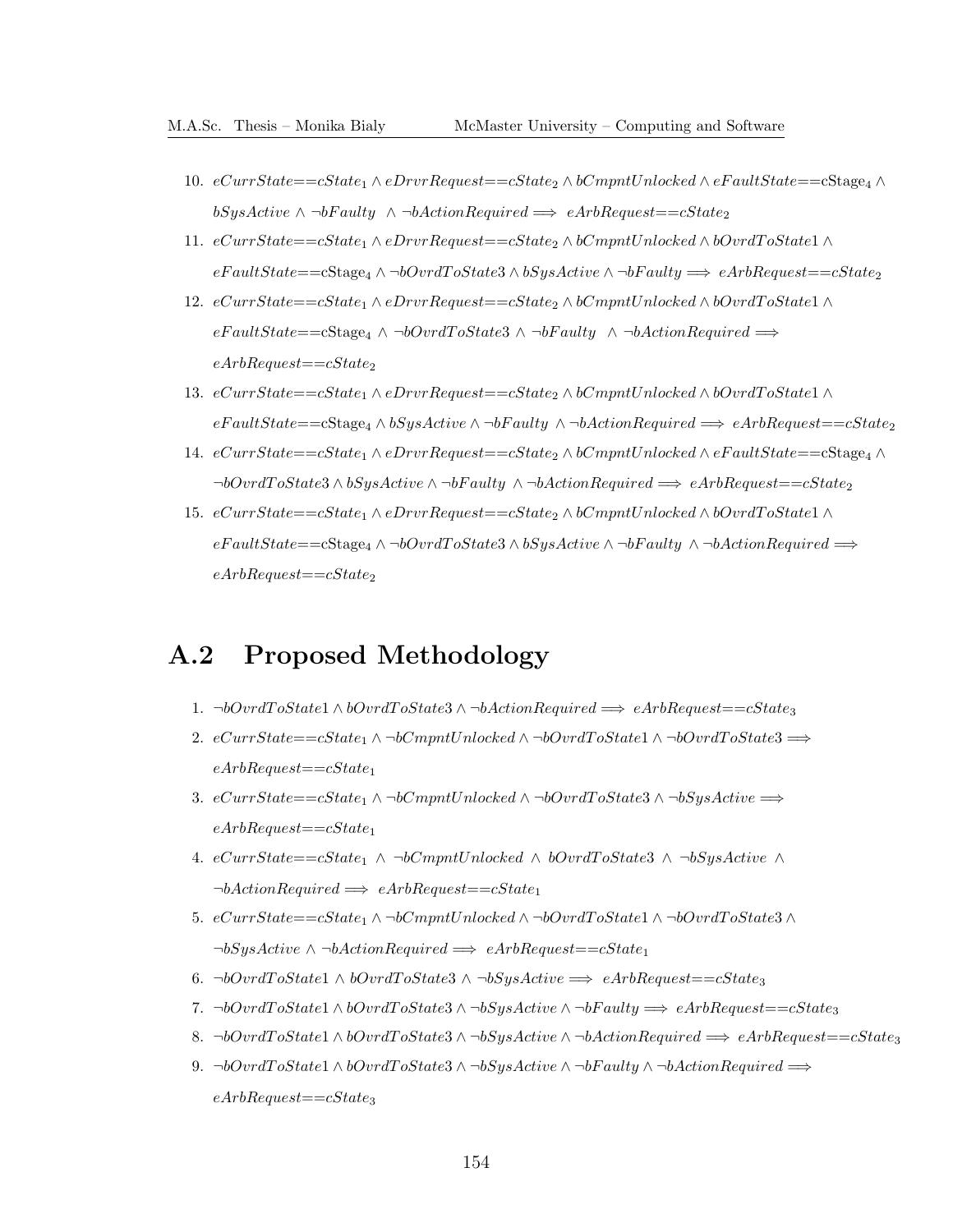10. $eCurrState{=}{=}cState_1 \wedge eDrvrRequest{=}{=}cState_2 \wedge bCmpntUnlocked \wedge eFaultState{=}{=}\text{cStage}_4 \wedge bSysActive \wedge \neg bFaulty \wedge \neg bActionRequired \implies eArbRequest{=}{=}cState_2$
11. $eCurrState{=}{=}cState_1 \wedge eDrvrRequest{=}{=}cState_2 \wedge bCmpntUnlocked \wedge bOvrdToState1 \wedge eFaultState{=}{=}\text{cStage}_4 \wedge \neg bOvrdToState3 \wedge bSysActive \wedge \neg bFaulty \implies eArbRequest{=}{=}cState_2$
12. $eCurrState{=}{=}cState_1 \wedge eDrvrRequest{=}{=}cState_2 \wedge bCmpntUnlocked \wedge bOvrdToState1 \wedge eFaultState{=}{=}\text{cStage}_4 \wedge \neg bOvrdToState3 \wedge \neg bFaulty \wedge \neg bActionRequired \implies eArbRequest{=}{=}cState_2$
13. $eCurrState{=}{=}cState_1 \wedge eDrvrRequest{=}{=}cState_2 \wedge bCmpntUnlocked \wedge bOvrdToState1 \wedge eFaultState{=}{=}\text{cStage}_4 \wedge bSysActive \wedge \neg bFaulty \wedge \neg bActionRequired \implies eArbRequest{=}{=}cState_2$
14. $eCurrState{=}{=}cState_1 \wedge eDrvrRequest{=}{=}cState_2 \wedge bCmpntUnlocked \wedge eFaultState{=}{=}\text{cStage}_4 \wedge \neg bOvrdToState3 \wedge bSysActive \wedge \neg bFaulty \wedge \neg bActionRequired \implies eArbRequest{=}{=}cState_2$
15. $eCurrState{=}{=}cState_1 \wedge eDrvrRequest{=}{=}cState_2 \wedge bCmpntUnlocked \wedge bOvrdToState1 \wedge eFaultState{=}{=}\text{cStage}_4 \wedge \neg bOvrdToState3 \wedge bSysActive \wedge \neg bFaulty \wedge \neg bActionRequired \implies eArbRequest{=}{=}cState_2$

## A.2 Proposed Methodology

1. $\neg bOvrdToState1 \wedge bOvrdToState3 \wedge \neg bActionRequired \implies eArbRequest{=}{=}cState_3$
2. $eCurrState{=}{=}cState_1 \wedge \neg bCmpntUnlocked \wedge \neg bOvrdToState1 \wedge \neg bOvrdToState3 \implies eArbRequest{=}{=}cState_1$
3. $eCurrState{=}{=}cState_1 \wedge \neg bCmpntUnlocked \wedge \neg bOvrdToState3 \wedge \neg bSysActive \implies eArbRequest{=}{=}cState_1$
4. $eCurrState{=}{=}cState_1 \wedge \neg bCmpntUnlocked \wedge bOvrdToState3 \wedge \neg bSysActive \wedge \neg bActionRequired \implies eArbRequest{=}{=}cState_1$
5. $eCurrState{=}{=}cState_1 \wedge \neg bCmpntUnlocked \wedge \neg bOvrdToState1 \wedge \neg bOvrdToState3 \wedge \neg bSysActive \wedge \neg bActionRequired \implies eArbRequest{=}{=}cState_1$
6. $\neg bOvrdToState1 \wedge bOvrdToState3 \wedge \neg bSysActive \implies eArbRequest{=}{=}cState_3$
7. $\neg bOvrdToState1 \wedge bOvrdToState3 \wedge \neg bSysActive \wedge \neg bFaulty \implies eArbRequest{=}{=}cState_3$
8. $\neg bOvrdToState1 \wedge bOvrdToState3 \wedge \neg bSysActive \wedge \neg bActionRequired \implies eArbRequest{=}{=}cState_3$
9. $\neg bOvrdToState1 \wedge bOvrdToState3 \wedge \neg bSysActive \wedge \neg bFaulty \wedge \neg bActionRequired \implies eArbRequest{=}{=}cState_3$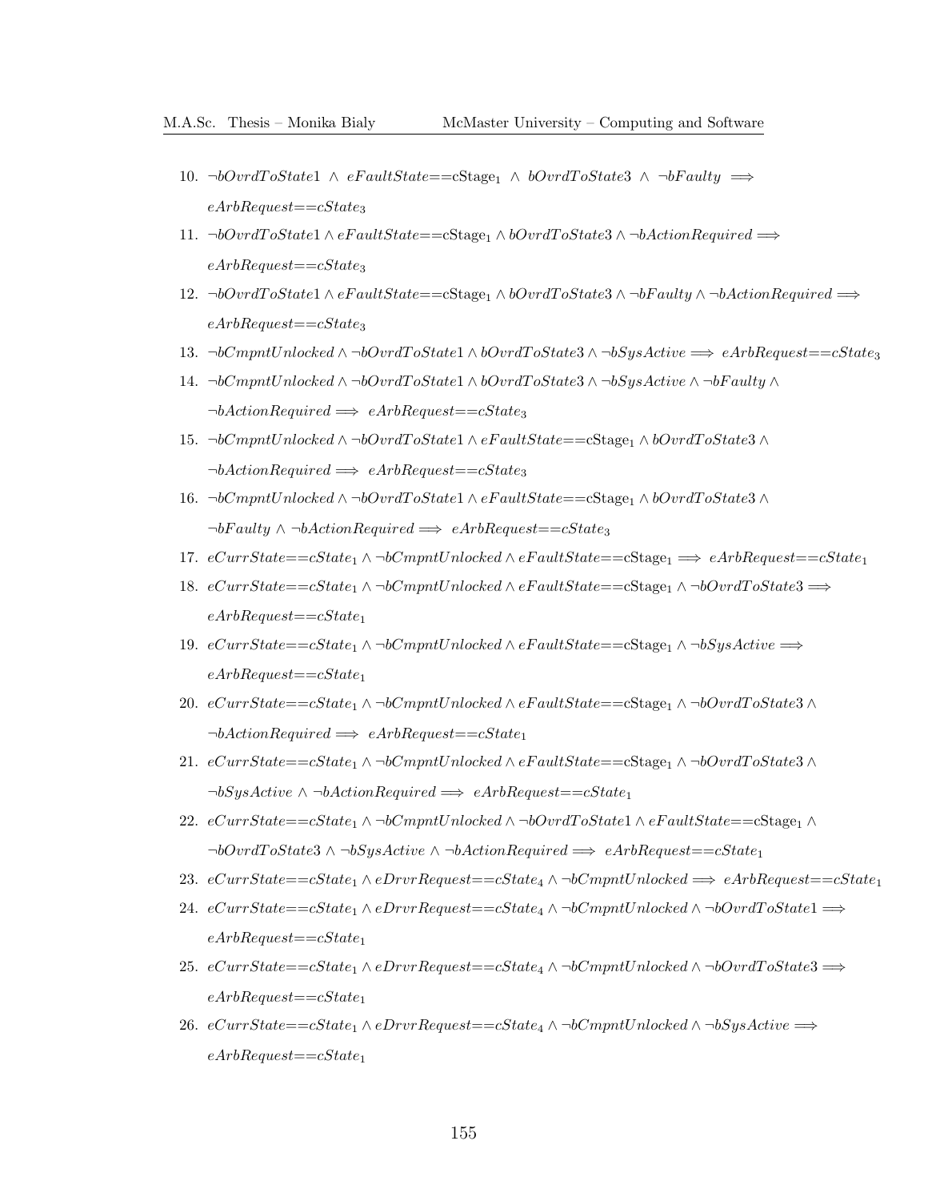10. $\neg bOvrdToState1 \wedge eFaultState{=}{=}\text{cStage}_1 \wedge bOvrdToState3 \wedge \neg bFaulty \implies eArbRequest{=}{=}cState_3$
11. $\neg bOvrdToState1 \wedge eFaultState{=}{=}\text{cStage}_1 \wedge bOvrdToState3 \wedge \neg bActionRequired \implies eArbRequest{=}{=}cState_3$
12. $\neg bOvrdToState1 \wedge eFaultState{=}{=}\text{cStage}_1 \wedge bOvrdToState3 \wedge \neg bFaulty \wedge \neg bActionRequired \implies eArbRequest{=}{=}cState_3$
13. $\neg bCmpntUnlocked \wedge \neg bOvrdToState1 \wedge bOvrdToState3 \wedge \neg bSysActive \implies eArbRequest{=}{=}cState_3$
14. $\neg bCmpntUnlocked \wedge \neg bOvrdToState1 \wedge bOvrdToState3 \wedge \neg bSysActive \wedge \neg bFaulty \wedge \neg bActionRequired \implies eArbRequest{=}{=}cState_3$
15. $\neg bCmpntUnlocked \wedge \neg bOvrdToState1 \wedge eFaultState{=}{=}\text{cStage}_1 \wedge bOvrdToState3 \wedge \neg bActionRequired \implies eArbRequest{=}{=}cState_3$
16. $\neg bCmpntUnlocked \wedge \neg bOvrdToState1 \wedge eFaultState{=}{=}\text{cStage}_1 \wedge bOvrdToState3 \wedge \neg bFaulty \wedge \neg bActionRequired \implies eArbRequest{=}{=}cState_3$
17. $eCurrState{=}{=}cState_1 \wedge \neg bCmpntUnlocked \wedge eFaultState{=}{=}\text{cStage}_1 \implies eArbRequest{=}{=}cState_1$
18. $eCurrState{=}{=}cState_1 \wedge \neg bCmpntUnlocked \wedge eFaultState{=}{=}\text{cStage}_1 \wedge \neg bOvrdToState3 \implies eArbRequest{=}{=}cState_1$
19. $eCurrState{=}{=}cState_1 \wedge \neg bCmpntUnlocked \wedge eFaultState{=}{=}\text{cStage}_1 \wedge \neg bSysActive \implies eArbRequest{=}{=}cState_1$
20. $eCurrState{=}{=}cState_1 \wedge \neg bCmpntUnlocked \wedge eFaultState{=}{=}\text{cStage}_1 \wedge \neg bOvrdToState3 \wedge \neg bActionRequired \implies eArbRequest{=}{=}cState_1$
21. $eCurrState{=}{=}cState_1 \wedge \neg bCmpntUnlocked \wedge eFaultState{=}{=}\text{cStage}_1 \wedge \neg bOvrdToState3 \wedge \neg bSysActive \wedge \neg bActionRequired \implies eArbRequest{=}{=}cState_1$
22. $eCurrState{=}{=}cState_1 \wedge \neg bCmpntUnlocked \wedge \neg bOvrdToState1 \wedge eFaultState{=}{=}\text{cStage}_1 \wedge \neg bOvrdToState3 \wedge \neg bSysActive \wedge \neg bActionRequired \implies eArbRequest{=}{=}cState_1$
23. $eCurrState{=}{=}cState_1 \wedge eDrvrRequest{=}{=}cState_4 \wedge \neg bCmpntUnlocked \implies eArbRequest{=}{=}cState_1$
24. $eCurrState{=}{=}cState_1 \wedge eDrvrRequest{=}{=}cState_4 \wedge \neg bCmpntUnlocked \wedge \neg bOvrdToState1 \implies eArbRequest{=}{=}cState_1$
25. $eCurrState{=}{=}cState_1 \wedge eDrvrRequest{=}{=}cState_4 \wedge \neg bCmpntUnlocked \wedge \neg bOvrdToState3 \implies eArbRequest{=}{=}cState_1$
26. $eCurrState{=}{=}cState_1 \wedge eDrvrRequest{=}{=}cState_4 \wedge \neg bCmpntUnlocked \wedge \neg bSysActive \implies eArbRequest{=}{=}cState_1$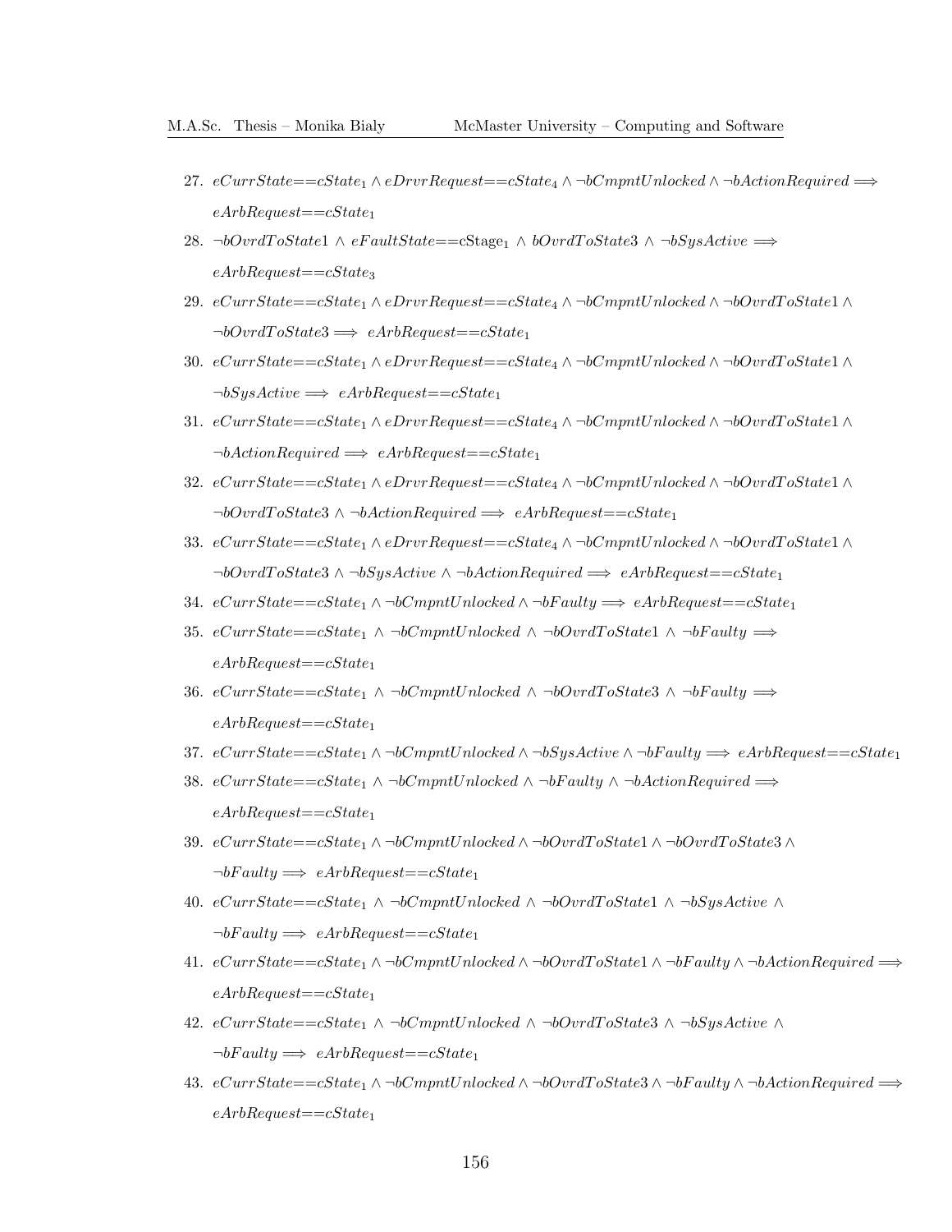27. $eCurrState{=}{=}cState_1 \wedge eDrvrRequest{=}{=}cState_4 \wedge \neg bCmpntUnlocked \wedge \neg bActionRequired \Longrightarrow eArbRequest{=}{=}cState_1$

28. $\neg bOvrdToState1 \wedge eFaultState{=}{=}\mathrm{cStage}_1 \wedge bOvrdToState3 \wedge \neg bSysActive \Longrightarrow eArbRequest{=}{=}cState_3$

29. $eCurrState{=}{=}cState_1 \wedge eDrvrRequest{=}{=}cState_4 \wedge \neg bCmpntUnlocked \wedge \neg bOvrdToState1 \wedge \neg bOvrdToState3 \Longrightarrow eArbRequest{=}{=}cState_1$

30. $eCurrState{=}{=}cState_1 \wedge eDrvrRequest{=}{=}cState_4 \wedge \neg bCmpntUnlocked \wedge \neg bOvrdToState1 \wedge \neg bSysActive \Longrightarrow eArbRequest{=}{=}cState_1$

31. $eCurrState{=}{=}cState_1 \wedge eDrvrRequest{=}{=}cState_4 \wedge \neg bCmpntUnlocked \wedge \neg bOvrdToState1 \wedge \neg bActionRequired \Longrightarrow eArbRequest{=}{=}cState_1$

32. $eCurrState{=}{=}cState_1 \wedge eDrvrRequest{=}{=}cState_4 \wedge \neg bCmpntUnlocked \wedge \neg bOvrdToState1 \wedge \neg bOvrdToState3 \wedge \neg bActionRequired \Longrightarrow eArbRequest{=}{=}cState_1$

33. $eCurrState{=}{=}cState_1 \wedge eDrvrRequest{=}{=}cState_4 \wedge \neg bCmpntUnlocked \wedge \neg bOvrdToState1 \wedge \neg bOvrdToState3 \wedge \neg bSysActive \wedge \neg bActionRequired \Longrightarrow eArbRequest{=}{=}cState_1$

34. $eCurrState{=}{=}cState_1 \wedge \neg bCmpntUnlocked \wedge \neg bFaulty \Longrightarrow eArbRequest{=}{=}cState_1$

35. $eCurrState{=}{=}cState_1 \wedge \neg bCmpntUnlocked \wedge \neg bOvrdToState1 \wedge \neg bFaulty \Longrightarrow eArbRequest{=}{=}cState_1$

36. $eCurrState{=}{=}cState_1 \wedge \neg bCmpntUnlocked \wedge \neg bOvrdToState3 \wedge \neg bFaulty \Longrightarrow eArbRequest{=}{=}cState_1$

37. $eCurrState{=}{=}cState_1 \wedge \neg bCmpntUnlocked \wedge \neg bSysActive \wedge \neg bFaulty \Longrightarrow eArbRequest{=}{=}cState_1$

38. $eCurrState{=}{=}cState_1 \wedge \neg bCmpntUnlocked \wedge \neg bFaulty \wedge \neg bActionRequired \Longrightarrow eArbRequest{=}{=}cState_1$

39. $eCurrState{=}{=}cState_1 \wedge \neg bCmpntUnlocked \wedge \neg bOvrdToState1 \wedge \neg bOvrdToState3 \wedge \neg bFaulty \Longrightarrow eArbRequest{=}{=}cState_1$

40. $eCurrState{=}{=}cState_1 \wedge \neg bCmpntUnlocked \wedge \neg bOvrdToState1 \wedge \neg bSysActive \wedge \neg bFaulty \Longrightarrow eArbRequest{=}{=}cState_1$

41. $eCurrState{=}{=}cState_1 \wedge \neg bCmpntUnlocked \wedge \neg bOvrdToState1 \wedge \neg bFaulty \wedge \neg bActionRequired \Longrightarrow eArbRequest{=}{=}cState_1$

42. $eCurrState{=}{=}cState_1 \wedge \neg bCmpntUnlocked \wedge \neg bOvrdToState3 \wedge \neg bSysActive \wedge \neg bFaulty \Longrightarrow eArbRequest{=}{=}cState_1$

43. $eCurrState{=}{=}cState_1 \wedge \neg bCmpntUnlocked \wedge \neg bOvrdToState3 \wedge \neg bFaulty \wedge \neg bActionRequired \Longrightarrow eArbRequest{=}{=}cState_1$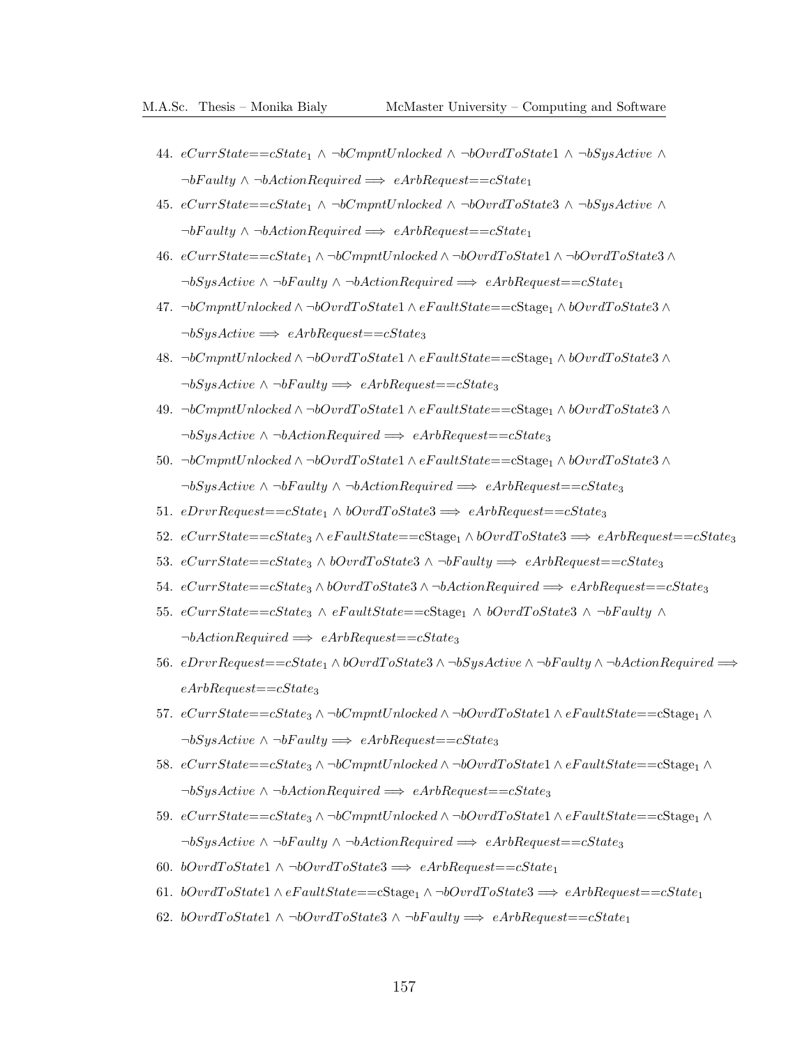44. $eCurrState{=}{=}cState_1 \wedge \neg bCmpntUnlocked \wedge \neg bOvrdToState1 \wedge \neg bSysActive \wedge \neg bFaulty \wedge \neg bActionRequired \implies eArbRequest{=}{=}cState_1$
45. $eCurrState{=}{=}cState_1 \wedge \neg bCmpntUnlocked \wedge \neg bOvrdToState3 \wedge \neg bSysActive \wedge \neg bFaulty \wedge \neg bActionRequired \implies eArbRequest{=}{=}cState_1$
46. $eCurrState{=}{=}cState_1 \wedge \neg bCmpntUnlocked \wedge \neg bOvrdToState1 \wedge \neg bOvrdToState3 \wedge \neg bSysActive \wedge \neg bFaulty \wedge \neg bActionRequired \implies eArbRequest{=}{=}cState_1$
47. $\neg bCmpntUnlocked \wedge \neg bOvrdToState1 \wedge eFaultState{=}{=}\text{cStage}_1 \wedge bOvrdToState3 \wedge \neg bSysActive \implies eArbRequest{=}{=}cState_3$
48. $\neg bCmpntUnlocked \wedge \neg bOvrdToState1 \wedge eFaultState{=}{=}\text{cStage}_1 \wedge bOvrdToState3 \wedge \neg bSysActive \wedge \neg bFaulty \implies eArbRequest{=}{=}cState_3$
49. $\neg bCmpntUnlocked \wedge \neg bOvrdToState1 \wedge eFaultState{=}{=}\text{cStage}_1 \wedge bOvrdToState3 \wedge \neg bSysActive \wedge \neg bActionRequired \implies eArbRequest{=}{=}cState_3$
50. $\neg bCmpntUnlocked \wedge \neg bOvrdToState1 \wedge eFaultState{=}{=}\text{cStage}_1 \wedge bOvrdToState3 \wedge \neg bSysActive \wedge \neg bFaulty \wedge \neg bActionRequired \implies eArbRequest{=}{=}cState_3$
51. $eDrvrRequest{=}{=}cState_1 \wedge bOvrdToState3 \implies eArbRequest{=}{=}cState_3$
52. $eCurrState{=}{=}cState_3 \wedge eFaultState{=}{=}\text{cStage}_1 \wedge bOvrdToState3 \implies eArbRequest{=}{=}cState_3$
53. $eCurrState{=}{=}cState_3 \wedge bOvrdToState3 \wedge \neg bFaulty \implies eArbRequest{=}{=}cState_3$
54. $eCurrState{=}{=}cState_3 \wedge bOvrdToState3 \wedge \neg bActionRequired \implies eArbRequest{=}{=}cState_3$
55. $eCurrState{=}{=}cState_3 \wedge eFaultState{=}{=}\text{cStage}_1 \wedge bOvrdToState3 \wedge \neg bFaulty \wedge \neg bActionRequired \implies eArbRequest{=}{=}cState_3$
56. $eDrvrRequest{=}{=}cState_1 \wedge bOvrdToState3 \wedge \neg bSysActive \wedge \neg bFaulty \wedge \neg bActionRequired \implies eArbRequest{=}{=}cState_3$
57. $eCurrState{=}{=}cState_3 \wedge \neg bCmpntUnlocked \wedge \neg bOvrdToState1 \wedge eFaultState{=}{=}\text{cStage}_1 \wedge \neg bSysActive \wedge \neg bFaulty \implies eArbRequest{=}{=}cState_3$
58. $eCurrState{=}{=}cState_3 \wedge \neg bCmpntUnlocked \wedge \neg bOvrdToState1 \wedge eFaultState{=}{=}\text{cStage}_1 \wedge \neg bSysActive \wedge \neg bActionRequired \implies eArbRequest{=}{=}cState_3$
59. $eCurrState{=}{=}cState_3 \wedge \neg bCmpntUnlocked \wedge \neg bOvrdToState1 \wedge eFaultState{=}{=}\text{cStage}_1 \wedge \neg bSysActive \wedge \neg bFaulty \wedge \neg bActionRequired \implies eArbRequest{=}{=}cState_3$
60. $bOvrdToState1 \wedge \neg bOvrdToState3 \implies eArbRequest{=}{=}cState_1$
61. $bOvrdToState1 \wedge eFaultState{=}{=}\text{cStage}_1 \wedge \neg bOvrdToState3 \implies eArbRequest{=}{=}cState_1$
62. $bOvrdToState1 \wedge \neg bOvrdToState3 \wedge \neg bFaulty \implies eArbRequest{=}{=}cState_1$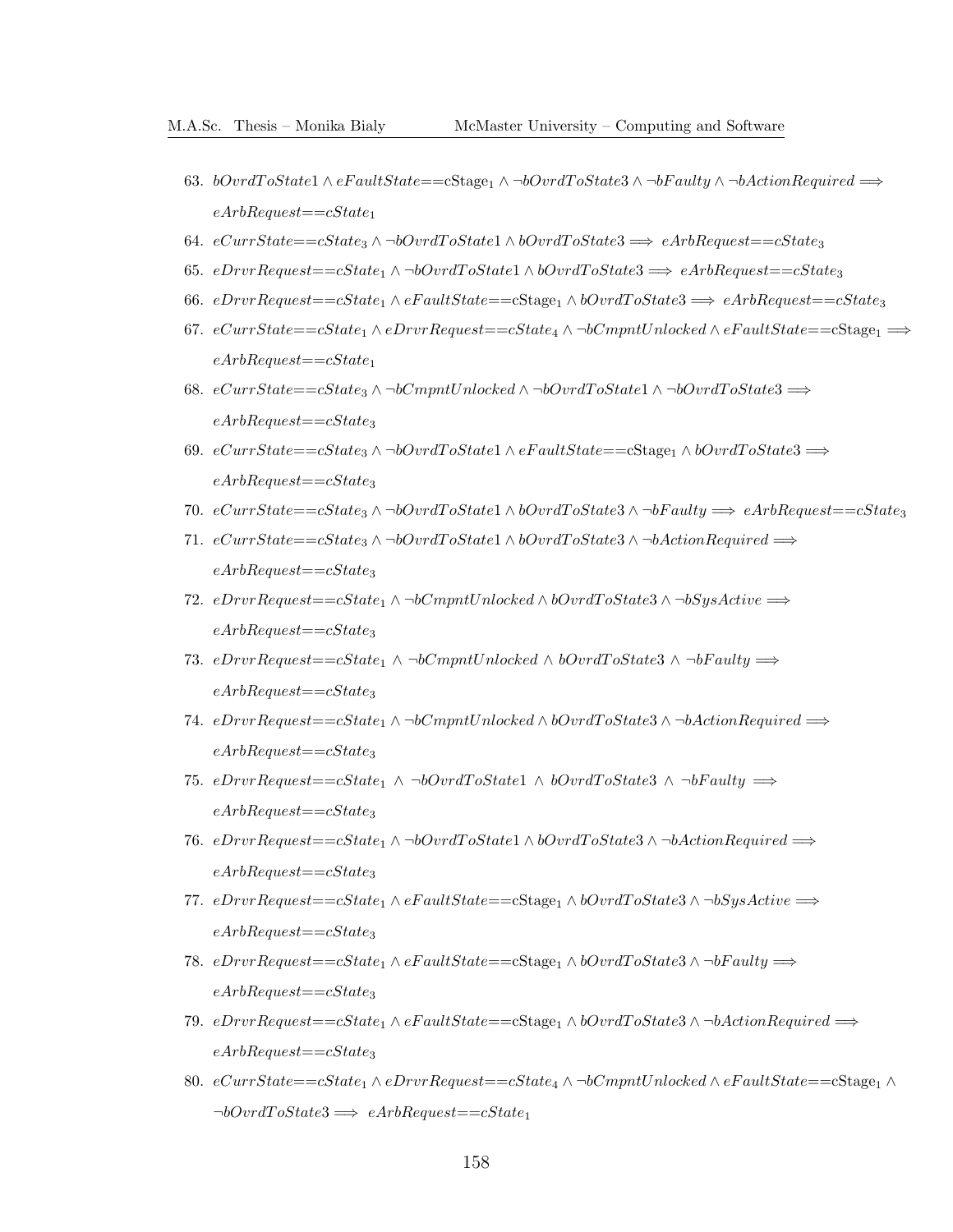63. $bOvrdToState1 \wedge eFaultState{==}\text{cStage}_1 \wedge \neg bOvrdToState3 \wedge \neg bFaulty \wedge \neg bActionRequired \implies eArbRequest{==}cState_1$
64. $eCurrState{==}cState_3 \wedge \neg bOvrdToState1 \wedge bOvrdToState3 \implies eArbRequest{==}cState_3$
65. $eDrvrRequest{==}cState_1 \wedge \neg bOvrdToState1 \wedge bOvrdToState3 \implies eArbRequest{==}cState_3$
66. $eDrvrRequest{==}cState_1 \wedge eFaultState{==}\text{cStage}_1 \wedge bOvrdToState3 \implies eArbRequest{==}cState_3$
67. $eCurrState{==}cState_1 \wedge eDrvrRequest{==}cState_4 \wedge \neg bCmpntUnlocked \wedge eFaultState{==}\text{cStage}_1 \implies eArbRequest{==}cState_1$
68. $eCurrState{==}cState_3 \wedge \neg bCmpntUnlocked \wedge \neg bOvrdToState1 \wedge \neg bOvrdToState3 \implies eArbRequest{==}cState_3$
69. $eCurrState{==}cState_3 \wedge \neg bOvrdToState1 \wedge eFaultState{==}\text{cStage}_1 \wedge bOvrdToState3 \implies eArbRequest{==}cState_3$
70. $eCurrState{==}cState_3 \wedge \neg bOvrdToState1 \wedge bOvrdToState3 \wedge \neg bFaulty \implies eArbRequest{==}cState_3$
71. $eCurrState{==}cState_3 \wedge \neg bOvrdToState1 \wedge bOvrdToState3 \wedge \neg bActionRequired \implies eArbRequest{==}cState_3$
72. $eDrvrRequest{==}cState_1 \wedge \neg bCmpntUnlocked \wedge bOvrdToState3 \wedge \neg bSysActive \implies eArbRequest{==}cState_3$
73. $eDrvrRequest{==}cState_1 \wedge \neg bCmpntUnlocked \wedge bOvrdToState3 \wedge \neg bFaulty \implies eArbRequest{==}cState_3$
74. $eDrvrRequest{==}cState_1 \wedge \neg bCmpntUnlocked \wedge bOvrdToState3 \wedge \neg bActionRequired \implies eArbRequest{==}cState_3$
75. $eDrvrRequest{==}cState_1 \wedge \neg bOvrdToState1 \wedge bOvrdToState3 \wedge \neg bFaulty \implies eArbRequest{==}cState_3$
76. $eDrvrRequest{==}cState_1 \wedge \neg bOvrdToState1 \wedge bOvrdToState3 \wedge \neg bActionRequired \implies eArbRequest{==}cState_3$
77. $eDrvrRequest{==}cState_1 \wedge eFaultState{==}\text{cStage}_1 \wedge bOvrdToState3 \wedge \neg bSysActive \implies eArbRequest{==}cState_3$
78. $eDrvrRequest{==}cState_1 \wedge eFaultState{==}\text{cStage}_1 \wedge bOvrdToState3 \wedge \neg bFaulty \implies eArbRequest{==}cState_3$
79. $eDrvrRequest{==}cState_1 \wedge eFaultState{==}\text{cStage}_1 \wedge bOvrdToState3 \wedge \neg bActionRequired \implies eArbRequest{==}cState_3$
80. $eCurrState{==}cState_1 \wedge eDrvrRequest{==}cState_4 \wedge \neg bCmpntUnlocked \wedge eFaultState{==}\text{cStage}_1 \wedge \neg bOvrdToState3 \implies eArbRequest{==}cState_1$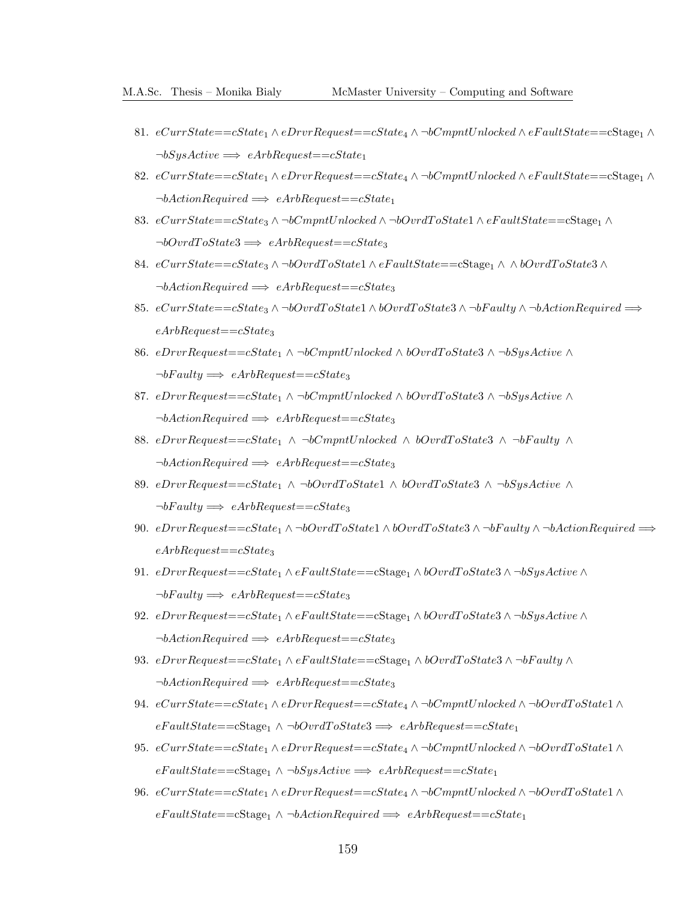81. $eCurrState{==}cState_1 \wedge eDrvrRequest{==}cState_4 \wedge \neg bCmpntUnlocked \wedge eFaultState{==}\text{cStage}_1 \wedge \neg bSysActive \implies eArbRequest{==}cState_1$
82. $eCurrState{==}cState_1 \wedge eDrvrRequest{==}cState_4 \wedge \neg bCmpntUnlocked \wedge eFaultState{==}\text{cStage}_1 \wedge \neg bActionRequired \implies eArbRequest{==}cState_1$
83. $eCurrState{==}cState_3 \wedge \neg bCmpntUnlocked \wedge \neg bOvrdToState1 \wedge eFaultState{==}\text{cStage}_1 \wedge \neg bOvrdToState3 \implies eArbRequest{==}cState_3$
84. $eCurrState{==}cState_3 \wedge \neg bOvrdToState1 \wedge eFaultState{==}\text{cStage}_1 \wedge \wedge bOvrdToState3 \wedge \neg bActionRequired \implies eArbRequest{==}cState_3$
85. $eCurrState{==}cState_3 \wedge \neg bOvrdToState1 \wedge bOvrdToState3 \wedge \neg bFaulty \wedge \neg bActionRequired \implies eArbRequest{==}cState_3$
86. $eDrvrRequest{==}cState_1 \wedge \neg bCmpntUnlocked \wedge bOvrdToState3 \wedge \neg bSysActive \wedge \neg bFaulty \implies eArbRequest{==}cState_3$
87. $eDrvrRequest{==}cState_1 \wedge \neg bCmpntUnlocked \wedge bOvrdToState3 \wedge \neg bSysActive \wedge \neg bActionRequired \implies eArbRequest{==}cState_3$
88. $eDrvrRequest{==}cState_1 \wedge \neg bCmpntUnlocked \wedge bOvrdToState3 \wedge \neg bFaulty \wedge \neg bActionRequired \implies eArbRequest{==}cState_3$
89. $eDrvrRequest{==}cState_1 \wedge \neg bOvrdToState1 \wedge bOvrdToState3 \wedge \neg bSysActive \wedge \neg bFaulty \implies eArbRequest{==}cState_3$
90. $eDrvrRequest{==}cState_1 \wedge \neg bOvrdToState1 \wedge bOvrdToState3 \wedge \neg bFaulty \wedge \neg bActionRequired \implies eArbRequest{==}cState_3$
91. $eDrvrRequest{==}cState_1 \wedge eFaultState{==}\text{cStage}_1 \wedge bOvrdToState3 \wedge \neg bSysActive \wedge \neg bFaulty \implies eArbRequest{==}cState_3$
92. $eDrvrRequest{==}cState_1 \wedge eFaultState{==}\text{cStage}_1 \wedge bOvrdToState3 \wedge \neg bSysActive \wedge \neg bActionRequired \implies eArbRequest{==}cState_3$
93. $eDrvrRequest{==}cState_1 \wedge eFaultState{==}\text{cStage}_1 \wedge bOvrdToState3 \wedge \neg bFaulty \wedge \neg bActionRequired \implies eArbRequest{==}cState_3$
94. $eCurrState{==}cState_1 \wedge eDrvrRequest{==}cState_4 \wedge \neg bCmpntUnlocked \wedge \neg bOvrdToState1 \wedge eFaultState{==}\text{cStage}_1 \wedge \neg bOvrdToState3 \implies eArbRequest{==}cState_1$
95. $eCurrState{==}cState_1 \wedge eDrvrRequest{==}cState_4 \wedge \neg bCmpntUnlocked \wedge \neg bOvrdToState1 \wedge eFaultState{==}\text{cStage}_1 \wedge \neg bSysActive \implies eArbRequest{==}cState_1$
96. $eCurrState{==}cState_1 \wedge eDrvrRequest{==}cState_4 \wedge \neg bCmpntUnlocked \wedge \neg bOvrdToState1 \wedge eFaultState{==}\text{cStage}_1 \wedge \neg bActionRequired \implies eArbRequest{==}cState_1$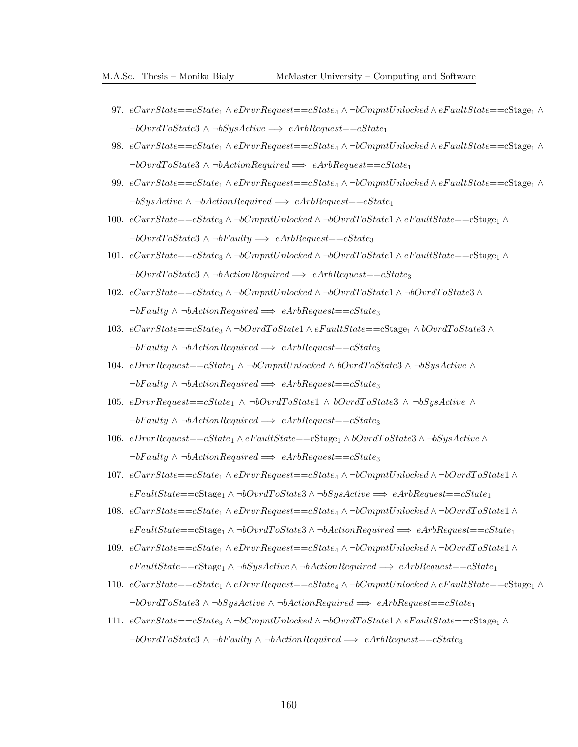97. $eCurrState{=}{=}cState_1 \wedge eDrvrRequest{=}{=}cState_4 \wedge \neg bCmpntUnlocked \wedge eFaultState{=}{=}\mathrm{cStage}_1 \wedge \neg bOvrdToState3 \wedge \neg bSysActive \implies eArbRequest{=}{=}cState_1$

98. $eCurrState{=}{=}cState_1 \wedge eDrvrRequest{=}{=}cState_4 \wedge \neg bCmpntUnlocked \wedge eFaultState{=}{=}\mathrm{cStage}_1 \wedge \neg bOvrdToState3 \wedge \neg bActionRequired \implies eArbRequest{=}{=}cState_1$

99. $eCurrState{=}{=}cState_1 \wedge eDrvrRequest{=}{=}cState_4 \wedge \neg bCmpntUnlocked \wedge eFaultState{=}{=}\mathrm{cStage}_1 \wedge \neg bSysActive \wedge \neg bActionRequired \implies eArbRequest{=}{=}cState_1$

100. $eCurrState{=}{=}cState_3 \wedge \neg bCmpntUnlocked \wedge \neg bOvrdToState1 \wedge eFaultState{=}{=}\mathrm{cStage}_1 \wedge \neg bOvrdToState3 \wedge \neg bFaulty \implies eArbRequest{=}{=}cState_3$

101. $eCurrState{=}{=}cState_3 \wedge \neg bCmpntUnlocked \wedge \neg bOvrdToState1 \wedge eFaultState{=}{=}\mathrm{cStage}_1 \wedge \neg bOvrdToState3 \wedge \neg bActionRequired \implies eArbRequest{=}{=}cState_3$

102. $eCurrState{=}{=}cState_3 \wedge \neg bCmpntUnlocked \wedge \neg bOvrdToState1 \wedge \neg bOvrdToState3 \wedge \neg bFaulty \wedge \neg bActionRequired \implies eArbRequest{=}{=}cState_3$

103. $eCurrState{=}{=}cState_3 \wedge \neg bOvrdToState1 \wedge eFaultState{=}{=}\mathrm{cStage}_1 \wedge bOvrdToState3 \wedge \neg bFaulty \wedge \neg bActionRequired \implies eArbRequest{=}{=}cState_3$

104. $eDrvrRequest{=}{=}cState_1 \wedge \neg bCmpntUnlocked \wedge bOvrdToState3 \wedge \neg bSysActive \wedge \neg bFaulty \wedge \neg bActionRequired \implies eArbRequest{=}{=}cState_3$

105. $eDrvrRequest{=}{=}cState_1 \wedge \neg bOvrdToState1 \wedge bOvrdToState3 \wedge \neg bSysActive \wedge \neg bFaulty \wedge \neg bActionRequired \implies eArbRequest{=}{=}cState_3$

106. $eDrvrRequest{=}{=}cState_1 \wedge eFaultState{=}{=}\mathrm{cStage}_1 \wedge bOvrdToState3 \wedge \neg bSysActive \wedge \neg bFaulty \wedge \neg bActionRequired \implies eArbRequest{=}{=}cState_3$

107. $eCurrState{=}{=}cState_1 \wedge eDrvrRequest{=}{=}cState_4 \wedge \neg bCmpntUnlocked \wedge \neg bOvrdToState1 \wedge eFaultState{=}{=}\mathrm{cStage}_1 \wedge \neg bOvrdToState3 \wedge \neg bSysActive \implies eArbRequest{=}{=}cState_1$

108. $eCurrState{=}{=}cState_1 \wedge eDrvrRequest{=}{=}cState_4 \wedge \neg bCmpntUnlocked \wedge \neg bOvrdToState1 \wedge eFaultState{=}{=}\mathrm{cStage}_1 \wedge \neg bOvrdToState3 \wedge \neg bActionRequired \implies eArbRequest{=}{=}cState_1$

109. $eCurrState{=}{=}cState_1 \wedge eDrvrRequest{=}{=}cState_4 \wedge \neg bCmpntUnlocked \wedge \neg bOvrdToState1 \wedge eFaultState{=}{=}\mathrm{cStage}_1 \wedge \neg bSysActive \wedge \neg bActionRequired \implies eArbRequest{=}{=}cState_1$

110. $eCurrState{=}{=}cState_1 \wedge eDrvrRequest{=}{=}cState_4 \wedge \neg bCmpntUnlocked \wedge eFaultState{=}{=}\mathrm{cStage}_1 \wedge \neg bOvrdToState3 \wedge \neg bSysActive \wedge \neg bActionRequired \implies eArbRequest{=}{=}cState_1$

111. $eCurrState{=}{=}cState_3 \wedge \neg bCmpntUnlocked \wedge \neg bOvrdToState1 \wedge eFaultState{=}{=}\mathrm{cStage}_1 \wedge \neg bOvrdToState3 \wedge \neg bFaulty \wedge \neg bActionRequired \implies eArbRequest{=}{=}cState_3$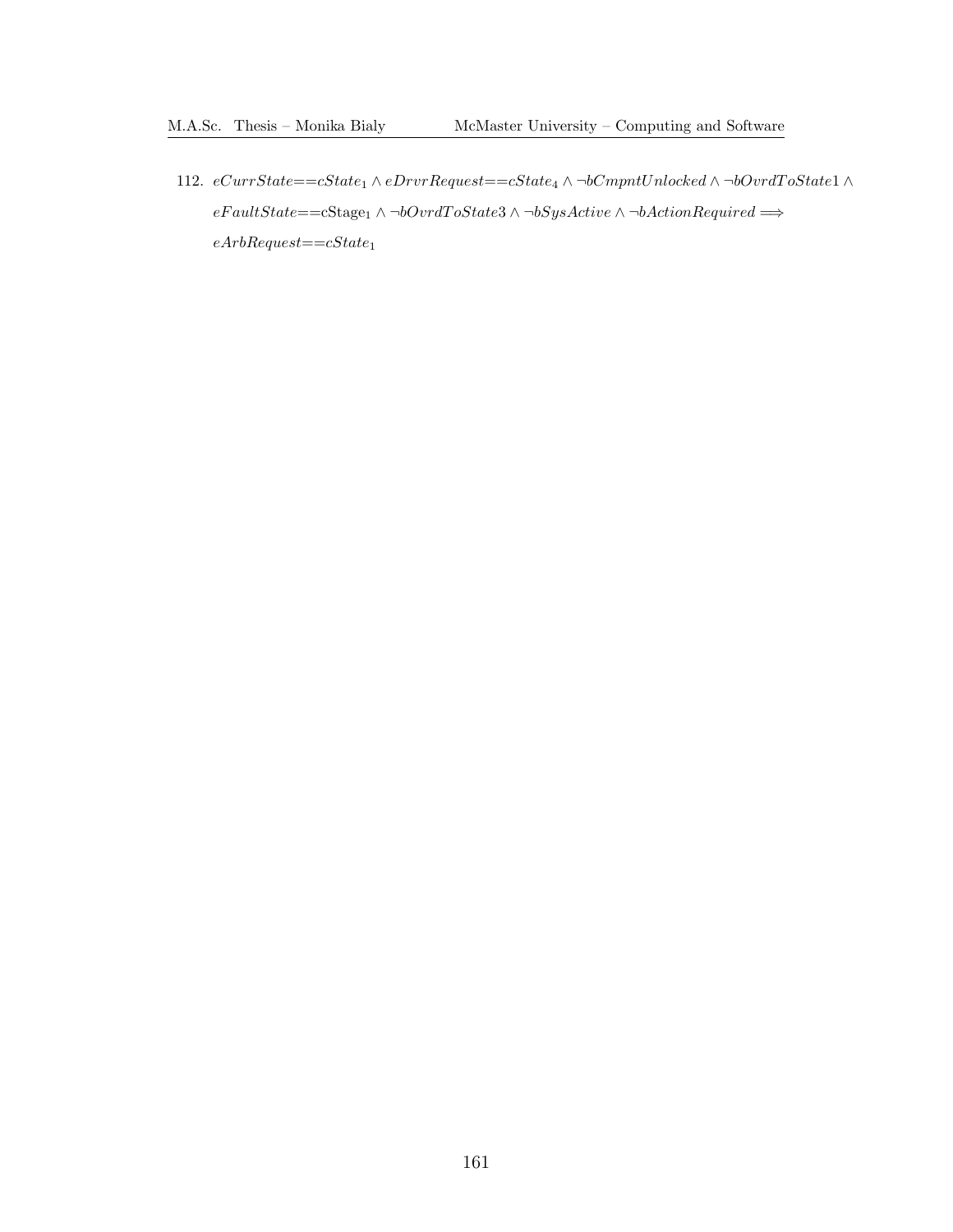112. $eCurrState{=}{=}cState_1 \wedge eDrvrRequest{=}{=}cState_4 \wedge \neg bCmpntUnlocked \wedge \neg bOvrdToState1 \wedge eFaultState{=}{=}\mathrm{cStage}_1 \wedge \neg bOvrdToState3 \wedge \neg bSysActive \wedge \neg bActionRequired \Longrightarrow eArbRequest{=}{=}cState_1$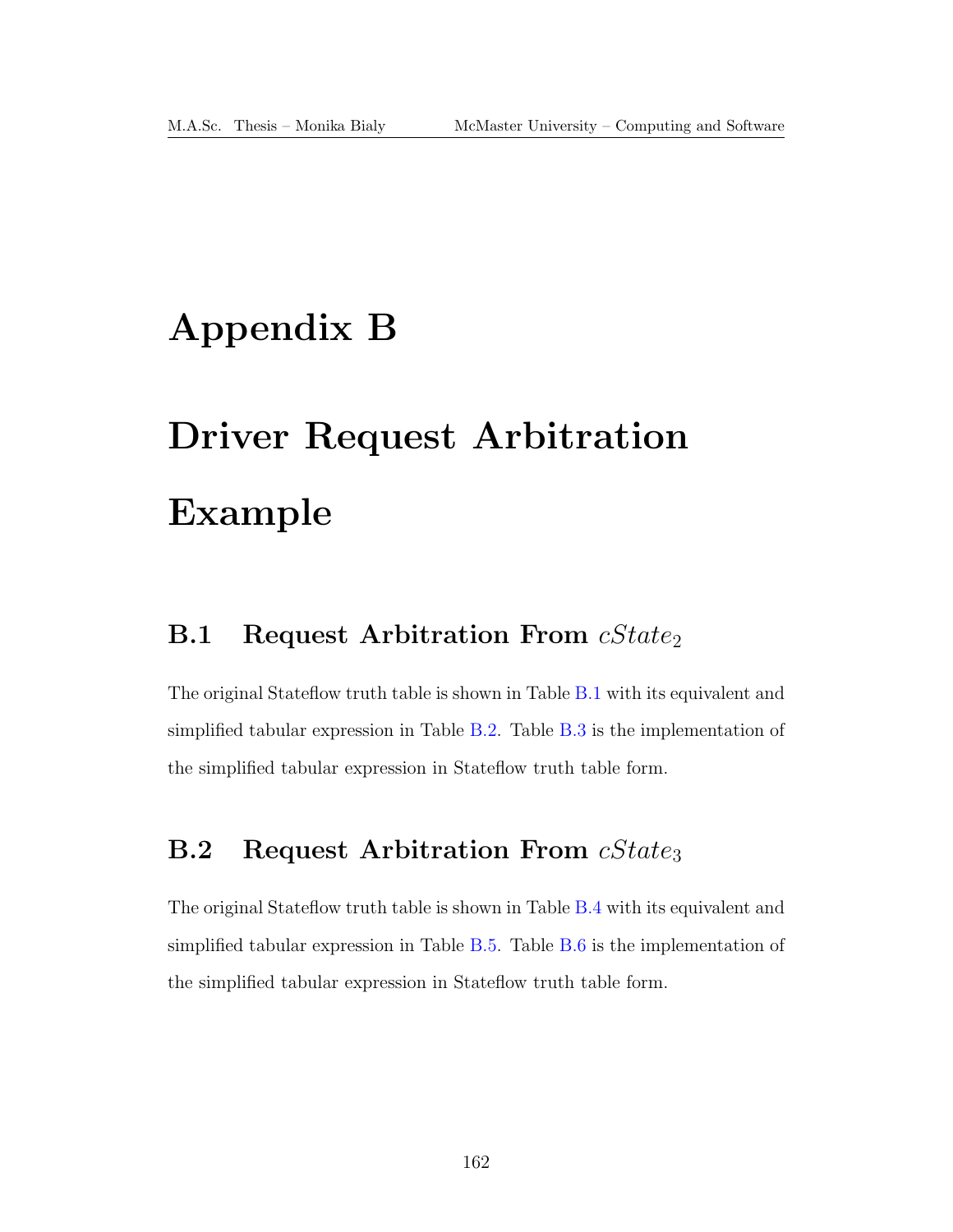# Appendix B

# Driver Request Arbitration Example

## B.1 Request Arbitration From $cState_2$

The original Stateflow truth table is shown in Table B.1 with its equivalent and simplified tabular expression in Table B.2. Table B.3 is the implementation of the simplified tabular expression in Stateflow truth table form.

## B.2 Request Arbitration From $cState_3$

The original Stateflow truth table is shown in Table B.4 with its equivalent and simplified tabular expression in Table B.5. Table B.6 is the implementation of the simplified tabular expression in Stateflow truth table form.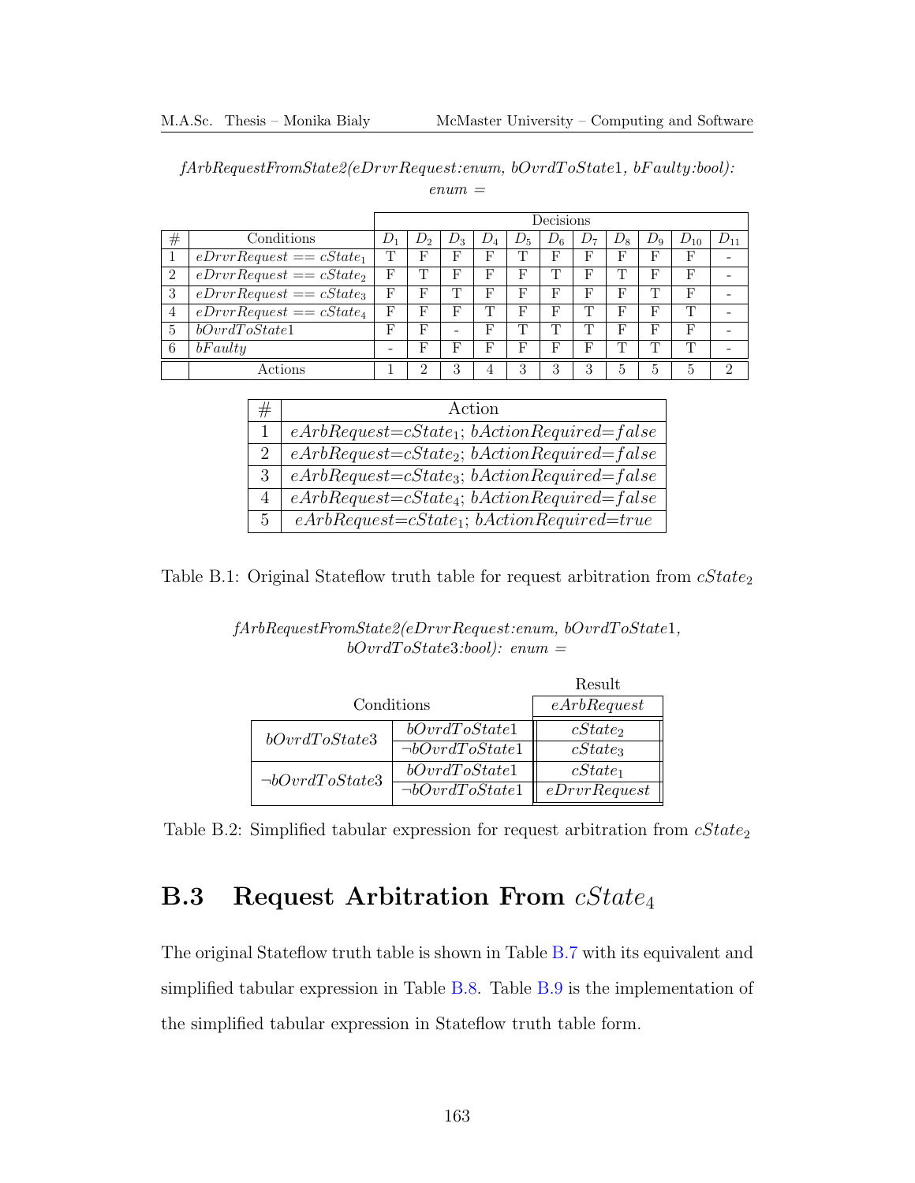*fArbRequestFromState2(eDrvrRequest:enum, bOvrdToState1, bFaulty:bool): enum =*

| | | Decisions | | | | | | | | | | |
|---|---|---|---|---|---|---|---|---|---|---|---|---|
| # | Conditions | $D_1$ | $D_2$ | $D_3$ | $D_4$ | $D_5$ | $D_6$ | $D_7$ | $D_8$ | $D_9$ | $D_{10}$ | $D_{11}$ |
| 1 | $eDrvrRequest == cState_1$ | T | F | F | F | T | F | F | F | F | F | - |
| 2 | $eDrvrRequest == cState_2$ | F | T | F | F | F | T | F | T | F | F | - |
| 3 | $eDrvrRequest == cState_3$ | F | F | T | F | F | F | F | F | T | F | - |
| 4 | $eDrvrRequest == cState_4$ | F | F | F | T | F | F | T | F | F | T | - |
| 5 | $bOvrdToState1$ | F | F | - | F | T | T | T | F | F | F | - |
| 6 | $bFaulty$ | - | F | F | F | F | F | F | T | T | T | - |
| | Actions | 1 | 2 | 3 | 4 | 3 | 3 | 3 | 5 | 5 | 5 | 2 |

| # | Action |
|---|---|
| 1 | $eArbRequest{=}cState_1$; $bActionRequired{=}false$ |
| 2 | $eArbRequest{=}cState_2$; $bActionRequired{=}false$ |
| 3 | $eArbRequest{=}cState_3$; $bActionRequired{=}false$ |
| 4 | $eArbRequest{=}cState_4$; $bActionRequired{=}false$ |
| 5 | $eArbRequest{=}cState_1$; $bActionRequired{=}true$ |

Table B.1: Original Stateflow truth table for request arbitration from $cState_2$

*fArbRequestFromState2(eDrvrRequest:enum, bOvrdToState1, bOvrdToState3:bool): enum =*

| Conditions | | Result: $eArbRequest$ |
|---|---|---|
| $bOvrdToState3$ | $bOvrdToState1$ | $cState_2$ |
| | $\neg bOvrdToState1$ | $cState_3$ |
| $\neg bOvrdToState3$ | $bOvrdToState1$ | $cState_1$ |
| | $\neg bOvrdToState1$ | $eDrvrRequest$ |

Table B.2: Simplified tabular expression for request arbitration from $cState_2$

## B.3 Request Arbitration From $cState_4$

The original Stateflow truth table is shown in Table B.7 with its equivalent and simplified tabular expression in Table B.8. Table B.9 is the implementation of the simplified tabular expression in Stateflow truth table form.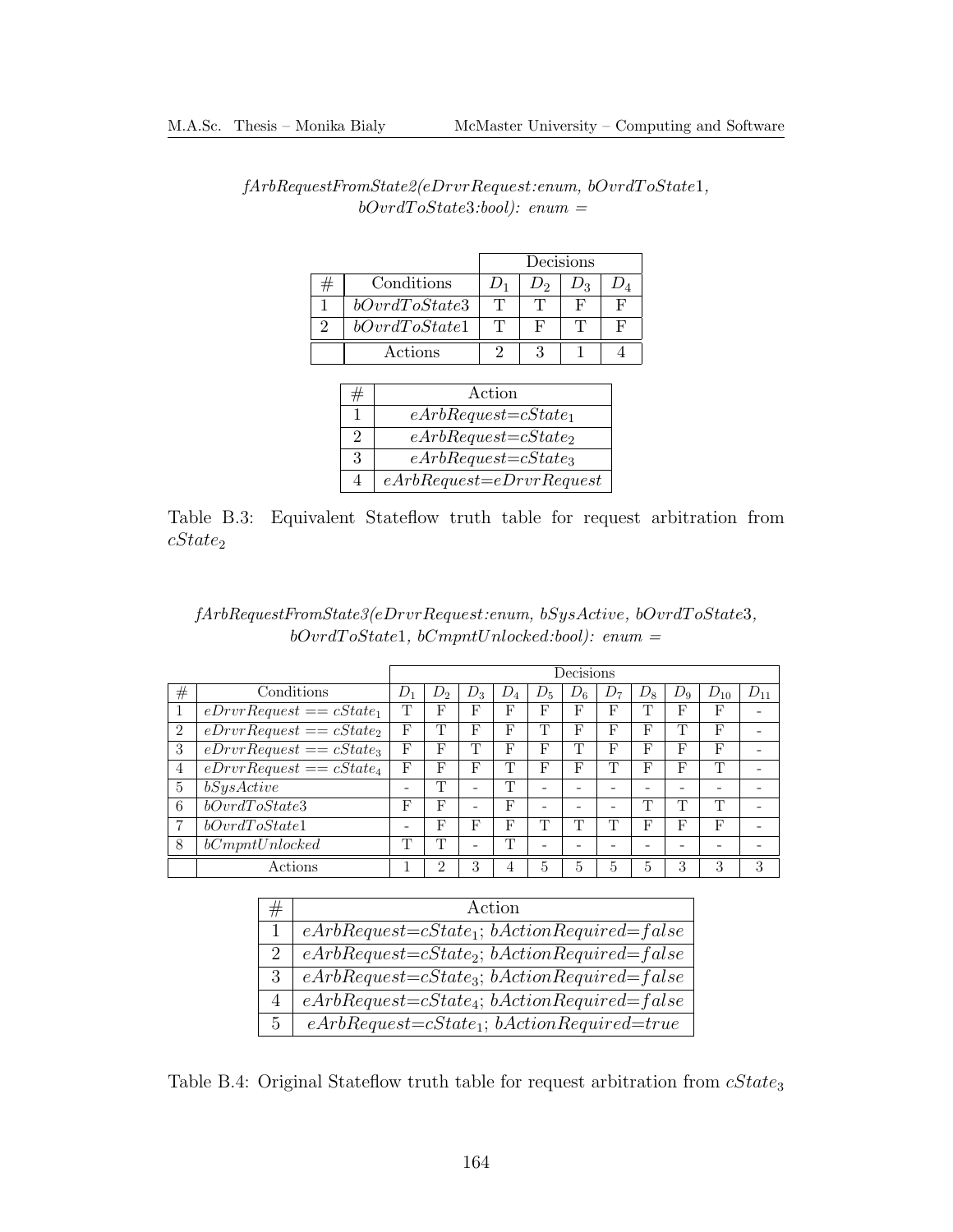*fArbRequestFromState2(eDrvrRequest:enum, bOvrdToState1, bOvrdToState3:bool): enum =*

| | | Decisions | | | |
|---|---|---|---|---|---|
| # | Conditions | $D_1$ | $D_2$ | $D_3$ | $D_4$ |
| 1 | *bOvrdToState3* | T | T | F | F |
| 2 | *bOvrdToState1* | T | F | T | F |
| | Actions | 2 | 3 | 1 | 4 |

| # | Action |
|---|---|
| 1 | *eArbRequest=cState*$_1$ |
| 2 | *eArbRequest=cState*$_2$ |
| 3 | *eArbRequest=cState*$_3$ |
| 4 | *eArbRequest=eDrvrRequest* |

Table B.3: Equivalent Stateflow truth table for request arbitration from *cState*$_2$

*fArbRequestFromState3(eDrvrRequest:enum, bSysActive, bOvrdToState3, bOvrdToState1, bCmpntUnlocked:bool): enum =*

| | | Decisions | | | | | | | | | | |
|---|---|---|---|---|---|---|---|---|---|---|---|---|
| # | Conditions | $D_1$ | $D_2$ | $D_3$ | $D_4$ | $D_5$ | $D_6$ | $D_7$ | $D_8$ | $D_9$ | $D_{10}$ | $D_{11}$ |
| 1 | *eDrvrRequest == cState*$_1$ | T | F | F | F | F | F | F | T | F | F | - |
| 2 | *eDrvrRequest == cState*$_2$ | F | T | F | F | T | F | F | F | T | F | - |
| 3 | *eDrvrRequest == cState*$_3$ | F | F | T | F | F | T | F | F | F | F | - |
| 4 | *eDrvrRequest == cState*$_4$ | F | F | F | T | F | F | T | F | F | T | - |
| 5 | *bSysActive* | - | T | - | T | - | - | - | - | - | - | - |
| 6 | *bOvrdToState3* | F | F | - | F | - | - | - | T | T | T | - |
| 7 | *bOvrdToState1* | - | F | F | F | T | T | T | F | F | F | - |
| 8 | *bCmpntUnlocked* | T | T | - | T | - | - | - | - | - | - | - |
| | Actions | 1 | 2 | 3 | 4 | 5 | 5 | 5 | 5 | 3 | 3 | 3 |

| # | Action |
|---|---|
| 1 | *eArbRequest=cState*$_1$; *bActionRequired=false* |
| 2 | *eArbRequest=cState*$_2$; *bActionRequired=false* |
| 3 | *eArbRequest=cState*$_3$; *bActionRequired=false* |
| 4 | *eArbRequest=cState*$_4$; *bActionRequired=false* |
| 5 | *eArbRequest=cState*$_1$; *bActionRequired=true* |

Table B.4: Original Stateflow truth table for request arbitration from *cState*$_3$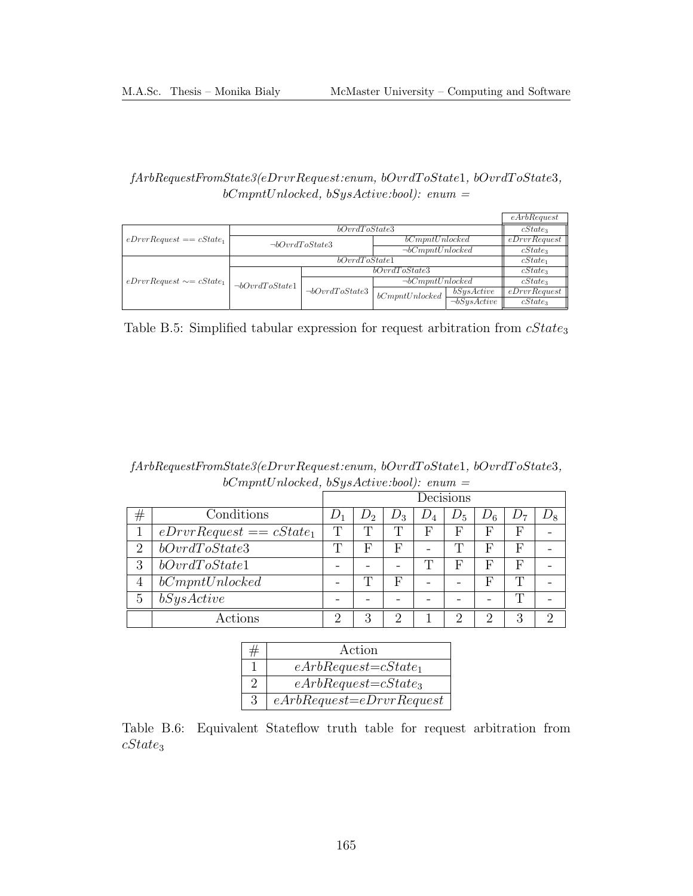*fArbRequestFromState3(eDrvrRequest:enum, bOvrdToState1, bOvrdToState3, bCmpntUnlocked, bSysActive:bool): enum =*

| | | | | | eArbRequest |
|---|---|---|---|---|---|
| $eDrvrRequest == cState_1$ | bOvrdToState3 | | | | $cState_3$ |
| | ¬bOvrdToState3 | | bCmpntUnlocked | | eDrvrRequest |
| | | | ¬bCmpntUnlocked | | $cState_3$ |
| $eDrvrRequest \sim= cState_1$ | bOvrdToState1 | | | | $cState_1$ |
| | ¬bOvrdToState1 | bOvrdToState3 | | | $cState_3$ |
| | | ¬bOvrdToState3 | ¬bCmpntUnlocked | | $cState_3$ |
| | | | bCmpntUnlocked | bSysActive | eDrvrRequest |
| | | | | ¬bSysActive | $cState_3$ |

Table B.5: Simplified tabular expression for request arbitration from $cState_3$

*fArbRequestFromState3(eDrvrRequest:enum, bOvrdToState1, bOvrdToState3, bCmpntUnlocked, bSysActive:bool): enum =*

| | | Decisions | | | | | | | |
|---|---|---|---|---|---|---|---|---|---|
| # | Conditions | $D_1$ | $D_2$ | $D_3$ | $D_4$ | $D_5$ | $D_6$ | $D_7$ | $D_8$ |
| 1 | $eDrvrRequest == cState_1$ | T | T | T | F | F | F | F | - |
| 2 | bOvrdToState3 | T | F | F | - | T | F | F | - |
| 3 | bOvrdToState1 | - | - | - | T | F | F | F | - |
| 4 | bCmpntUnlocked | - | T | F | - | - | F | T | - |
| 5 | bSysActive | - | - | - | - | - | - | T | - |
| | Actions | 2 | 3 | 2 | 1 | 2 | 2 | 3 | 2 |

| # | Action |
|---|---|
| 1 | $eArbRequest{=}cState_1$ |
| 2 | $eArbRequest{=}cState_3$ |
| 3 | eArbRequest=eDrvrRequest |

Table B.6: Equivalent Stateflow truth table for request arbitration from $cState_3$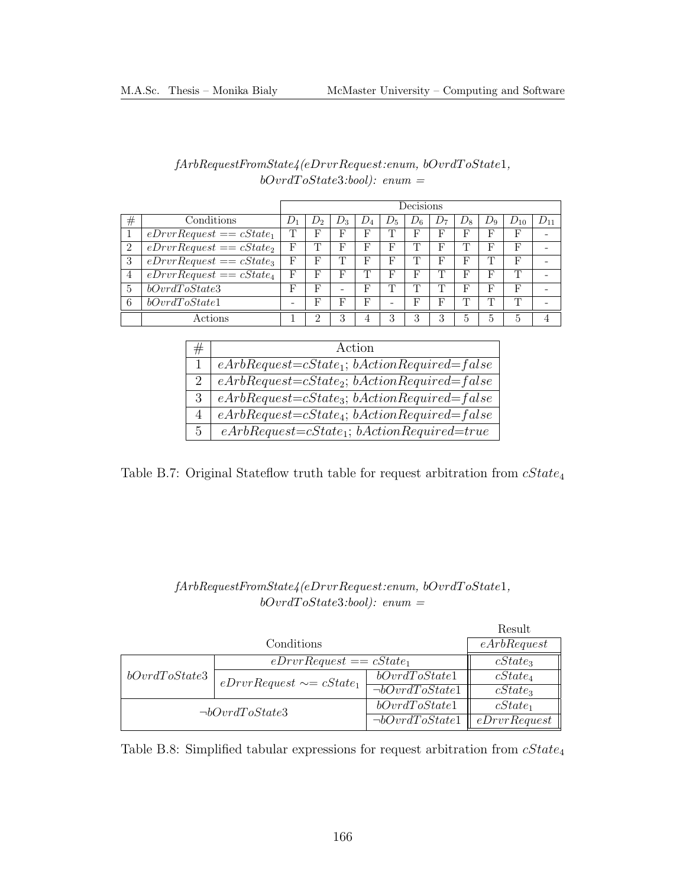*fArbRequestFromState4(eDrvrRequest:enum, bOvrdToState1, bOvrdToState3:bool): enum =*

| # | Conditions | $D_1$ | $D_2$ | $D_3$ | $D_4$ | $D_5$ | $D_6$ | $D_7$ | $D_8$ | $D_9$ | $D_{10}$ | $D_{11}$ |
|---|---|---|---|---|---|---|---|---|---|---|---|---|
| 1 | $eDrvrRequest == cState_1$ | T | F | F | F | T | F | F | F | F | F | - |
| 2 | $eDrvrRequest == cState_2$ | F | T | F | F | F | T | F | T | F | F | - |
| 3 | $eDrvrRequest == cState_3$ | F | F | T | F | F | T | F | F | T | F | - |
| 4 | $eDrvrRequest == cState_4$ | F | F | F | T | F | F | T | F | F | T | - |
| 5 | $bOvrdToState3$ | F | F | - | F | T | T | T | F | F | F | - |
| 6 | $bOvrdToState1$ | - | F | F | F | - | F | F | T | T | T | - |
| | Actions | 1 | 2 | 3 | 4 | 3 | 3 | 3 | 5 | 5 | 5 | 4 |

| # | Action |
|---|---|
| 1 | $eArbRequest$=$cState_1$; $bActionRequired$=$false$ |
| 2 | $eArbRequest$=$cState_2$; $bActionRequired$=$false$ |
| 3 | $eArbRequest$=$cState_3$; $bActionRequired$=$false$ |
| 4 | $eArbRequest$=$cState_4$; $bActionRequired$=$false$ |
| 5 | $eArbRequest$=$cState_1$; $bActionRequired$=$true$ |

Table B.7: Original Stateflow truth table for request arbitration from $cState_4$

*fArbRequestFromState4(eDrvrRequest:enum, bOvrdToState1, bOvrdToState3:bool): enum =*

| Conditions | | | Result: $eArbRequest$ |
|---|---|---|---|
| $bOvrdToState3$ | $eDrvrRequest == cState_1$ | | $cState_3$ |
| | $eDrvrRequest \sim= cState_1$ | $bOvrdToState1$ | $cState_4$ |
| | | $\neg bOvrdToState1$ | $cState_3$ |
| $\neg bOvrdToState3$ | | $bOvrdToState1$ | $cState_1$ |
| | | $\neg bOvrdToState1$ | $eDrvrRequest$ |

Table B.8: Simplified tabular expressions for request arbitration from $cState_4$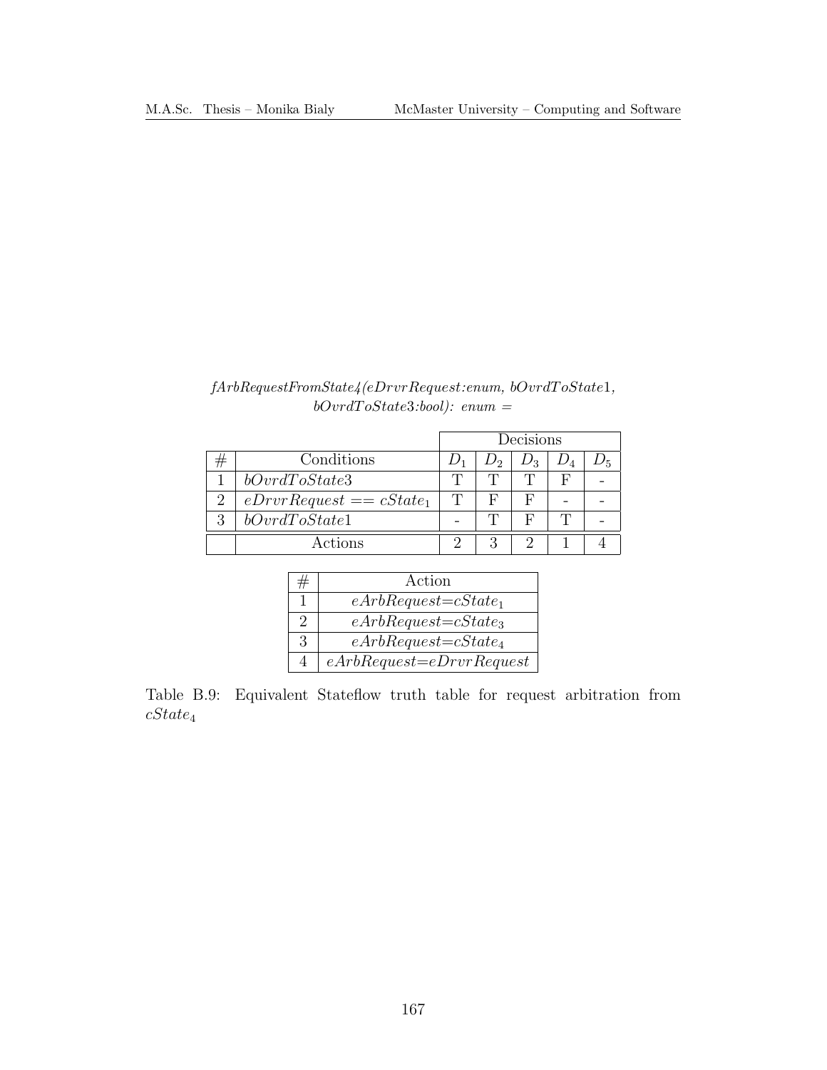*fArbRequestFromState4(eDrvrRequest:enum, bOvrdToState1, bOvrdToState3:bool): enum =*

| # | Conditions | Decisions | | | | |
|---|---|---|---|---|---|---|
| | | $D_1$ | $D_2$ | $D_3$ | $D_4$ | $D_5$ |
| 1 | $bOvrdToState3$ | T | T | T | F | - |
| 2 | $eDrvrRequest == cState_1$ | T | F | F | - | - |
| 3 | $bOvrdToState1$ | - | T | F | T | - |
| | Actions | 2 | 3 | 2 | 1 | 4 |

| # | Action |
|---|---|
| 1 | $eArbRequest$=$cState_1$ |
| 2 | $eArbRequest$=$cState_3$ |
| 3 | $eArbRequest$=$cState_4$ |
| 4 | $eArbRequest$=$eDrvrRequest$ |

Table B.9: Equivalent Stateflow truth table for request arbitration from $cState_4$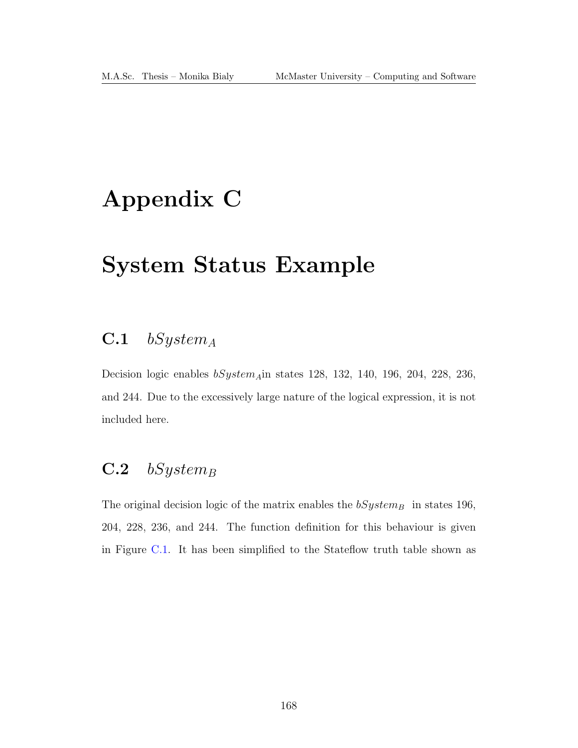# Appendix C

# System Status Example

## C.1 $bSystem_A$

Decision logic enables $bSystem_A$in states 128, 132, 140, 196, 204, 228, 236, and 244. Due to the excessively large nature of the logical expression, it is not included here.

## C.2 $bSystem_B$

The original decision logic of the matrix enables the $bSystem_B$ in states 196, 204, 228, 236, and 244. The function definition for this behaviour is given in Figure C.1. It has been simplified to the Stateflow truth table shown as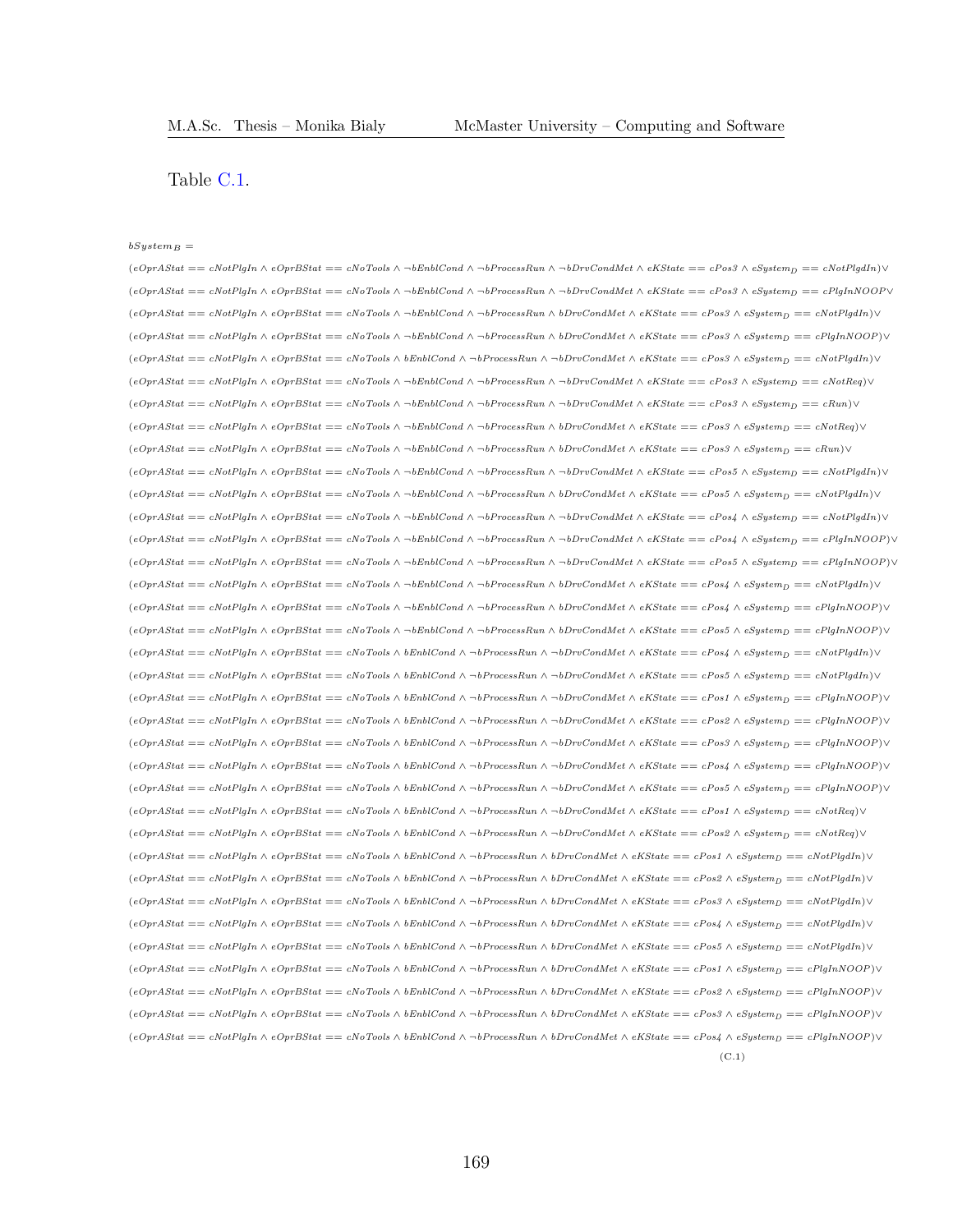Table C.1.

$$
\begin{aligned}
&bSystem_B = \\
&(eOprAStat == cNotPlgIn \wedge eOprBStat == cNoTools \wedge \neg bEnblCond \wedge \neg bProcessRun \wedge \neg bDrvCondMet \wedge eKState == cPos3 \wedge eSystem_D == cNotPlgdIn) \vee \\
&(eOprAStat == cNotPlgIn \wedge eOprBStat == cNoTools \wedge \neg bEnblCond \wedge \neg bProcessRun \wedge \neg bDrvCondMet \wedge eKState == cPos3 \wedge eSystem_D == cPlgInNOOP \vee \\
&(eOprAStat == cNotPlgIn \wedge eOprBStat == cNoTools \wedge \neg bEnblCond \wedge \neg bProcessRun \wedge bDrvCondMet \wedge eKState == cPos3 \wedge eSystem_D == cNotPlgdIn) \vee \\
&(eOprAStat == cNotPlgIn \wedge eOprBStat == cNoTools \wedge \neg bEnblCond \wedge \neg bProcessRun \wedge bDrvCondMet \wedge eKState == cPos3 \wedge eSystem_D == cPlgInNOOP) \vee \\
&(eOprAStat == cNotPlgIn \wedge eOprBStat == cNoTools \wedge bEnblCond \wedge \neg bProcessRun \wedge \neg bDrvCondMet \wedge eKState == cPos3 \wedge eSystem_D == cNotPlgdIn) \vee \\
&(eOprAStat == cNotPlgIn \wedge eOprBStat == cNoTools \wedge \neg bEnblCond \wedge \neg bProcessRun \wedge \neg bDrvCondMet \wedge eKState == cPos3 \wedge eSystem_D == cNotReq) \vee \\
&(eOprAStat == cNotPlgIn \wedge eOprBStat == cNoTools \wedge \neg bEnblCond \wedge \neg bProcessRun \wedge \neg bDrvCondMet \wedge eKState == cPos3 \wedge eSystem_D == cRun) \vee \\
&(eOprAStat == cNotPlgIn \wedge eOprBStat == cNoTools \wedge \neg bEnblCond \wedge \neg bProcessRun \wedge bDrvCondMet \wedge eKState == cPos3 \wedge eSystem_D == cNotReq) \vee \\
&(eOprAStat == cNotPlgIn \wedge eOprBStat == cNoTools \wedge \neg bEnblCond \wedge \neg bProcessRun \wedge bDrvCondMet \wedge eKState == cPos3 \wedge eSystem_D == cRun) \vee \\
&(eOprAStat == cNotPlgIn \wedge eOprBStat == cNoTools \wedge \neg bEnblCond \wedge \neg bProcessRun \wedge \neg bDrvCondMet \wedge eKState == cPos5 \wedge eSystem_D == cNotPlgdIn) \vee \\
&(eOprAStat == cNotPlgIn \wedge eOprBStat == cNoTools \wedge \neg bEnblCond \wedge \neg bProcessRun \wedge bDrvCondMet \wedge eKState == cPos5 \wedge eSystem_D == cNotPlgdIn) \vee \\
&(eOprAStat == cNotPlgIn \wedge eOprBStat == cNoTools \wedge \neg bEnblCond \wedge \neg bProcessRun \wedge \neg bDrvCondMet \wedge eKState == cPos4 \wedge eSystem_D == cNotPlgdIn) \vee \\
&(eOprAStat == cNotPlgIn \wedge eOprBStat == cNoTools \wedge \neg bEnblCond \wedge \neg bProcessRun \wedge \neg bDrvCondMet \wedge eKState == cPos4 \wedge eSystem_D == cPlgInNOOP) \vee \\
&(eOprAStat == cNotPlgIn \wedge eOprBStat == cNoTools \wedge \neg bEnblCond \wedge \neg bProcessRun \wedge \neg bDrvCondMet \wedge eKState == cPos5 \wedge eSystem_D == cPlgInNOOP) \vee \\
&(eOprAStat == cNotPlgIn \wedge eOprBStat == cNoTools \wedge \neg bEnblCond \wedge \neg bProcessRun \wedge bDrvCondMet \wedge eKState == cPos4 \wedge eSystem_D == cNotPlgdIn) \vee \\
&(eOprAStat == cNotPlgIn \wedge eOprBStat == cNoTools \wedge \neg bEnblCond \wedge \neg bProcessRun \wedge bDrvCondMet \wedge eKState == cPos4 \wedge eSystem_D == cPlgInNOOP) \vee \\
&(eOprAStat == cNotPlgIn \wedge eOprBStat == cNoTools \wedge \neg bEnblCond \wedge \neg bProcessRun \wedge bDrvCondMet \wedge eKState == cPos5 \wedge eSystem_D == cPlgInNOOP) \vee \\
&(eOprAStat == cNotPlgIn \wedge eOprBStat == cNoTools \wedge bEnblCond \wedge \neg bProcessRun \wedge \neg bDrvCondMet \wedge eKState == cPos4 \wedge eSystem_D == cNotPlgdIn) \vee \\
&(eOprAStat == cNotPlgIn \wedge eOprBStat == cNoTools \wedge bEnblCond \wedge \neg bProcessRun \wedge \neg bDrvCondMet \wedge eKState == cPos5 \wedge eSystem_D == cNotPlgdIn) \vee \\
&(eOprAStat == cNotPlgIn \wedge eOprBStat == cNoTools \wedge bEnblCond \wedge \neg bProcessRun \wedge \neg bDrvCondMet \wedge eKState == cPos1 \wedge eSystem_D == cPlgInNOOP) \vee \\
&(eOprAStat == cNotPlgIn \wedge eOprBStat == cNoTools \wedge bEnblCond \wedge \neg bProcessRun \wedge \neg bDrvCondMet \wedge eKState == cPos2 \wedge eSystem_D == cPlgInNOOP) \vee \\
&(eOprAStat == cNotPlgIn \wedge eOprBStat == cNoTools \wedge bEnblCond \wedge \neg bProcessRun \wedge \neg bDrvCondMet \wedge eKState == cPos3 \wedge eSystem_D == cPlgInNOOP) \vee \\
&(eOprAStat == cNotPlgIn \wedge eOprBStat == cNoTools \wedge bEnblCond \wedge \neg bProcessRun \wedge \neg bDrvCondMet \wedge eKState == cPos4 \wedge eSystem_D == cPlgInNOOP) \vee \\
&(eOprAStat == cNotPlgIn \wedge eOprBStat == cNoTools \wedge bEnblCond \wedge \neg bProcessRun \wedge \neg bDrvCondMet \wedge eKState == cPos5 \wedge eSystem_D == cPlgInNOOP) \vee \\
&(eOprAStat == cNotPlgIn \wedge eOprBStat == cNoTools \wedge bEnblCond \wedge \neg bProcessRun \wedge \neg bDrvCondMet \wedge eKState == cPos1 \wedge eSystem_D == cNotReq) \vee \\
&(eOprAStat == cNotPlgIn \wedge eOprBStat == cNoTools \wedge bEnblCond \wedge \neg bProcessRun \wedge \neg bDrvCondMet \wedge eKState == cPos2 \wedge eSystem_D == cNotReq) \vee \\
&(eOprAStat == cNotPlgIn \wedge eOprBStat == cNoTools \wedge bEnblCond \wedge \neg bProcessRun \wedge bDrvCondMet \wedge eKState == cPos1 \wedge eSystem_D == cNotPlgdIn) \vee \\
&(eOprAStat == cNotPlgIn \wedge eOprBStat == cNoTools \wedge bEnblCond \wedge \neg bProcessRun \wedge bDrvCondMet \wedge eKState == cPos2 \wedge eSystem_D == cNotPlgdIn) \vee \\
&(eOprAStat == cNotPlgIn \wedge eOprBStat == cNoTools \wedge bEnblCond \wedge \neg bProcessRun \wedge bDrvCondMet \wedge eKState == cPos3 \wedge eSystem_D == cNotPlgdIn) \vee \\
&(eOprAStat == cNotPlgIn \wedge eOprBStat == cNoTools \wedge bEnblCond \wedge \neg bProcessRun \wedge bDrvCondMet \wedge eKState == cPos4 \wedge eSystem_D == cNotPlgdIn) \vee \\
&(eOprAStat == cNotPlgIn \wedge eOprBStat == cNoTools \wedge bEnblCond \wedge \neg bProcessRun \wedge bDrvCondMet \wedge eKState == cPos5 \wedge eSystem_D == cNotPlgdIn) \vee \\
&(eOprAStat == cNotPlgIn \wedge eOprBStat == cNoTools \wedge bEnblCond \wedge \neg bProcessRun \wedge bDrvCondMet \wedge eKState == cPos1 \wedge eSystem_D == cPlgInNOOP) \vee \\
&(eOprAStat == cNotPlgIn \wedge eOprBStat == cNoTools \wedge bEnblCond \wedge \neg bProcessRun \wedge bDrvCondMet \wedge eKState == cPos2 \wedge eSystem_D == cPlgInNOOP) \vee \\
&(eOprAStat == cNotPlgIn \wedge eOprBStat == cNoTools \wedge bEnblCond \wedge \neg bProcessRun \wedge bDrvCondMet \wedge eKState == cPos3 \wedge eSystem_D == cPlgInNOOP) \vee \\
&(eOprAStat == cNotPlgIn \wedge eOprBStat == cNoTools \wedge bEnblCond \wedge \neg bProcessRun \wedge bDrvCondMet \wedge eKState == cPos4 \wedge eSystem_D == cPlgInNOOP) \vee
\end{aligned}
\tag{C.1}
$$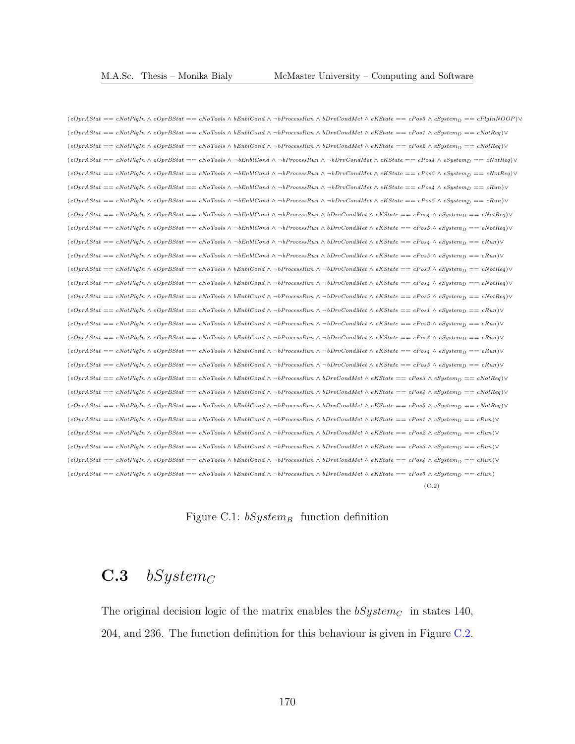$$
\begin{aligned}
&(eOprAStat == cNotPlgIn \wedge eOprBStat == cNoTools \wedge bEnblCond \wedge \neg bProcessRun \wedge bDrvCondMet \wedge eKState == cPos5 \wedge eSystem_D == cPlgInNOOP) \vee \\
&(eOprAStat == cNotPlgIn \wedge eOprBStat == cNoTools \wedge bEnblCond \wedge \neg bProcessRun \wedge bDrvCondMet \wedge eKState == cPos1 \wedge eSystem_D == cNotReq) \vee \\
&(eOprAStat == cNotPlgIn \wedge eOprBStat == cNoTools \wedge bEnblCond \wedge \neg bProcessRun \wedge bDrvCondMet \wedge eKState == cPos2 \wedge eSystem_D == cNotReq) \vee \\
&(eOprAStat == cNotPlgIn \wedge eOprBStat == cNoTools \wedge \neg bEnblCond \wedge \neg bProcessRun \wedge \neg bDrvCondMet \wedge eKState == cPos4 \wedge eSystem_D == cNotReq) \vee \\
&(eOprAStat == cNotPlgIn \wedge eOprBStat == cNoTools \wedge \neg bEnblCond \wedge \neg bProcessRun \wedge \neg bDrvCondMet \wedge eKState == cPos5 \wedge eSystem_D == cNotReq) \vee \\
&(eOprAStat == cNotPlgIn \wedge eOprBStat == cNoTools \wedge \neg bEnblCond \wedge \neg bProcessRun \wedge \neg bDrvCondMet \wedge eKState == cPos4 \wedge eSystem_D == cRun) \vee \\
&(eOprAStat == cNotPlgIn \wedge eOprBStat == cNoTools \wedge \neg bEnblCond \wedge \neg bProcessRun \wedge \neg bDrvCondMet \wedge eKState == cPos5 \wedge eSystem_D == cRun) \vee \\
&(eOprAStat == cNotPlgIn \wedge eOprBStat == cNoTools \wedge \neg bEnblCond \wedge \neg bProcessRun \wedge bDrvCondMet \wedge eKState == cPos4 \wedge eSystem_D == cNotReq) \vee \\
&(eOprAStat == cNotPlgIn \wedge eOprBStat == cNoTools \wedge \neg bEnblCond \wedge \neg bProcessRun \wedge bDrvCondMet \wedge eKState == cPos5 \wedge eSystem_D == cNotReq) \vee \\
&(eOprAStat == cNotPlgIn \wedge eOprBStat == cNoTools \wedge \neg bEnblCond \wedge \neg bProcessRun \wedge bDrvCondMet \wedge eKState == cPos4 \wedge eSystem_D == cRun) \vee \\
&(eOprAStat == cNotPlgIn \wedge eOprBStat == cNoTools \wedge \neg bEnblCond \wedge \neg bProcessRun \wedge bDrvCondMet \wedge eKState == cPos5 \wedge eSystem_D == cRun) \vee \\
&(eOprAStat == cNotPlgIn \wedge eOprBStat == cNoTools \wedge bEnblCond \wedge \neg bProcessRun \wedge \neg bDrvCondMet \wedge eKState == cPos3 \wedge eSystem_D == cNotReq) \vee \\
&(eOprAStat == cNotPlgIn \wedge eOprBStat == cNoTools \wedge bEnblCond \wedge \neg bProcessRun \wedge \neg bDrvCondMet \wedge eKState == cPos4 \wedge eSystem_D == cNotReq) \vee \\
&(eOprAStat == cNotPlgIn \wedge eOprBStat == cNoTools \wedge bEnblCond \wedge \neg bProcessRun \wedge \neg bDrvCondMet \wedge eKState == cPos5 \wedge eSystem_D == cNotReq) \vee \\
&(eOprAStat == cNotPlgIn \wedge eOprBStat == cNoTools \wedge bEnblCond \wedge \neg bProcessRun \wedge \neg bDrvCondMet \wedge eKState == cPos1 \wedge eSystem_D == cRun) \vee \\
&(eOprAStat == cNotPlgIn \wedge eOprBStat == cNoTools \wedge bEnblCond \wedge \neg bProcessRun \wedge \neg bDrvCondMet \wedge eKState == cPos2 \wedge eSystem_D == cRun) \vee \\
&(eOprAStat == cNotPlgIn \wedge eOprBStat == cNoTools \wedge bEnblCond \wedge \neg bProcessRun \wedge \neg bDrvCondMet \wedge eKState == cPos3 \wedge eSystem_D == cRun) \vee \\
&(eOprAStat == cNotPlgIn \wedge eOprBStat == cNoTools \wedge bEnblCond \wedge \neg bProcessRun \wedge \neg bDrvCondMet \wedge eKState == cPos4 \wedge eSystem_D == cRun) \vee \\
&(eOprAStat == cNotPlgIn \wedge eOprBStat == cNoTools \wedge bEnblCond \wedge \neg bProcessRun \wedge \neg bDrvCondMet \wedge eKState == cPos5 \wedge eSystem_D == cRun) \vee \\
&(eOprAStat == cNotPlgIn \wedge eOprBStat == cNoTools \wedge bEnblCond \wedge \neg bProcessRun \wedge bDrvCondMet \wedge eKState == cPos3 \wedge eSystem_D == cNotReq) \vee \\
&(eOprAStat == cNotPlgIn \wedge eOprBStat == cNoTools \wedge bEnblCond \wedge \neg bProcessRun \wedge bDrvCondMet \wedge eKState == cPos4 \wedge eSystem_D == cNotReq) \vee \\
&(eOprAStat == cNotPlgIn \wedge eOprBStat == cNoTools \wedge bEnblCond \wedge \neg bProcessRun \wedge bDrvCondMet \wedge eKState == cPos5 \wedge eSystem_D == cNotReq) \vee \\
&(eOprAStat == cNotPlgIn \wedge eOprBStat == cNoTools \wedge bEnblCond \wedge \neg bProcessRun \wedge bDrvCondMet \wedge eKState == cPos1 \wedge eSystem_D == cRun) \vee \\
&(eOprAStat == cNotPlgIn \wedge eOprBStat == cNoTools \wedge bEnblCond \wedge \neg bProcessRun \wedge bDrvCondMet \wedge eKState == cPos2 \wedge eSystem_D == cRun) \vee \\
&(eOprAStat == cNotPlgIn \wedge eOprBStat == cNoTools \wedge bEnblCond \wedge \neg bProcessRun \wedge bDrvCondMet \wedge eKState == cPos3 \wedge eSystem_D == cRun) \vee \\
&(eOprAStat == cNotPlgIn \wedge eOprBStat == cNoTools \wedge bEnblCond \wedge \neg bProcessRun \wedge bDrvCondMet \wedge eKState == cPos4 \wedge eSystem_D == cRun) \vee \\
&(eOprAStat == cNotPlgIn \wedge eOprBStat == cNoTools \wedge bEnblCond \wedge \neg bProcessRun \wedge bDrvCondMet \wedge eKState == cPos5 \wedge eSystem_D == cRun)
\end{aligned} \tag{C.2}
$$

Figure C.1: $bSystem_B$ function definition

## C.3 $bSystem_C$

The original decision logic of the matrix enables the $bSystem_C$ in states 140, 204, and 236. The function definition for this behaviour is given in Figure C.2.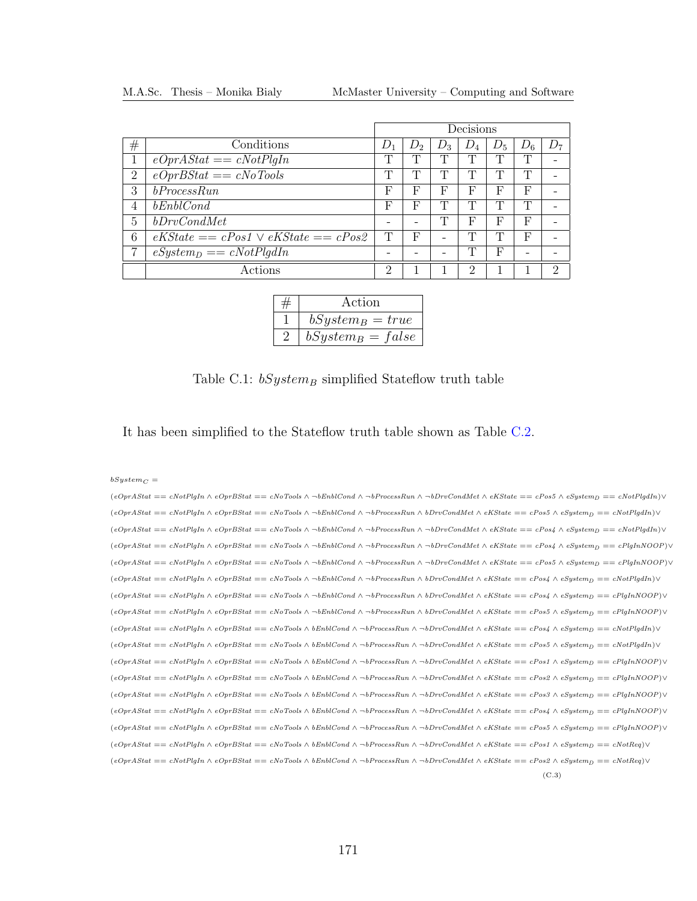| | | Decisions | | | | | | |
|---|---|---|---|---|---|---|---|---|
| # | Conditions | $D_1$ | $D_2$ | $D_3$ | $D_4$ | $D_5$ | $D_6$ | $D_7$ |
| 1 | $eOprAStat == cNotPlgIn$ | T | T | T | T | T | T | - |
| 2 | $eOprBStat == cNoTools$ | T | T | T | T | T | T | - |
| 3 | $bProcessRun$ | F | F | F | F | F | F | - |
| 4 | $bEnblCond$ | F | F | T | T | T | T | - |
| 5 | $bDrvCondMet$ | - | - | T | F | F | F | - |
| 6 | $eKState == cPos1 \vee eKState == cPos2$ | T | F | - | T | T | F | - |
| 7 | $eSystem_D == cNotPlgdIn$ | - | - | - | T | F | - | - |
| | Actions | 2 | 1 | 1 | 2 | 1 | 1 | 2 |

| # | Action |
|---|---|
| 1 | $bSystem_B = true$ |
| 2 | $bSystem_B = false$ |

Table C.1: $bSystem_B$ simplified Stateflow truth table

It has been simplified to the Stateflow truth table shown as Table C.2.

$$
\begin{aligned}
&bSystem_C = \\
&(eOprAStat == cNotPlgIn \wedge eOprBStat == cNoTools \wedge \neg bEnblCond \wedge \neg bProcessRun \wedge \neg bDrvCondMet \wedge eKState == cPos5 \wedge eSystem_D == cNotPlgdIn) \vee \\
&(eOprAStat == cNotPlgIn \wedge eOprBStat == cNoTools \wedge \neg bEnblCond \wedge \neg bProcessRun \wedge bDrvCondMet \wedge eKState == cPos5 \wedge eSystem_D == cNotPlgdIn) \vee \\
&(eOprAStat == cNotPlgIn \wedge eOprBStat == cNoTools \wedge \neg bEnblCond \wedge \neg bProcessRun \wedge \neg bDrvCondMet \wedge eKState == cPos4 \wedge eSystem_D == cNotPlgdIn) \vee \\
&(eOprAStat == cNotPlgIn \wedge eOprBStat == cNoTools \wedge \neg bEnblCond \wedge \neg bProcessRun \wedge \neg bDrvCondMet \wedge eKState == cPos4 \wedge eSystem_D == cPlgInNOOP) \vee \\
&(eOprAStat == cNotPlgIn \wedge eOprBStat == cNoTools \wedge \neg bEnblCond \wedge \neg bProcessRun \wedge \neg bDrvCondMet \wedge eKState == cPos5 \wedge eSystem_D == cPlgInNOOP) \vee \\
&(eOprAStat == cNotPlgIn \wedge eOprBStat == cNoTools \wedge \neg bEnblCond \wedge \neg bProcessRun \wedge bDrvCondMet \wedge eKState == cPos4 \wedge eSystem_D == cNotPlgdIn) \vee \\
&(eOprAStat == cNotPlgIn \wedge eOprBStat == cNoTools \wedge \neg bEnblCond \wedge \neg bProcessRun \wedge bDrvCondMet \wedge eKState == cPos4 \wedge eSystem_D == cPlgInNOOP) \vee \\
&(eOprAStat == cNotPlgIn \wedge eOprBStat == cNoTools \wedge \neg bEnblCond \wedge \neg bProcessRun \wedge bDrvCondMet \wedge eKState == cPos5 \wedge eSystem_D == cPlgInNOOP) \vee \\
&(eOprAStat == cNotPlgIn \wedge eOprBStat == cNoTools \wedge bEnblCond \wedge \neg bProcessRun \wedge \neg bDrvCondMet \wedge eKState == cPos4 \wedge eSystem_D == cNotPlgdIn) \vee \\
&(eOprAStat == cNotPlgIn \wedge eOprBStat == cNoTools \wedge bEnblCond \wedge \neg bProcessRun \wedge \neg bDrvCondMet \wedge eKState == cPos5 \wedge eSystem_D == cNotPlgdIn) \vee \\
&(eOprAStat == cNotPlgIn \wedge eOprBStat == cNoTools \wedge bEnblCond \wedge \neg bProcessRun \wedge \neg bDrvCondMet \wedge eKState == cPos1 \wedge eSystem_D == cPlgInNOOP) \vee \\
&(eOprAStat == cNotPlgIn \wedge eOprBStat == cNoTools \wedge bEnblCond \wedge \neg bProcessRun \wedge \neg bDrvCondMet \wedge eKState == cPos2 \wedge eSystem_D == cPlgInNOOP) \vee \\
&(eOprAStat == cNotPlgIn \wedge eOprBStat == cNoTools \wedge bEnblCond \wedge \neg bProcessRun \wedge \neg bDrvCondMet \wedge eKState == cPos3 \wedge eSystem_D == cPlgInNOOP) \vee \\
&(eOprAStat == cNotPlgIn \wedge eOprBStat == cNoTools \wedge bEnblCond \wedge \neg bProcessRun \wedge \neg bDrvCondMet \wedge eKState == cPos4 \wedge eSystem_D == cPlgInNOOP) \vee \\
&(eOprAStat == cNotPlgIn \wedge eOprBStat == cNoTools \wedge bEnblCond \wedge \neg bProcessRun \wedge \neg bDrvCondMet \wedge eKState == cPos5 \wedge eSystem_D == cPlgInNOOP) \vee \\
&(eOprAStat == cNotPlgIn \wedge eOprBStat == cNoTools \wedge bEnblCond \wedge \neg bProcessRun \wedge \neg bDrvCondMet \wedge eKState == cPos1 \wedge eSystem_D == cNotReq) \vee \\
&(eOprAStat == cNotPlgIn \wedge eOprBStat == cNoTools \wedge bEnblCond \wedge \neg bProcessRun \wedge \neg bDrvCondMet \wedge eKState == cPos2 \wedge eSystem_D == cNotReq) \vee
\end{aligned} \tag{C.3}
$$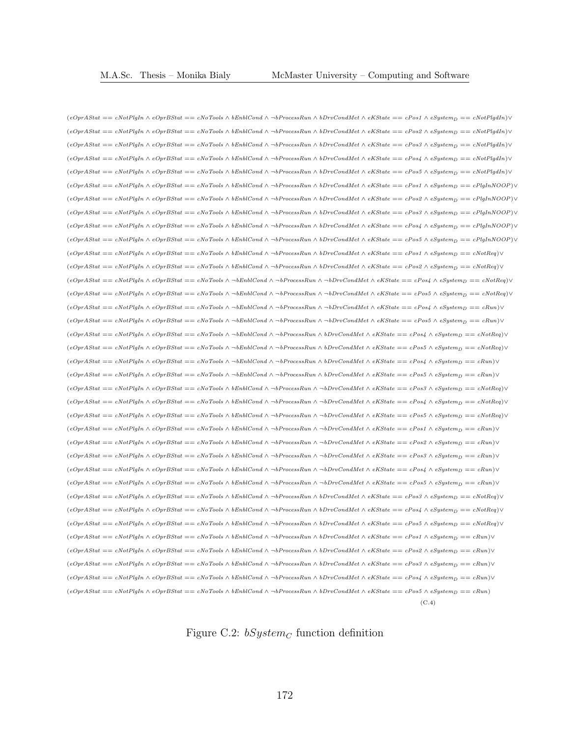$$
\begin{aligned}
&(eOprAStat == cNotPlgIn \wedge eOprBStat == cNoTools \wedge bEnblCond \wedge \neg bProcessRun \wedge bDrvCondMet \wedge eKState == cPos1 \wedge eSystem_D == cNotPlgdIn) \vee \\
&(eOprAStat == cNotPlgIn \wedge eOprBStat == cNoTools \wedge bEnblCond \wedge \neg bProcessRun \wedge bDrvCondMet \wedge eKState == cPos2 \wedge eSystem_D == cNotPlgdIn) \vee \\
&(eOprAStat == cNotPlgIn \wedge eOprBStat == cNoTools \wedge bEnblCond \wedge \neg bProcessRun \wedge bDrvCondMet \wedge eKState == cPos3 \wedge eSystem_D == cNotPlgdIn) \vee \\
&(eOprAStat == cNotPlgIn \wedge eOprBStat == cNoTools \wedge bEnblCond \wedge \neg bProcessRun \wedge bDrvCondMet \wedge eKState == cPos4 \wedge eSystem_D == cNotPlgdIn) \vee \\
&(eOprAStat == cNotPlgIn \wedge eOprBStat == cNoTools \wedge bEnblCond \wedge \neg bProcessRun \wedge bDrvCondMet \wedge eKState == cPos5 \wedge eSystem_D == cNotPlgdIn) \vee \\
&(eOprAStat == cNotPlgIn \wedge eOprBStat == cNoTools \wedge bEnblCond \wedge \neg bProcessRun \wedge bDrvCondMet \wedge eKState == cPos1 \wedge eSystem_D == cPlgInNOOP) \vee \\
&(eOprAStat == cNotPlgIn \wedge eOprBStat == cNoTools \wedge bEnblCond \wedge \neg bProcessRun \wedge bDrvCondMet \wedge eKState == cPos2 \wedge eSystem_D == cPlgInNOOP) \vee \\
&(eOprAStat == cNotPlgIn \wedge eOprBStat == cNoTools \wedge bEnblCond \wedge \neg bProcessRun \wedge bDrvCondMet \wedge eKState == cPos3 \wedge eSystem_D == cPlgInNOOP) \vee \\
&(eOprAStat == cNotPlgIn \wedge eOprBStat == cNoTools \wedge bEnblCond \wedge \neg bProcessRun \wedge bDrvCondMet \wedge eKState == cPos4 \wedge eSystem_D == cPlgInNOOP) \vee \\
&(eOprAStat == cNotPlgIn \wedge eOprBStat == cNoTools \wedge bEnblCond \wedge \neg bProcessRun \wedge bDrvCondMet \wedge eKState == cPos5 \wedge eSystem_D == cPlgInNOOP) \vee \\
&(eOprAStat == cNotPlgIn \wedge eOprBStat == cNoTools \wedge bEnblCond \wedge \neg bProcessRun \wedge bDrvCondMet \wedge eKState == cPos1 \wedge eSystem_D == cNotReq) \vee \\
&(eOprAStat == cNotPlgIn \wedge eOprBStat == cNoTools \wedge bEnblCond \wedge \neg bProcessRun \wedge bDrvCondMet \wedge eKState == cPos2 \wedge eSystem_D == cNotReq) \vee \\
&(eOprAStat == cNotPlgIn \wedge eOprBStat == cNoTools \wedge \neg bEnblCond \wedge \neg bProcessRun \wedge \neg bDrvCondMet \wedge eKState == cPos4 \wedge eSystem_D == cNotReq) \vee \\
&(eOprAStat == cNotPlgIn \wedge eOprBStat == cNoTools \wedge \neg bEnblCond \wedge \neg bProcessRun \wedge \neg bDrvCondMet \wedge eKState == cPos5 \wedge eSystem_D == cNotReq) \vee \\
&(eOprAStat == cNotPlgIn \wedge eOprBStat == cNoTools \wedge \neg bEnblCond \wedge \neg bProcessRun \wedge \neg bDrvCondMet \wedge eKState == cPos4 \wedge eSystem_D == cRun) \vee \\
&(eOprAStat == cNotPlgIn \wedge eOprBStat == cNoTools \wedge \neg bEnblCond \wedge \neg bProcessRun \wedge \neg bDrvCondMet \wedge eKState == cPos5 \wedge eSystem_D == cRun) \vee \\
&(eOprAStat == cNotPlgIn \wedge eOprBStat == cNoTools \wedge \neg bEnblCond \wedge \neg bProcessRun \wedge bDrvCondMet \wedge eKState == cPos4 \wedge eSystem_D == cNotReq) \vee \\
&(eOprAStat == cNotPlgIn \wedge eOprBStat == cNoTools \wedge \neg bEnblCond \wedge \neg bProcessRun \wedge bDrvCondMet \wedge eKState == cPos5 \wedge eSystem_D == cNotReq) \vee \\
&(eOprAStat == cNotPlgIn \wedge eOprBStat == cNoTools \wedge \neg bEnblCond \wedge \neg bProcessRun \wedge bDrvCondMet \wedge eKState == cPos4 \wedge eSystem_D == cRun) \vee \\
&(eOprAStat == cNotPlgIn \wedge eOprBStat == cNoTools \wedge \neg bEnblCond \wedge \neg bProcessRun \wedge bDrvCondMet \wedge eKState == cPos5 \wedge eSystem_D == cRun) \vee \\
&(eOprAStat == cNotPlgIn \wedge eOprBStat == cNoTools \wedge bEnblCond \wedge \neg bProcessRun \wedge \neg bDrvCondMet \wedge eKState == cPos3 \wedge eSystem_D == cNotReq) \vee \\
&(eOprAStat == cNotPlgIn \wedge eOprBStat == cNoTools \wedge bEnblCond \wedge \neg bProcessRun \wedge \neg bDrvCondMet \wedge eKState == cPos4 \wedge eSystem_D == cNotReq) \vee \\
&(eOprAStat == cNotPlgIn \wedge eOprBStat == cNoTools \wedge bEnblCond \wedge \neg bProcessRun \wedge \neg bDrvCondMet \wedge eKState == cPos5 \wedge eSystem_D == cNotReq) \vee \\
&(eOprAStat == cNotPlgIn \wedge eOprBStat == cNoTools \wedge bEnblCond \wedge \neg bProcessRun \wedge \neg bDrvCondMet \wedge eKState == cPos1 \wedge eSystem_D == cRun) \vee \\
&(eOprAStat == cNotPlgIn \wedge eOprBStat == cNoTools \wedge bEnblCond \wedge \neg bProcessRun \wedge \neg bDrvCondMet \wedge eKState == cPos2 \wedge eSystem_D == cRun) \vee \\
&(eOprAStat == cNotPlgIn \wedge eOprBStat == cNoTools \wedge bEnblCond \wedge \neg bProcessRun \wedge \neg bDrvCondMet \wedge eKState == cPos3 \wedge eSystem_D == cRun) \vee \\
&(eOprAStat == cNotPlgIn \wedge eOprBStat == cNoTools \wedge bEnblCond \wedge \neg bProcessRun \wedge \neg bDrvCondMet \wedge eKState == cPos4 \wedge eSystem_D == cRun) \vee \\
&(eOprAStat == cNotPlgIn \wedge eOprBStat == cNoTools \wedge bEnblCond \wedge \neg bProcessRun \wedge \neg bDrvCondMet \wedge eKState == cPos5 \wedge eSystem_D == cRun) \vee \\
&(eOprAStat == cNotPlgIn \wedge eOprBStat == cNoTools \wedge bEnblCond \wedge \neg bProcessRun \wedge bDrvCondMet \wedge eKState == cPos3 \wedge eSystem_D == cNotReq) \vee \\
&(eOprAStat == cNotPlgIn \wedge eOprBStat == cNoTools \wedge bEnblCond \wedge \neg bProcessRun \wedge bDrvCondMet \wedge eKState == cPos4 \wedge eSystem_D == cNotReq) \vee \\
&(eOprAStat == cNotPlgIn \wedge eOprBStat == cNoTools \wedge bEnblCond \wedge \neg bProcessRun \wedge bDrvCondMet \wedge eKState == cPos5 \wedge eSystem_D == cNotReq) \vee \\
&(eOprAStat == cNotPlgIn \wedge eOprBStat == cNoTools \wedge bEnblCond \wedge \neg bProcessRun \wedge bDrvCondMet \wedge eKState == cPos1 \wedge eSystem_D == cRun) \vee \\
&(eOprAStat == cNotPlgIn \wedge eOprBStat == cNoTools \wedge bEnblCond \wedge \neg bProcessRun \wedge bDrvCondMet \wedge eKState == cPos2 \wedge eSystem_D == cRun) \vee \\
&(eOprAStat == cNotPlgIn \wedge eOprBStat == cNoTools \wedge bEnblCond \wedge \neg bProcessRun \wedge bDrvCondMet \wedge eKState == cPos3 \wedge eSystem_D == cRun) \vee \\
&(eOprAStat == cNotPlgIn \wedge eOprBStat == cNoTools \wedge bEnblCond \wedge \neg bProcessRun \wedge bDrvCondMet \wedge eKState == cPos4 \wedge eSystem_D == cRun) \vee \\
&(eOprAStat == cNotPlgIn \wedge eOprBStat == cNoTools \wedge bEnblCond \wedge \neg bProcessRun \wedge bDrvCondMet \wedge eKState == cPos5 \wedge eSystem_D == cRun)
\end{aligned} \tag{C.4}
$$

Figure C.2: $bSystem_C$ function definition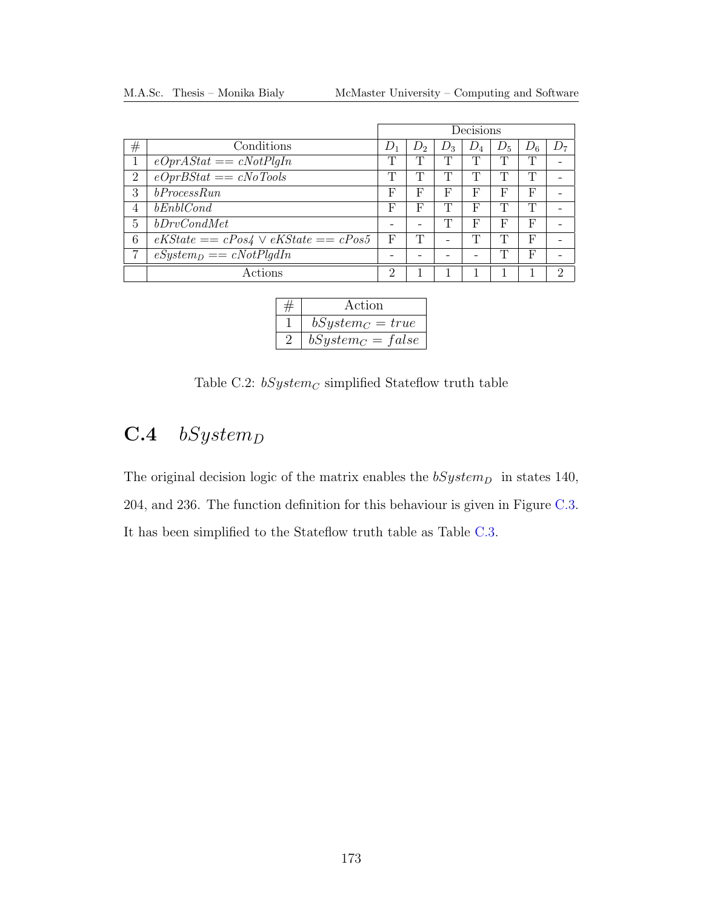| # | Conditions | Decisions | | | | | | |
|---|---|---|---|---|---|---|---|---|
| | | $D_1$ | $D_2$ | $D_3$ | $D_4$ | $D_5$ | $D_6$ | $D_7$ |
| 1 | $eOprAStat == cNotPlgIn$ | T | T | T | T | T | T | - |
| 2 | $eOprBStat == cNoTools$ | T | T | T | T | T | T | - |
| 3 | $bProcessRun$ | F | F | F | F | F | F | - |
| 4 | $bEnblCond$ | F | F | T | F | T | T | - |
| 5 | $bDrvCondMet$ | - | - | T | F | F | F | - |
| 6 | $eKState == cPos4 \lor eKState == cPos5$ | F | T | - | T | T | F | - |
| 7 | $eSystem_D == cNotPlgdIn$ | - | - | - | - | T | F | - |
| | Actions | 2 | 1 | 1 | 1 | 1 | 1 | 2 |

| # | Action |
|---|---|
| 1 | $bSystem_C = true$ |
| 2 | $bSystem_C = false$ |

Table C.2: $bSystem_C$ simplified Stateflow truth table

## C.4 $bSystem_D$

The original decision logic of the matrix enables the $bSystem_D$ in states 140, 204, and 236. The function definition for this behaviour is given in Figure C.3. It has been simplified to the Stateflow truth table as Table C.3.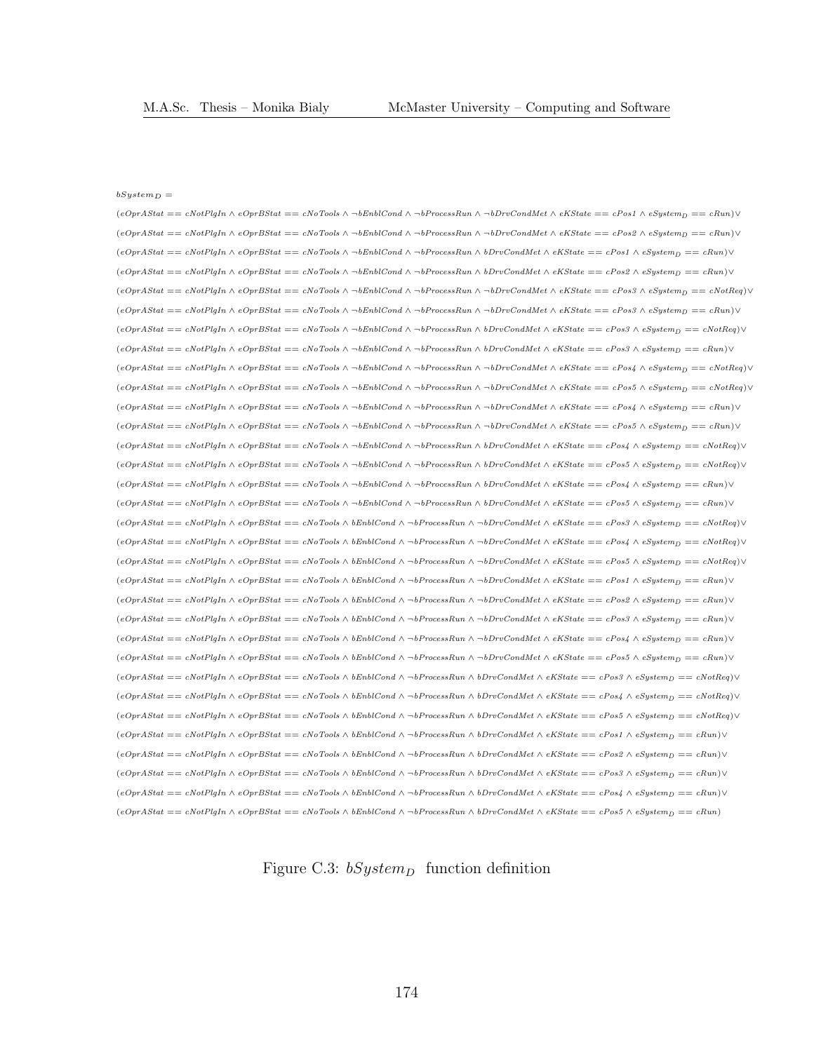$bSystem_D =$

$(eOprAStat == cNotPlgIn \wedge eOprBStat == cNoTools \wedge \neg bEnblCond \wedge \neg bProcessRun \wedge \neg bDrvCondMet \wedge eKState == cPos1 \wedge eSystem_D == cRun) \vee$

$(eOprAStat == cNotPlgIn \wedge eOprBStat == cNoTools \wedge \neg bEnblCond \wedge \neg bProcessRun \wedge \neg bDrvCondMet \wedge eKState == cPos2 \wedge eSystem_D == cRun) \vee$

$(eOprAStat == cNotPlgIn \wedge eOprBStat == cNoTools \wedge \neg bEnblCond \wedge \neg bProcessRun \wedge bDrvCondMet \wedge eKState == cPos1 \wedge eSystem_D == cRun) \vee$

$(eOprAStat == cNotPlgIn \wedge eOprBStat == cNoTools \wedge \neg bEnblCond \wedge \neg bProcessRun \wedge bDrvCondMet \wedge eKState == cPos2 \wedge eSystem_D == cRun) \vee$

$(eOprAStat == cNotPlgIn \wedge eOprBStat == cNoTools \wedge \neg bEnblCond \wedge \neg bProcessRun \wedge \neg bDrvCondMet \wedge eKState == cPos3 \wedge eSystem_D == cNotReq) \vee$

$(eOprAStat == cNotPlgIn \wedge eOprBStat == cNoTools \wedge \neg bEnblCond \wedge \neg bProcessRun \wedge \neg bDrvCondMet \wedge eKState == cPos3 \wedge eSystem_D == cRun) \vee$

$(eOprAStat == cNotPlgIn \wedge eOprBStat == cNoTools \wedge \neg bEnblCond \wedge \neg bProcessRun \wedge bDrvCondMet \wedge eKState == cPos3 \wedge eSystem_D == cNotReq) \vee$

$(eOprAStat == cNotPlgIn \wedge eOprBStat == cNoTools \wedge \neg bEnblCond \wedge \neg bProcessRun \wedge bDrvCondMet \wedge eKState == cPos3 \wedge eSystem_D == cRun) \vee$

$(eOprAStat == cNotPlgIn \wedge eOprBStat == cNoTools \wedge \neg bEnblCond \wedge \neg bProcessRun \wedge \neg bDrvCondMet \wedge eKState == cPos4 \wedge eSystem_D == cNotReq) \vee$

$(eOprAStat == cNotPlgIn \wedge eOprBStat == cNoTools \wedge \neg bEnblCond \wedge \neg bProcessRun \wedge \neg bDrvCondMet \wedge eKState == cPos5 \wedge eSystem_D == cNotReq) \vee$

$(eOprAStat == cNotPlgIn \wedge eOprBStat == cNoTools \wedge \neg bEnblCond \wedge \neg bProcessRun \wedge \neg bDrvCondMet \wedge eKState == cPos4 \wedge eSystem_D == cRun) \vee$

$(eOprAStat == cNotPlgIn \wedge eOprBStat == cNoTools \wedge \neg bEnblCond \wedge \neg bProcessRun \wedge \neg bDrvCondMet \wedge eKState == cPos5 \wedge eSystem_D == cRun) \vee$

$(eOprAStat == cNotPlgIn \wedge eOprBStat == cNoTools \wedge \neg bEnblCond \wedge \neg bProcessRun \wedge bDrvCondMet \wedge eKState == cPos4 \wedge eSystem_D == cNotReq) \vee$

$(eOprAStat == cNotPlgIn \wedge eOprBStat == cNoTools \wedge \neg bEnblCond \wedge \neg bProcessRun \wedge bDrvCondMet \wedge eKState == cPos5 \wedge eSystem_D == cNotReq) \vee$

$(eOprAStat == cNotPlgIn \wedge eOprBStat == cNoTools \wedge \neg bEnblCond \wedge \neg bProcessRun \wedge bDrvCondMet \wedge eKState == cPos4 \wedge eSystem_D == cRun) \vee$

$(eOprAStat == cNotPlgIn \wedge eOprBStat == cNoTools \wedge \neg bEnblCond \wedge \neg bProcessRun \wedge bDrvCondMet \wedge eKState == cPos5 \wedge eSystem_D == cRun) \vee$

$(eOprAStat == cNotPlgIn \wedge eOprBStat == cNoTools \wedge bEnblCond \wedge \neg bProcessRun \wedge \neg bDrvCondMet \wedge eKState == cPos3 \wedge eSystem_D == cNotReq) \vee$

$(eOprAStat == cNotPlgIn \wedge eOprBStat == cNoTools \wedge bEnblCond \wedge \neg bProcessRun \wedge \neg bDrvCondMet \wedge eKState == cPos4 \wedge eSystem_D == cNotReq) \vee$

$(eOprAStat == cNotPlgIn \wedge eOprBStat == cNoTools \wedge bEnblCond \wedge \neg bProcessRun \wedge \neg bDrvCondMet \wedge eKState == cPos5 \wedge eSystem_D == cNotReq) \vee$

$(eOprAStat == cNotPlgIn \wedge eOprBStat == cNoTools \wedge bEnblCond \wedge \neg bProcessRun \wedge \neg bDrvCondMet \wedge eKState == cPos1 \wedge eSystem_D == cRun) \vee$

$(eOprAStat == cNotPlgIn \wedge eOprBStat == cNoTools \wedge bEnblCond \wedge \neg bProcessRun \wedge \neg bDrvCondMet \wedge eKState == cPos2 \wedge eSystem_D == cRun) \vee$

$(eOprAStat == cNotPlgIn \wedge eOprBStat == cNoTools \wedge bEnblCond \wedge \neg bProcessRun \wedge \neg bDrvCondMet \wedge eKState == cPos3 \wedge eSystem_D == cRun) \vee$

$(eOprAStat == cNotPlgIn \wedge eOprBStat == cNoTools \wedge bEnblCond \wedge \neg bProcessRun \wedge \neg bDrvCondMet \wedge eKState == cPos4 \wedge eSystem_D == cRun) \vee$

$(eOprAStat == cNotPlgIn \wedge eOprBStat == cNoTools \wedge bEnblCond \wedge \neg bProcessRun \wedge \neg bDrvCondMet \wedge eKState == cPos5 \wedge eSystem_D == cRun) \vee$

$(eOprAStat == cNotPlgIn \wedge eOprBStat == cNoTools \wedge bEnblCond \wedge \neg bProcessRun \wedge bDrvCondMet \wedge eKState == cPos3 \wedge eSystem_D == cNotReq) \vee$

$(eOprAStat == cNotPlgIn \wedge eOprBStat == cNoTools \wedge bEnblCond \wedge \neg bProcessRun \wedge bDrvCondMet \wedge eKState == cPos4 \wedge eSystem_D == cNotReq) \vee$

$(eOprAStat == cNotPlgIn \wedge eOprBStat == cNoTools \wedge bEnblCond \wedge \neg bProcessRun \wedge bDrvCondMet \wedge eKState == cPos5 \wedge eSystem_D == cNotReq) \vee$

$(eOprAStat == cNotPlgIn \wedge eOprBStat == cNoTools \wedge bEnblCond \wedge \neg bProcessRun \wedge bDrvCondMet \wedge eKState == cPos1 \wedge eSystem_D == cRun) \vee$

$(eOprAStat == cNotPlgIn \wedge eOprBStat == cNoTools \wedge bEnblCond \wedge \neg bProcessRun \wedge bDrvCondMet \wedge eKState == cPos2 \wedge eSystem_D == cRun) \vee$

$(eOprAStat == cNotPlgIn \wedge eOprBStat == cNoTools \wedge bEnblCond \wedge \neg bProcessRun \wedge bDrvCondMet \wedge eKState == cPos3 \wedge eSystem_D == cRun) \vee$

$(eOprAStat == cNotPlgIn \wedge eOprBStat == cNoTools \wedge bEnblCond \wedge \neg bProcessRun \wedge bDrvCondMet \wedge eKState == cPos4 \wedge eSystem_D == cRun) \vee$

$(eOprAStat == cNotPlgIn \wedge eOprBStat == cNoTools \wedge bEnblCond \wedge \neg bProcessRun \wedge bDrvCondMet \wedge eKState == cPos5 \wedge eSystem_D == cRun)$

Figure C.3: $bSystem_D$ function definition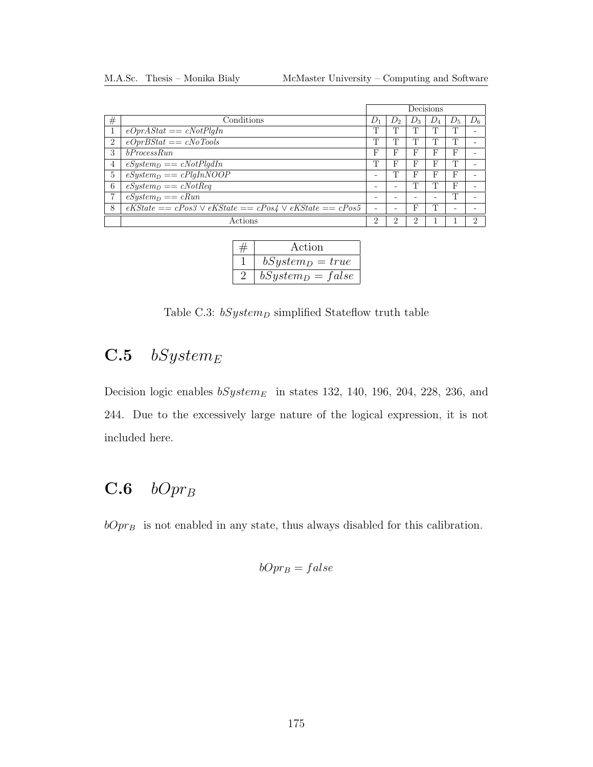| # | Conditions | Decisions | | | | | |
|---|---|---|---|---|---|---|---|
| | | $D_1$ | $D_2$ | $D_3$ | $D_4$ | $D_5$ | $D_6$ |
| 1 | $eOprAStat == cNotPlgIn$ | T | T | T | T | T | - |
| 2 | $eOprBStat == cNoTools$ | T | T | T | T | T | - |
| 3 | $bProcessRun$ | F | F | F | F | F | - |
| 4 | $eSystem_D == cNotPlgdIn$ | T | F | F | F | T | - |
| 5 | $eSystem_D == cPlgInNOOP$ | - | T | F | F | F | - |
| 6 | $eSystem_D == cNotReq$ | - | - | T | T | F | - |
| 7 | $eSystem_D == cRun$ | - | - | - | - | T | - |
| 8 | $eKState == cPos3 \vee eKState == cPos4 \vee eKState == cPos5$ | - | - | F | T | - | - |
| | Actions | 2 | 2 | 2 | 1 | 1 | 2 |

| # | Action |
|---|---|
| 1 | $bSystem_D = true$ |
| 2 | $bSystem_D = false$ |

Table C.3: $bSystem_D$ simplified Stateflow truth table

## C.5 $bSystem_E$

Decision logic enables $bSystem_E$ in states 132, 140, 196, 204, 228, 236, and 244. Due to the excessively large nature of the logical expression, it is not included here.

## C.6 $bOpr_B$

$bOpr_B$ is not enabled in any state, thus always disabled for this calibration.

$$bOpr_B = false$$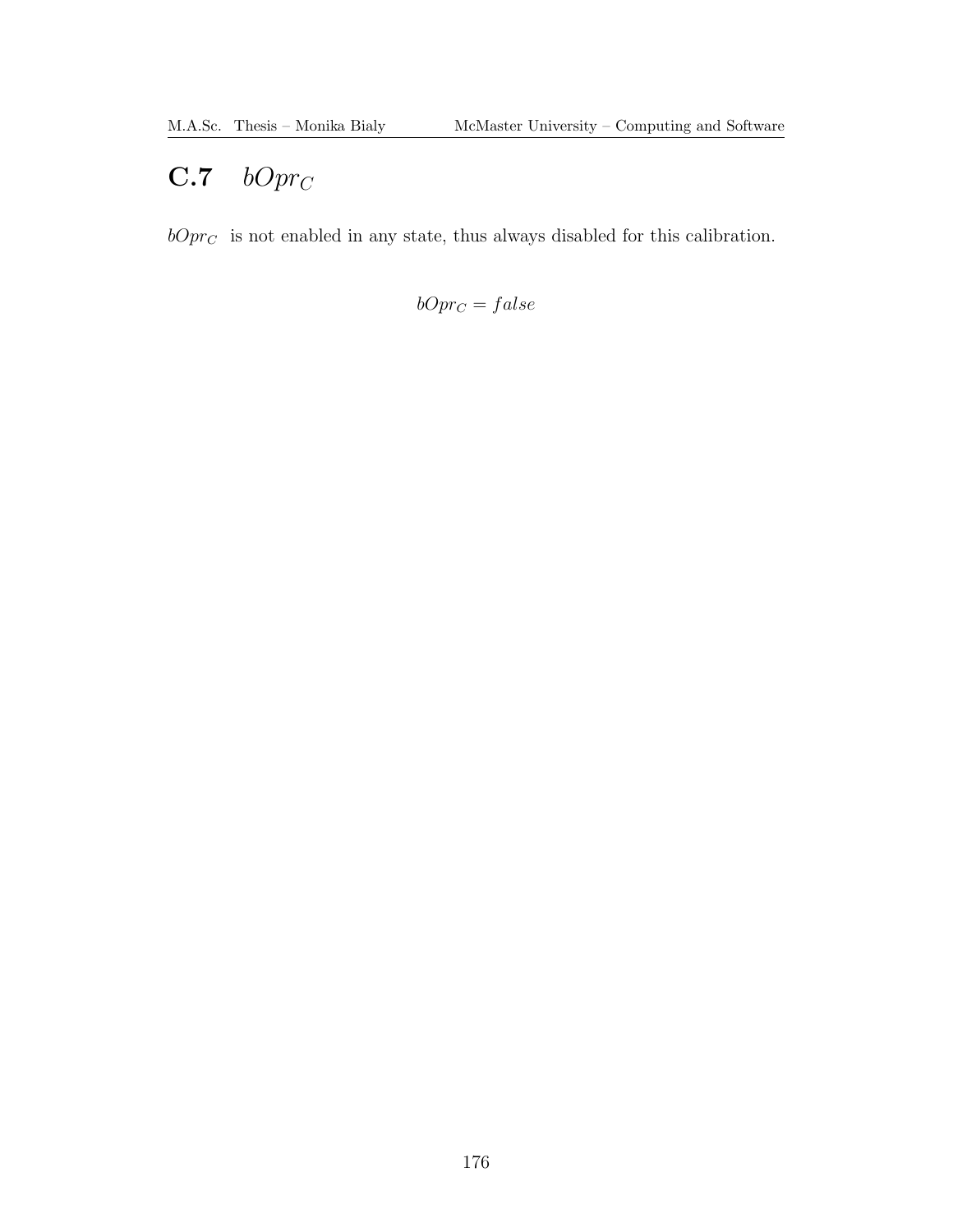## C.7 $bOpr_C$

$bOpr_C$ is not enabled in any state, thus always disabled for this calibration.

$$bOpr_C = false$$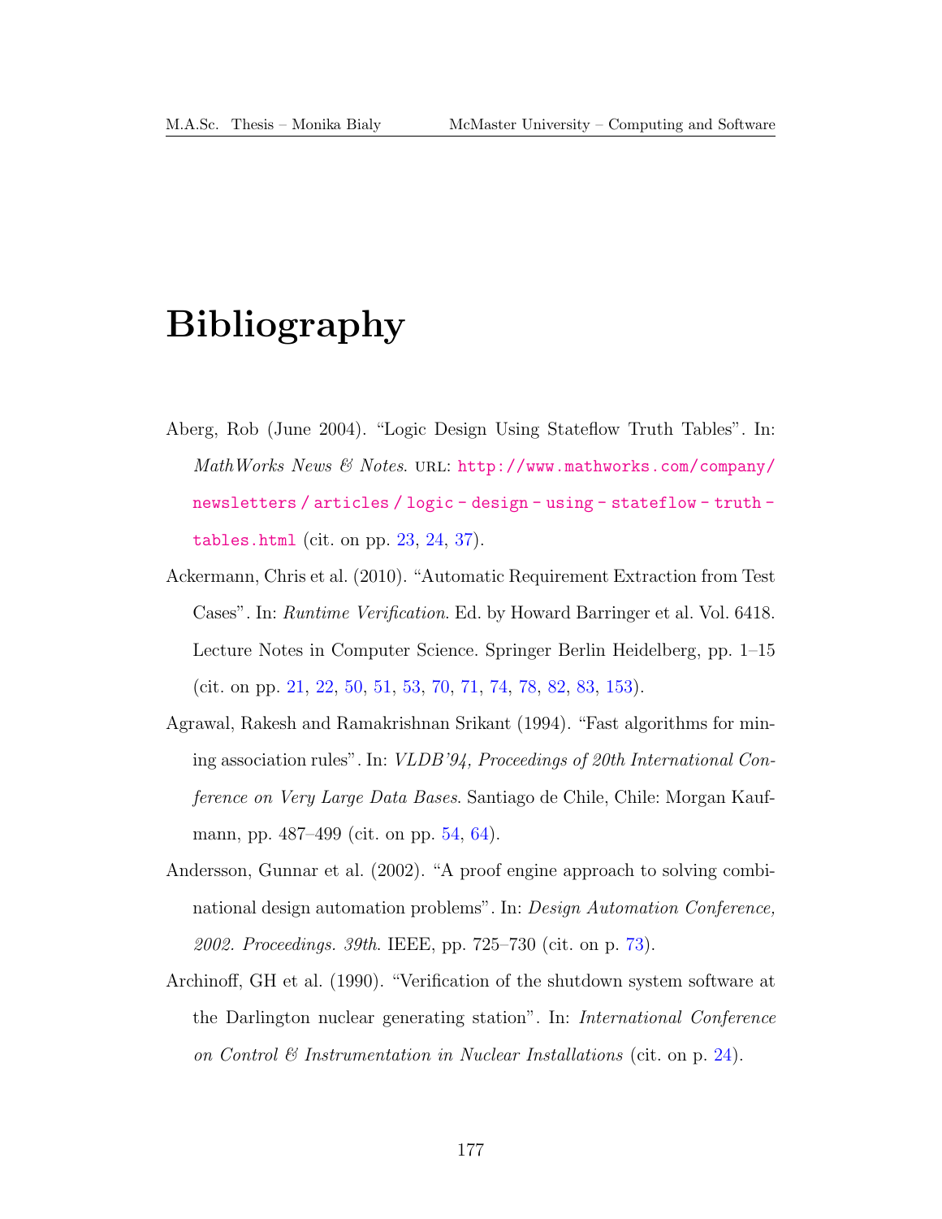# Bibliography

Aberg, Rob (June 2004). "Logic Design Using Stateflow Truth Tables". In: *MathWorks News & Notes*. URL: http://www.mathworks.com/company/newsletters/articles/logic-design-using-stateflow-truth-tables.html (cit. on pp. 23, 24, 37).

Ackermann, Chris et al. (2010). "Automatic Requirement Extraction from Test Cases". In: *Runtime Verification*. Ed. by Howard Barringer et al. Vol. 6418. Lecture Notes in Computer Science. Springer Berlin Heidelberg, pp. 1–15 (cit. on pp. 21, 22, 50, 51, 53, 70, 71, 74, 78, 82, 83, 153).

Agrawal, Rakesh and Ramakrishnan Srikant (1994). "Fast algorithms for mining association rules". In: *VLDB'94, Proceedings of 20th International Conference on Very Large Data Bases*. Santiago de Chile, Chile: Morgan Kaufmann, pp. 487–499 (cit. on pp. 54, 64).

Andersson, Gunnar et al. (2002). "A proof engine approach to solving combinational design automation problems". In: *Design Automation Conference, 2002. Proceedings. 39th*. IEEE, pp. 725–730 (cit. on p. 73).

Archinoff, GH et al. (1990). "Verification of the shutdown system software at the Darlington nuclear generating station". In: *International Conference on Control & Instrumentation in Nuclear Installations* (cit. on p. 24).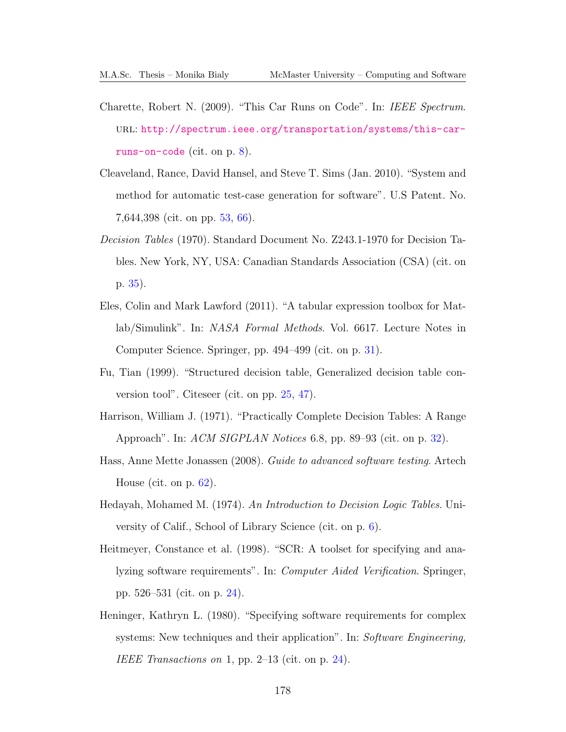Charette, Robert N. (2009). "This Car Runs on Code". In: *IEEE Spectrum*. URL: http://spectrum.ieee.org/transportation/systems/this-car-runs-on-code (cit. on p. 8).

Cleaveland, Rance, David Hansel, and Steve T. Sims (Jan. 2010). "System and method for automatic test-case generation for software". U.S Patent. No. 7,644,398 (cit. on pp. 53, 66).

*Decision Tables* (1970). Standard Document No. Z243.1-1970 for Decision Tables. New York, NY, USA: Canadian Standards Association (CSA) (cit. on p. 35).

Eles, Colin and Mark Lawford (2011). "A tabular expression toolbox for Matlab/Simulink". In: *NASA Formal Methods*. Vol. 6617. Lecture Notes in Computer Science. Springer, pp. 494–499 (cit. on p. 31).

Fu, Tian (1999). "Structured decision table, Generalized decision table conversion tool". Citeseer (cit. on pp. 25, 47).

Harrison, William J. (1971). "Practically Complete Decision Tables: A Range Approach". In: *ACM SIGPLAN Notices* 6.8, pp. 89–93 (cit. on p. 32).

Hass, Anne Mette Jonassen (2008). *Guide to advanced software testing*. Artech House (cit. on p. 62).

Hedayah, Mohamed M. (1974). *An Introduction to Decision Logic Tables*. University of Calif., School of Library Science (cit. on p. 6).

Heitmeyer, Constance et al. (1998). "SCR: A toolset for specifying and analyzing software requirements". In: *Computer Aided Verification*. Springer, pp. 526–531 (cit. on p. 24).

Heninger, Kathryn L. (1980). "Specifying software requirements for complex systems: New techniques and their application". In: *Software Engineering, IEEE Transactions on* 1, pp. 2–13 (cit. on p. 24).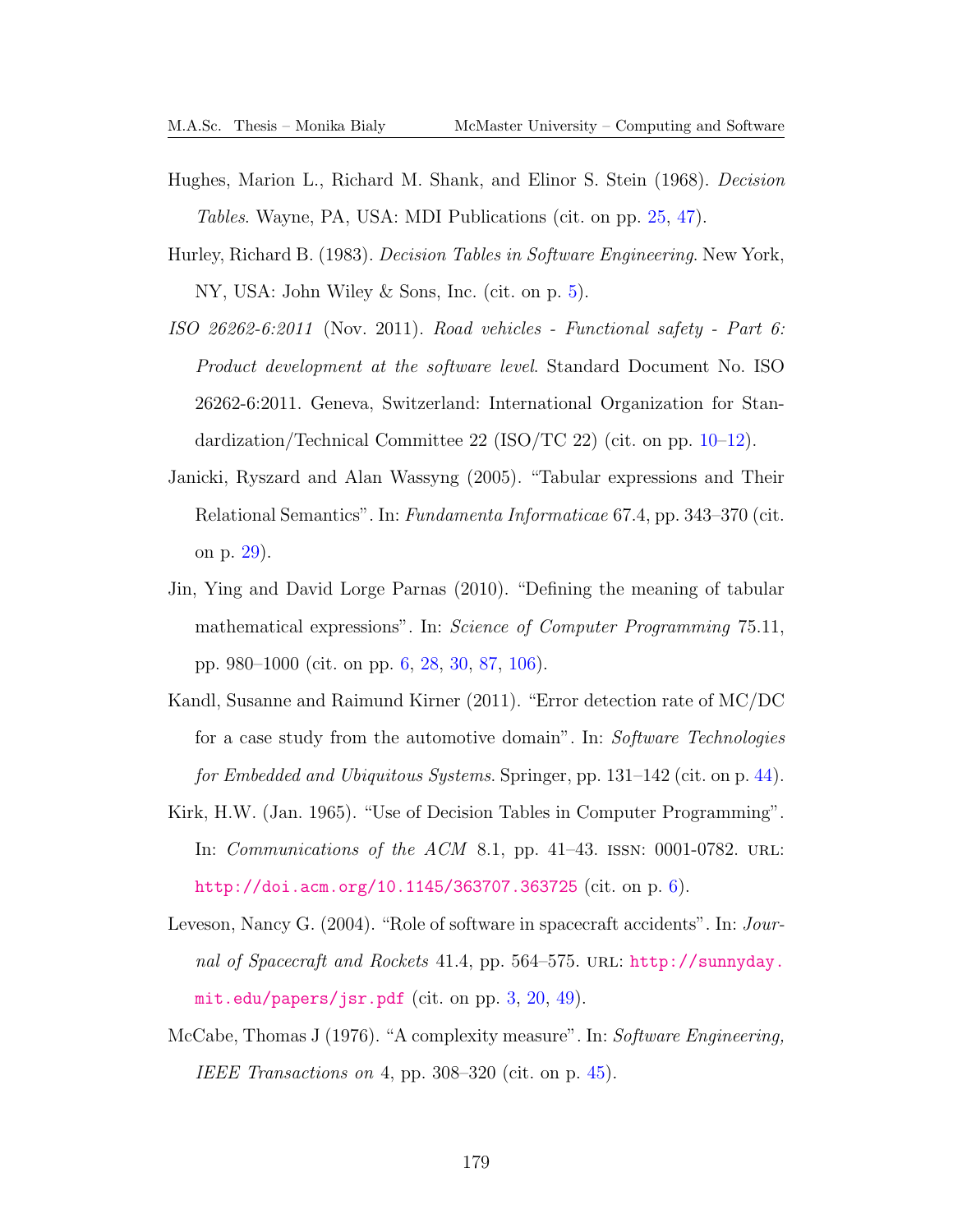Hughes, Marion L., Richard M. Shank, and Elinor S. Stein (1968). *Decision Tables*. Wayne, PA, USA: MDI Publications (cit. on pp. 25, 47).

Hurley, Richard B. (1983). *Decision Tables in Software Engineering*. New York, NY, USA: John Wiley & Sons, Inc. (cit. on p. 5).

*ISO 26262-6:2011* (Nov. 2011). *Road vehicles - Functional safety - Part 6: Product development at the software level*. Standard Document No. ISO 26262-6:2011. Geneva, Switzerland: International Organization for Standardization/Technical Committee 22 (ISO/TC 22) (cit. on pp. 10–12).

Janicki, Ryszard and Alan Wassyng (2005). "Tabular expressions and Their Relational Semantics". In: *Fundamenta Informaticae* 67.4, pp. 343–370 (cit. on p. 29).

Jin, Ying and David Lorge Parnas (2010). "Defining the meaning of tabular mathematical expressions". In: *Science of Computer Programming* 75.11, pp. 980–1000 (cit. on pp. 6, 28, 30, 87, 106).

Kandl, Susanne and Raimund Kirner (2011). "Error detection rate of MC/DC for a case study from the automotive domain". In: *Software Technologies for Embedded and Ubiquitous Systems*. Springer, pp. 131–142 (cit. on p. 44).

Kirk, H.W. (Jan. 1965). "Use of Decision Tables in Computer Programming". In: *Communications of the ACM* 8.1, pp. 41–43. ISSN: 0001-0782. URL: http://doi.acm.org/10.1145/363707.363725 (cit. on p. 6).

Leveson, Nancy G. (2004). "Role of software in spacecraft accidents". In: *Journal of Spacecraft and Rockets* 41.4, pp. 564–575. URL: http://sunnyday.mit.edu/papers/jsr.pdf (cit. on pp. 3, 20, 49).

McCabe, Thomas J (1976). "A complexity measure". In: *Software Engineering, IEEE Transactions on* 4, pp. 308–320 (cit. on p. 45).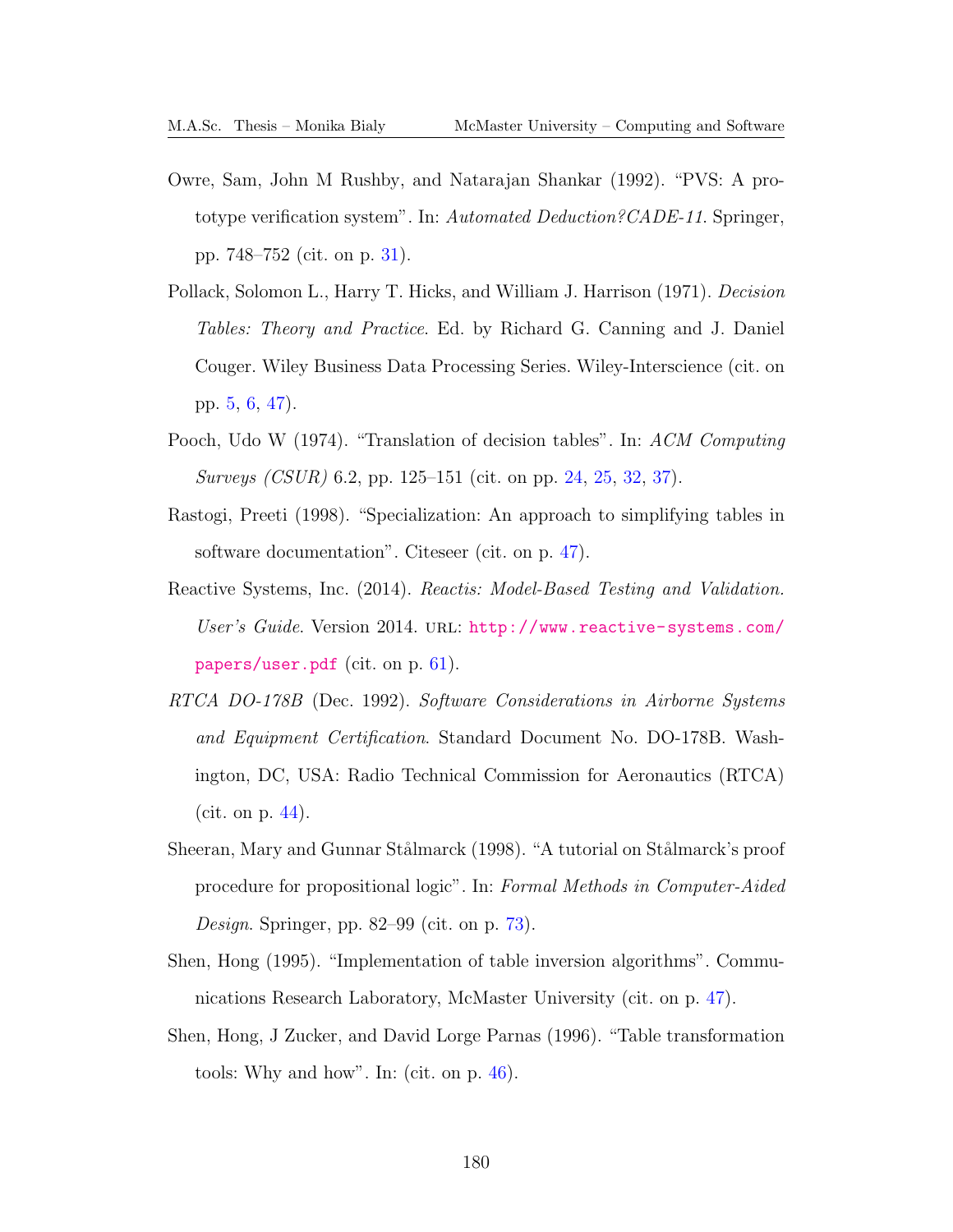Owre, Sam, John M Rushby, and Natarajan Shankar (1992). "PVS: A prototype verification system". In: *Automated Deduction?CADE-11*. Springer, pp. 748–752 (cit. on p. 31).

Pollack, Solomon L., Harry T. Hicks, and William J. Harrison (1971). *Decision Tables: Theory and Practice*. Ed. by Richard G. Canning and J. Daniel Couger. Wiley Business Data Processing Series. Wiley-Interscience (cit. on pp. 5, 6, 47).

Pooch, Udo W (1974). "Translation of decision tables". In: *ACM Computing Surveys (CSUR)* 6.2, pp. 125–151 (cit. on pp. 24, 25, 32, 37).

Rastogi, Preeti (1998). "Specialization: An approach to simplifying tables in software documentation". Citeseer (cit. on p. 47).

Reactive Systems, Inc. (2014). *Reactis: Model-Based Testing and Validation. User's Guide*. Version 2014. URL: http://www.reactive-systems.com/papers/user.pdf (cit. on p. 61).

*RTCA DO-178B* (Dec. 1992). *Software Considerations in Airborne Systems and Equipment Certification*. Standard Document No. DO-178B. Washington, DC, USA: Radio Technical Commission for Aeronautics (RTCA) (cit. on p. 44).

Sheeran, Mary and Gunnar Stålmarck (1998). "A tutorial on Stålmarck's proof procedure for propositional logic". In: *Formal Methods in Computer-Aided Design*. Springer, pp. 82–99 (cit. on p. 73).

Shen, Hong (1995). "Implementation of table inversion algorithms". Communications Research Laboratory, McMaster University (cit. on p. 47).

Shen, Hong, J Zucker, and David Lorge Parnas (1996). "Table transformation tools: Why and how". In: (cit. on p. 46).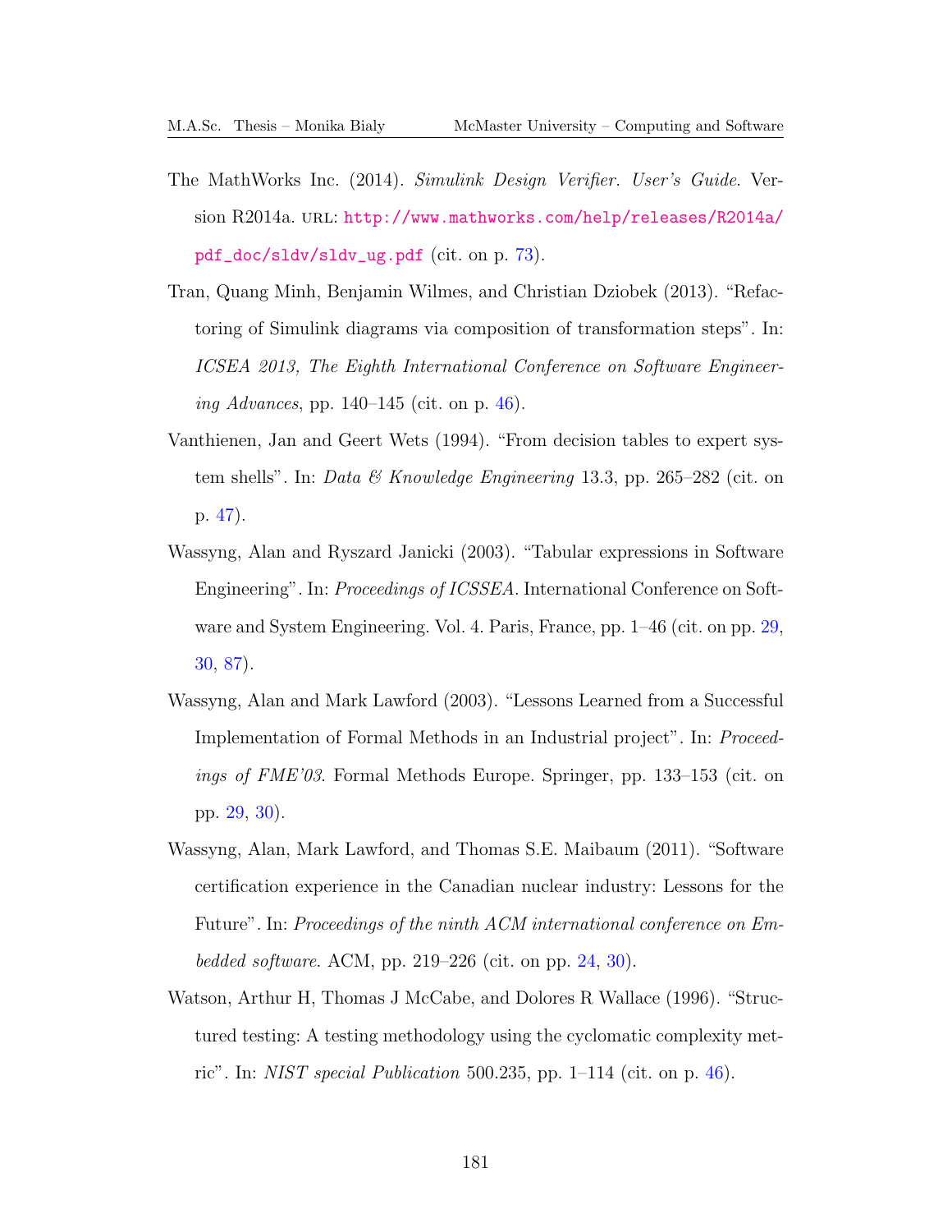The MathWorks Inc. (2014). *Simulink Design Verifier. User's Guide*. Version R2014a. URL: http://www.mathworks.com/help/releases/R2014a/pdf_doc/sldv/sldv_ug.pdf (cit. on p. 73).

Tran, Quang Minh, Benjamin Wilmes, and Christian Dziobek (2013). "Refactoring of Simulink diagrams via composition of transformation steps". In: *ICSEA 2013, The Eighth International Conference on Software Engineering Advances*, pp. 140–145 (cit. on p. 46).

Vanthienen, Jan and Geert Wets (1994). "From decision tables to expert system shells". In: *Data & Knowledge Engineering* 13.3, pp. 265–282 (cit. on p. 47).

Wassyng, Alan and Ryszard Janicki (2003). "Tabular expressions in Software Engineering". In: *Proceedings of ICSSEA*. International Conference on Software and System Engineering. Vol. 4. Paris, France, pp. 1–46 (cit. on pp. 29, 30, 87).

Wassyng, Alan and Mark Lawford (2003). "Lessons Learned from a Successful Implementation of Formal Methods in an Industrial project". In: *Proceedings of FME'03*. Formal Methods Europe. Springer, pp. 133–153 (cit. on pp. 29, 30).

Wassyng, Alan, Mark Lawford, and Thomas S.E. Maibaum (2011). "Software certification experience in the Canadian nuclear industry: Lessons for the Future". In: *Proceedings of the ninth ACM international conference on Embedded software*. ACM, pp. 219–226 (cit. on pp. 24, 30).

Watson, Arthur H, Thomas J McCabe, and Dolores R Wallace (1996). "Structured testing: A testing methodology using the cyclomatic complexity metric". In: *NIST special Publication* 500.235, pp. 1–114 (cit. on p. 46).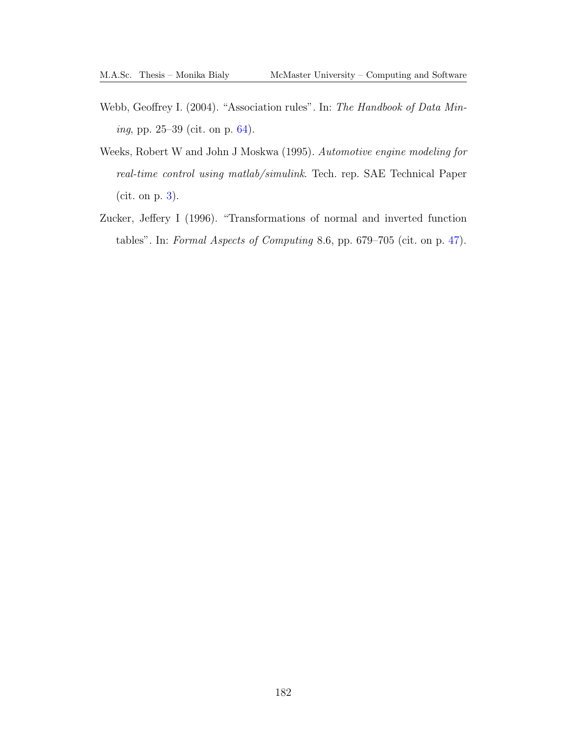Webb, Geoffrey I. (2004). "Association rules". In: *The Handbook of Data Mining*, pp. 25–39 (cit. on p. 64).

Weeks, Robert W and John J Moskwa (1995). *Automotive engine modeling for real-time control using matlab/simulink*. Tech. rep. SAE Technical Paper (cit. on p. 3).

Zucker, Jeffery I (1996). "Transformations of normal and inverted function tables". In: *Formal Aspects of Computing* 8.6, pp. 679–705 (cit. on p. 47).